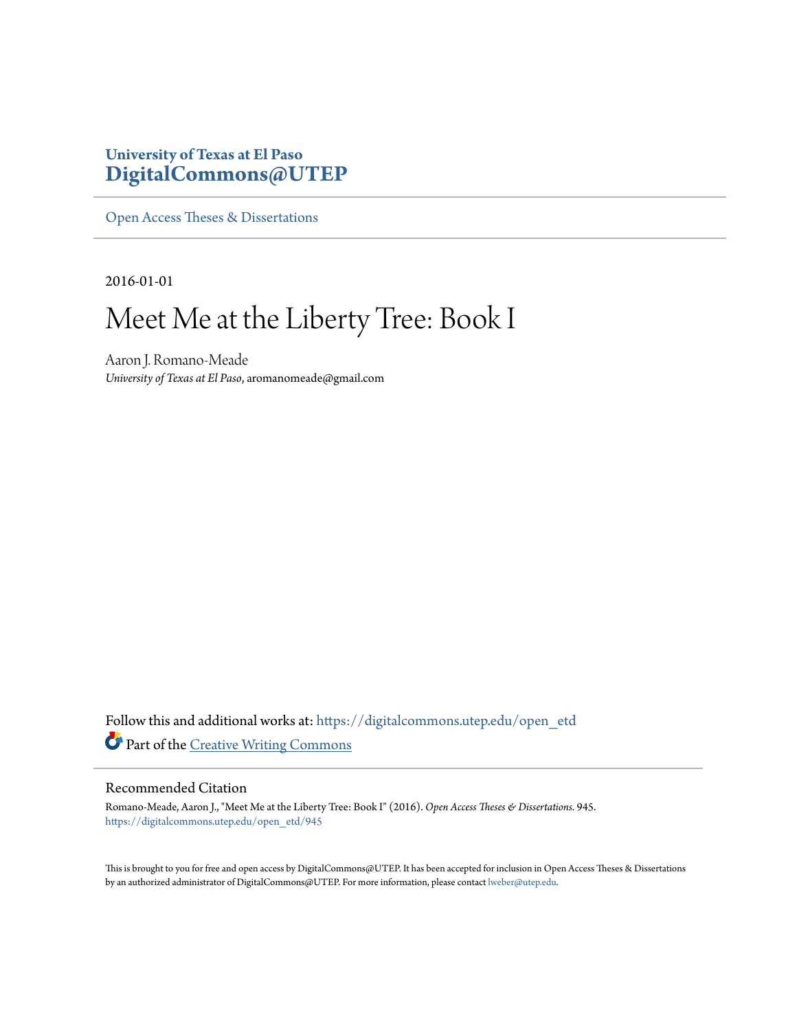University of Texas at El Paso
**DigitalCommons@UTEP**

Open Access Theses & Dissertations

---

2016-01-01

# Meet Me at the Liberty Tree: Book I

Aaron J. Romano-Meade
*University of Texas at El Paso*, aromanomeade@gmail.com

Follow this and additional works at: https://digitalcommons.utep.edu/open_etd

Part of the Creative Writing Commons

## Recommended Citation

Romano-Meade, Aaron J., "Meet Me at the Liberty Tree: Book I" (2016). *Open Access Theses & Dissertations*. 945.
https://digitalcommons.utep.edu/open_etd/945

This is brought to you for free and open access by DigitalCommons@UTEP. It has been accepted for inclusion in Open Access Theses & Dissertations by an authorized administrator of DigitalCommons@UTEP. For more information, please contact lweber@utep.edu.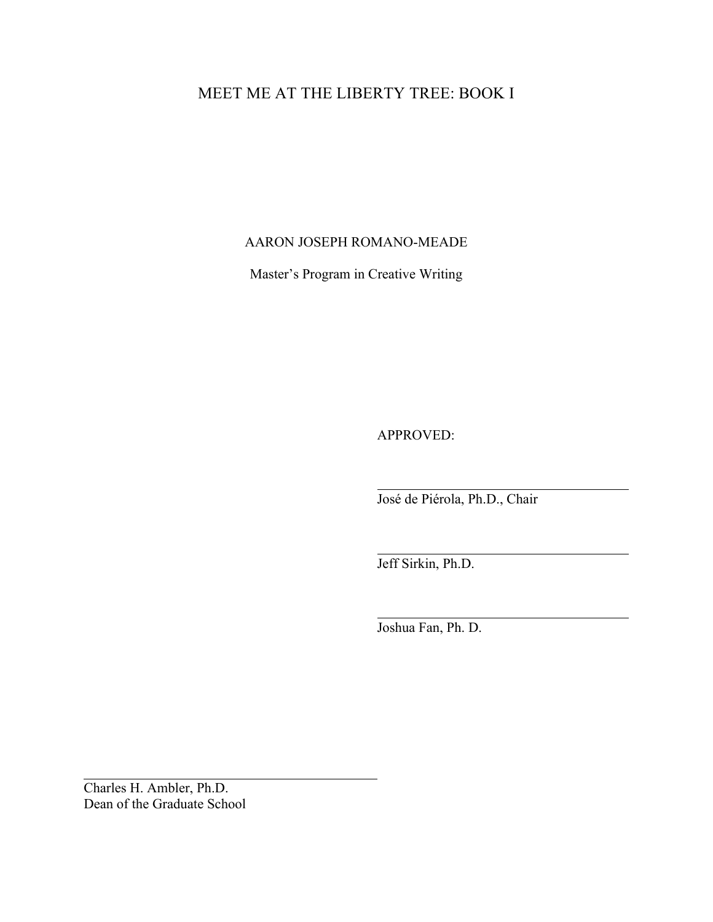# MEET ME AT THE LIBERTY TREE: BOOK I

AARON JOSEPH ROMANO-MEADE

Master's Program in Creative Writing

APPROVED:

José de Piérola, Ph.D., Chair

Jeff Sirkin, Ph.D.

Joshua Fan, Ph. D.

Charles H. Ambler, Ph.D.
Dean of the Graduate School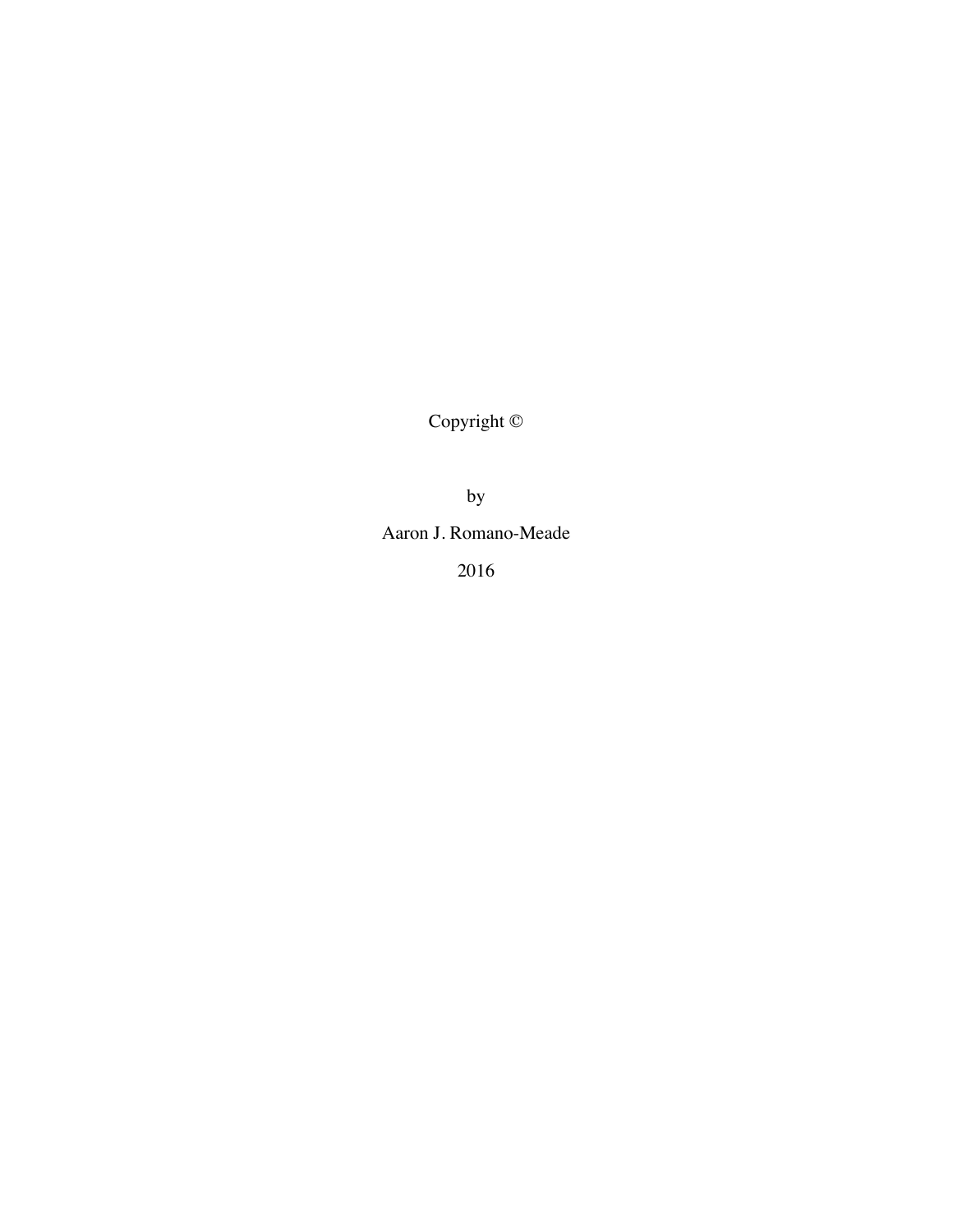Copyright ©

by

Aaron J. Romano-Meade

2016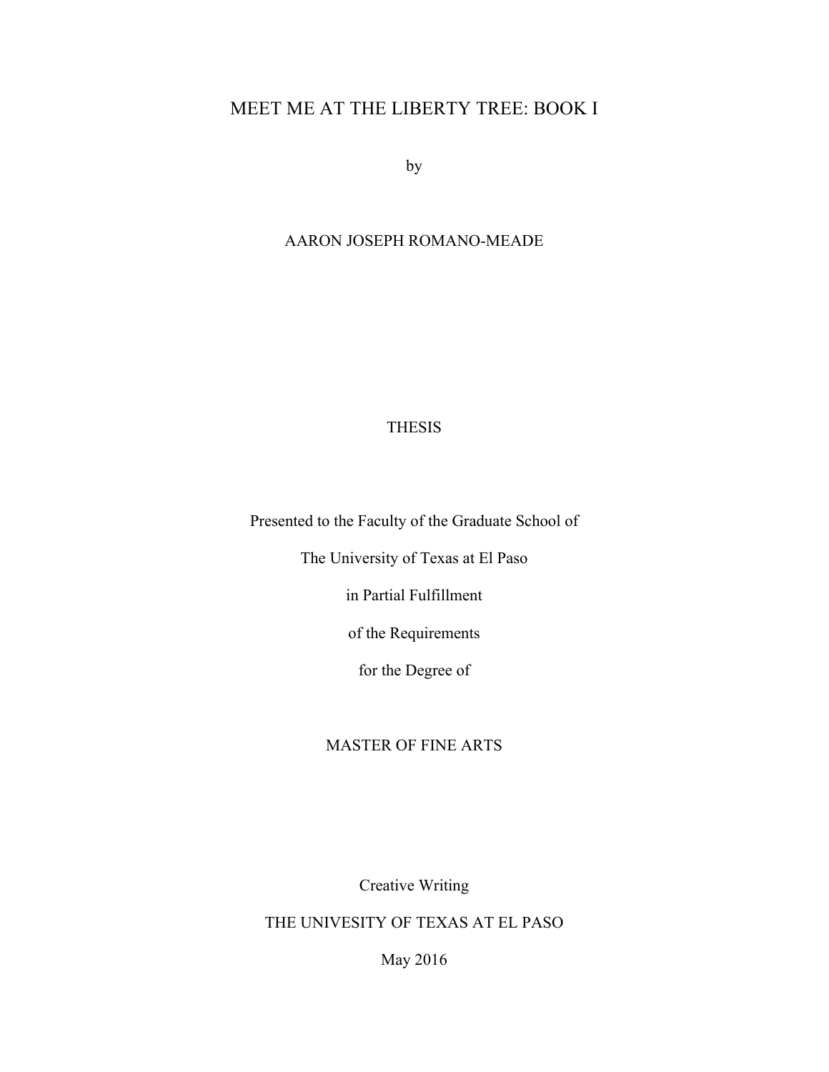# MEET ME AT THE LIBERTY TREE: BOOK I

by

AARON JOSEPH ROMANO-MEADE

THESIS

Presented to the Faculty of the Graduate School of

The University of Texas at El Paso

in Partial Fulfillment

of the Requirements

for the Degree of

MASTER OF FINE ARTS

Creative Writing

THE UNIVESITY OF TEXAS AT EL PASO

May 2016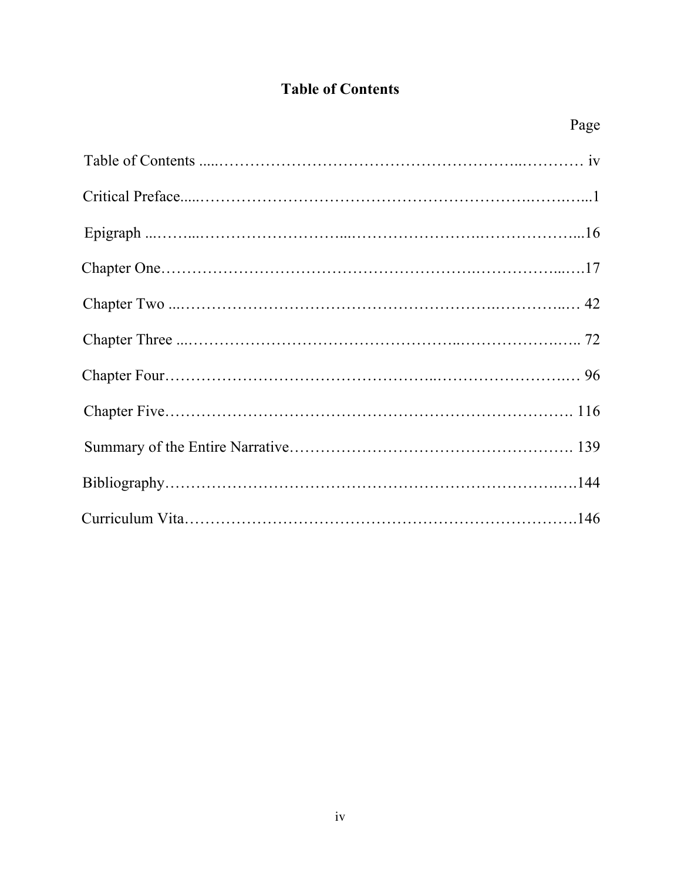# Table of Contents

| | Page |
|---|---|
| Table of Contents | iv |
| Critical Preface | 1 |
| Epigraph | 16 |
| Chapter One | 17 |
| Chapter Two | 42 |
| Chapter Three | 72 |
| Chapter Four | 96 |
| Chapter Five | 116 |
| Summary of the Entire Narrative | 139 |
| Bibliography | 144 |
| Curriculum Vita | 146 |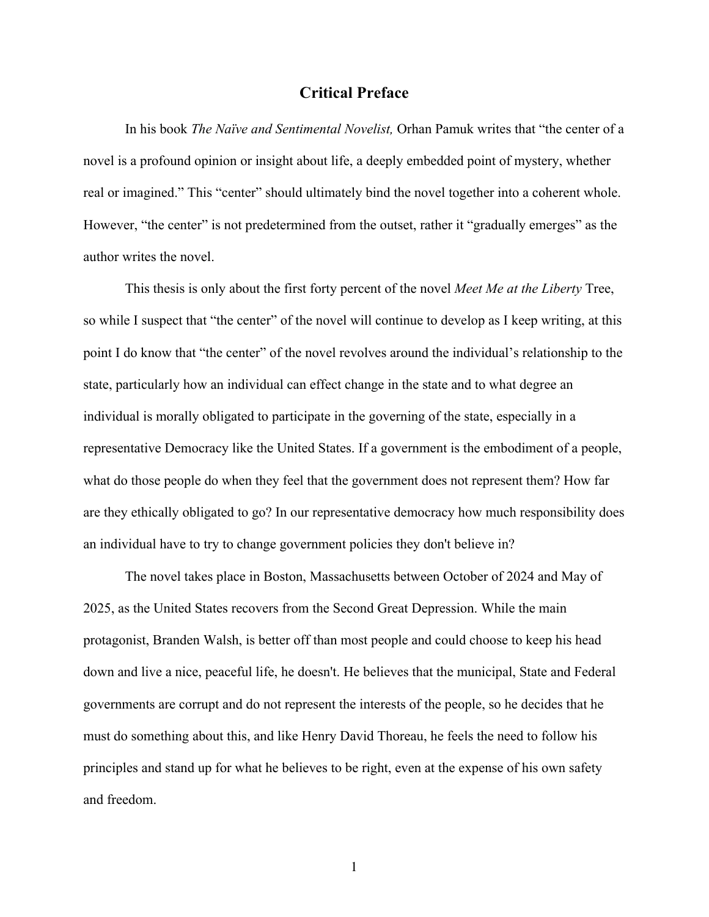# Critical Preface

In his book *The Naïve and Sentimental Novelist,* Orhan Pamuk writes that "the center of a novel is a profound opinion or insight about life, a deeply embedded point of mystery, whether real or imagined." This "center" should ultimately bind the novel together into a coherent whole. However, "the center" is not predetermined from the outset, rather it "gradually emerges" as the author writes the novel.

This thesis is only about the first forty percent of the novel *Meet Me at the Liberty* Tree, so while I suspect that "the center" of the novel will continue to develop as I keep writing, at this point I do know that "the center" of the novel revolves around the individual's relationship to the state, particularly how an individual can effect change in the state and to what degree an individual is morally obligated to participate in the governing of the state, especially in a representative Democracy like the United States. If a government is the embodiment of a people, what do those people do when they feel that the government does not represent them? How far are they ethically obligated to go? In our representative democracy how much responsibility does an individual have to try to change government policies they don't believe in?

The novel takes place in Boston, Massachusetts between October of 2024 and May of 2025, as the United States recovers from the Second Great Depression. While the main protagonist, Branden Walsh, is better off than most people and could choose to keep his head down and live a nice, peaceful life, he doesn't. He believes that the municipal, State and Federal governments are corrupt and do not represent the interests of the people, so he decides that he must do something about this, and like Henry David Thoreau, he feels the need to follow his principles and stand up for what he believes to be right, even at the expense of his own safety and freedom.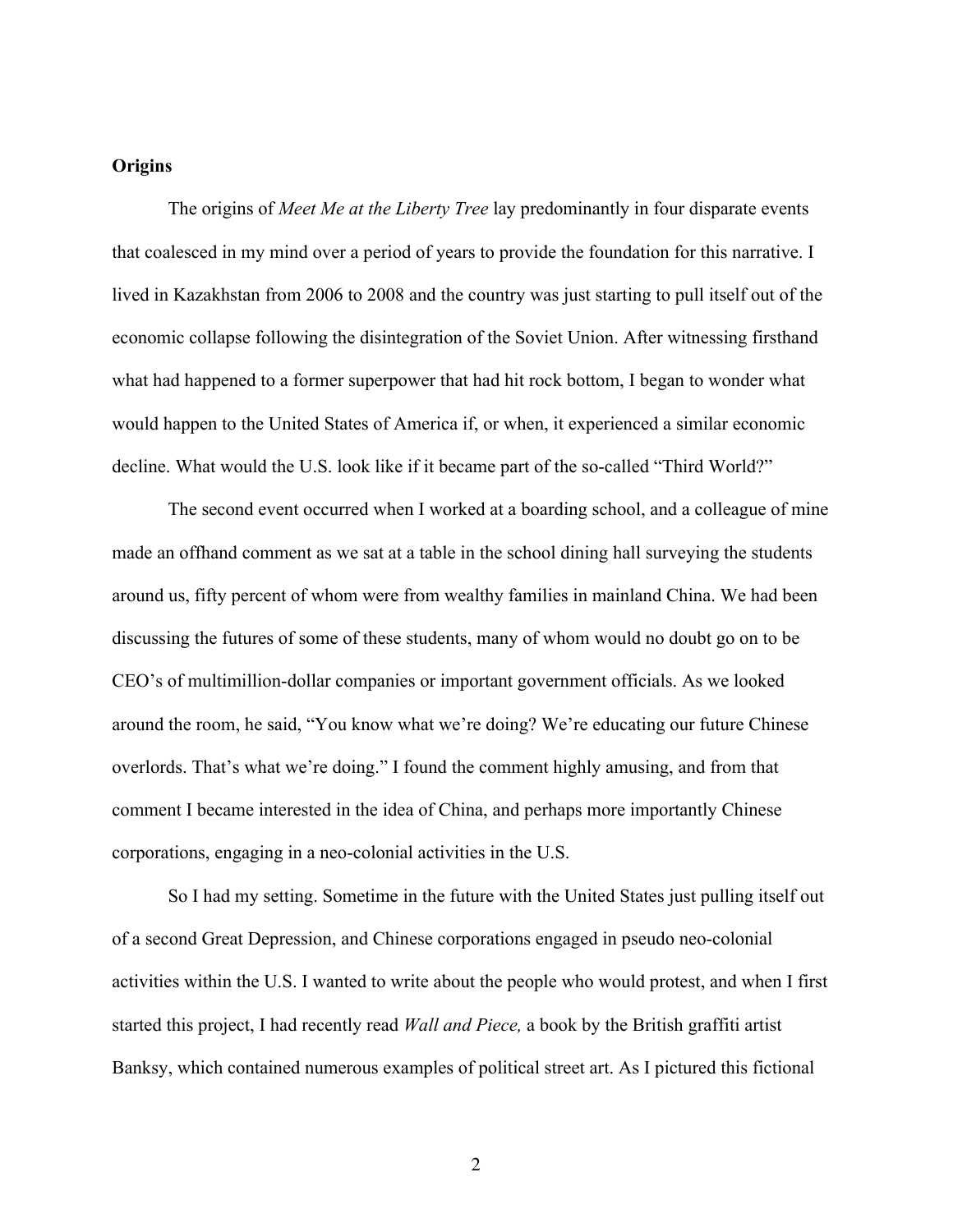**Origins**

The origins of *Meet Me at the Liberty Tree* lay predominantly in four disparate events that coalesced in my mind over a period of years to provide the foundation for this narrative. I lived in Kazakhstan from 2006 to 2008 and the country was just starting to pull itself out of the economic collapse following the disintegration of the Soviet Union. After witnessing firsthand what had happened to a former superpower that had hit rock bottom, I began to wonder what would happen to the United States of America if, or when, it experienced a similar economic decline. What would the U.S. look like if it became part of the so-called "Third World?"

The second event occurred when I worked at a boarding school, and a colleague of mine made an offhand comment as we sat at a table in the school dining hall surveying the students around us, fifty percent of whom were from wealthy families in mainland China. We had been discussing the futures of some of these students, many of whom would no doubt go on to be CEO's of multimillion-dollar companies or important government officials. As we looked around the room, he said, "You know what we're doing? We're educating our future Chinese overlords. That's what we're doing." I found the comment highly amusing, and from that comment I became interested in the idea of China, and perhaps more importantly Chinese corporations, engaging in a neo-colonial activities in the U.S.

So I had my setting. Sometime in the future with the United States just pulling itself out of a second Great Depression, and Chinese corporations engaged in pseudo neo-colonial activities within the U.S. I wanted to write about the people who would protest, and when I first started this project, I had recently read *Wall and Piece,* a book by the British graffiti artist Banksy, which contained numerous examples of political street art. As I pictured this fictional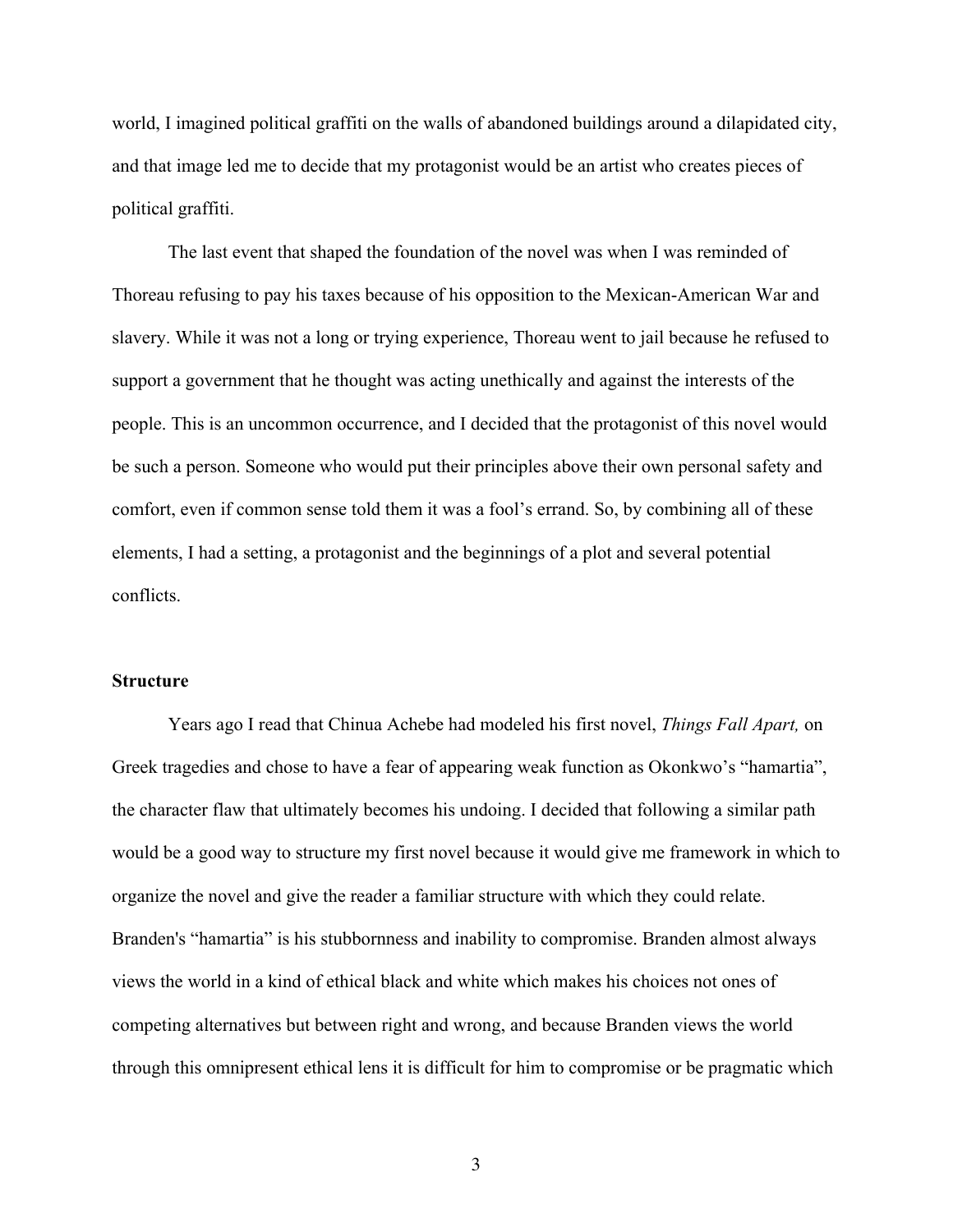world, I imagined political graffiti on the walls of abandoned buildings around a dilapidated city, and that image led me to decide that my protagonist would be an artist who creates pieces of political graffiti.

The last event that shaped the foundation of the novel was when I was reminded of Thoreau refusing to pay his taxes because of his opposition to the Mexican-American War and slavery. While it was not a long or trying experience, Thoreau went to jail because he refused to support a government that he thought was acting unethically and against the interests of the people. This is an uncommon occurrence, and I decided that the protagonist of this novel would be such a person. Someone who would put their principles above their own personal safety and comfort, even if common sense told them it was a fool's errand. So, by combining all of these elements, I had a setting, a protagonist and the beginnings of a plot and several potential conflicts.

**Structure**

Years ago I read that Chinua Achebe had modeled his first novel, *Things Fall Apart,* on Greek tragedies and chose to have a fear of appearing weak function as Okonkwo's "hamartia", the character flaw that ultimately becomes his undoing. I decided that following a similar path would be a good way to structure my first novel because it would give me framework in which to organize the novel and give the reader a familiar structure with which they could relate. Branden's "hamartia" is his stubbornness and inability to compromise. Branden almost always views the world in a kind of ethical black and white which makes his choices not ones of competing alternatives but between right and wrong, and because Branden views the world through this omnipresent ethical lens it is difficult for him to compromise or be pragmatic which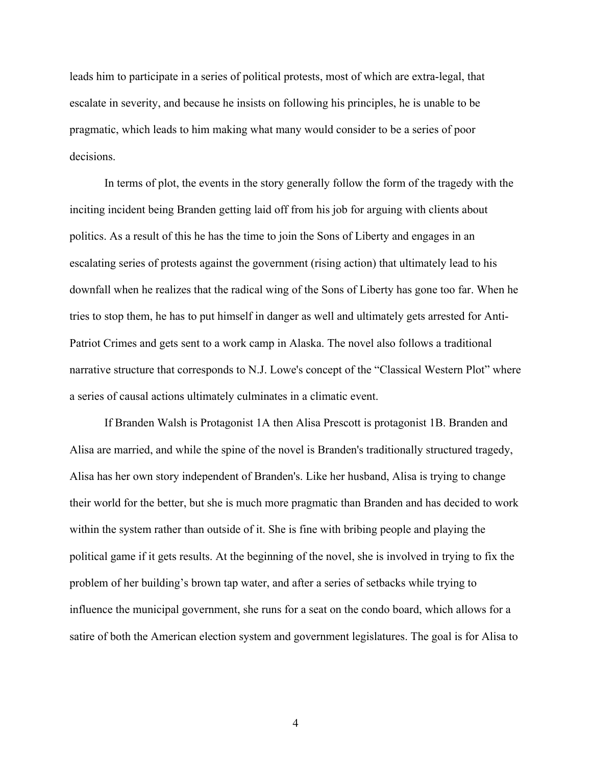leads him to participate in a series of political protests, most of which are extra-legal, that escalate in severity, and because he insists on following his principles, he is unable to be pragmatic, which leads to him making what many would consider to be a series of poor decisions.

In terms of plot, the events in the story generally follow the form of the tragedy with the inciting incident being Branden getting laid off from his job for arguing with clients about politics. As a result of this he has the time to join the Sons of Liberty and engages in an escalating series of protests against the government (rising action) that ultimately lead to his downfall when he realizes that the radical wing of the Sons of Liberty has gone too far. When he tries to stop them, he has to put himself in danger as well and ultimately gets arrested for Anti-Patriot Crimes and gets sent to a work camp in Alaska. The novel also follows a traditional narrative structure that corresponds to N.J. Lowe's concept of the "Classical Western Plot" where a series of causal actions ultimately culminates in a climatic event.

If Branden Walsh is Protagonist 1A then Alisa Prescott is protagonist 1B. Branden and Alisa are married, and while the spine of the novel is Branden's traditionally structured tragedy, Alisa has her own story independent of Branden's. Like her husband, Alisa is trying to change their world for the better, but she is much more pragmatic than Branden and has decided to work within the system rather than outside of it. She is fine with bribing people and playing the political game if it gets results. At the beginning of the novel, she is involved in trying to fix the problem of her building's brown tap water, and after a series of setbacks while trying to influence the municipal government, she runs for a seat on the condo board, which allows for a satire of both the American election system and government legislatures. The goal is for Alisa to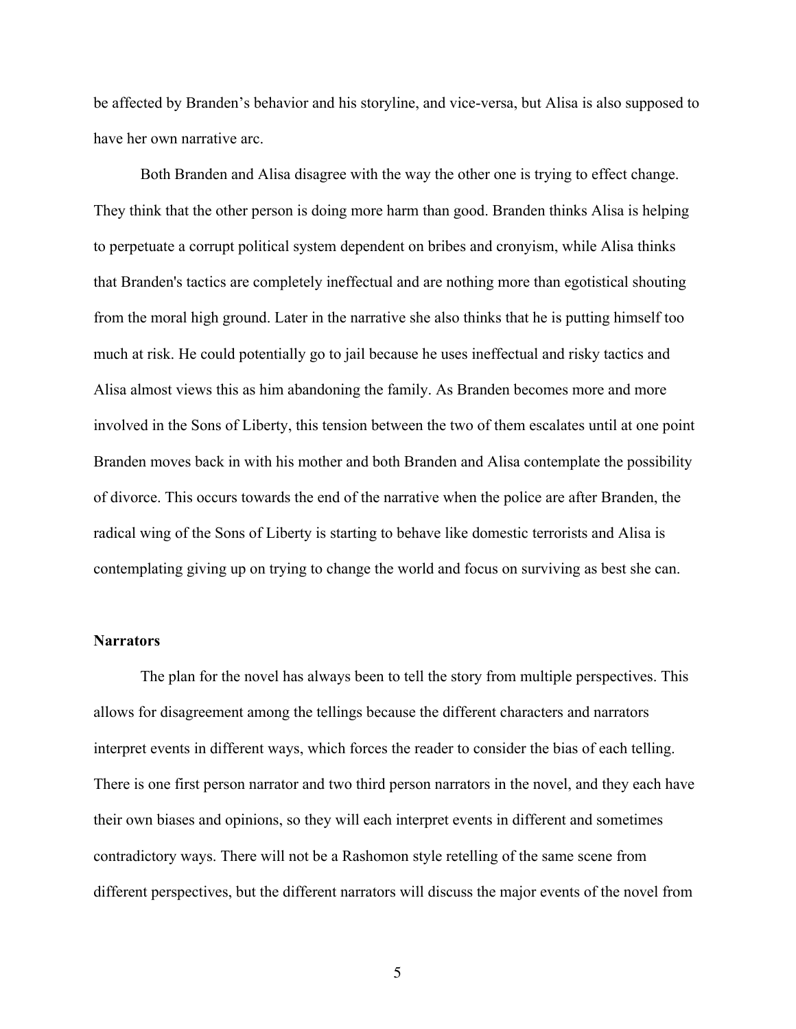be affected by Branden's behavior and his storyline, and vice-versa, but Alisa is also supposed to have her own narrative arc.

Both Branden and Alisa disagree with the way the other one is trying to effect change. They think that the other person is doing more harm than good. Branden thinks Alisa is helping to perpetuate a corrupt political system dependent on bribes and cronyism, while Alisa thinks that Branden's tactics are completely ineffectual and are nothing more than egotistical shouting from the moral high ground. Later in the narrative she also thinks that he is putting himself too much at risk. He could potentially go to jail because he uses ineffectual and risky tactics and Alisa almost views this as him abandoning the family. As Branden becomes more and more involved in the Sons of Liberty, this tension between the two of them escalates until at one point Branden moves back in with his mother and both Branden and Alisa contemplate the possibility of divorce. This occurs towards the end of the narrative when the police are after Branden, the radical wing of the Sons of Liberty is starting to behave like domestic terrorists and Alisa is contemplating giving up on trying to change the world and focus on surviving as best she can.

**Narrators**

The plan for the novel has always been to tell the story from multiple perspectives. This allows for disagreement among the tellings because the different characters and narrators interpret events in different ways, which forces the reader to consider the bias of each telling. There is one first person narrator and two third person narrators in the novel, and they each have their own biases and opinions, so they will each interpret events in different and sometimes contradictory ways. There will not be a Rashomon style retelling of the same scene from different perspectives, but the different narrators will discuss the major events of the novel from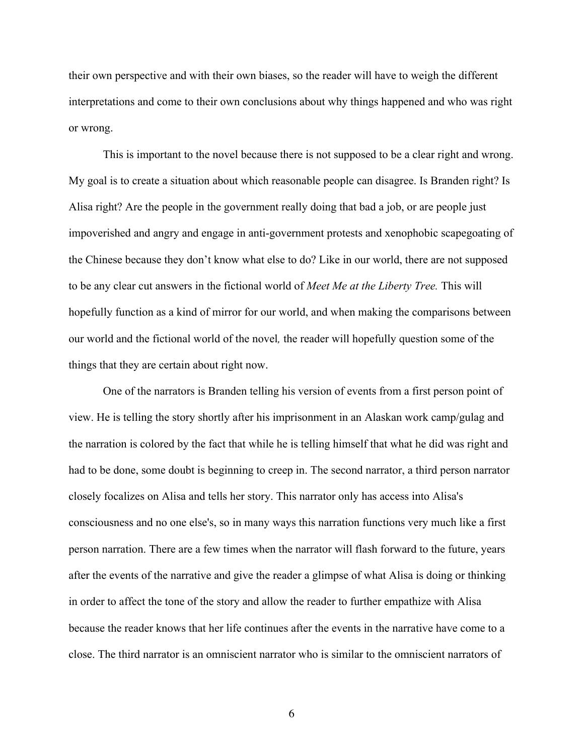their own perspective and with their own biases, so the reader will have to weigh the different interpretations and come to their own conclusions about why things happened and who was right or wrong.

This is important to the novel because there is not supposed to be a clear right and wrong. My goal is to create a situation about which reasonable people can disagree. Is Branden right? Is Alisa right? Are the people in the government really doing that bad a job, or are people just impoverished and angry and engage in anti-government protests and xenophobic scapegoating of the Chinese because they don't know what else to do? Like in our world, there are not supposed to be any clear cut answers in the fictional world of *Meet Me at the Liberty Tree.* This will hopefully function as a kind of mirror for our world, and when making the comparisons between our world and the fictional world of the novel*,* the reader will hopefully question some of the things that they are certain about right now.

One of the narrators is Branden telling his version of events from a first person point of view. He is telling the story shortly after his imprisonment in an Alaskan work camp/gulag and the narration is colored by the fact that while he is telling himself that what he did was right and had to be done, some doubt is beginning to creep in. The second narrator, a third person narrator closely focalizes on Alisa and tells her story. This narrator only has access into Alisa's consciousness and no one else's, so in many ways this narration functions very much like a first person narration. There are a few times when the narrator will flash forward to the future, years after the events of the narrative and give the reader a glimpse of what Alisa is doing or thinking in order to affect the tone of the story and allow the reader to further empathize with Alisa because the reader knows that her life continues after the events in the narrative have come to a close. The third narrator is an omniscient narrator who is similar to the omniscient narrators of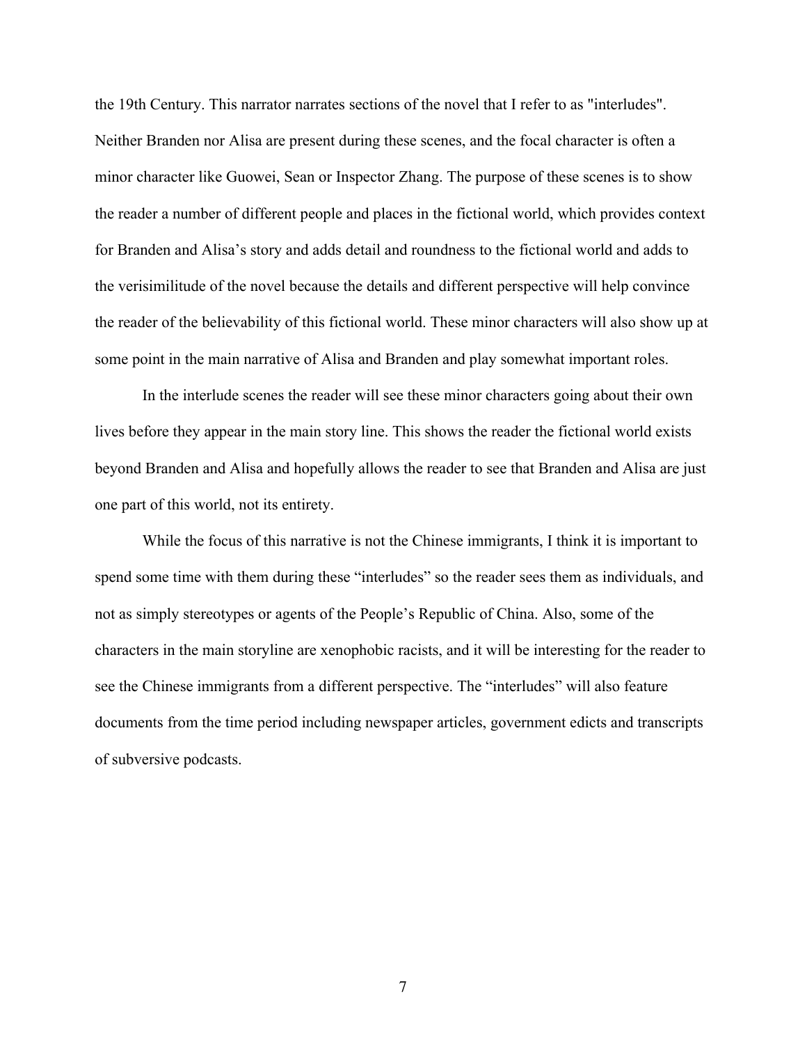the 19th Century. This narrator narrates sections of the novel that I refer to as "interludes". Neither Branden nor Alisa are present during these scenes, and the focal character is often a minor character like Guowei, Sean or Inspector Zhang. The purpose of these scenes is to show the reader a number of different people and places in the fictional world, which provides context for Branden and Alisa's story and adds detail and roundness to the fictional world and adds to the verisimilitude of the novel because the details and different perspective will help convince the reader of the believability of this fictional world. These minor characters will also show up at some point in the main narrative of Alisa and Branden and play somewhat important roles.

In the interlude scenes the reader will see these minor characters going about their own lives before they appear in the main story line. This shows the reader the fictional world exists beyond Branden and Alisa and hopefully allows the reader to see that Branden and Alisa are just one part of this world, not its entirety.

While the focus of this narrative is not the Chinese immigrants, I think it is important to spend some time with them during these "interludes" so the reader sees them as individuals, and not as simply stereotypes or agents of the People's Republic of China. Also, some of the characters in the main storyline are xenophobic racists, and it will be interesting for the reader to see the Chinese immigrants from a different perspective. The "interludes" will also feature documents from the time period including newspaper articles, government edicts and transcripts of subversive podcasts.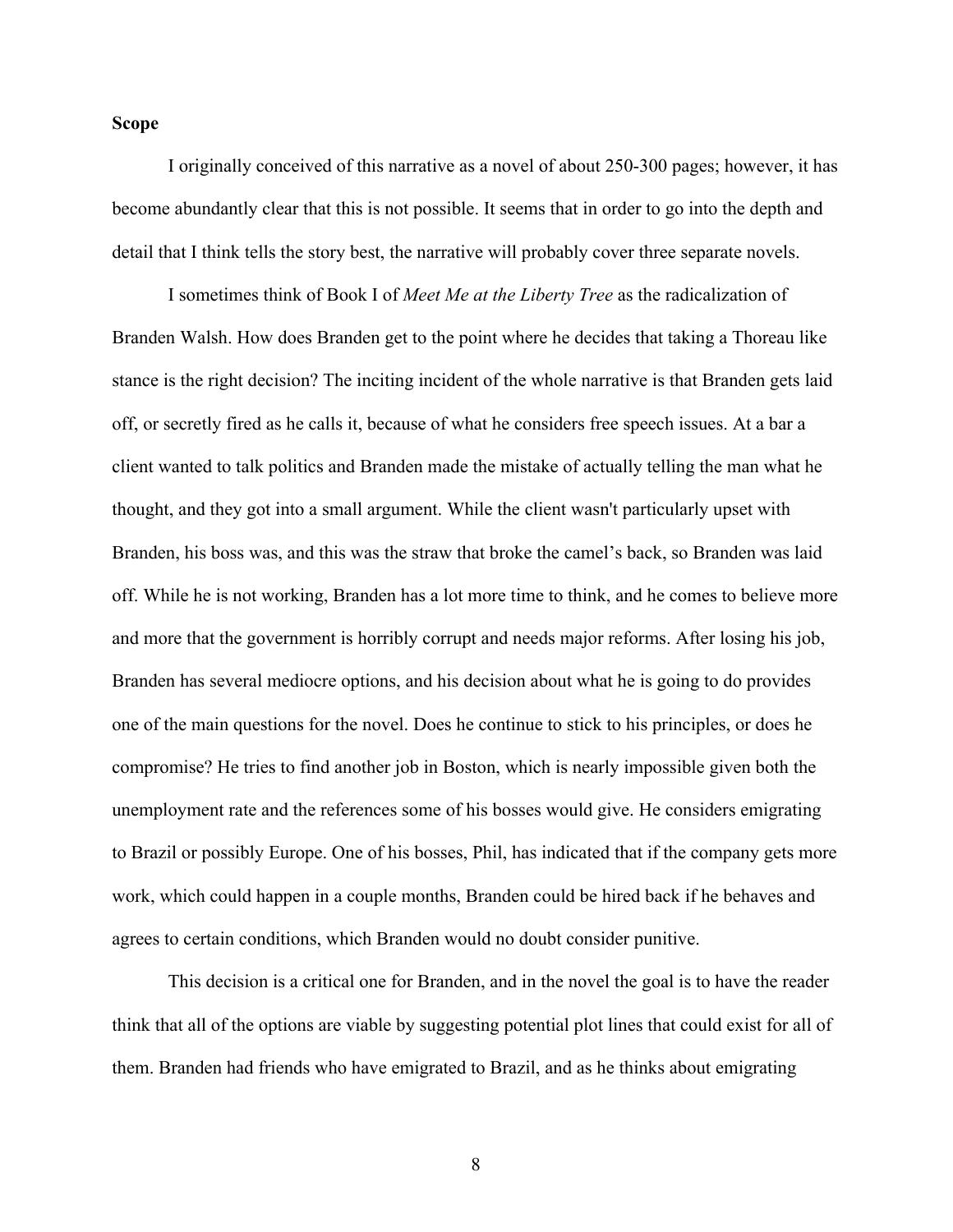**Scope**

I originally conceived of this narrative as a novel of about 250-300 pages; however, it has become abundantly clear that this is not possible. It seems that in order to go into the depth and detail that I think tells the story best, the narrative will probably cover three separate novels.

I sometimes think of Book I of *Meet Me at the Liberty Tree* as the radicalization of Branden Walsh. How does Branden get to the point where he decides that taking a Thoreau like stance is the right decision? The inciting incident of the whole narrative is that Branden gets laid off, or secretly fired as he calls it, because of what he considers free speech issues. At a bar a client wanted to talk politics and Branden made the mistake of actually telling the man what he thought, and they got into a small argument. While the client wasn't particularly upset with Branden, his boss was, and this was the straw that broke the camel's back, so Branden was laid off. While he is not working, Branden has a lot more time to think, and he comes to believe more and more that the government is horribly corrupt and needs major reforms. After losing his job, Branden has several mediocre options, and his decision about what he is going to do provides one of the main questions for the novel. Does he continue to stick to his principles, or does he compromise? He tries to find another job in Boston, which is nearly impossible given both the unemployment rate and the references some of his bosses would give. He considers emigrating to Brazil or possibly Europe. One of his bosses, Phil, has indicated that if the company gets more work, which could happen in a couple months, Branden could be hired back if he behaves and agrees to certain conditions, which Branden would no doubt consider punitive.

This decision is a critical one for Branden, and in the novel the goal is to have the reader think that all of the options are viable by suggesting potential plot lines that could exist for all of them. Branden had friends who have emigrated to Brazil, and as he thinks about emigrating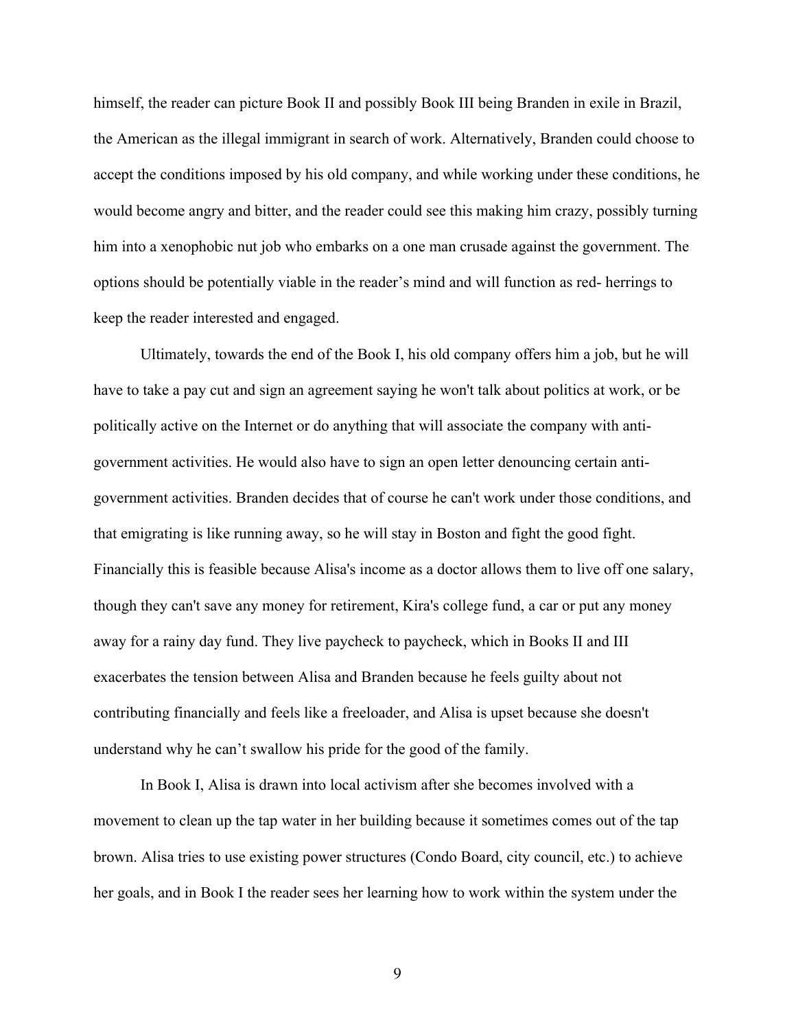himself, the reader can picture Book II and possibly Book III being Branden in exile in Brazil, the American as the illegal immigrant in search of work. Alternatively, Branden could choose to accept the conditions imposed by his old company, and while working under these conditions, he would become angry and bitter, and the reader could see this making him crazy, possibly turning him into a xenophobic nut job who embarks on a one man crusade against the government. The options should be potentially viable in the reader's mind and will function as red- herrings to keep the reader interested and engaged.

Ultimately, towards the end of the Book I, his old company offers him a job, but he will have to take a pay cut and sign an agreement saying he won't talk about politics at work, or be politically active on the Internet or do anything that will associate the company with anti-government activities. He would also have to sign an open letter denouncing certain anti-government activities. Branden decides that of course he can't work under those conditions, and that emigrating is like running away, so he will stay in Boston and fight the good fight. Financially this is feasible because Alisa's income as a doctor allows them to live off one salary, though they can't save any money for retirement, Kira's college fund, a car or put any money away for a rainy day fund. They live paycheck to paycheck, which in Books II and III exacerbates the tension between Alisa and Branden because he feels guilty about not contributing financially and feels like a freeloader, and Alisa is upset because she doesn't understand why he can't swallow his pride for the good of the family.

In Book I, Alisa is drawn into local activism after she becomes involved with a movement to clean up the tap water in her building because it sometimes comes out of the tap brown. Alisa tries to use existing power structures (Condo Board, city council, etc.) to achieve her goals, and in Book I the reader sees her learning how to work within the system under the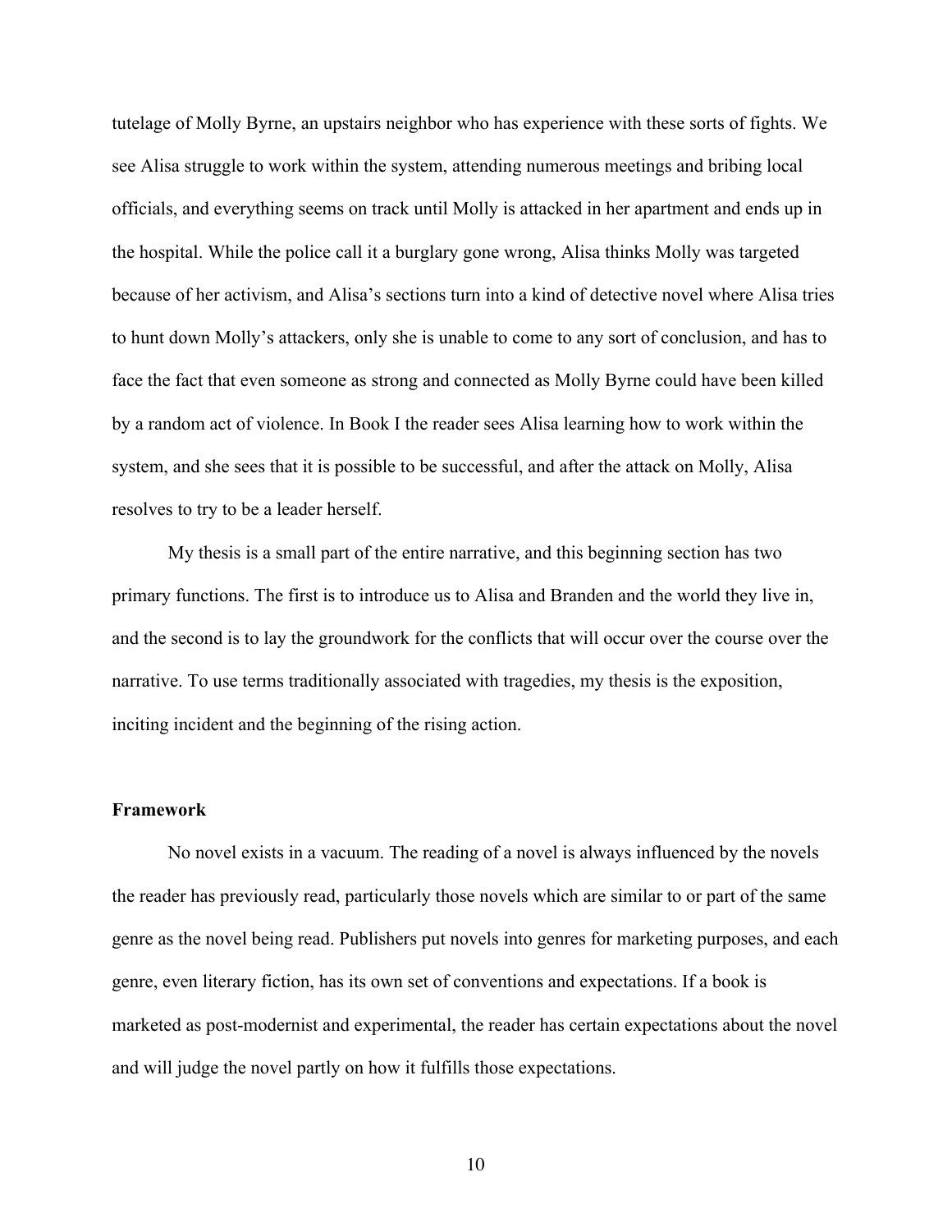tutelage of Molly Byrne, an upstairs neighbor who has experience with these sorts of fights. We see Alisa struggle to work within the system, attending numerous meetings and bribing local officials, and everything seems on track until Molly is attacked in her apartment and ends up in the hospital. While the police call it a burglary gone wrong, Alisa thinks Molly was targeted because of her activism, and Alisa's sections turn into a kind of detective novel where Alisa tries to hunt down Molly's attackers, only she is unable to come to any sort of conclusion, and has to face the fact that even someone as strong and connected as Molly Byrne could have been killed by a random act of violence. In Book I the reader sees Alisa learning how to work within the system, and she sees that it is possible to be successful, and after the attack on Molly, Alisa resolves to try to be a leader herself.

My thesis is a small part of the entire narrative, and this beginning section has two primary functions. The first is to introduce us to Alisa and Branden and the world they live in, and the second is to lay the groundwork for the conflicts that will occur over the course over the narrative. To use terms traditionally associated with tragedies, my thesis is the exposition, inciting incident and the beginning of the rising action.

**Framework**

No novel exists in a vacuum. The reading of a novel is always influenced by the novels the reader has previously read, particularly those novels which are similar to or part of the same genre as the novel being read. Publishers put novels into genres for marketing purposes, and each genre, even literary fiction, has its own set of conventions and expectations. If a book is marketed as post-modernist and experimental, the reader has certain expectations about the novel and will judge the novel partly on how it fulfills those expectations.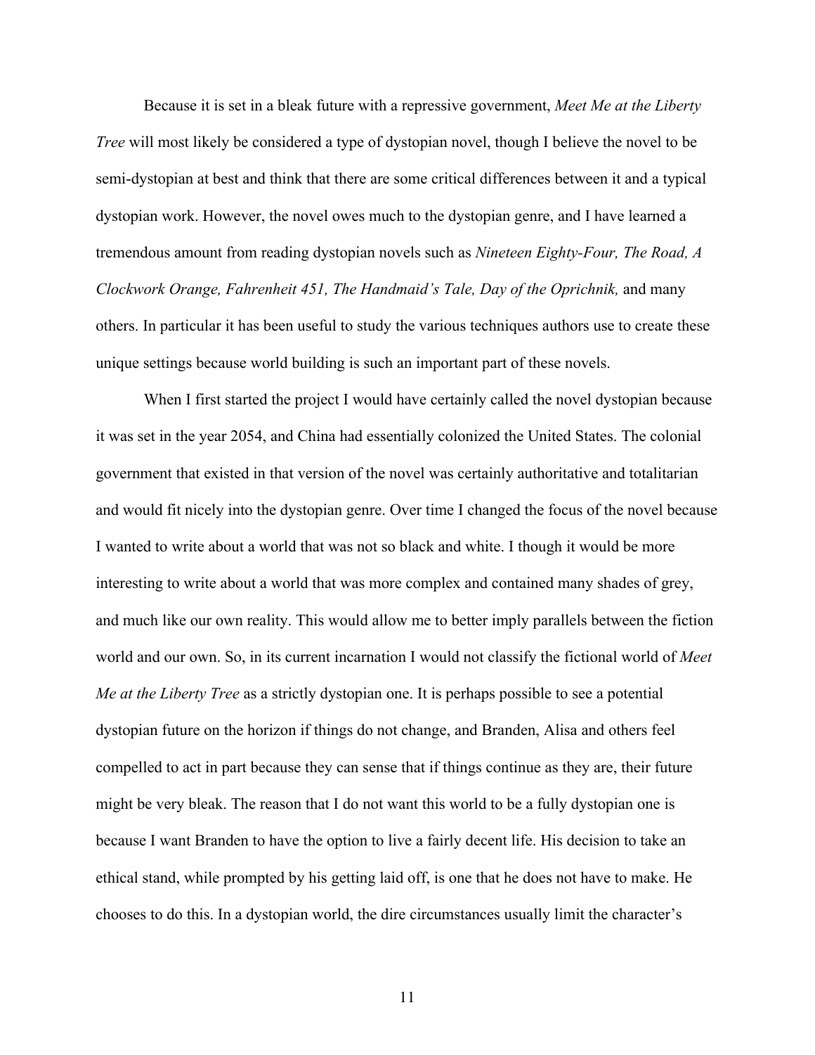Because it is set in a bleak future with a repressive government, *Meet Me at the Liberty Tree* will most likely be considered a type of dystopian novel, though I believe the novel to be semi-dystopian at best and think that there are some critical differences between it and a typical dystopian work. However, the novel owes much to the dystopian genre, and I have learned a tremendous amount from reading dystopian novels such as *Nineteen Eighty-Four, The Road, A Clockwork Orange, Fahrenheit 451, The Handmaid's Tale, Day of the Oprichnik,* and many others. In particular it has been useful to study the various techniques authors use to create these unique settings because world building is such an important part of these novels.

When I first started the project I would have certainly called the novel dystopian because it was set in the year 2054, and China had essentially colonized the United States. The colonial government that existed in that version of the novel was certainly authoritative and totalitarian and would fit nicely into the dystopian genre. Over time I changed the focus of the novel because I wanted to write about a world that was not so black and white. I though it would be more interesting to write about a world that was more complex and contained many shades of grey, and much like our own reality. This would allow me to better imply parallels between the fiction world and our own. So, in its current incarnation I would not classify the fictional world of *Meet Me at the Liberty Tree* as a strictly dystopian one. It is perhaps possible to see a potential dystopian future on the horizon if things do not change, and Branden, Alisa and others feel compelled to act in part because they can sense that if things continue as they are, their future might be very bleak. The reason that I do not want this world to be a fully dystopian one is because I want Branden to have the option to live a fairly decent life. His decision to take an ethical stand, while prompted by his getting laid off, is one that he does not have to make. He chooses to do this. In a dystopian world, the dire circumstances usually limit the character's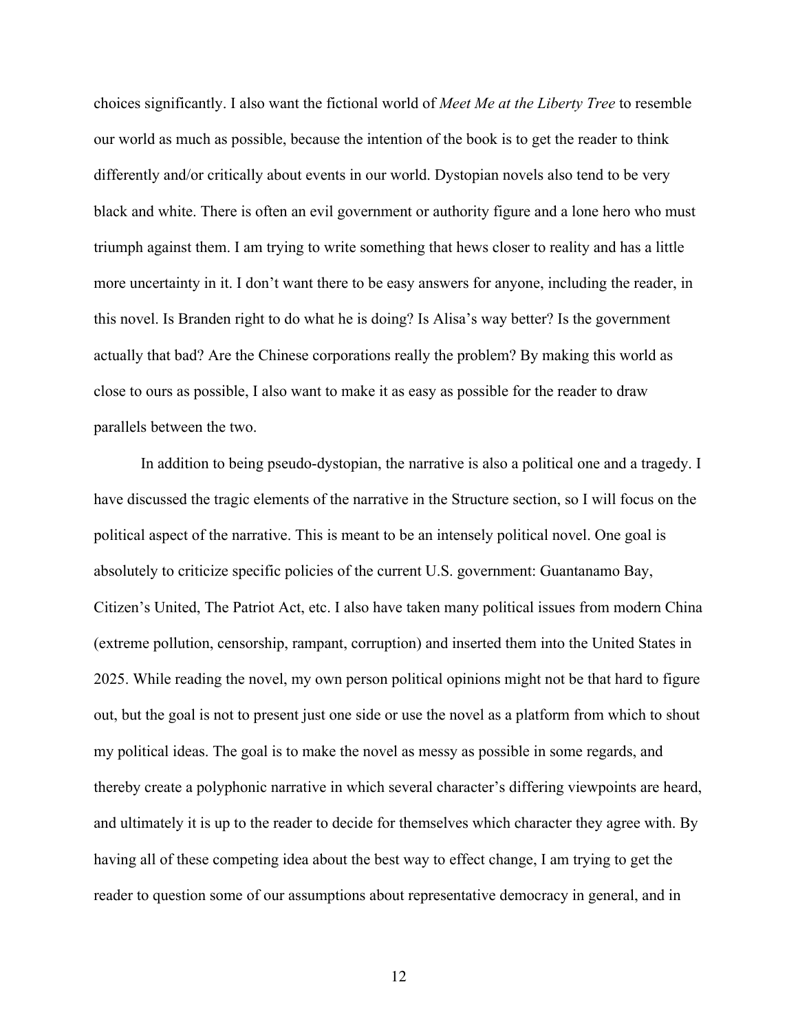choices significantly. I also want the fictional world of *Meet Me at the Liberty Tree* to resemble our world as much as possible, because the intention of the book is to get the reader to think differently and/or critically about events in our world. Dystopian novels also tend to be very black and white. There is often an evil government or authority figure and a lone hero who must triumph against them. I am trying to write something that hews closer to reality and has a little more uncertainty in it. I don't want there to be easy answers for anyone, including the reader, in this novel. Is Branden right to do what he is doing? Is Alisa's way better? Is the government actually that bad? Are the Chinese corporations really the problem? By making this world as close to ours as possible, I also want to make it as easy as possible for the reader to draw parallels between the two.

In addition to being pseudo-dystopian, the narrative is also a political one and a tragedy. I have discussed the tragic elements of the narrative in the Structure section, so I will focus on the political aspect of the narrative. This is meant to be an intensely political novel. One goal is absolutely to criticize specific policies of the current U.S. government: Guantanamo Bay, Citizen's United, The Patriot Act, etc. I also have taken many political issues from modern China (extreme pollution, censorship, rampant, corruption) and inserted them into the United States in 2025. While reading the novel, my own person political opinions might not be that hard to figure out, but the goal is not to present just one side or use the novel as a platform from which to shout my political ideas. The goal is to make the novel as messy as possible in some regards, and thereby create a polyphonic narrative in which several character's differing viewpoints are heard, and ultimately it is up to the reader to decide for themselves which character they agree with. By having all of these competing idea about the best way to effect change, I am trying to get the reader to question some of our assumptions about representative democracy in general, and in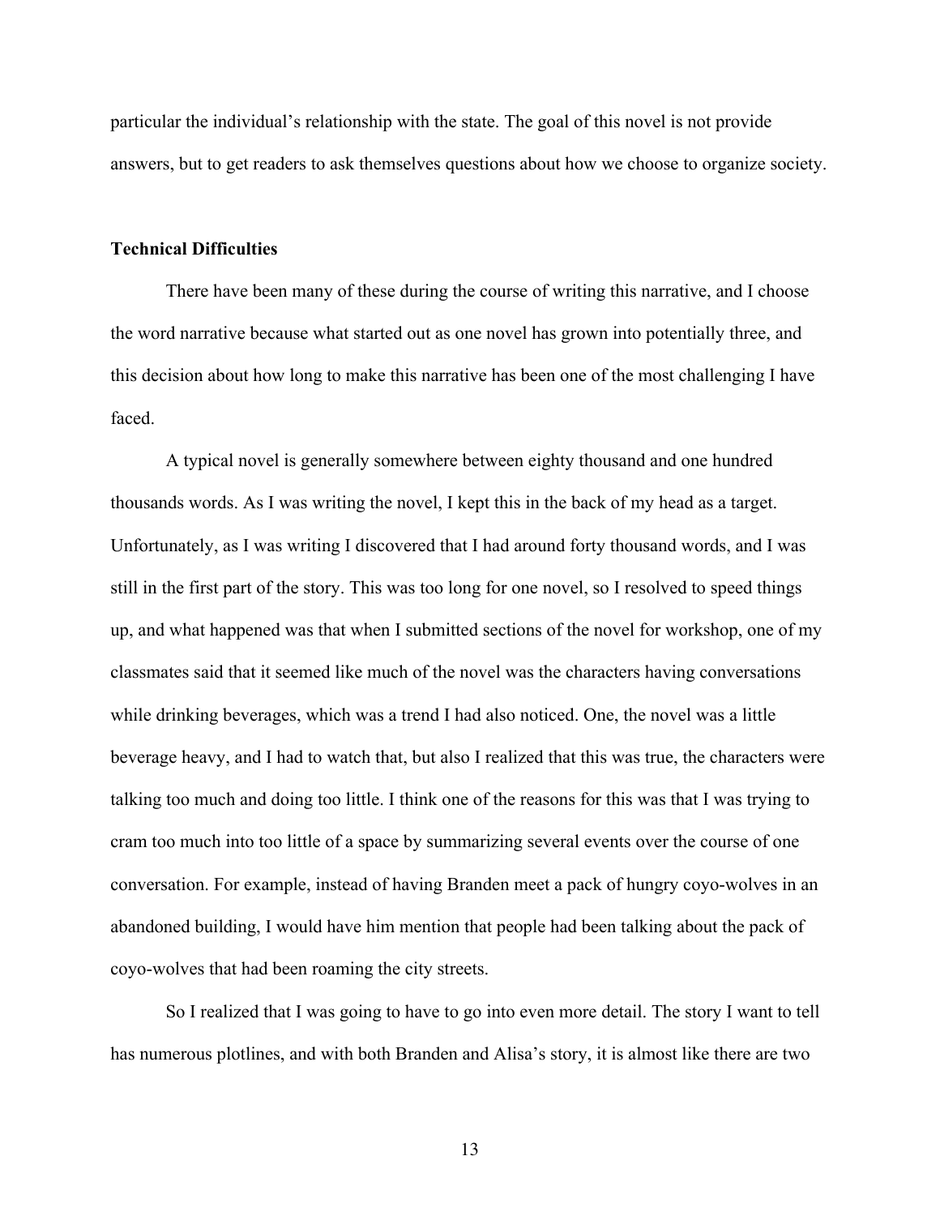particular the individual's relationship with the state. The goal of this novel is not provide answers, but to get readers to ask themselves questions about how we choose to organize society.

### Technical Difficulties

There have been many of these during the course of writing this narrative, and I choose the word narrative because what started out as one novel has grown into potentially three, and this decision about how long to make this narrative has been one of the most challenging I have faced.

A typical novel is generally somewhere between eighty thousand and one hundred thousands words. As I was writing the novel, I kept this in the back of my head as a target. Unfortunately, as I was writing I discovered that I had around forty thousand words, and I was still in the first part of the story. This was too long for one novel, so I resolved to speed things up, and what happened was that when I submitted sections of the novel for workshop, one of my classmates said that it seemed like much of the novel was the characters having conversations while drinking beverages, which was a trend I had also noticed. One, the novel was a little beverage heavy, and I had to watch that, but also I realized that this was true, the characters were talking too much and doing too little. I think one of the reasons for this was that I was trying to cram too much into too little of a space by summarizing several events over the course of one conversation. For example, instead of having Branden meet a pack of hungry coyo-wolves in an abandoned building, I would have him mention that people had been talking about the pack of coyo-wolves that had been roaming the city streets.

So I realized that I was going to have to go into even more detail. The story I want to tell has numerous plotlines, and with both Branden and Alisa's story, it is almost like there are two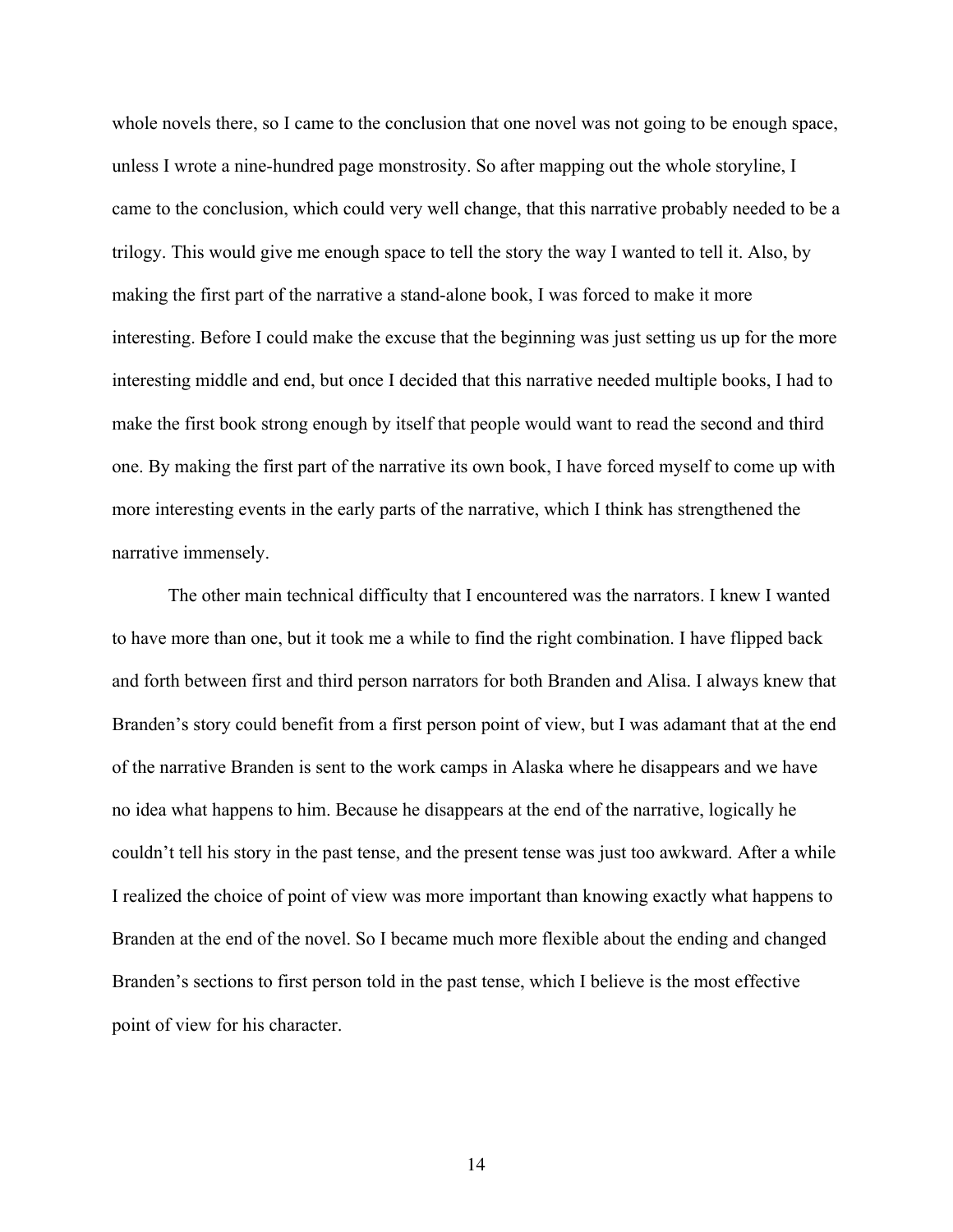whole novels there, so I came to the conclusion that one novel was not going to be enough space, unless I wrote a nine-hundred page monstrosity. So after mapping out the whole storyline, I came to the conclusion, which could very well change, that this narrative probably needed to be a trilogy. This would give me enough space to tell the story the way I wanted to tell it. Also, by making the first part of the narrative a stand-alone book, I was forced to make it more interesting. Before I could make the excuse that the beginning was just setting us up for the more interesting middle and end, but once I decided that this narrative needed multiple books, I had to make the first book strong enough by itself that people would want to read the second and third one. By making the first part of the narrative its own book, I have forced myself to come up with more interesting events in the early parts of the narrative, which I think has strengthened the narrative immensely.

The other main technical difficulty that I encountered was the narrators. I knew I wanted to have more than one, but it took me a while to find the right combination. I have flipped back and forth between first and third person narrators for both Branden and Alisa. I always knew that Branden's story could benefit from a first person point of view, but I was adamant that at the end of the narrative Branden is sent to the work camps in Alaska where he disappears and we have no idea what happens to him. Because he disappears at the end of the narrative, logically he couldn't tell his story in the past tense, and the present tense was just too awkward. After a while I realized the choice of point of view was more important than knowing exactly what happens to Branden at the end of the novel. So I became much more flexible about the ending and changed Branden's sections to first person told in the past tense, which I believe is the most effective point of view for his character.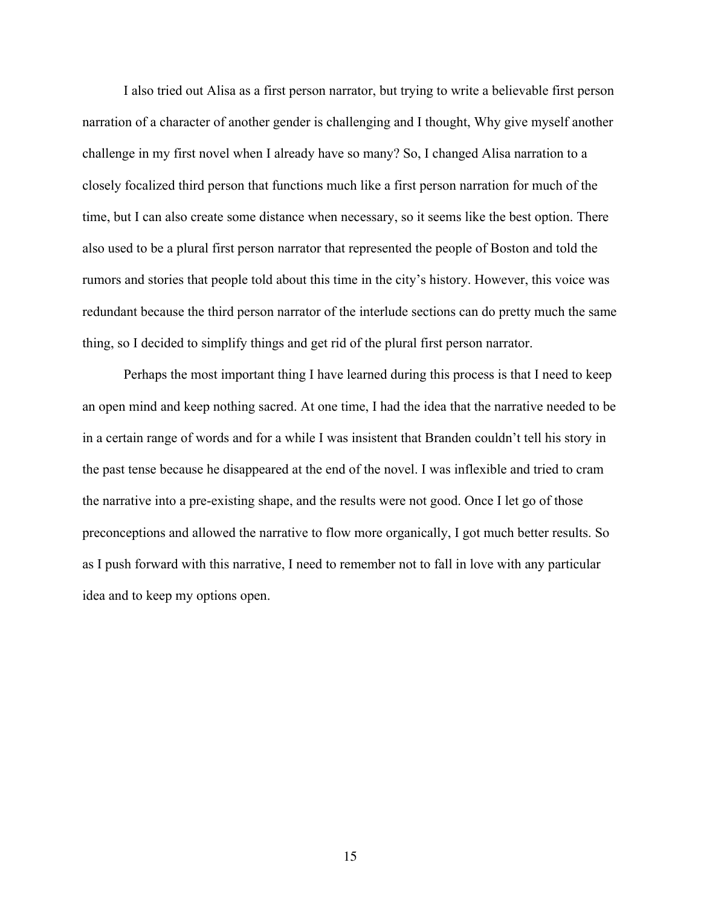I also tried out Alisa as a first person narrator, but trying to write a believable first person narration of a character of another gender is challenging and I thought, Why give myself another challenge in my first novel when I already have so many? So, I changed Alisa narration to a closely focalized third person that functions much like a first person narration for much of the time, but I can also create some distance when necessary, so it seems like the best option. There also used to be a plural first person narrator that represented the people of Boston and told the rumors and stories that people told about this time in the city's history. However, this voice was redundant because the third person narrator of the interlude sections can do pretty much the same thing, so I decided to simplify things and get rid of the plural first person narrator.

Perhaps the most important thing I have learned during this process is that I need to keep an open mind and keep nothing sacred. At one time, I had the idea that the narrative needed to be in a certain range of words and for a while I was insistent that Branden couldn't tell his story in the past tense because he disappeared at the end of the novel. I was inflexible and tried to cram the narrative into a pre-existing shape, and the results were not good. Once I let go of those preconceptions and allowed the narrative to flow more organically, I got much better results. So as I push forward with this narrative, I need to remember not to fall in love with any particular idea and to keep my options open.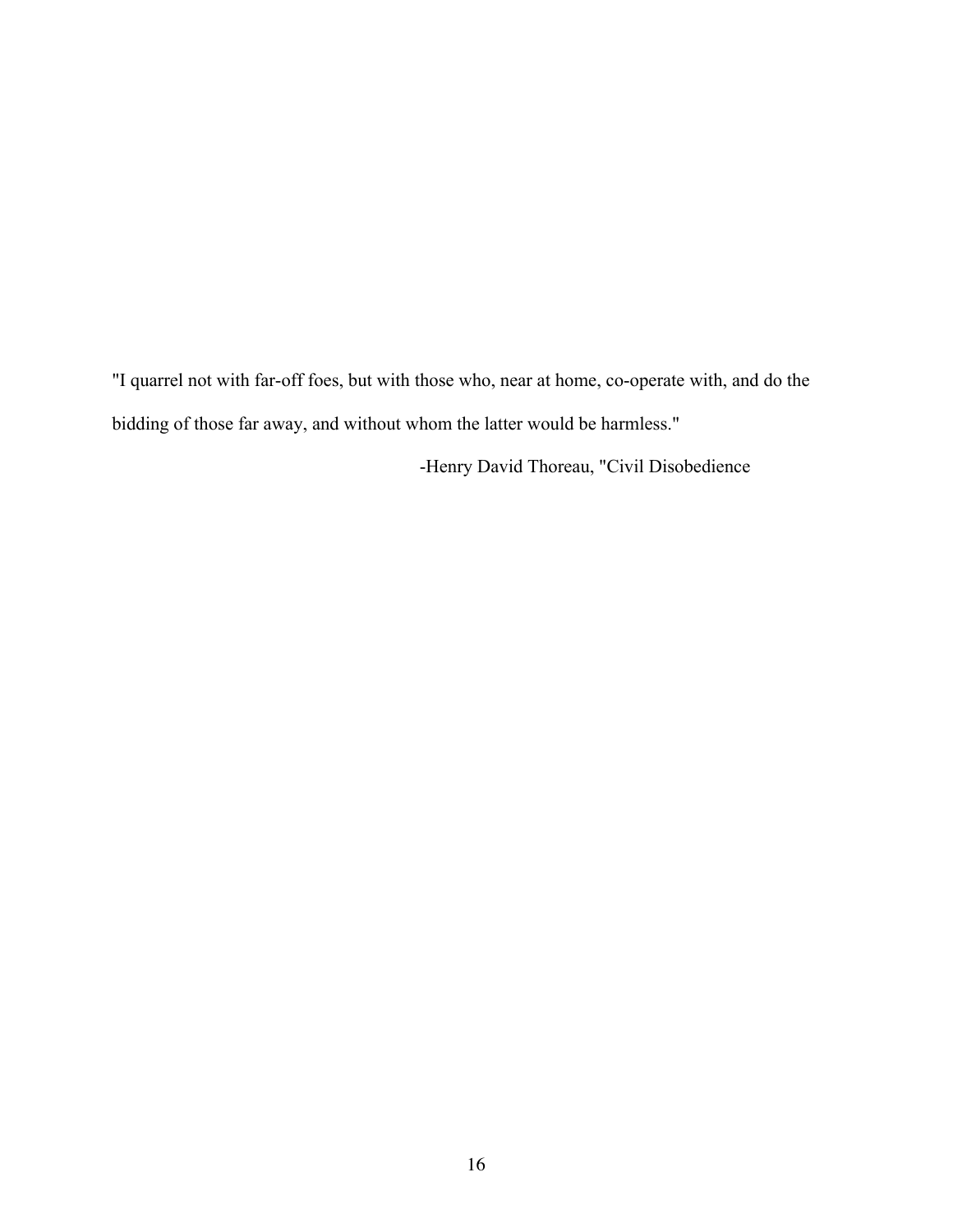"I quarrel not with far-off foes, but with those who, near at home, co-operate with, and do the bidding of those far away, and without whom the latter would be harmless."

-Henry David Thoreau, "Civil Disobedience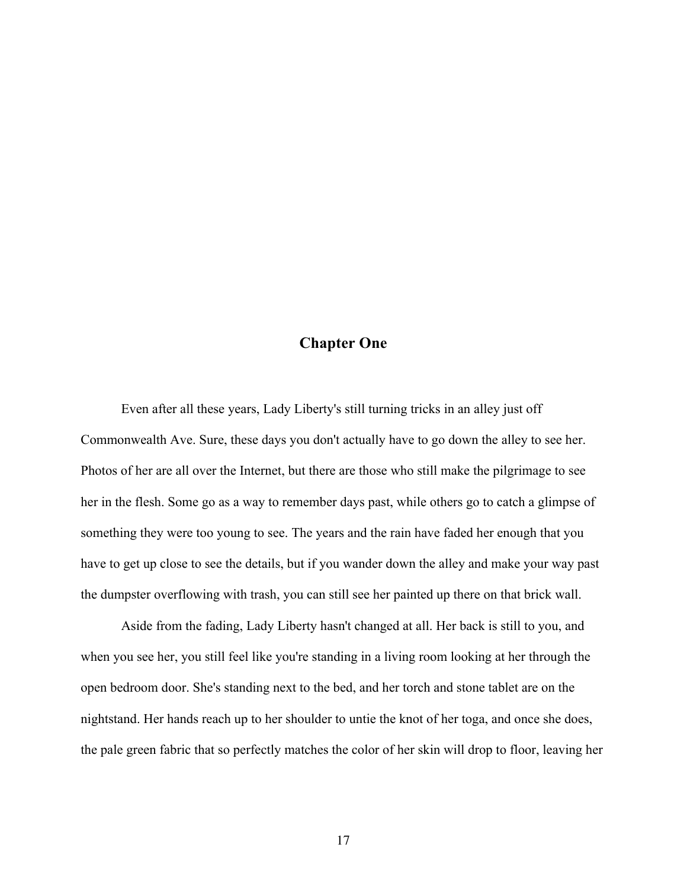## Chapter One

Even after all these years, Lady Liberty's still turning tricks in an alley just off Commonwealth Ave. Sure, these days you don't actually have to go down the alley to see her. Photos of her are all over the Internet, but there are those who still make the pilgrimage to see her in the flesh. Some go as a way to remember days past, while others go to catch a glimpse of something they were too young to see. The years and the rain have faded her enough that you have to get up close to see the details, but if you wander down the alley and make your way past the dumpster overflowing with trash, you can still see her painted up there on that brick wall.

Aside from the fading, Lady Liberty hasn't changed at all. Her back is still to you, and when you see her, you still feel like you're standing in a living room looking at her through the open bedroom door. She's standing next to the bed, and her torch and stone tablet are on the nightstand. Her hands reach up to her shoulder to untie the knot of her toga, and once she does, the pale green fabric that so perfectly matches the color of her skin will drop to floor, leaving her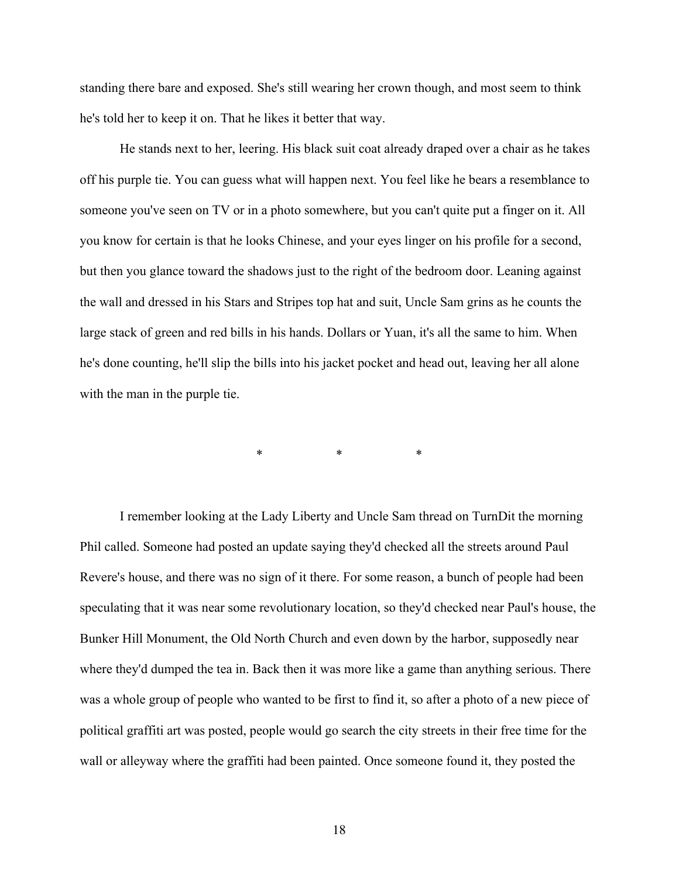standing there bare and exposed. She's still wearing her crown though, and most seem to think he's told her to keep it on. That he likes it better that way.

He stands next to her, leering. His black suit coat already draped over a chair as he takes off his purple tie. You can guess what will happen next. You feel like he bears a resemblance to someone you've seen on TV or in a photo somewhere, but you can't quite put a finger on it. All you know for certain is that he looks Chinese, and your eyes linger on his profile for a second, but then you glance toward the shadows just to the right of the bedroom door. Leaning against the wall and dressed in his Stars and Stripes top hat and suit, Uncle Sam grins as he counts the large stack of green and red bills in his hands. Dollars or Yuan, it's all the same to him. When he's done counting, he'll slip the bills into his jacket pocket and head out, leaving her all alone with the man in the purple tie.

\*                    \*                    \*

I remember looking at the Lady Liberty and Uncle Sam thread on TurnDit the morning Phil called. Someone had posted an update saying they'd checked all the streets around Paul Revere's house, and there was no sign of it there. For some reason, a bunch of people had been speculating that it was near some revolutionary location, so they'd checked near Paul's house, the Bunker Hill Monument, the Old North Church and even down by the harbor, supposedly near where they'd dumped the tea in. Back then it was more like a game than anything serious. There was a whole group of people who wanted to be first to find it, so after a photo of a new piece of political graffiti art was posted, people would go search the city streets in their free time for the wall or alleyway where the graffiti had been painted. Once someone found it, they posted the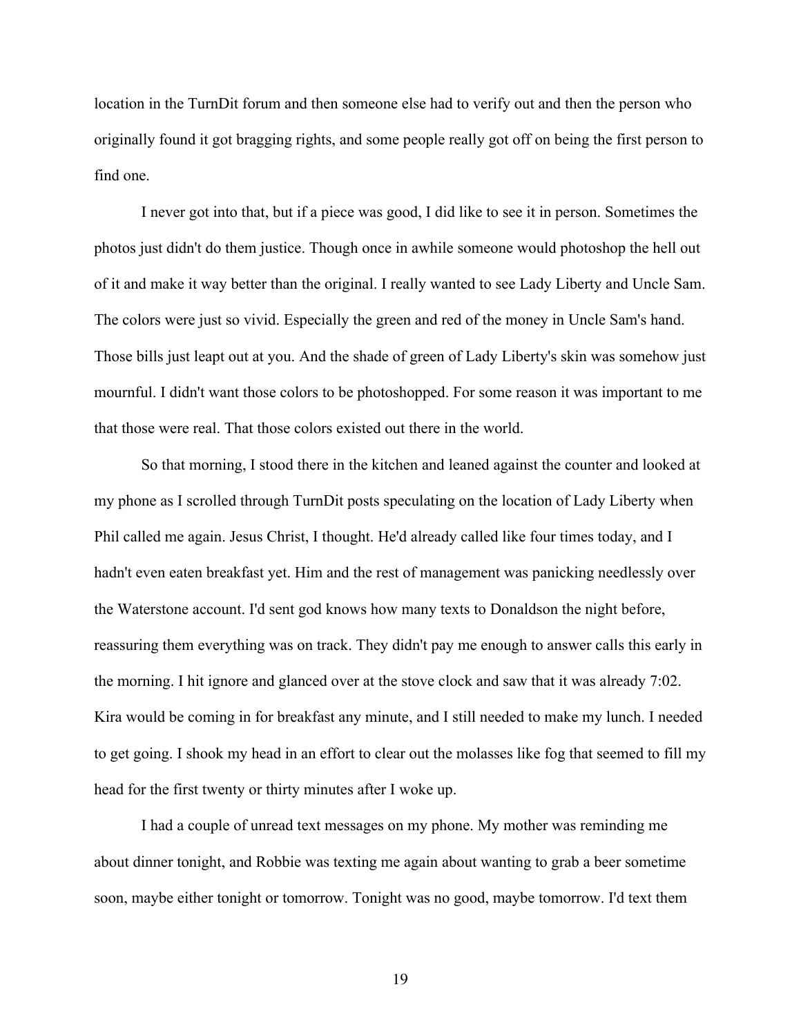location in the TurnDit forum and then someone else had to verify out and then the person who originally found it got bragging rights, and some people really got off on being the first person to find one.

I never got into that, but if a piece was good, I did like to see it in person. Sometimes the photos just didn't do them justice. Though once in awhile someone would photoshop the hell out of it and make it way better than the original. I really wanted to see Lady Liberty and Uncle Sam. The colors were just so vivid. Especially the green and red of the money in Uncle Sam's hand. Those bills just leapt out at you. And the shade of green of Lady Liberty's skin was somehow just mournful. I didn't want those colors to be photoshopped. For some reason it was important to me that those were real. That those colors existed out there in the world.

So that morning, I stood there in the kitchen and leaned against the counter and looked at my phone as I scrolled through TurnDit posts speculating on the location of Lady Liberty when Phil called me again. Jesus Christ, I thought. He'd already called like four times today, and I hadn't even eaten breakfast yet. Him and the rest of management was panicking needlessly over the Waterstone account. I'd sent god knows how many texts to Donaldson the night before, reassuring them everything was on track. They didn't pay me enough to answer calls this early in the morning. I hit ignore and glanced over at the stove clock and saw that it was already 7:02. Kira would be coming in for breakfast any minute, and I still needed to make my lunch. I needed to get going. I shook my head in an effort to clear out the molasses like fog that seemed to fill my head for the first twenty or thirty minutes after I woke up.

I had a couple of unread text messages on my phone. My mother was reminding me about dinner tonight, and Robbie was texting me again about wanting to grab a beer sometime soon, maybe either tonight or tomorrow. Tonight was no good, maybe tomorrow. I'd text them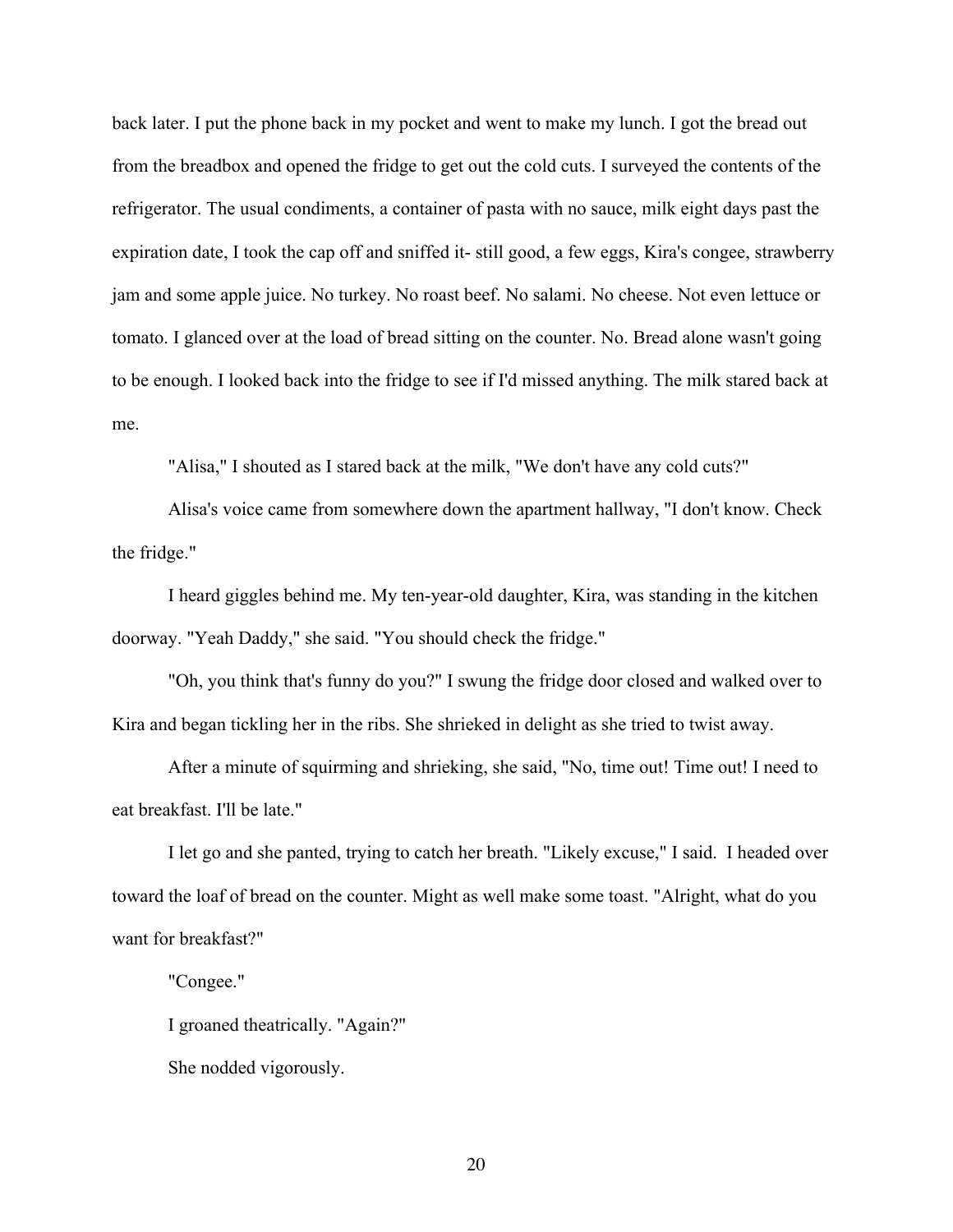back later. I put the phone back in my pocket and went to make my lunch. I got the bread out from the breadbox and opened the fridge to get out the cold cuts. I surveyed the contents of the refrigerator. The usual condiments, a container of pasta with no sauce, milk eight days past the expiration date, I took the cap off and sniffed it- still good, a few eggs, Kira's congee, strawberry jam and some apple juice. No turkey. No roast beef. No salami. No cheese. Not even lettuce or tomato. I glanced over at the load of bread sitting on the counter. No. Bread alone wasn't going to be enough. I looked back into the fridge to see if I'd missed anything. The milk stared back at me.

"Alisa," I shouted as I stared back at the milk, "We don't have any cold cuts?"

Alisa's voice came from somewhere down the apartment hallway, "I don't know. Check the fridge."

I heard giggles behind me. My ten-year-old daughter, Kira, was standing in the kitchen doorway. "Yeah Daddy," she said. "You should check the fridge."

"Oh, you think that's funny do you?" I swung the fridge door closed and walked over to Kira and began tickling her in the ribs. She shrieked in delight as she tried to twist away.

After a minute of squirming and shrieking, she said, "No, time out! Time out! I need to eat breakfast. I'll be late."

I let go and she panted, trying to catch her breath. "Likely excuse," I said. I headed over toward the loaf of bread on the counter. Might as well make some toast. "Alright, what do you want for breakfast?"

"Congee."

I groaned theatrically. "Again?"

She nodded vigorously.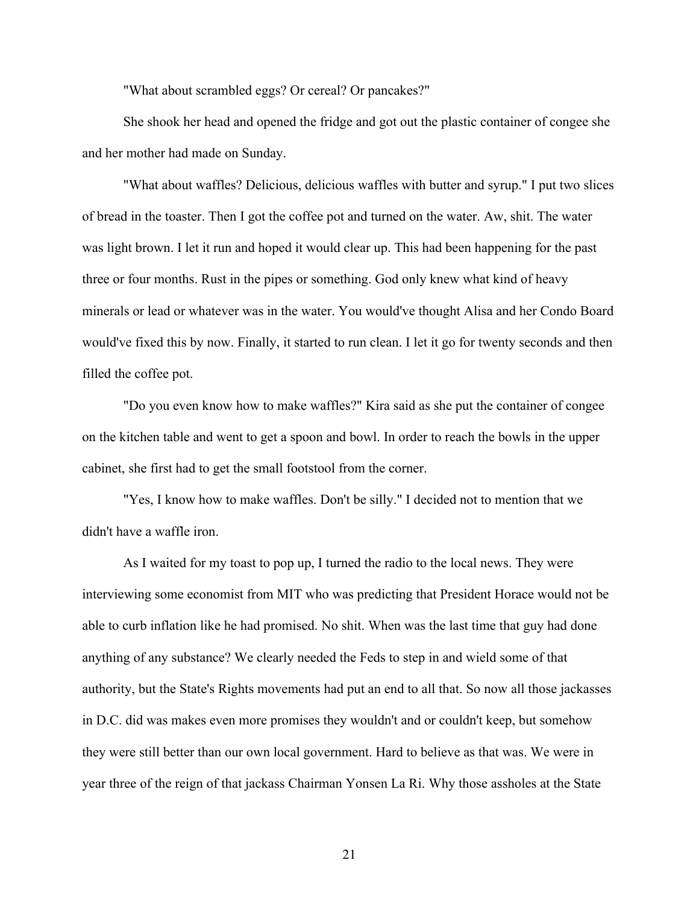"What about scrambled eggs? Or cereal? Or pancakes?"

She shook her head and opened the fridge and got out the plastic container of congee she and her mother had made on Sunday.

"What about waffles? Delicious, delicious waffles with butter and syrup." I put two slices of bread in the toaster. Then I got the coffee pot and turned on the water. Aw, shit. The water was light brown. I let it run and hoped it would clear up. This had been happening for the past three or four months. Rust in the pipes or something. God only knew what kind of heavy minerals or lead or whatever was in the water. You would've thought Alisa and her Condo Board would've fixed this by now. Finally, it started to run clean. I let it go for twenty seconds and then filled the coffee pot.

"Do you even know how to make waffles?" Kira said as she put the container of congee on the kitchen table and went to get a spoon and bowl. In order to reach the bowls in the upper cabinet, she first had to get the small footstool from the corner.

"Yes, I know how to make waffles. Don't be silly." I decided not to mention that we didn't have a waffle iron.

As I waited for my toast to pop up, I turned the radio to the local news. They were interviewing some economist from MIT who was predicting that President Horace would not be able to curb inflation like he had promised. No shit. When was the last time that guy had done anything of any substance? We clearly needed the Feds to step in and wield some of that authority, but the State's Rights movements had put an end to all that. So now all those jackasses in D.C. did was makes even more promises they wouldn't and or couldn't keep, but somehow they were still better than our own local government. Hard to believe as that was. We were in year three of the reign of that jackass Chairman Yonsen La Ri. Why those assholes at the State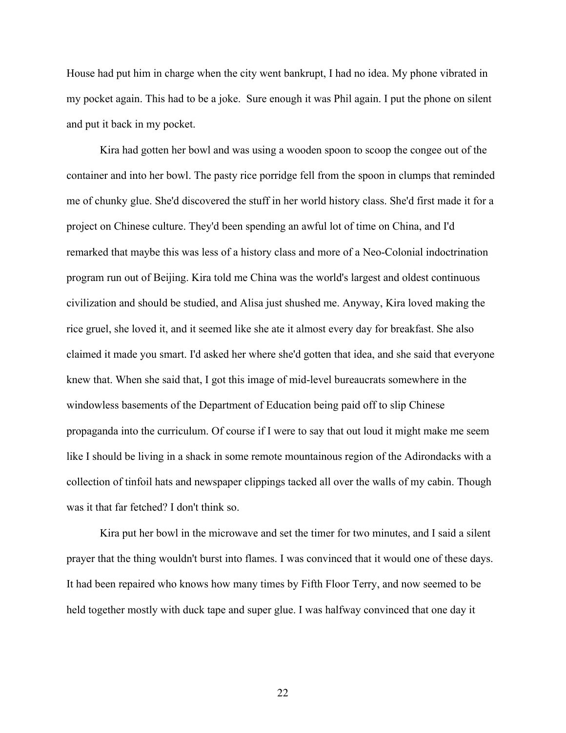House had put him in charge when the city went bankrupt, I had no idea. My phone vibrated in my pocket again. This had to be a joke.  Sure enough it was Phil again. I put the phone on silent and put it back in my pocket.

Kira had gotten her bowl and was using a wooden spoon to scoop the congee out of the container and into her bowl. The pasty rice porridge fell from the spoon in clumps that reminded me of chunky glue. She'd discovered the stuff in her world history class. She'd first made it for a project on Chinese culture. They'd been spending an awful lot of time on China, and I'd remarked that maybe this was less of a history class and more of a Neo-Colonial indoctrination program run out of Beijing. Kira told me China was the world's largest and oldest continuous civilization and should be studied, and Alisa just shushed me. Anyway, Kira loved making the rice gruel, she loved it, and it seemed like she ate it almost every day for breakfast. She also claimed it made you smart. I'd asked her where she'd gotten that idea, and she said that everyone knew that. When she said that, I got this image of mid-level bureaucrats somewhere in the windowless basements of the Department of Education being paid off to slip Chinese propaganda into the curriculum. Of course if I were to say that out loud it might make me seem like I should be living in a shack in some remote mountainous region of the Adirondacks with a collection of tinfoil hats and newspaper clippings tacked all over the walls of my cabin. Though was it that far fetched? I don't think so.

Kira put her bowl in the microwave and set the timer for two minutes, and I said a silent prayer that the thing wouldn't burst into flames. I was convinced that it would one of these days. It had been repaired who knows how many times by Fifth Floor Terry, and now seemed to be held together mostly with duck tape and super glue. I was halfway convinced that one day it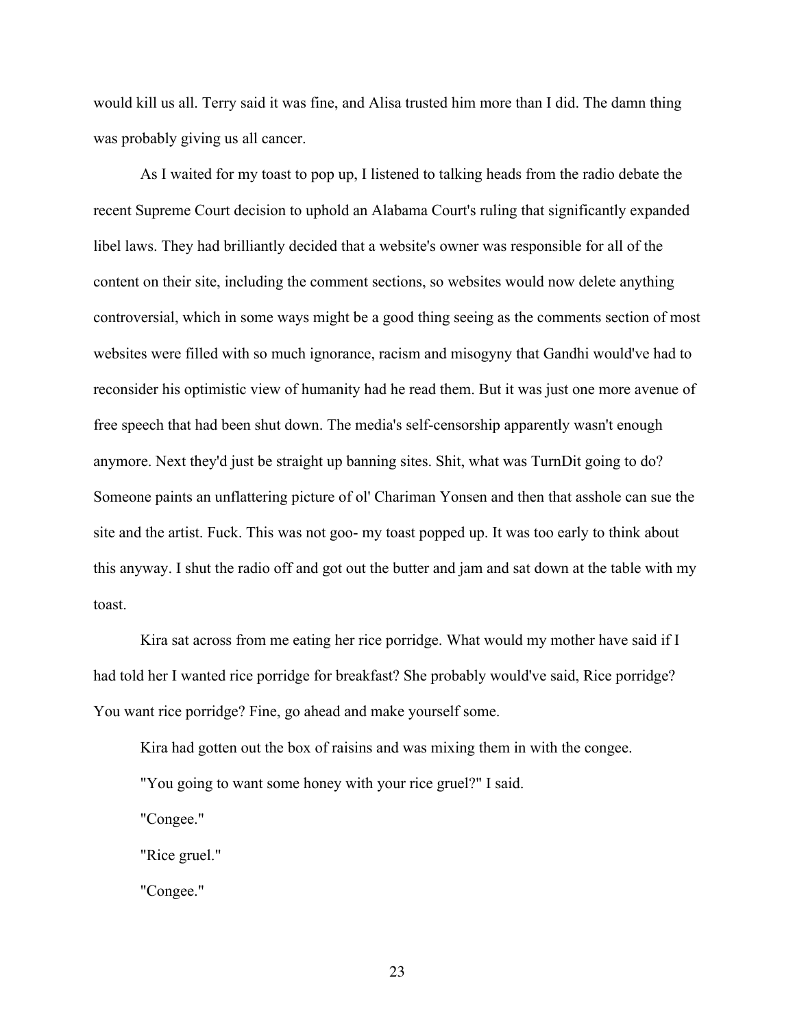would kill us all. Terry said it was fine, and Alisa trusted him more than I did. The damn thing was probably giving us all cancer.

As I waited for my toast to pop up, I listened to talking heads from the radio debate the recent Supreme Court decision to uphold an Alabama Court's ruling that significantly expanded libel laws. They had brilliantly decided that a website's owner was responsible for all of the content on their site, including the comment sections, so websites would now delete anything controversial, which in some ways might be a good thing seeing as the comments section of most websites were filled with so much ignorance, racism and misogyny that Gandhi would've had to reconsider his optimistic view of humanity had he read them. But it was just one more avenue of free speech that had been shut down. The media's self-censorship apparently wasn't enough anymore. Next they'd just be straight up banning sites. Shit, what was TurnDit going to do? Someone paints an unflattering picture of ol' Chariman Yonsen and then that asshole can sue the site and the artist. Fuck. This was not goo- my toast popped up. It was too early to think about this anyway. I shut the radio off and got out the butter and jam and sat down at the table with my toast.

Kira sat across from me eating her rice porridge. What would my mother have said if I had told her I wanted rice porridge for breakfast? She probably would've said, Rice porridge? You want rice porridge? Fine, go ahead and make yourself some.

Kira had gotten out the box of raisins and was mixing them in with the congee.

"You going to want some honey with your rice gruel?" I said.

"Congee."

"Rice gruel."

"Congee."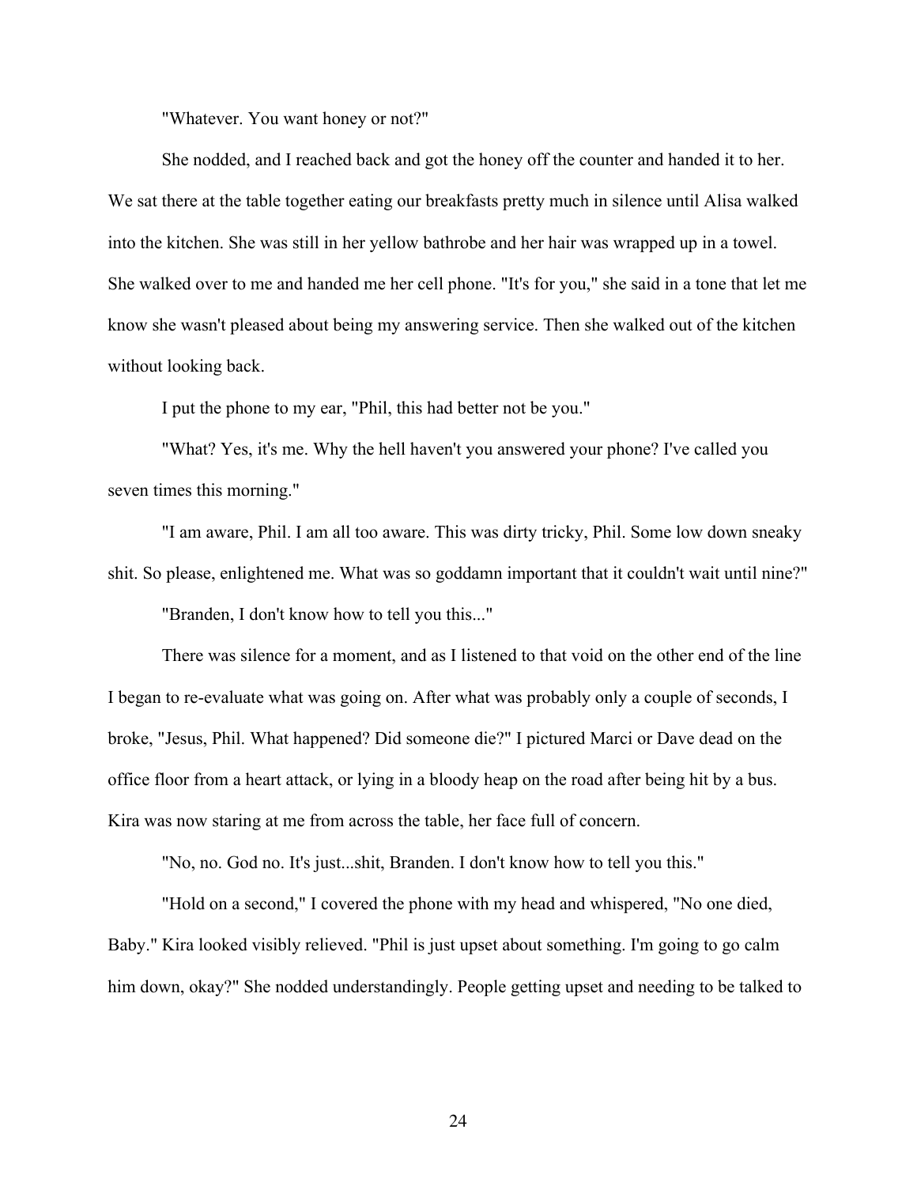"Whatever. You want honey or not?"

She nodded, and I reached back and got the honey off the counter and handed it to her. We sat there at the table together eating our breakfasts pretty much in silence until Alisa walked into the kitchen. She was still in her yellow bathrobe and her hair was wrapped up in a towel. She walked over to me and handed me her cell phone. "It's for you," she said in a tone that let me know she wasn't pleased about being my answering service. Then she walked out of the kitchen without looking back.

I put the phone to my ear, "Phil, this had better not be you."

"What? Yes, it's me. Why the hell haven't you answered your phone? I've called you seven times this morning."

"I am aware, Phil. I am all too aware. This was dirty tricky, Phil. Some low down sneaky shit. So please, enlightened me. What was so goddamn important that it couldn't wait until nine?"

"Branden, I don't know how to tell you this..."

There was silence for a moment, and as I listened to that void on the other end of the line I began to re-evaluate what was going on. After what was probably only a couple of seconds, I broke, "Jesus, Phil. What happened? Did someone die?" I pictured Marci or Dave dead on the office floor from a heart attack, or lying in a bloody heap on the road after being hit by a bus. Kira was now staring at me from across the table, her face full of concern.

"No, no. God no. It's just...shit, Branden. I don't know how to tell you this."

"Hold on a second," I covered the phone with my head and whispered, "No one died, Baby." Kira looked visibly relieved. "Phil is just upset about something. I'm going to go calm him down, okay?" She nodded understandingly. People getting upset and needing to be talked to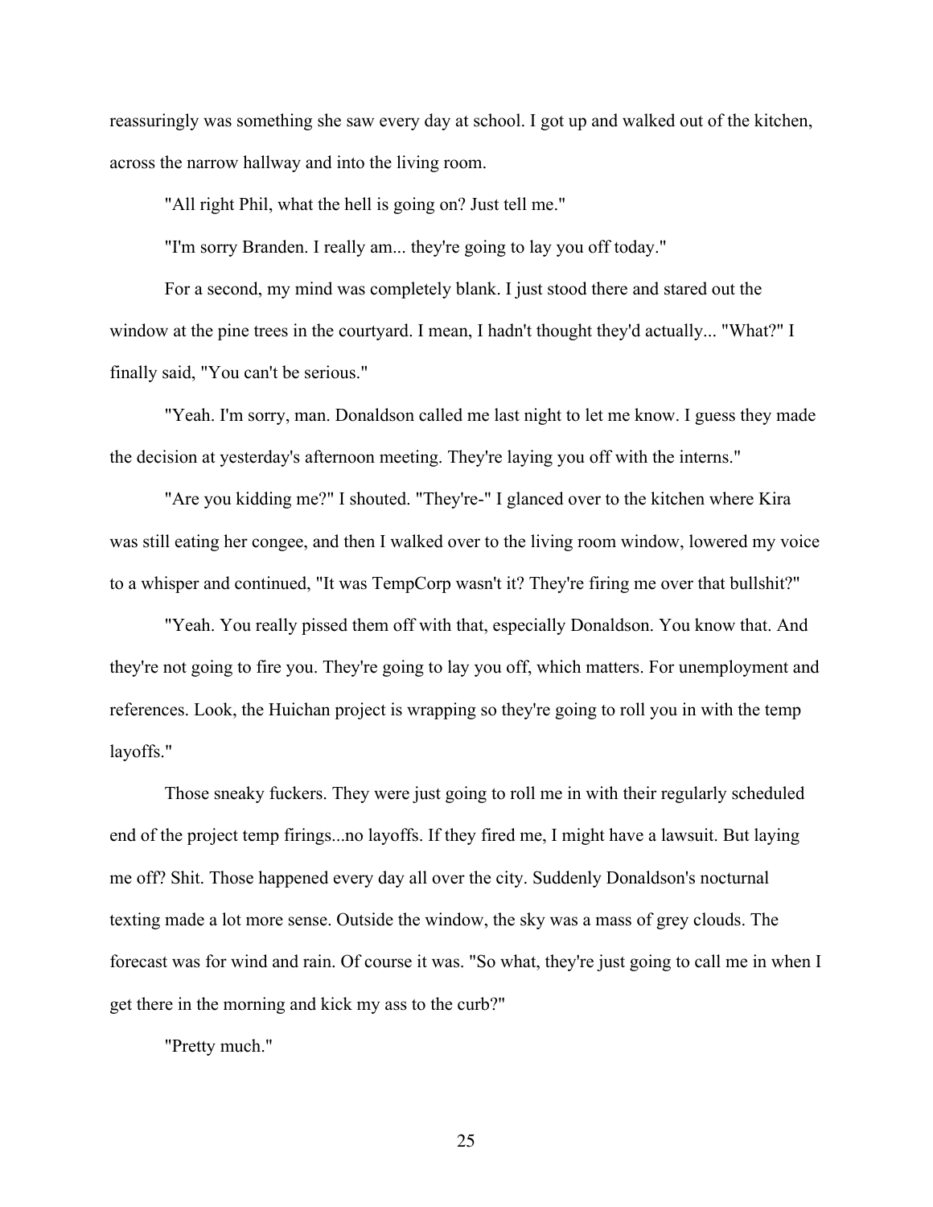reassuringly was something she saw every day at school. I got up and walked out of the kitchen, across the narrow hallway and into the living room.

"All right Phil, what the hell is going on? Just tell me."

"I'm sorry Branden. I really am... they're going to lay you off today."

For a second, my mind was completely blank. I just stood there and stared out the window at the pine trees in the courtyard. I mean, I hadn't thought they'd actually... "What?" I finally said, "You can't be serious."

"Yeah. I'm sorry, man. Donaldson called me last night to let me know. I guess they made the decision at yesterday's afternoon meeting. They're laying you off with the interns."

"Are you kidding me?" I shouted. "They're-" I glanced over to the kitchen where Kira was still eating her congee, and then I walked over to the living room window, lowered my voice to a whisper and continued, "It was TempCorp wasn't it? They're firing me over that bullshit?"

"Yeah. You really pissed them off with that, especially Donaldson. You know that. And they're not going to fire you. They're going to lay you off, which matters. For unemployment and references. Look, the Huichan project is wrapping so they're going to roll you in with the temp layoffs."

Those sneaky fuckers. They were just going to roll me in with their regularly scheduled end of the project temp firings...no layoffs. If they fired me, I might have a lawsuit. But laying me off? Shit. Those happened every day all over the city. Suddenly Donaldson's nocturnal texting made a lot more sense. Outside the window, the sky was a mass of grey clouds. The forecast was for wind and rain. Of course it was. "So what, they're just going to call me in when I get there in the morning and kick my ass to the curb?"

"Pretty much."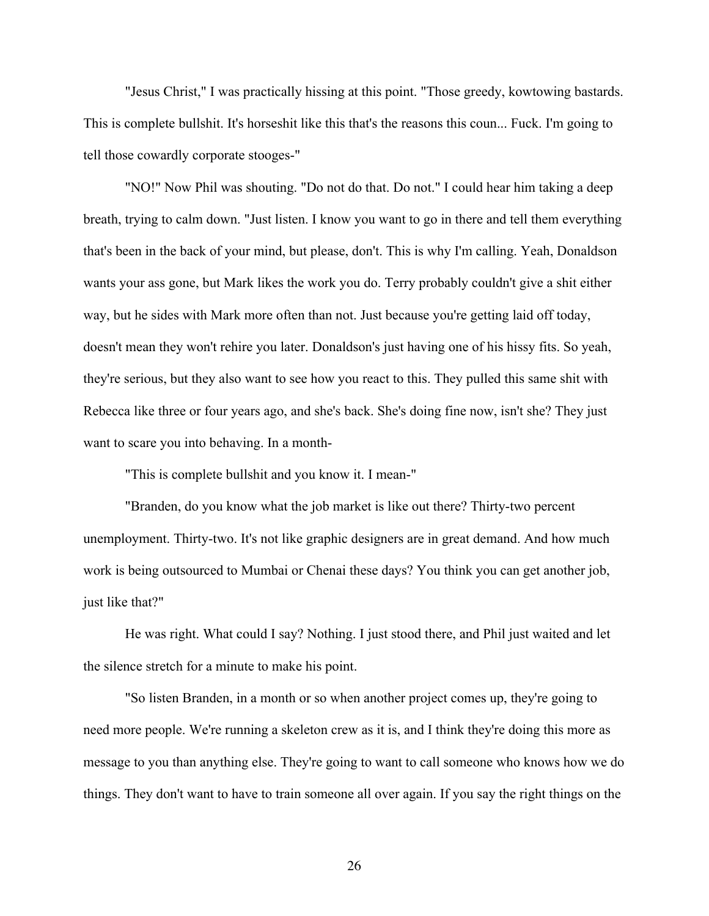"Jesus Christ," I was practically hissing at this point. "Those greedy, kowtowing bastards. This is complete bullshit. It's horseshit like this that's the reasons this coun... Fuck. I'm going to tell those cowardly corporate stooges-"

"NO!" Now Phil was shouting. "Do not do that. Do not." I could hear him taking a deep breath, trying to calm down. "Just listen. I know you want to go in there and tell them everything that's been in the back of your mind, but please, don't. This is why I'm calling. Yeah, Donaldson wants your ass gone, but Mark likes the work you do. Terry probably couldn't give a shit either way, but he sides with Mark more often than not. Just because you're getting laid off today, doesn't mean they won't rehire you later. Donaldson's just having one of his hissy fits. So yeah, they're serious, but they also want to see how you react to this. They pulled this same shit with Rebecca like three or four years ago, and she's back. She's doing fine now, isn't she? They just want to scare you into behaving. In a month-

"This is complete bullshit and you know it. I mean-"

"Branden, do you know what the job market is like out there? Thirty-two percent unemployment. Thirty-two. It's not like graphic designers are in great demand. And how much work is being outsourced to Mumbai or Chenai these days? You think you can get another job, just like that?"

He was right. What could I say? Nothing. I just stood there, and Phil just waited and let the silence stretch for a minute to make his point.

"So listen Branden, in a month or so when another project comes up, they're going to need more people. We're running a skeleton crew as it is, and I think they're doing this more as message to you than anything else. They're going to want to call someone who knows how we do things. They don't want to have to train someone all over again. If you say the right things on the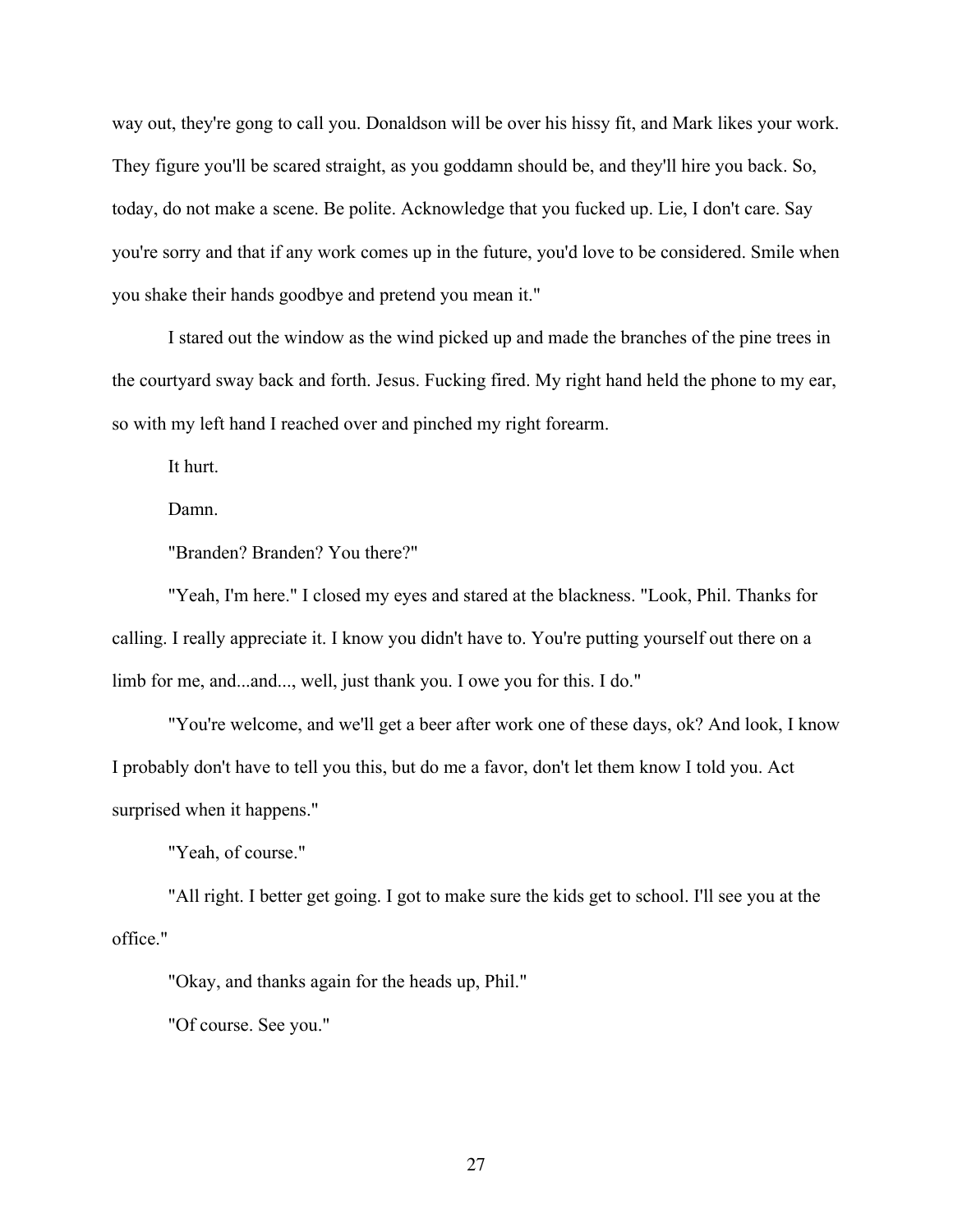way out, they're gong to call you. Donaldson will be over his hissy fit, and Mark likes your work. They figure you'll be scared straight, as you goddamn should be, and they'll hire you back. So, today, do not make a scene. Be polite. Acknowledge that you fucked up. Lie, I don't care. Say you're sorry and that if any work comes up in the future, you'd love to be considered. Smile when you shake their hands goodbye and pretend you mean it."

I stared out the window as the wind picked up and made the branches of the pine trees in the courtyard sway back and forth. Jesus. Fucking fired. My right hand held the phone to my ear, so with my left hand I reached over and pinched my right forearm.

It hurt.

Damn.

"Branden? Branden? You there?"

"Yeah, I'm here." I closed my eyes and stared at the blackness. "Look, Phil. Thanks for calling. I really appreciate it. I know you didn't have to. You're putting yourself out there on a limb for me, and...and..., well, just thank you. I owe you for this. I do."

"You're welcome, and we'll get a beer after work one of these days, ok? And look, I know I probably don't have to tell you this, but do me a favor, don't let them know I told you. Act surprised when it happens."

"Yeah, of course."

"All right. I better get going. I got to make sure the kids get to school. I'll see you at the office."

"Okay, and thanks again for the heads up, Phil."

"Of course. See you."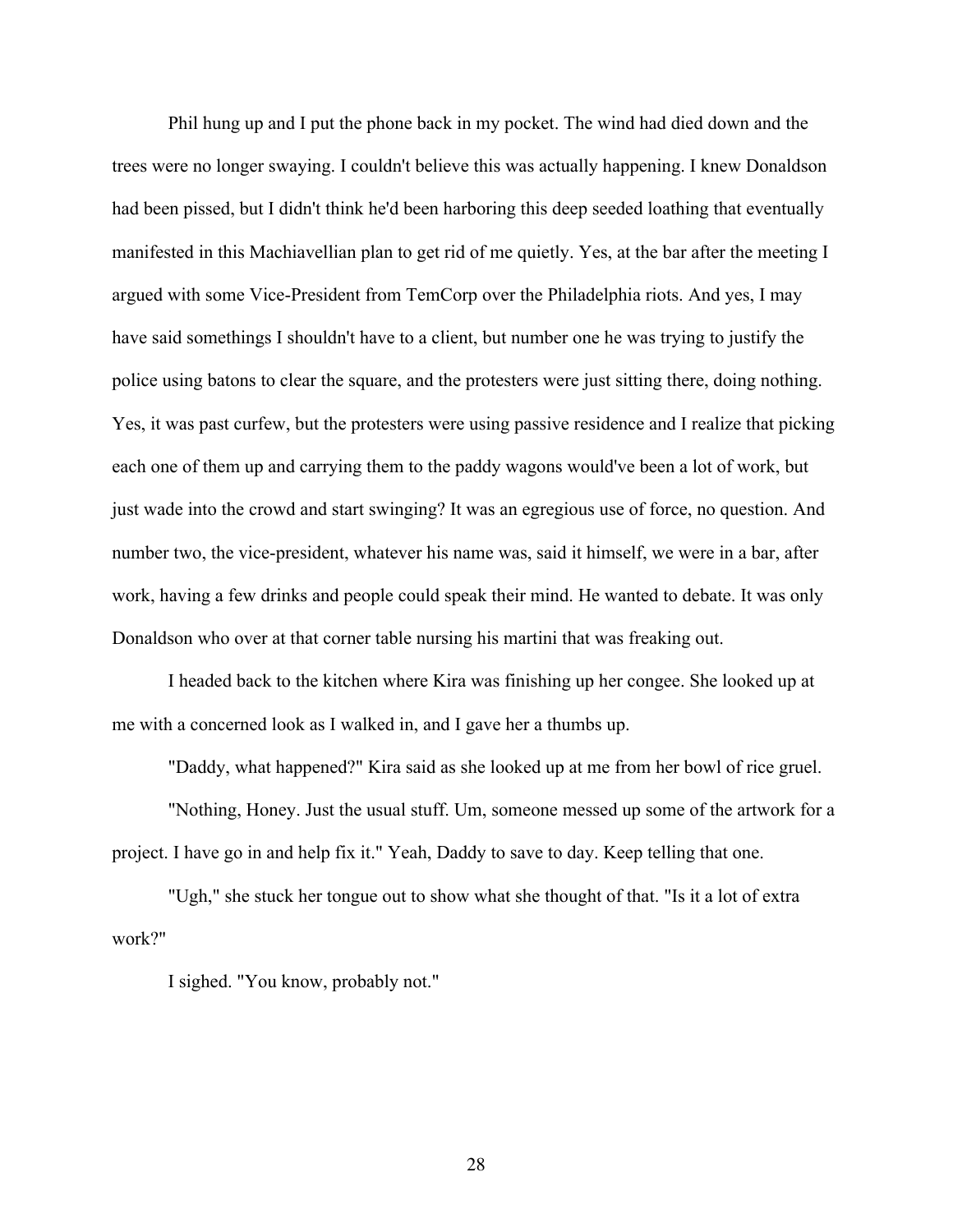Phil hung up and I put the phone back in my pocket. The wind had died down and the trees were no longer swaying. I couldn't believe this was actually happening. I knew Donaldson had been pissed, but I didn't think he'd been harboring this deep seeded loathing that eventually manifested in this Machiavellian plan to get rid of me quietly. Yes, at the bar after the meeting I argued with some Vice-President from TemCorp over the Philadelphia riots. And yes, I may have said somethings I shouldn't have to a client, but number one he was trying to justify the police using batons to clear the square, and the protesters were just sitting there, doing nothing. Yes, it was past curfew, but the protesters were using passive residence and I realize that picking each one of them up and carrying them to the paddy wagons would've been a lot of work, but just wade into the crowd and start swinging? It was an egregious use of force, no question. And number two, the vice-president, whatever his name was, said it himself, we were in a bar, after work, having a few drinks and people could speak their mind. He wanted to debate. It was only Donaldson who over at that corner table nursing his martini that was freaking out.

I headed back to the kitchen where Kira was finishing up her congee. She looked up at me with a concerned look as I walked in, and I gave her a thumbs up.

"Daddy, what happened?" Kira said as she looked up at me from her bowl of rice gruel.

"Nothing, Honey. Just the usual stuff. Um, someone messed up some of the artwork for a project. I have go in and help fix it." Yeah, Daddy to save to day. Keep telling that one.

"Ugh," she stuck her tongue out to show what she thought of that. "Is it a lot of extra work?"

I sighed. "You know, probably not."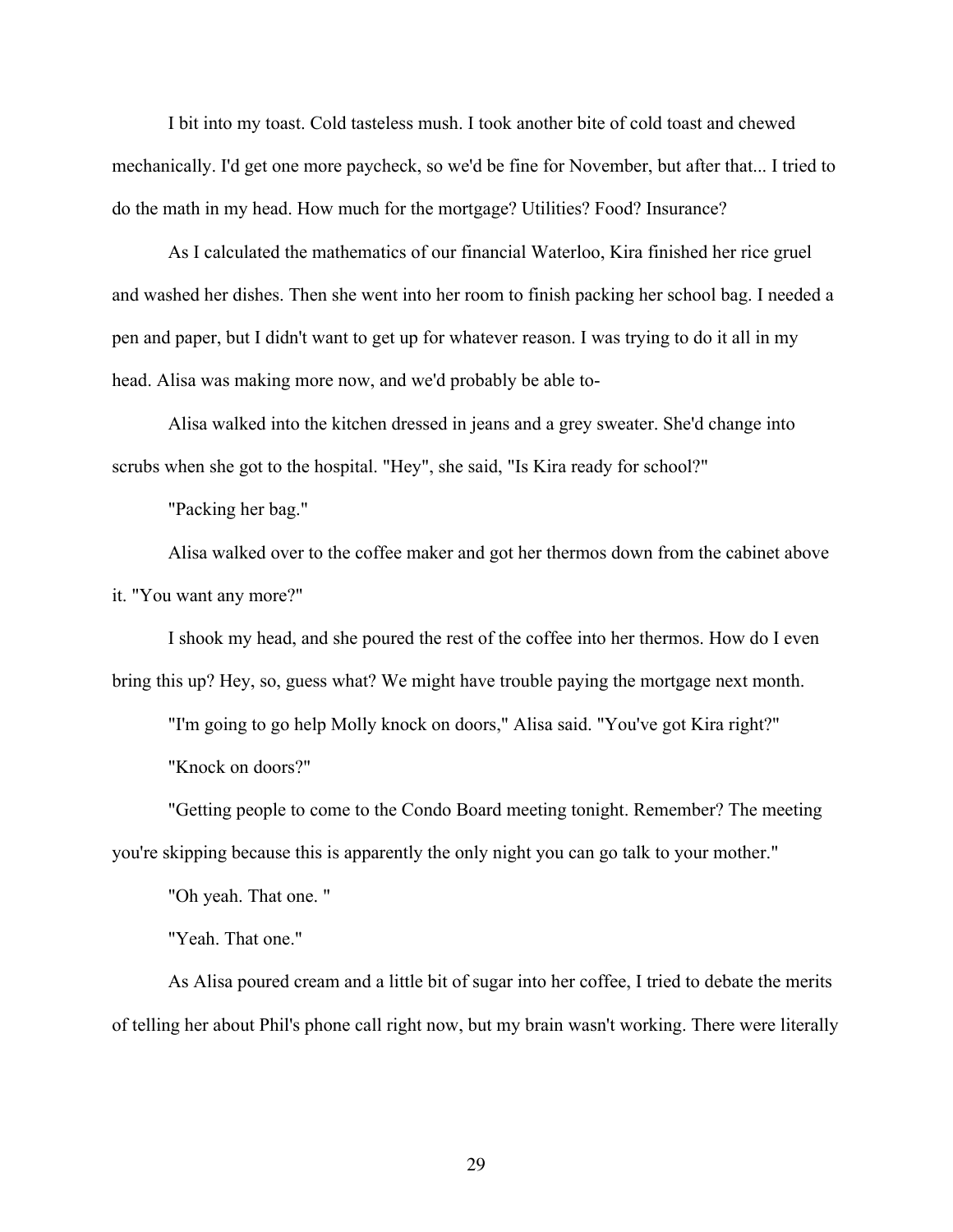I bit into my toast. Cold tasteless mush. I took another bite of cold toast and chewed mechanically. I'd get one more paycheck, so we'd be fine for November, but after that... I tried to do the math in my head. How much for the mortgage? Utilities? Food? Insurance?

As I calculated the mathematics of our financial Waterloo, Kira finished her rice gruel and washed her dishes. Then she went into her room to finish packing her school bag. I needed a pen and paper, but I didn't want to get up for whatever reason. I was trying to do it all in my head. Alisa was making more now, and we'd probably be able to-

Alisa walked into the kitchen dressed in jeans and a grey sweater. She'd change into scrubs when she got to the hospital. "Hey", she said, "Is Kira ready for school?"

"Packing her bag."

Alisa walked over to the coffee maker and got her thermos down from the cabinet above it. "You want any more?"

I shook my head, and she poured the rest of the coffee into her thermos. How do I even bring this up? Hey, so, guess what? We might have trouble paying the mortgage next month.

"I'm going to go help Molly knock on doors," Alisa said. "You've got Kira right?"

"Knock on doors?"

"Getting people to come to the Condo Board meeting tonight. Remember? The meeting you're skipping because this is apparently the only night you can go talk to your mother."

"Oh yeah. That one. "

"Yeah. That one."

As Alisa poured cream and a little bit of sugar into her coffee, I tried to debate the merits of telling her about Phil's phone call right now, but my brain wasn't working. There were literally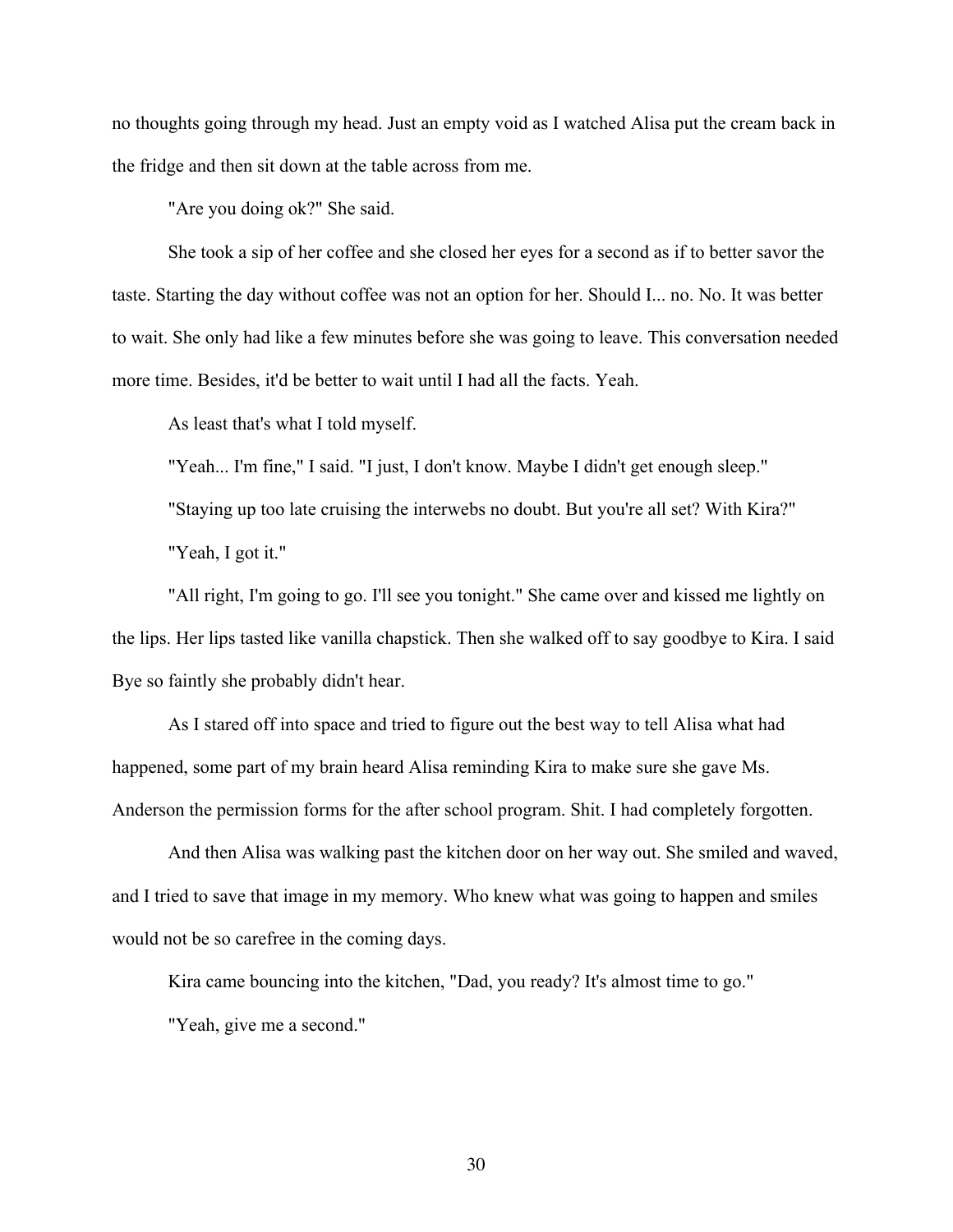no thoughts going through my head. Just an empty void as I watched Alisa put the cream back in the fridge and then sit down at the table across from me.

"Are you doing ok?" She said.

She took a sip of her coffee and she closed her eyes for a second as if to better savor the taste. Starting the day without coffee was not an option for her. Should I... no. No. It was better to wait. She only had like a few minutes before she was going to leave. This conversation needed more time. Besides, it'd be better to wait until I had all the facts. Yeah.

As least that's what I told myself.

"Yeah... I'm fine," I said. "I just, I don't know. Maybe I didn't get enough sleep."

"Staying up too late cruising the interwebs no doubt. But you're all set? With Kira?"

"Yeah, I got it."

"All right, I'm going to go. I'll see you tonight." She came over and kissed me lightly on the lips. Her lips tasted like vanilla chapstick. Then she walked off to say goodbye to Kira. I said Bye so faintly she probably didn't hear.

As I stared off into space and tried to figure out the best way to tell Alisa what had happened, some part of my brain heard Alisa reminding Kira to make sure she gave Ms. Anderson the permission forms for the after school program. Shit. I had completely forgotten.

And then Alisa was walking past the kitchen door on her way out. She smiled and waved, and I tried to save that image in my memory. Who knew what was going to happen and smiles would not be so carefree in the coming days.

Kira came bouncing into the kitchen, "Dad, you ready? It's almost time to go."

"Yeah, give me a second."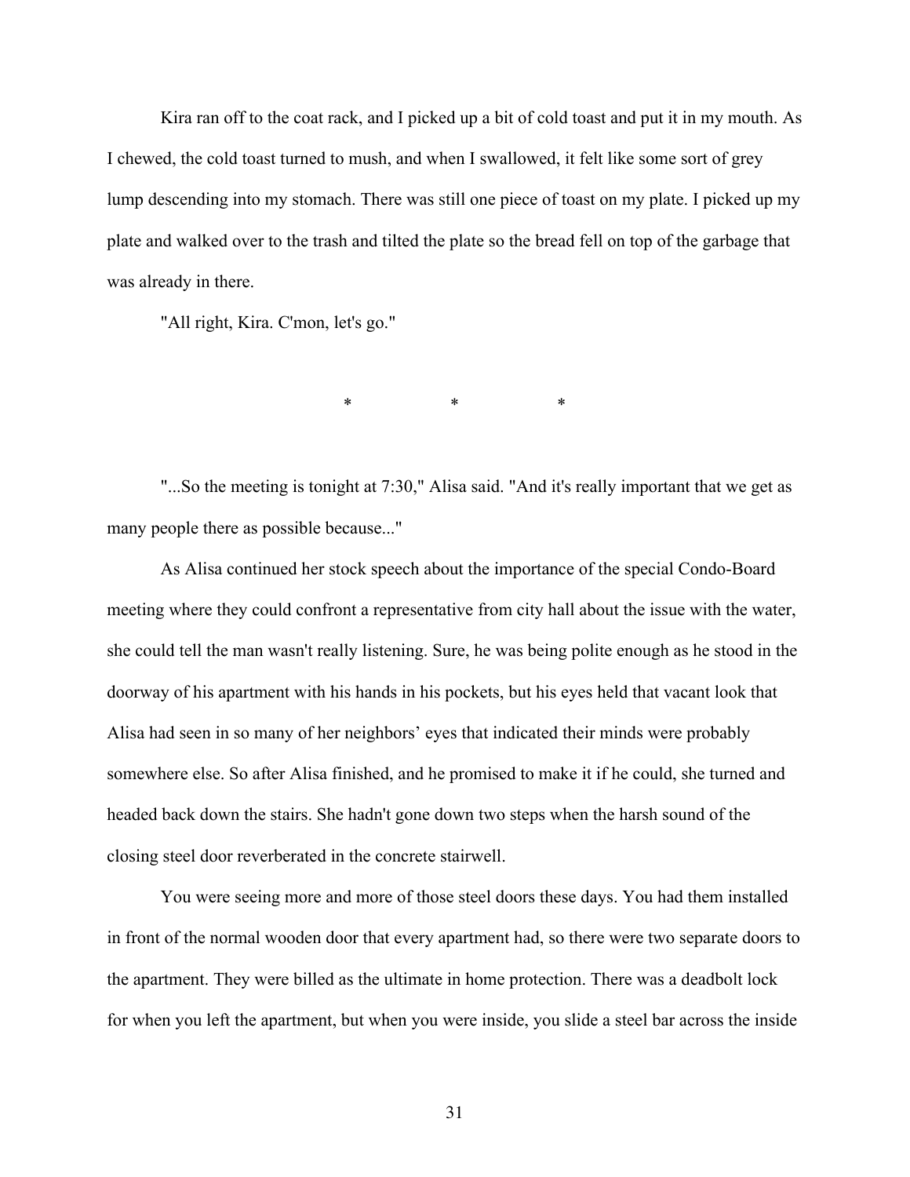Kira ran off to the coat rack, and I picked up a bit of cold toast and put it in my mouth. As I chewed, the cold toast turned to mush, and when I swallowed, it felt like some sort of grey lump descending into my stomach. There was still one piece of toast on my plate. I picked up my plate and walked over to the trash and tilted the plate so the bread fell on top of the garbage that was already in there.

"All right, Kira. C'mon, let's go."

\* \* \*

"...So the meeting is tonight at 7:30," Alisa said. "And it's really important that we get as many people there as possible because..."

As Alisa continued her stock speech about the importance of the special Condo-Board meeting where they could confront a representative from city hall about the issue with the water, she could tell the man wasn't really listening. Sure, he was being polite enough as he stood in the doorway of his apartment with his hands in his pockets, but his eyes held that vacant look that Alisa had seen in so many of her neighbors' eyes that indicated their minds were probably somewhere else. So after Alisa finished, and he promised to make it if he could, she turned and headed back down the stairs. She hadn't gone down two steps when the harsh sound of the closing steel door reverberated in the concrete stairwell.

You were seeing more and more of those steel doors these days. You had them installed in front of the normal wooden door that every apartment had, so there were two separate doors to the apartment. They were billed as the ultimate in home protection. There was a deadbolt lock for when you left the apartment, but when you were inside, you slide a steel bar across the inside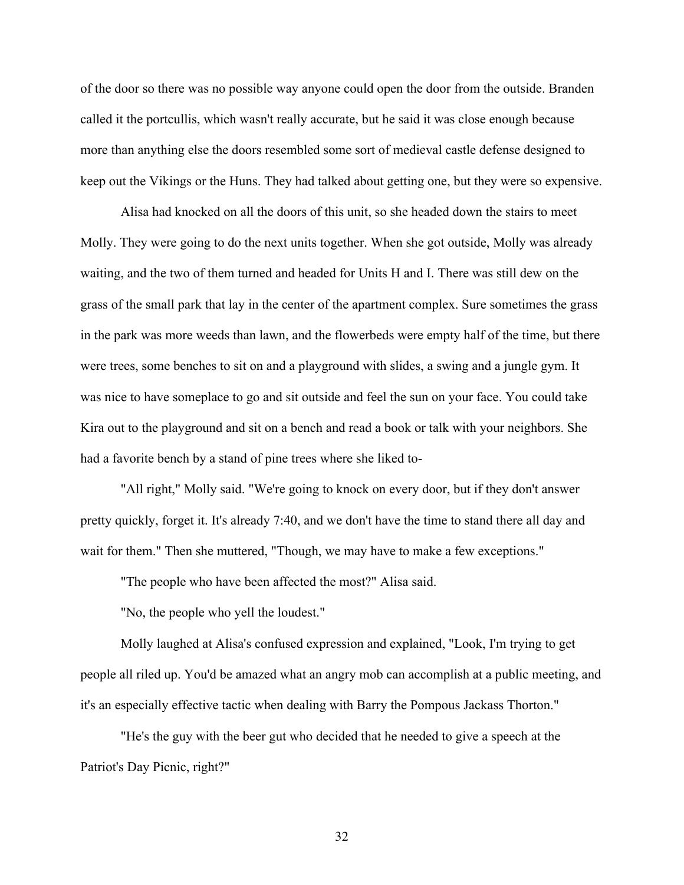of the door so there was no possible way anyone could open the door from the outside. Branden called it the portcullis, which wasn't really accurate, but he said it was close enough because more than anything else the doors resembled some sort of medieval castle defense designed to keep out the Vikings or the Huns. They had talked about getting one, but they were so expensive.

Alisa had knocked on all the doors of this unit, so she headed down the stairs to meet Molly. They were going to do the next units together. When she got outside, Molly was already waiting, and the two of them turned and headed for Units H and I. There was still dew on the grass of the small park that lay in the center of the apartment complex. Sure sometimes the grass in the park was more weeds than lawn, and the flowerbeds were empty half of the time, but there were trees, some benches to sit on and a playground with slides, a swing and a jungle gym. It was nice to have someplace to go and sit outside and feel the sun on your face. You could take Kira out to the playground and sit on a bench and read a book or talk with your neighbors. She had a favorite bench by a stand of pine trees where she liked to-

"All right," Molly said. "We're going to knock on every door, but if they don't answer pretty quickly, forget it. It's already 7:40, and we don't have the time to stand there all day and wait for them." Then she muttered, "Though, we may have to make a few exceptions."

"The people who have been affected the most?" Alisa said.

"No, the people who yell the loudest."

Molly laughed at Alisa's confused expression and explained, "Look, I'm trying to get people all riled up. You'd be amazed what an angry mob can accomplish at a public meeting, and it's an especially effective tactic when dealing with Barry the Pompous Jackass Thorton."

"He's the guy with the beer gut who decided that he needed to give a speech at the Patriot's Day Picnic, right?"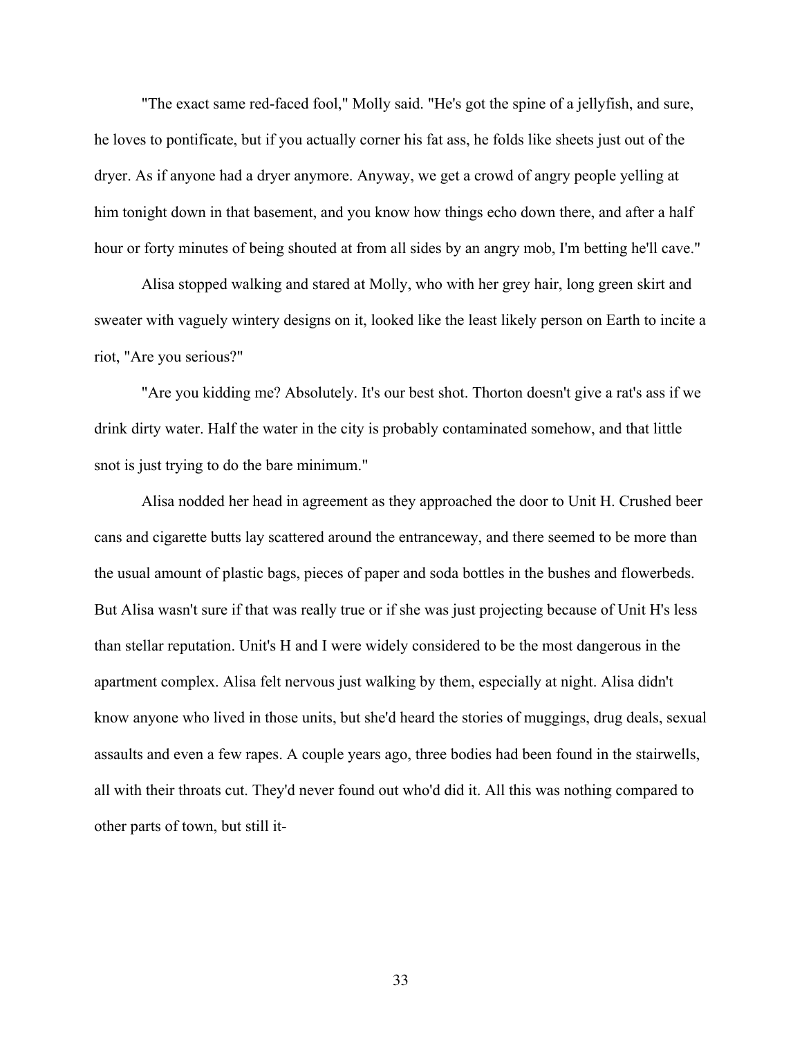"The exact same red-faced fool," Molly said. "He's got the spine of a jellyfish, and sure, he loves to pontificate, but if you actually corner his fat ass, he folds like sheets just out of the dryer. As if anyone had a dryer anymore. Anyway, we get a crowd of angry people yelling at him tonight down in that basement, and you know how things echo down there, and after a half hour or forty minutes of being shouted at from all sides by an angry mob, I'm betting he'll cave."

Alisa stopped walking and stared at Molly, who with her grey hair, long green skirt and sweater with vaguely wintery designs on it, looked like the least likely person on Earth to incite a riot, "Are you serious?"

"Are you kidding me? Absolutely. It's our best shot. Thorton doesn't give a rat's ass if we drink dirty water. Half the water in the city is probably contaminated somehow, and that little snot is just trying to do the bare minimum."

Alisa nodded her head in agreement as they approached the door to Unit H. Crushed beer cans and cigarette butts lay scattered around the entranceway, and there seemed to be more than the usual amount of plastic bags, pieces of paper and soda bottles in the bushes and flowerbeds. But Alisa wasn't sure if that was really true or if she was just projecting because of Unit H's less than stellar reputation. Unit's H and I were widely considered to be the most dangerous in the apartment complex. Alisa felt nervous just walking by them, especially at night. Alisa didn't know anyone who lived in those units, but she'd heard the stories of muggings, drug deals, sexual assaults and even a few rapes. A couple years ago, three bodies had been found in the stairwells, all with their throats cut. They'd never found out who'd did it. All this was nothing compared to other parts of town, but still it-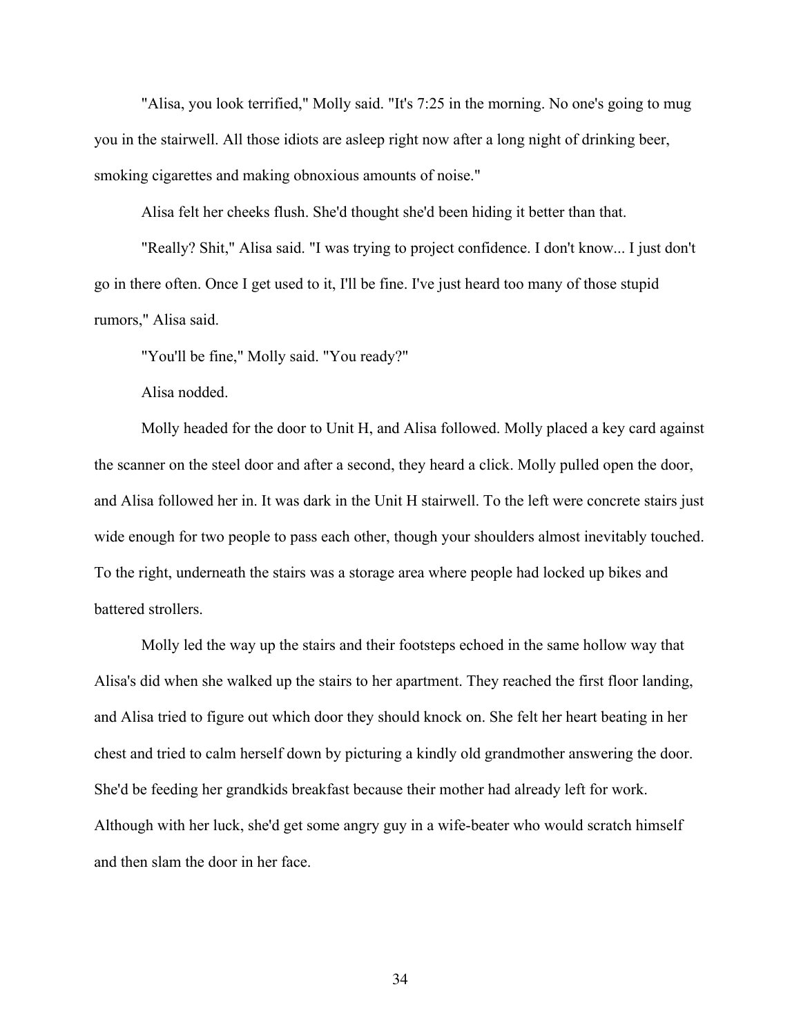"Alisa, you look terrified," Molly said. "It's 7:25 in the morning. No one's going to mug you in the stairwell. All those idiots are asleep right now after a long night of drinking beer, smoking cigarettes and making obnoxious amounts of noise."

Alisa felt her cheeks flush. She'd thought she'd been hiding it better than that.

"Really? Shit," Alisa said. "I was trying to project confidence. I don't know... I just don't go in there often. Once I get used to it, I'll be fine. I've just heard too many of those stupid rumors," Alisa said.

"You'll be fine," Molly said. "You ready?"

Alisa nodded.

Molly headed for the door to Unit H, and Alisa followed. Molly placed a key card against the scanner on the steel door and after a second, they heard a click. Molly pulled open the door, and Alisa followed her in. It was dark in the Unit H stairwell. To the left were concrete stairs just wide enough for two people to pass each other, though your shoulders almost inevitably touched. To the right, underneath the stairs was a storage area where people had locked up bikes and battered strollers.

Molly led the way up the stairs and their footsteps echoed in the same hollow way that Alisa's did when she walked up the stairs to her apartment. They reached the first floor landing, and Alisa tried to figure out which door they should knock on. She felt her heart beating in her chest and tried to calm herself down by picturing a kindly old grandmother answering the door. She'd be feeding her grandkids breakfast because their mother had already left for work. Although with her luck, she'd get some angry guy in a wife-beater who would scratch himself and then slam the door in her face.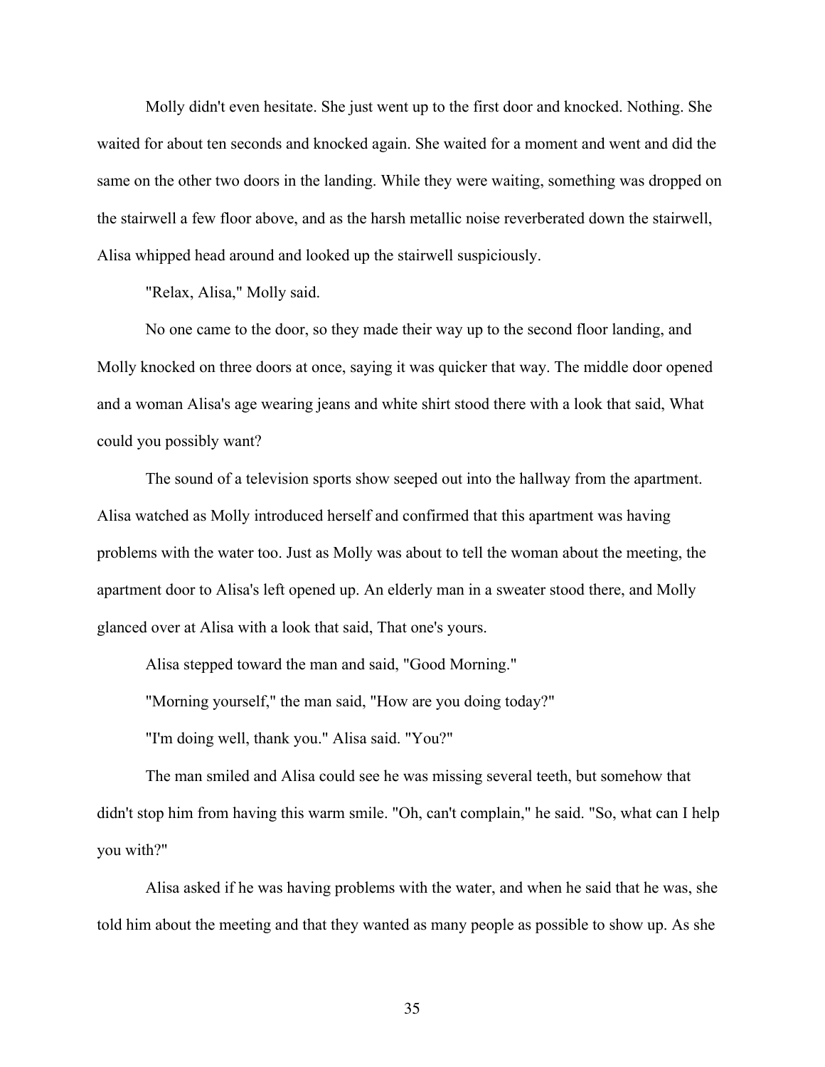Molly didn't even hesitate. She just went up to the first door and knocked. Nothing. She waited for about ten seconds and knocked again. She waited for a moment and went and did the same on the other two doors in the landing. While they were waiting, something was dropped on the stairwell a few floor above, and as the harsh metallic noise reverberated down the stairwell, Alisa whipped head around and looked up the stairwell suspiciously.

"Relax, Alisa," Molly said.

No one came to the door, so they made their way up to the second floor landing, and Molly knocked on three doors at once, saying it was quicker that way. The middle door opened and a woman Alisa's age wearing jeans and white shirt stood there with a look that said, What could you possibly want?

The sound of a television sports show seeped out into the hallway from the apartment. Alisa watched as Molly introduced herself and confirmed that this apartment was having problems with the water too. Just as Molly was about to tell the woman about the meeting, the apartment door to Alisa's left opened up. An elderly man in a sweater stood there, and Molly glanced over at Alisa with a look that said, That one's yours.

Alisa stepped toward the man and said, "Good Morning."

"Morning yourself," the man said, "How are you doing today?"

"I'm doing well, thank you." Alisa said. "You?"

The man smiled and Alisa could see he was missing several teeth, but somehow that didn't stop him from having this warm smile. "Oh, can't complain," he said. "So, what can I help you with?"

Alisa asked if he was having problems with the water, and when he said that he was, she told him about the meeting and that they wanted as many people as possible to show up. As she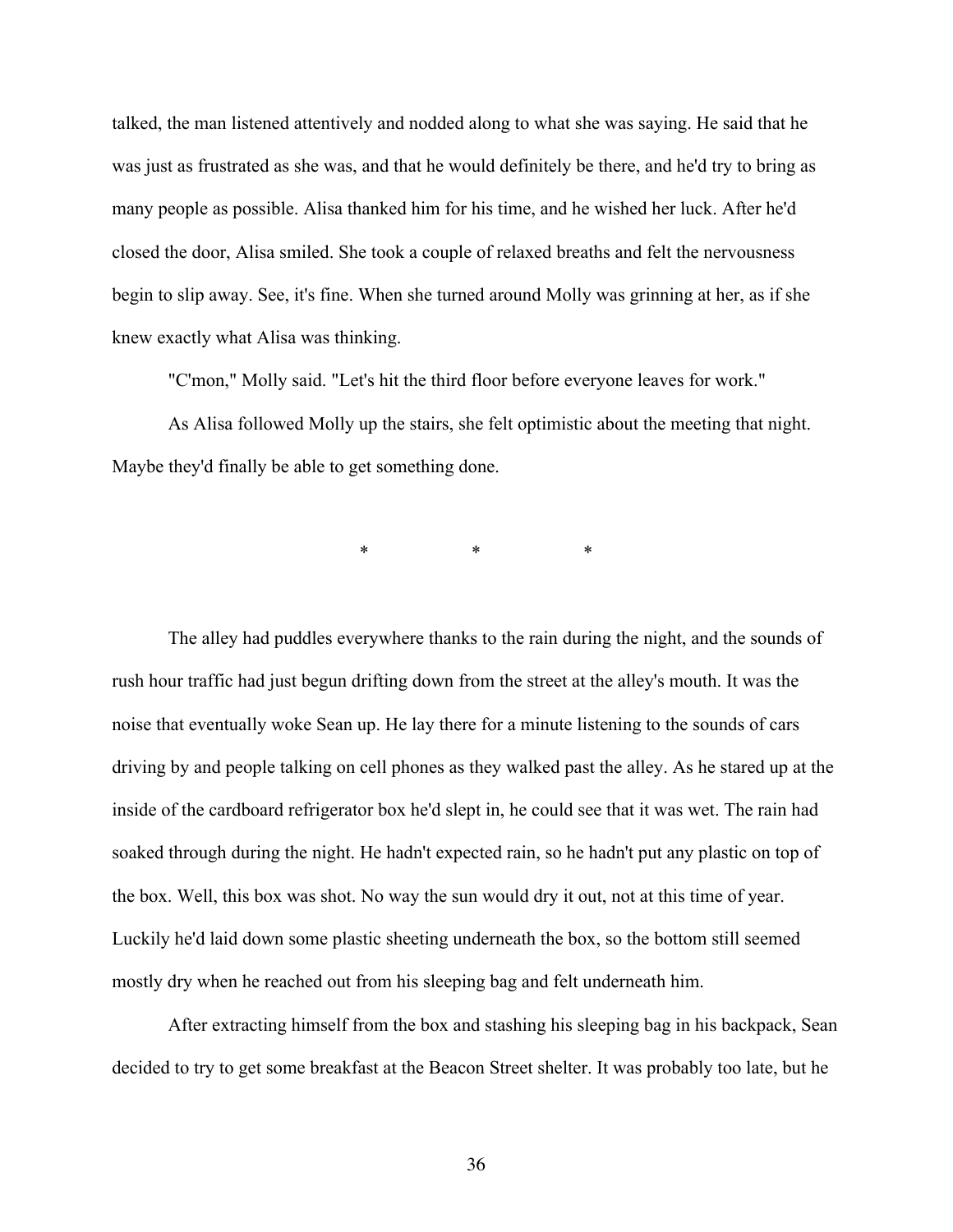talked, the man listened attentively and nodded along to what she was saying. He said that he was just as frustrated as she was, and that he would definitely be there, and he'd try to bring as many people as possible. Alisa thanked him for his time, and he wished her luck. After he'd closed the door, Alisa smiled. She took a couple of relaxed breaths and felt the nervousness begin to slip away. See, it's fine. When she turned around Molly was grinning at her, as if she knew exactly what Alisa was thinking.

"C'mon," Molly said. "Let's hit the third floor before everyone leaves for work."

As Alisa followed Molly up the stairs, she felt optimistic about the meeting that night. Maybe they'd finally be able to get something done.

\*　　　\*　　　\*

The alley had puddles everywhere thanks to the rain during the night, and the sounds of rush hour traffic had just begun drifting down from the street at the alley's mouth. It was the noise that eventually woke Sean up. He lay there for a minute listening to the sounds of cars driving by and people talking on cell phones as they walked past the alley. As he stared up at the inside of the cardboard refrigerator box he'd slept in, he could see that it was wet. The rain had soaked through during the night. He hadn't expected rain, so he hadn't put any plastic on top of the box. Well, this box was shot. No way the sun would dry it out, not at this time of year. Luckily he'd laid down some plastic sheeting underneath the box, so the bottom still seemed mostly dry when he reached out from his sleeping bag and felt underneath him.

After extracting himself from the box and stashing his sleeping bag in his backpack, Sean decided to try to get some breakfast at the Beacon Street shelter. It was probably too late, but he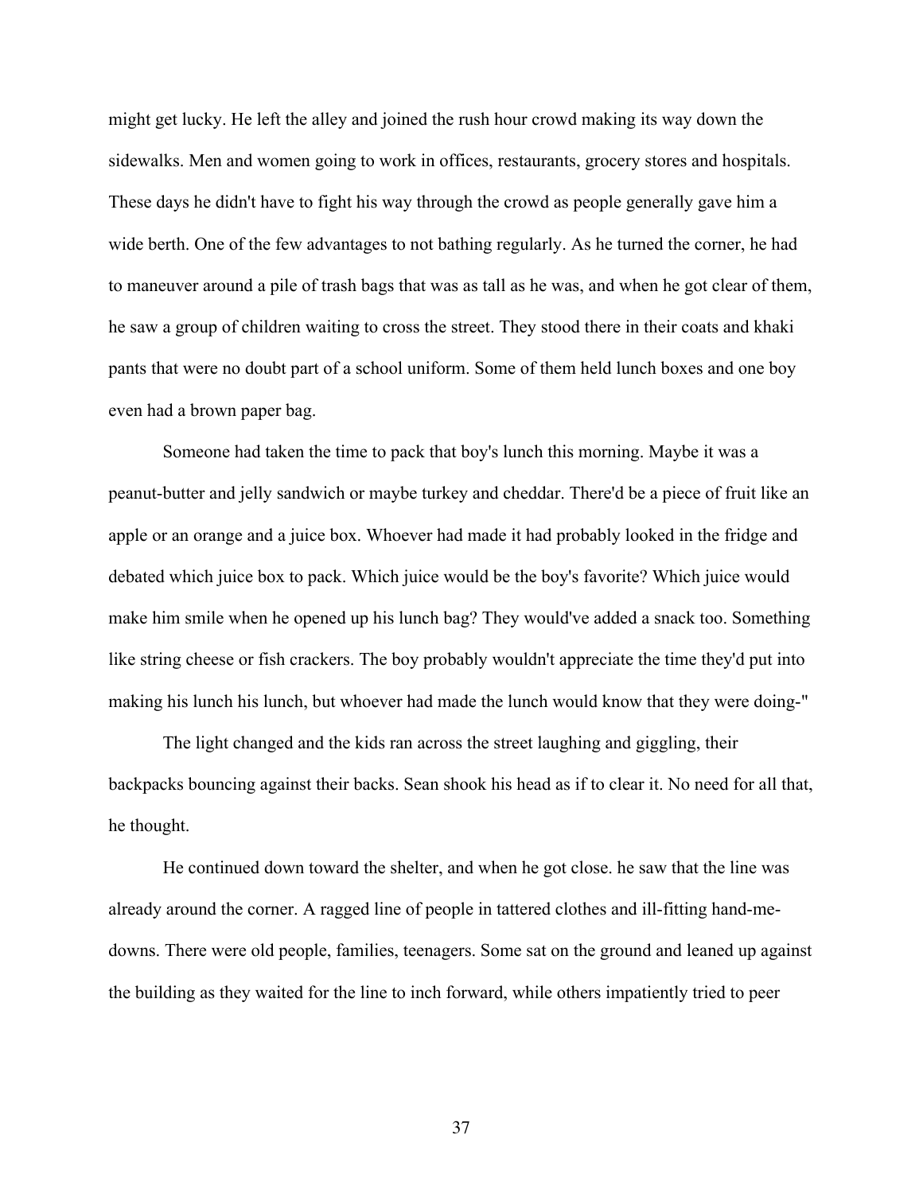might get lucky. He left the alley and joined the rush hour crowd making its way down the sidewalks. Men and women going to work in offices, restaurants, grocery stores and hospitals. These days he didn't have to fight his way through the crowd as people generally gave him a wide berth. One of the few advantages to not bathing regularly. As he turned the corner, he had to maneuver around a pile of trash bags that was as tall as he was, and when he got clear of them, he saw a group of children waiting to cross the street. They stood there in their coats and khaki pants that were no doubt part of a school uniform. Some of them held lunch boxes and one boy even had a brown paper bag.

Someone had taken the time to pack that boy's lunch this morning. Maybe it was a peanut-butter and jelly sandwich or maybe turkey and cheddar. There'd be a piece of fruit like an apple or an orange and a juice box. Whoever had made it had probably looked in the fridge and debated which juice box to pack. Which juice would be the boy's favorite? Which juice would make him smile when he opened up his lunch bag? They would've added a snack too. Something like string cheese or fish crackers. The boy probably wouldn't appreciate the time they'd put into making his lunch his lunch, but whoever had made the lunch would know that they were doing-"

The light changed and the kids ran across the street laughing and giggling, their backpacks bouncing against their backs. Sean shook his head as if to clear it. No need for all that, he thought.

He continued down toward the shelter, and when he got close. he saw that the line was already around the corner. A ragged line of people in tattered clothes and ill-fitting hand-me-downs. There were old people, families, teenagers. Some sat on the ground and leaned up against the building as they waited for the line to inch forward, while others impatiently tried to peer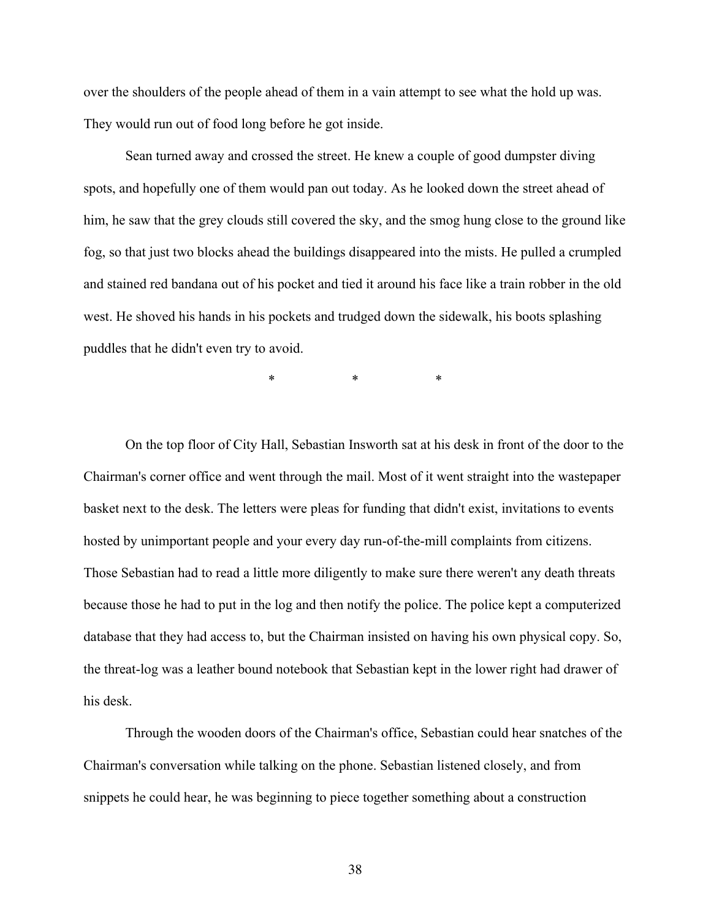over the shoulders of the people ahead of them in a vain attempt to see what the hold up was. They would run out of food long before he got inside.

Sean turned away and crossed the street. He knew a couple of good dumpster diving spots, and hopefully one of them would pan out today. As he looked down the street ahead of him, he saw that the grey clouds still covered the sky, and the smog hung close to the ground like fog, so that just two blocks ahead the buildings disappeared into the mists. He pulled a crumpled and stained red bandana out of his pocket and tied it around his face like a train robber in the old west. He shoved his hands in his pockets and trudged down the sidewalk, his boots splashing puddles that he didn't even try to avoid.

\*            \*            \*

On the top floor of City Hall, Sebastian Insworth sat at his desk in front of the door to the Chairman's corner office and went through the mail. Most of it went straight into the wastepaper basket next to the desk. The letters were pleas for funding that didn't exist, invitations to events hosted by unimportant people and your every day run-of-the-mill complaints from citizens. Those Sebastian had to read a little more diligently to make sure there weren't any death threats because those he had to put in the log and then notify the police. The police kept a computerized database that they had access to, but the Chairman insisted on having his own physical copy. So, the threat-log was a leather bound notebook that Sebastian kept in the lower right had drawer of his desk.

Through the wooden doors of the Chairman's office, Sebastian could hear snatches of the Chairman's conversation while talking on the phone. Sebastian listened closely, and from snippets he could hear, he was beginning to piece together something about a construction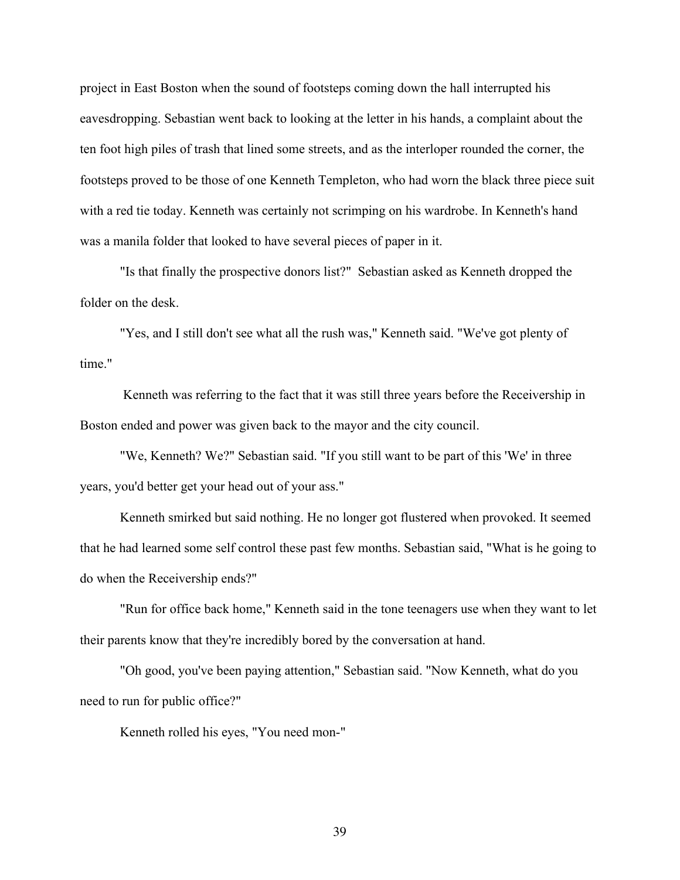project in East Boston when the sound of footsteps coming down the hall interrupted his eavesdropping. Sebastian went back to looking at the letter in his hands, a complaint about the ten foot high piles of trash that lined some streets, and as the interloper rounded the corner, the footsteps proved to be those of one Kenneth Templeton, who had worn the black three piece suit with a red tie today. Kenneth was certainly not scrimping on his wardrobe. In Kenneth's hand was a manila folder that looked to have several pieces of paper in it.

"Is that finally the prospective donors list?" Sebastian asked as Kenneth dropped the folder on the desk.

"Yes, and I still don't see what all the rush was," Kenneth said. "We've got plenty of time."

Kenneth was referring to the fact that it was still three years before the Receivership in Boston ended and power was given back to the mayor and the city council.

"We, Kenneth? We?" Sebastian said. "If you still want to be part of this 'We' in three years, you'd better get your head out of your ass."

Kenneth smirked but said nothing. He no longer got flustered when provoked. It seemed that he had learned some self control these past few months. Sebastian said, "What is he going to do when the Receivership ends?"

"Run for office back home," Kenneth said in the tone teenagers use when they want to let their parents know that they're incredibly bored by the conversation at hand.

"Oh good, you've been paying attention," Sebastian said. "Now Kenneth, what do you need to run for public office?"

Kenneth rolled his eyes, "You need mon-"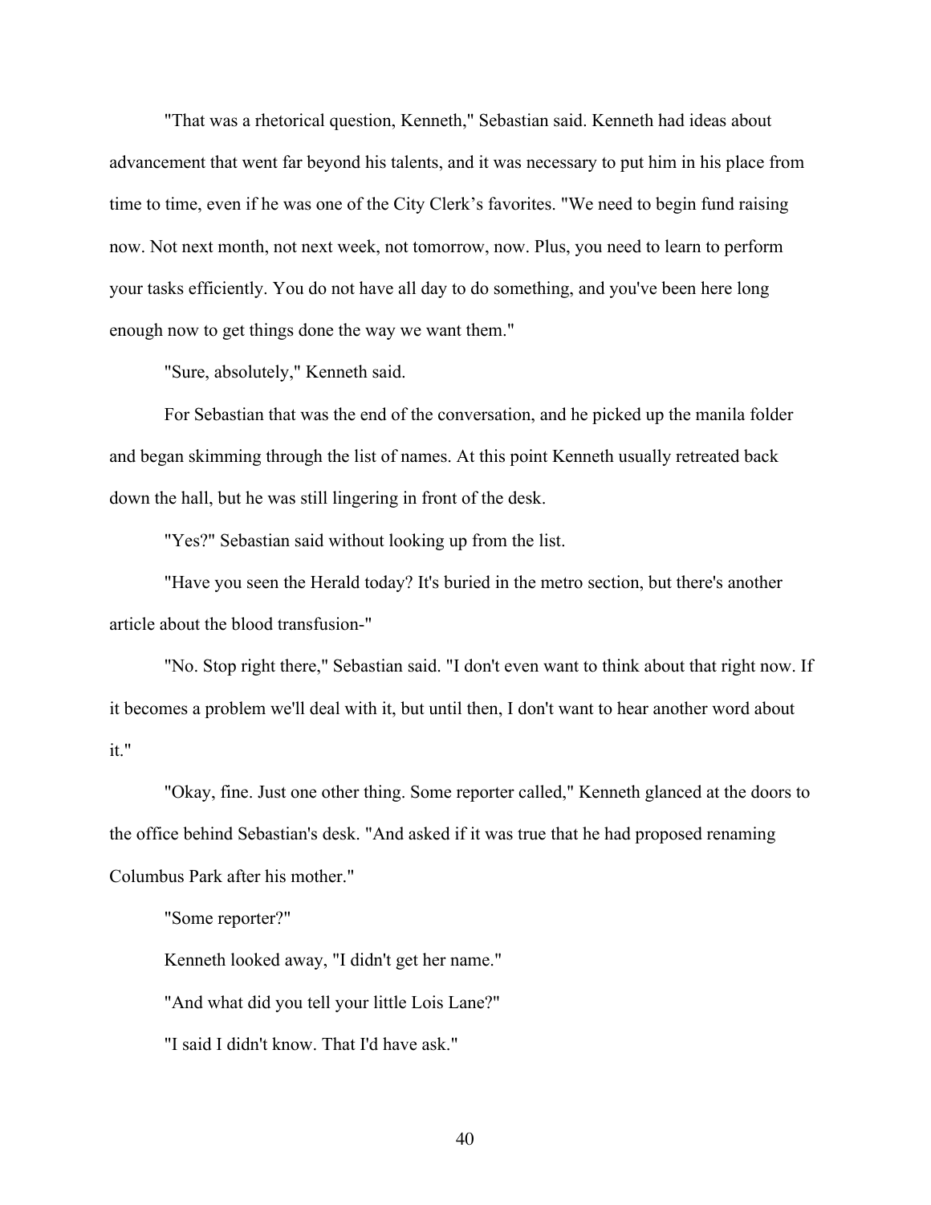"That was a rhetorical question, Kenneth," Sebastian said. Kenneth had ideas about advancement that went far beyond his talents, and it was necessary to put him in his place from time to time, even if he was one of the City Clerk's favorites. "We need to begin fund raising now. Not next month, not next week, not tomorrow, now. Plus, you need to learn to perform your tasks efficiently. You do not have all day to do something, and you've been here long enough now to get things done the way we want them."

"Sure, absolutely," Kenneth said.

For Sebastian that was the end of the conversation, and he picked up the manila folder and began skimming through the list of names. At this point Kenneth usually retreated back down the hall, but he was still lingering in front of the desk.

"Yes?" Sebastian said without looking up from the list.

"Have you seen the Herald today? It's buried in the metro section, but there's another article about the blood transfusion-"

"No. Stop right there," Sebastian said. "I don't even want to think about that right now. If it becomes a problem we'll deal with it, but until then, I don't want to hear another word about it."

"Okay, fine. Just one other thing. Some reporter called," Kenneth glanced at the doors to the office behind Sebastian's desk. "And asked if it was true that he had proposed renaming Columbus Park after his mother."

"Some reporter?"

Kenneth looked away, "I didn't get her name."

"And what did you tell your little Lois Lane?"

"I said I didn't know. That I'd have ask."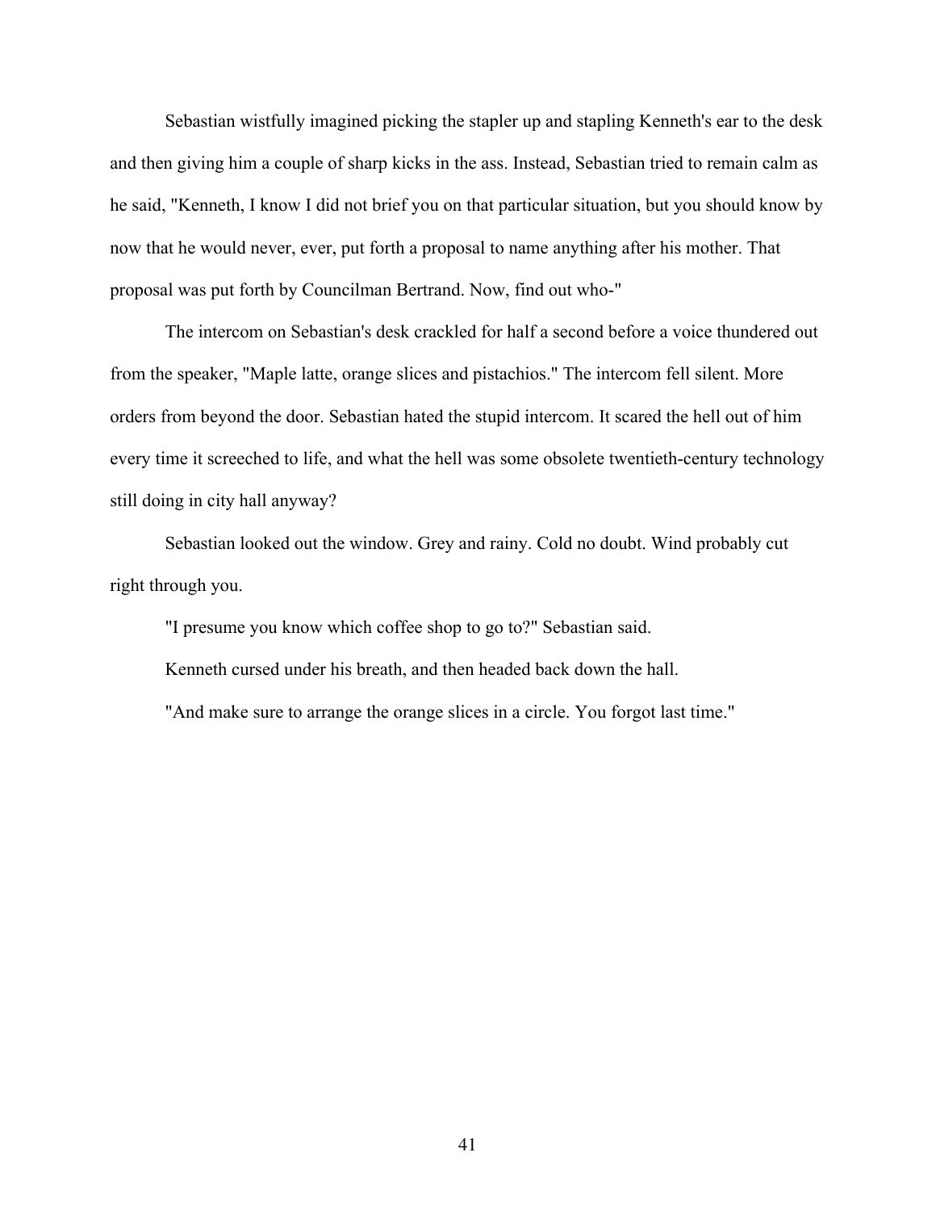Sebastian wistfully imagined picking the stapler up and stapling Kenneth's ear to the desk and then giving him a couple of sharp kicks in the ass. Instead, Sebastian tried to remain calm as he said, "Kenneth, I know I did not brief you on that particular situation, but you should know by now that he would never, ever, put forth a proposal to name anything after his mother. That proposal was put forth by Councilman Bertrand. Now, find out who-"

The intercom on Sebastian's desk crackled for half a second before a voice thundered out from the speaker, "Maple latte, orange slices and pistachios." The intercom fell silent. More orders from beyond the door. Sebastian hated the stupid intercom. It scared the hell out of him every time it screeched to life, and what the hell was some obsolete twentieth-century technology still doing in city hall anyway?

Sebastian looked out the window. Grey and rainy. Cold no doubt. Wind probably cut right through you.

"I presume you know which coffee shop to go to?" Sebastian said.

Kenneth cursed under his breath, and then headed back down the hall.

"And make sure to arrange the orange slices in a circle. You forgot last time."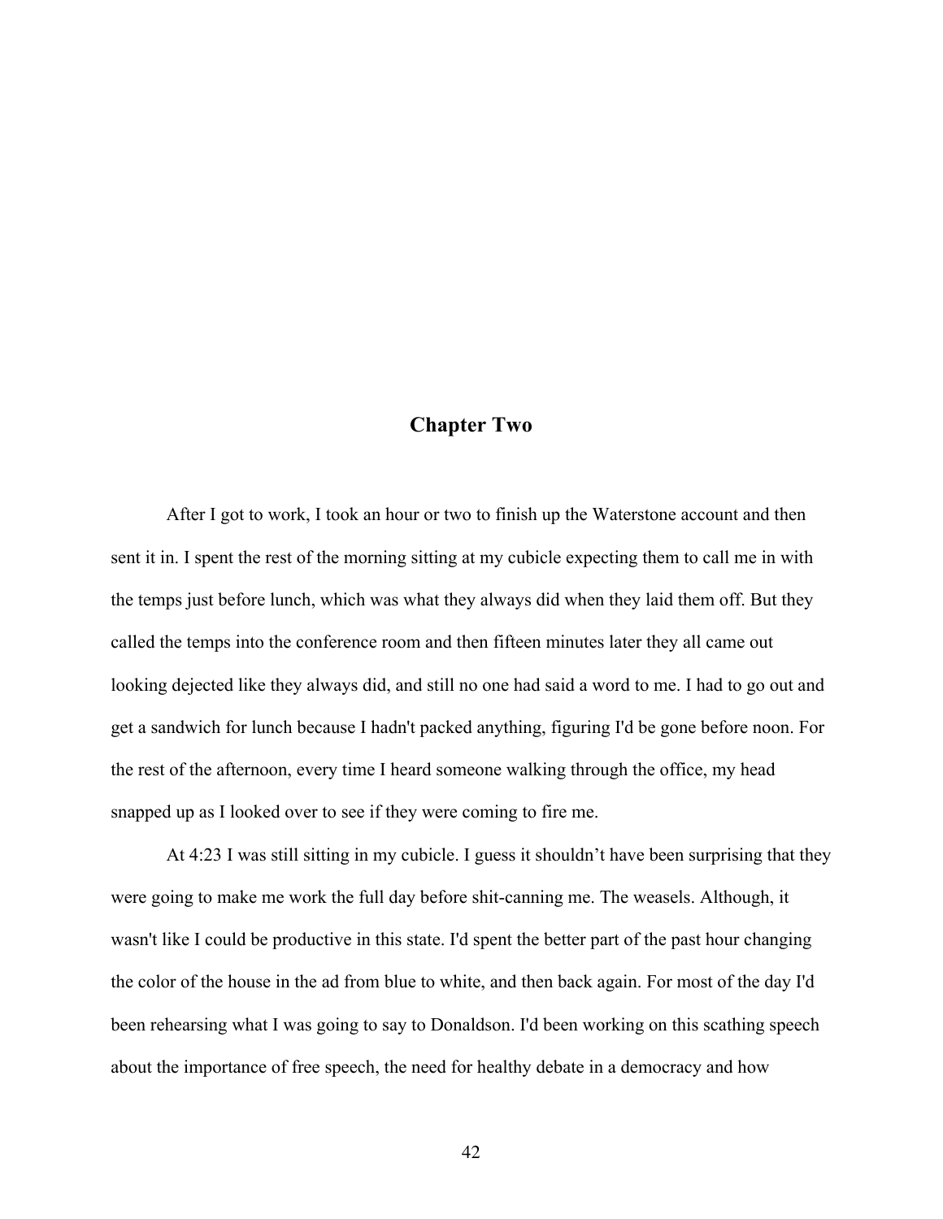## Chapter Two

After I got to work, I took an hour or two to finish up the Waterstone account and then sent it in. I spent the rest of the morning sitting at my cubicle expecting them to call me in with the temps just before lunch, which was what they always did when they laid them off. But they called the temps into the conference room and then fifteen minutes later they all came out looking dejected like they always did, and still no one had said a word to me. I had to go out and get a sandwich for lunch because I hadn't packed anything, figuring I'd be gone before noon. For the rest of the afternoon, every time I heard someone walking through the office, my head snapped up as I looked over to see if they were coming to fire me.

At 4:23 I was still sitting in my cubicle. I guess it shouldn't have been surprising that they were going to make me work the full day before shit-canning me. The weasels. Although, it wasn't like I could be productive in this state. I'd spent the better part of the past hour changing the color of the house in the ad from blue to white, and then back again. For most of the day I'd been rehearsing what I was going to say to Donaldson. I'd been working on this scathing speech about the importance of free speech, the need for healthy debate in a democracy and how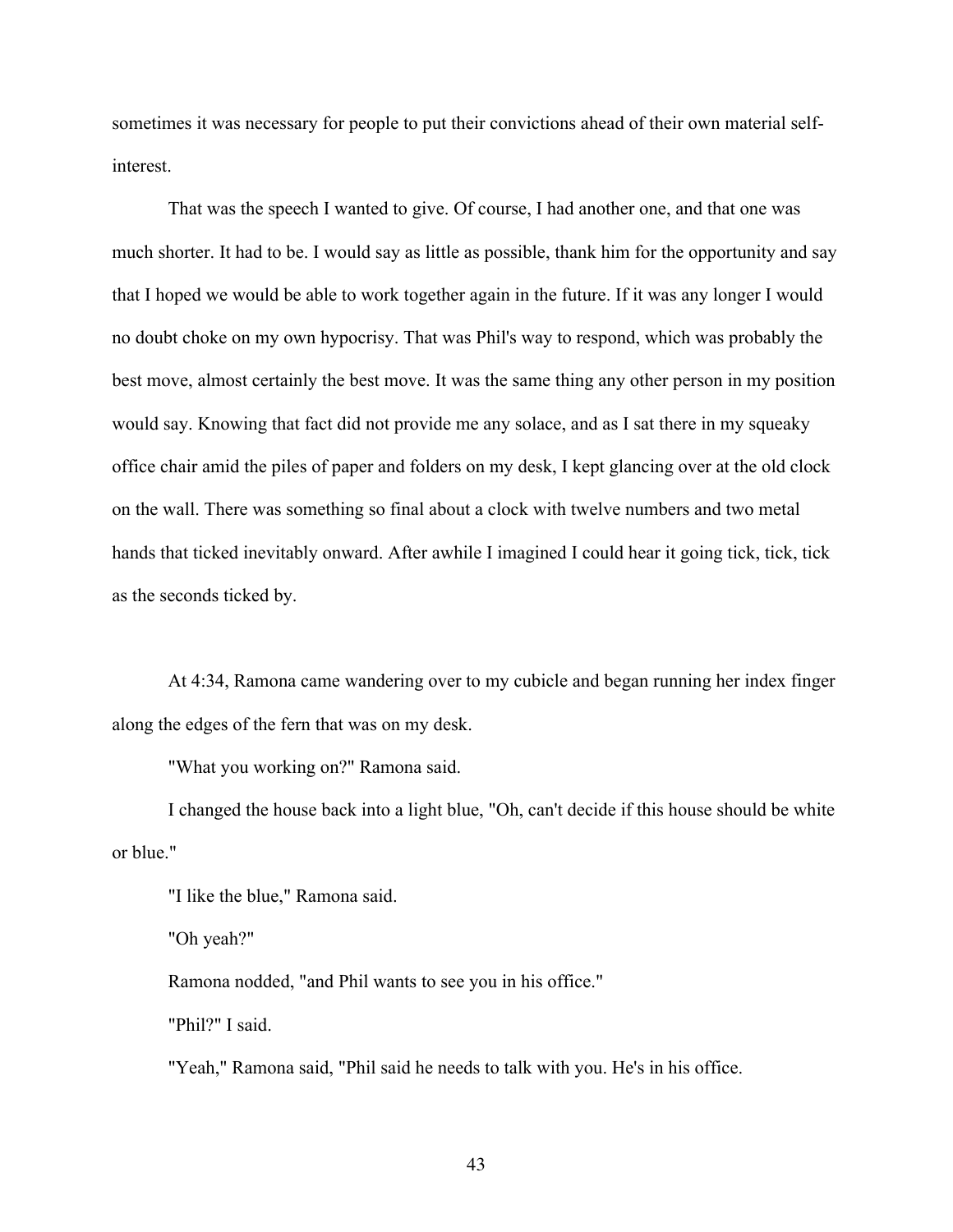sometimes it was necessary for people to put their convictions ahead of their own material self-interest.

That was the speech I wanted to give. Of course, I had another one, and that one was much shorter. It had to be. I would say as little as possible, thank him for the opportunity and say that I hoped we would be able to work together again in the future. If it was any longer I would no doubt choke on my own hypocrisy. That was Phil's way to respond, which was probably the best move, almost certainly the best move. It was the same thing any other person in my position would say. Knowing that fact did not provide me any solace, and as I sat there in my squeaky office chair amid the piles of paper and folders on my desk, I kept glancing over at the old clock on the wall. There was something so final about a clock with twelve numbers and two metal hands that ticked inevitably onward. After awhile I imagined I could hear it going tick, tick, tick as the seconds ticked by.

At 4:34, Ramona came wandering over to my cubicle and began running her index finger along the edges of the fern that was on my desk.

"What you working on?" Ramona said.

I changed the house back into a light blue, "Oh, can't decide if this house should be white or blue."

"I like the blue," Ramona said.

"Oh yeah?"

Ramona nodded, "and Phil wants to see you in his office."

"Phil?" I said.

"Yeah," Ramona said, "Phil said he needs to talk with you. He's in his office.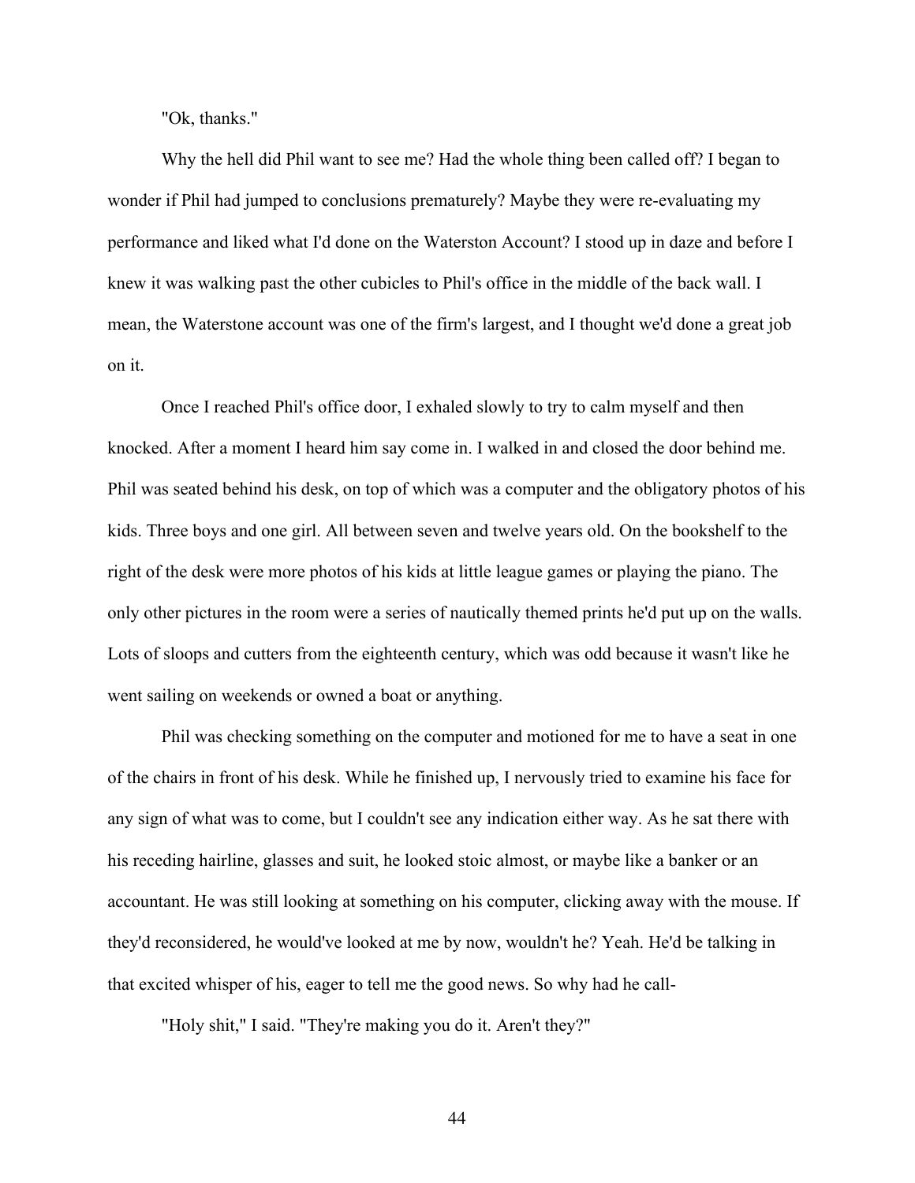"Ok, thanks."

Why the hell did Phil want to see me? Had the whole thing been called off? I began to wonder if Phil had jumped to conclusions prematurely? Maybe they were re-evaluating my performance and liked what I'd done on the Waterston Account? I stood up in daze and before I knew it was walking past the other cubicles to Phil's office in the middle of the back wall. I mean, the Waterstone account was one of the firm's largest, and I thought we'd done a great job on it.

Once I reached Phil's office door, I exhaled slowly to try to calm myself and then knocked. After a moment I heard him say come in. I walked in and closed the door behind me. Phil was seated behind his desk, on top of which was a computer and the obligatory photos of his kids. Three boys and one girl. All between seven and twelve years old. On the bookshelf to the right of the desk were more photos of his kids at little league games or playing the piano. The only other pictures in the room were a series of nautically themed prints he'd put up on the walls. Lots of sloops and cutters from the eighteenth century, which was odd because it wasn't like he went sailing on weekends or owned a boat or anything.

Phil was checking something on the computer and motioned for me to have a seat in one of the chairs in front of his desk. While he finished up, I nervously tried to examine his face for any sign of what was to come, but I couldn't see any indication either way. As he sat there with his receding hairline, glasses and suit, he looked stoic almost, or maybe like a banker or an accountant. He was still looking at something on his computer, clicking away with the mouse. If they'd reconsidered, he would've looked at me by now, wouldn't he? Yeah. He'd be talking in that excited whisper of his, eager to tell me the good news. So why had he call-

"Holy shit," I said. "They're making you do it. Aren't they?"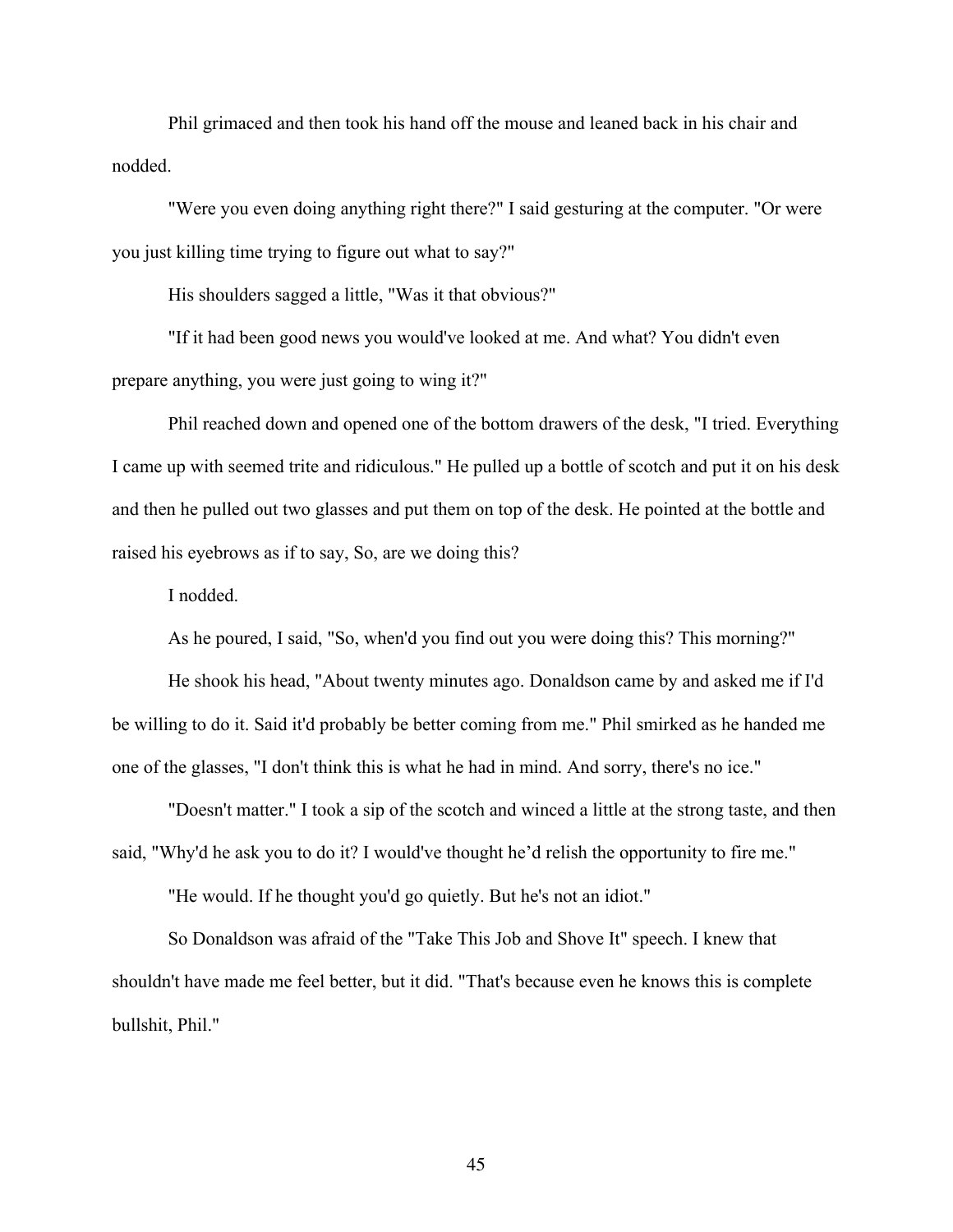Phil grimaced and then took his hand off the mouse and leaned back in his chair and nodded.

"Were you even doing anything right there?" I said gesturing at the computer. "Or were you just killing time trying to figure out what to say?"

His shoulders sagged a little, "Was it that obvious?"

"If it had been good news you would've looked at me. And what? You didn't even prepare anything, you were just going to wing it?"

Phil reached down and opened one of the bottom drawers of the desk, "I tried. Everything I came up with seemed trite and ridiculous." He pulled up a bottle of scotch and put it on his desk and then he pulled out two glasses and put them on top of the desk. He pointed at the bottle and raised his eyebrows as if to say, So, are we doing this?

I nodded.

As he poured, I said, "So, when'd you find out you were doing this? This morning?"

He shook his head, "About twenty minutes ago. Donaldson came by and asked me if I'd be willing to do it. Said it'd probably be better coming from me." Phil smirked as he handed me one of the glasses, "I don't think this is what he had in mind. And sorry, there's no ice."

"Doesn't matter." I took a sip of the scotch and winced a little at the strong taste, and then said, "Why'd he ask you to do it? I would've thought he'd relish the opportunity to fire me."

"He would. If he thought you'd go quietly. But he's not an idiot."

So Donaldson was afraid of the "Take This Job and Shove It" speech. I knew that shouldn't have made me feel better, but it did. "That's because even he knows this is complete bullshit, Phil."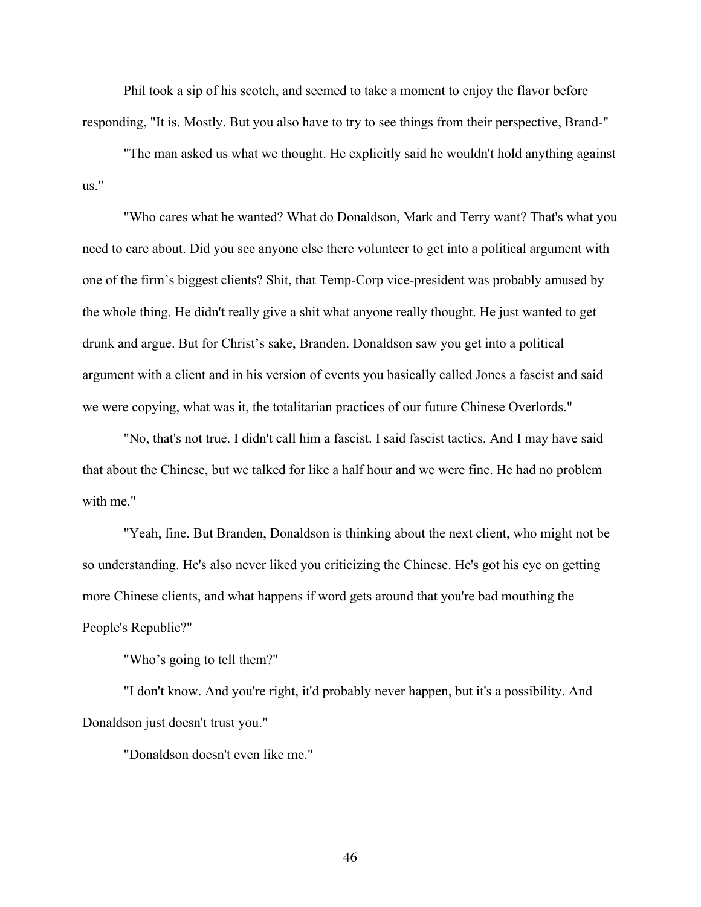Phil took a sip of his scotch, and seemed to take a moment to enjoy the flavor before responding, "It is. Mostly. But you also have to try to see things from their perspective, Brand-"

"The man asked us what we thought. He explicitly said he wouldn't hold anything against us."

"Who cares what he wanted? What do Donaldson, Mark and Terry want? That's what you need to care about. Did you see anyone else there volunteer to get into a political argument with one of the firm's biggest clients? Shit, that Temp-Corp vice-president was probably amused by the whole thing. He didn't really give a shit what anyone really thought. He just wanted to get drunk and argue. But for Christ's sake, Branden. Donaldson saw you get into a political argument with a client and in his version of events you basically called Jones a fascist and said we were copying, what was it, the totalitarian practices of our future Chinese Overlords."

"No, that's not true. I didn't call him a fascist. I said fascist tactics. And I may have said that about the Chinese, but we talked for like a half hour and we were fine. He had no problem with me."

"Yeah, fine. But Branden, Donaldson is thinking about the next client, who might not be so understanding. He's also never liked you criticizing the Chinese. He's got his eye on getting more Chinese clients, and what happens if word gets around that you're bad mouthing the People's Republic?"

"Who's going to tell them?"

"I don't know. And you're right, it'd probably never happen, but it's a possibility. And Donaldson just doesn't trust you."

"Donaldson doesn't even like me."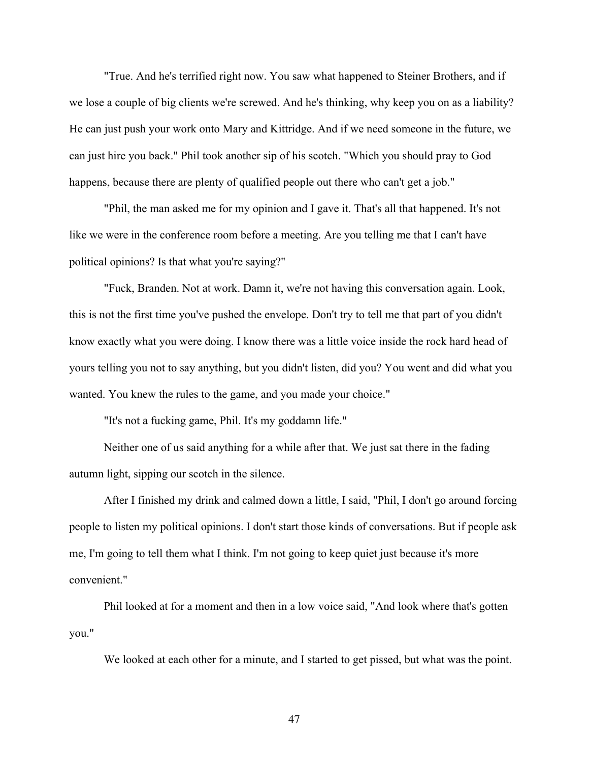"True. And he's terrified right now. You saw what happened to Steiner Brothers, and if we lose a couple of big clients we're screwed. And he's thinking, why keep you on as a liability? He can just push your work onto Mary and Kittridge. And if we need someone in the future, we can just hire you back." Phil took another sip of his scotch. "Which you should pray to God happens, because there are plenty of qualified people out there who can't get a job."

"Phil, the man asked me for my opinion and I gave it. That's all that happened. It's not like we were in the conference room before a meeting. Are you telling me that I can't have political opinions? Is that what you're saying?"

"Fuck, Branden. Not at work. Damn it, we're not having this conversation again. Look, this is not the first time you've pushed the envelope. Don't try to tell me that part of you didn't know exactly what you were doing. I know there was a little voice inside the rock hard head of yours telling you not to say anything, but you didn't listen, did you? You went and did what you wanted. You knew the rules to the game, and you made your choice."

"It's not a fucking game, Phil. It's my goddamn life."

Neither one of us said anything for a while after that. We just sat there in the fading autumn light, sipping our scotch in the silence.

After I finished my drink and calmed down a little, I said, "Phil, I don't go around forcing people to listen my political opinions. I don't start those kinds of conversations. But if people ask me, I'm going to tell them what I think. I'm not going to keep quiet just because it's more convenient."

Phil looked at for a moment and then in a low voice said, "And look where that's gotten you."

We looked at each other for a minute, and I started to get pissed, but what was the point.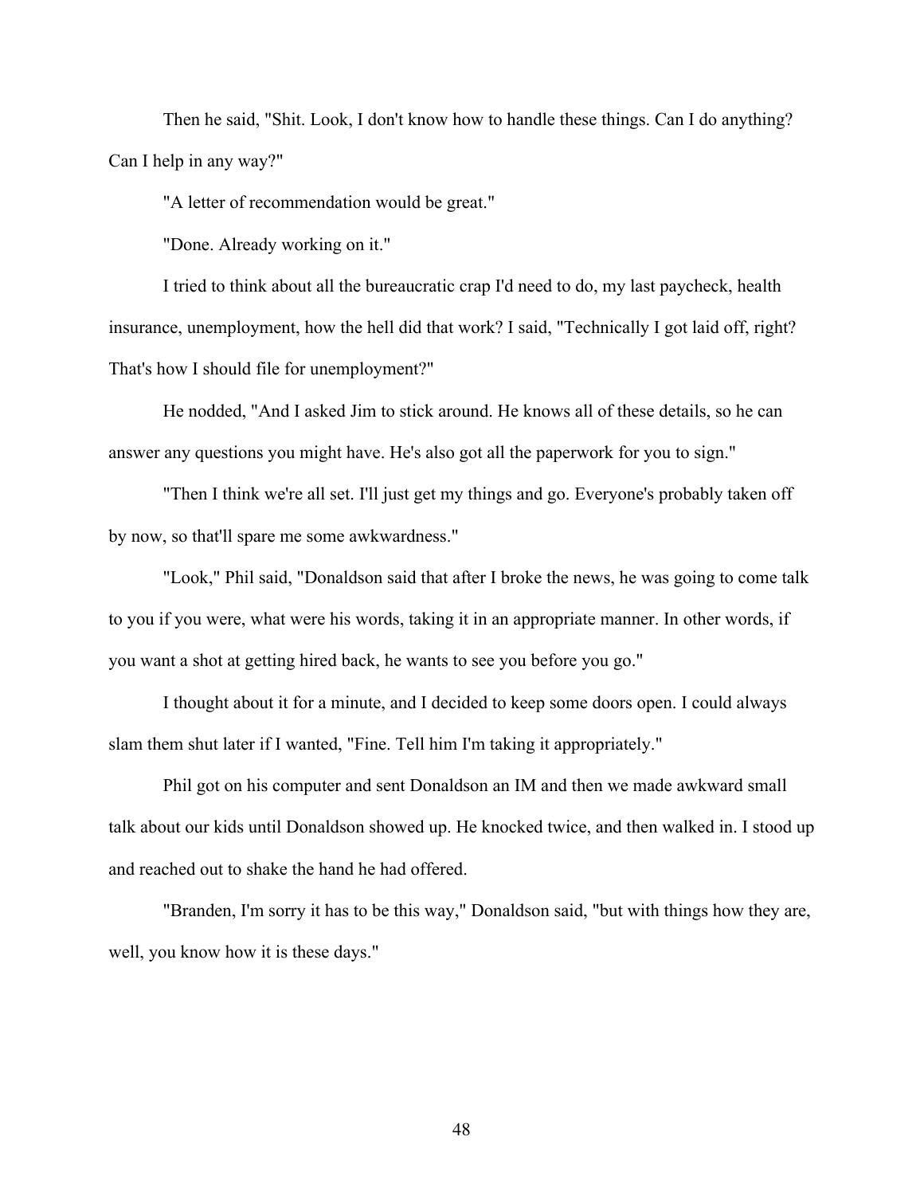Then he said, "Shit. Look, I don't know how to handle these things. Can I do anything? Can I help in any way?"

"A letter of recommendation would be great."

"Done. Already working on it."

I tried to think about all the bureaucratic crap I'd need to do, my last paycheck, health insurance, unemployment, how the hell did that work? I said, "Technically I got laid off, right? That's how I should file for unemployment?"

He nodded, "And I asked Jim to stick around. He knows all of these details, so he can answer any questions you might have. He's also got all the paperwork for you to sign."

"Then I think we're all set. I'll just get my things and go. Everyone's probably taken off by now, so that'll spare me some awkwardness."

"Look," Phil said, "Donaldson said that after I broke the news, he was going to come talk to you if you were, what were his words, taking it in an appropriate manner. In other words, if you want a shot at getting hired back, he wants to see you before you go."

I thought about it for a minute, and I decided to keep some doors open. I could always slam them shut later if I wanted, "Fine. Tell him I'm taking it appropriately."

Phil got on his computer and sent Donaldson an IM and then we made awkward small talk about our kids until Donaldson showed up. He knocked twice, and then walked in. I stood up and reached out to shake the hand he had offered.

"Branden, I'm sorry it has to be this way," Donaldson said, "but with things how they are, well, you know how it is these days."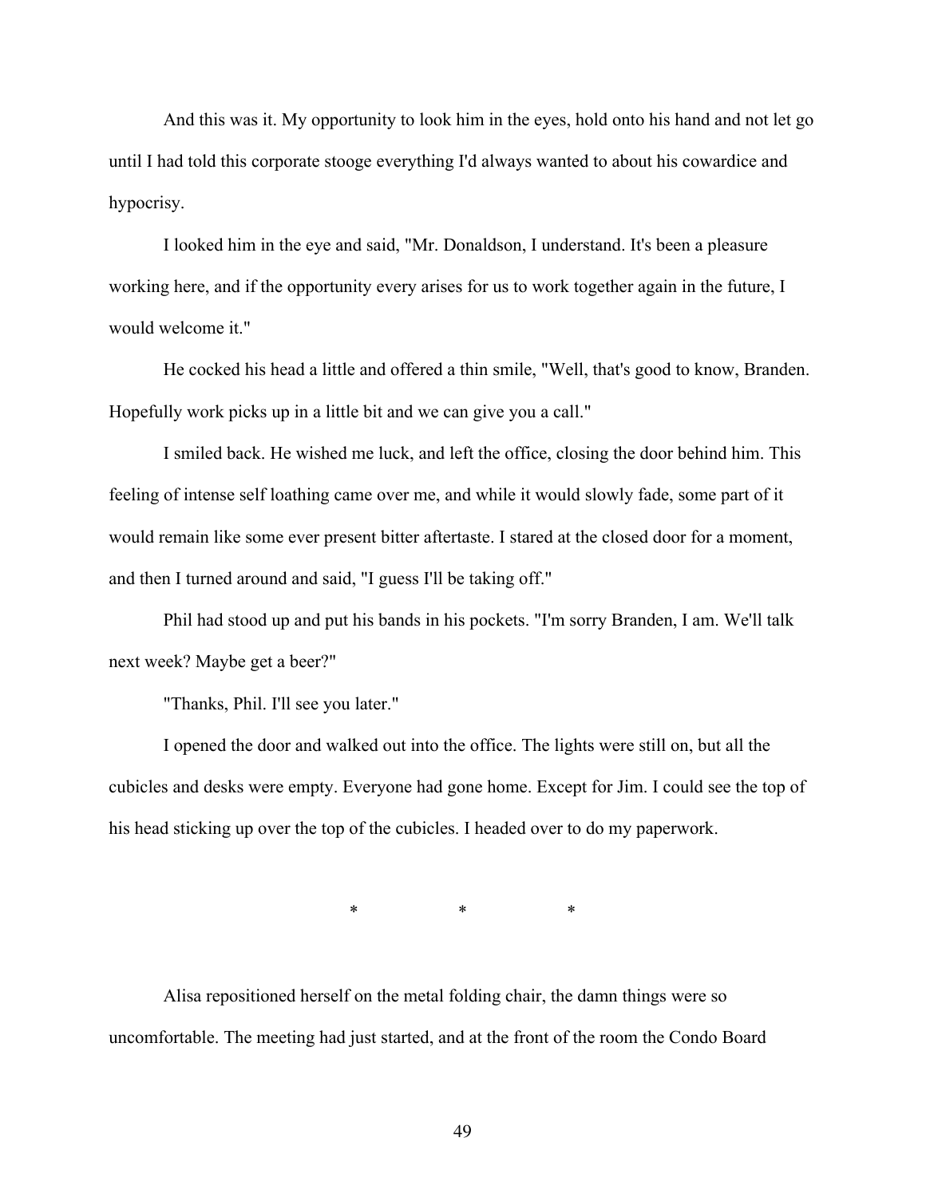And this was it. My opportunity to look him in the eyes, hold onto his hand and not let go until I had told this corporate stooge everything I'd always wanted to about his cowardice and hypocrisy.

I looked him in the eye and said, "Mr. Donaldson, I understand. It's been a pleasure working here, and if the opportunity every arises for us to work together again in the future, I would welcome it."

He cocked his head a little and offered a thin smile, "Well, that's good to know, Branden. Hopefully work picks up in a little bit and we can give you a call."

I smiled back. He wished me luck, and left the office, closing the door behind him. This feeling of intense self loathing came over me, and while it would slowly fade, some part of it would remain like some ever present bitter aftertaste. I stared at the closed door for a moment, and then I turned around and said, "I guess I'll be taking off."

Phil had stood up and put his bands in his pockets. "I'm sorry Branden, I am. We'll talk next week? Maybe get a beer?"

"Thanks, Phil. I'll see you later."

I opened the door and walked out into the office. The lights were still on, but all the cubicles and desks were empty. Everyone had gone home. Except for Jim. I could see the top of his head sticking up over the top of the cubicles. I headed over to do my paperwork.

\* \* \*

Alisa repositioned herself on the metal folding chair, the damn things were so uncomfortable. The meeting had just started, and at the front of the room the Condo Board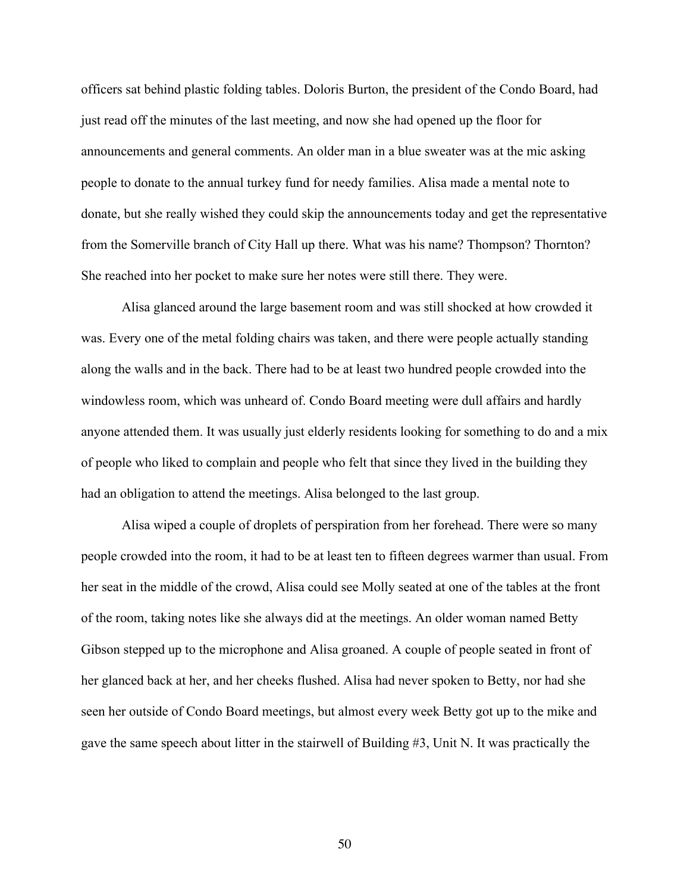officers sat behind plastic folding tables. Doloris Burton, the president of the Condo Board, had just read off the minutes of the last meeting, and now she had opened up the floor for announcements and general comments. An older man in a blue sweater was at the mic asking people to donate to the annual turkey fund for needy families. Alisa made a mental note to donate, but she really wished they could skip the announcements today and get the representative from the Somerville branch of City Hall up there. What was his name? Thompson? Thornton? She reached into her pocket to make sure her notes were still there. They were.

Alisa glanced around the large basement room and was still shocked at how crowded it was. Every one of the metal folding chairs was taken, and there were people actually standing along the walls and in the back. There had to be at least two hundred people crowded into the windowless room, which was unheard of. Condo Board meeting were dull affairs and hardly anyone attended them. It was usually just elderly residents looking for something to do and a mix of people who liked to complain and people who felt that since they lived in the building they had an obligation to attend the meetings. Alisa belonged to the last group.

Alisa wiped a couple of droplets of perspiration from her forehead. There were so many people crowded into the room, it had to be at least ten to fifteen degrees warmer than usual. From her seat in the middle of the crowd, Alisa could see Molly seated at one of the tables at the front of the room, taking notes like she always did at the meetings. An older woman named Betty Gibson stepped up to the microphone and Alisa groaned. A couple of people seated in front of her glanced back at her, and her cheeks flushed. Alisa had never spoken to Betty, nor had she seen her outside of Condo Board meetings, but almost every week Betty got up to the mike and gave the same speech about litter in the stairwell of Building #3, Unit N. It was practically the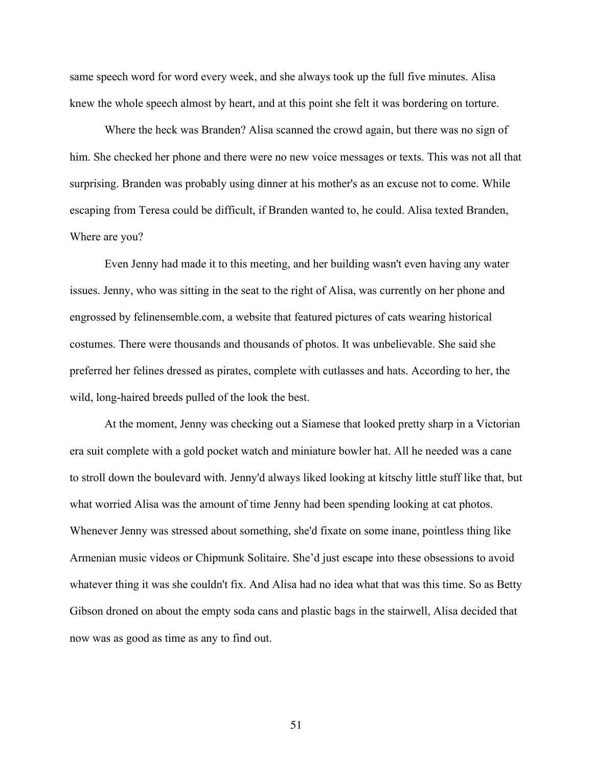same speech word for word every week, and she always took up the full five minutes. Alisa knew the whole speech almost by heart, and at this point she felt it was bordering on torture.

Where the heck was Branden? Alisa scanned the crowd again, but there was no sign of him. She checked her phone and there were no new voice messages or texts. This was not all that surprising. Branden was probably using dinner at his mother's as an excuse not to come. While escaping from Teresa could be difficult, if Branden wanted to, he could. Alisa texted Branden, Where are you?

Even Jenny had made it to this meeting, and her building wasn't even having any water issues. Jenny, who was sitting in the seat to the right of Alisa, was currently on her phone and engrossed by felinensemble.com, a website that featured pictures of cats wearing historical costumes. There were thousands and thousands of photos. It was unbelievable. She said she preferred her felines dressed as pirates, complete with cutlasses and hats. According to her, the wild, long-haired breeds pulled of the look the best.

At the moment, Jenny was checking out a Siamese that looked pretty sharp in a Victorian era suit complete with a gold pocket watch and miniature bowler hat. All he needed was a cane to stroll down the boulevard with. Jenny'd always liked looking at kitschy little stuff like that, but what worried Alisa was the amount of time Jenny had been spending looking at cat photos. Whenever Jenny was stressed about something, she'd fixate on some inane, pointless thing like Armenian music videos or Chipmunk Solitaire. She'd just escape into these obsessions to avoid whatever thing it was she couldn't fix. And Alisa had no idea what that was this time. So as Betty Gibson droned on about the empty soda cans and plastic bags in the stairwell, Alisa decided that now was as good as time as any to find out.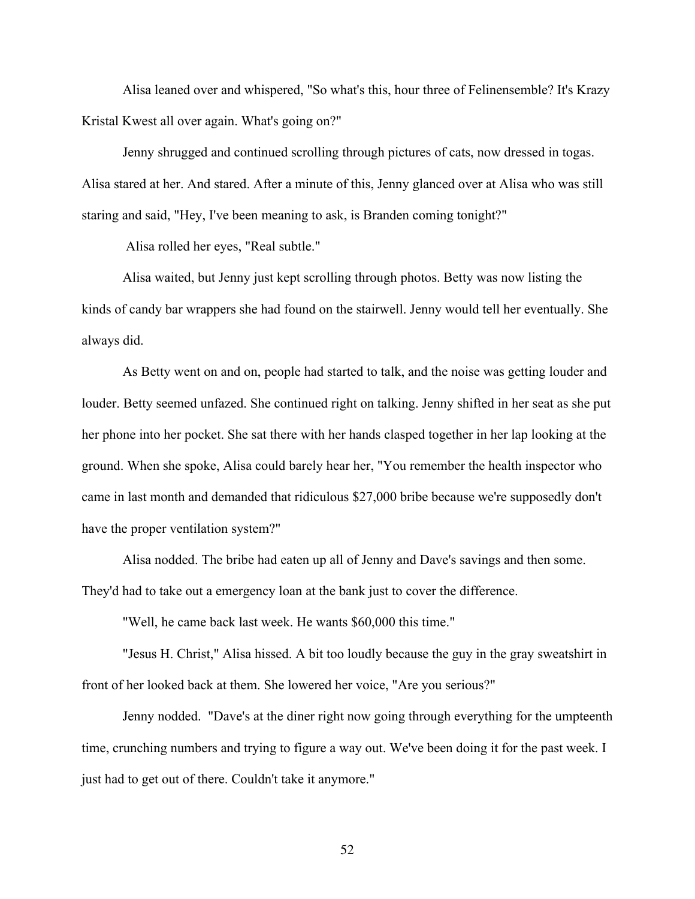Alisa leaned over and whispered, "So what's this, hour three of Felinensemble? It's Krazy Kristal Kwest all over again. What's going on?"

Jenny shrugged and continued scrolling through pictures of cats, now dressed in togas. Alisa stared at her. And stared. After a minute of this, Jenny glanced over at Alisa who was still staring and said, "Hey, I've been meaning to ask, is Branden coming tonight?"

Alisa rolled her eyes, "Real subtle."

Alisa waited, but Jenny just kept scrolling through photos. Betty was now listing the kinds of candy bar wrappers she had found on the stairwell. Jenny would tell her eventually. She always did.

As Betty went on and on, people had started to talk, and the noise was getting louder and louder. Betty seemed unfazed. She continued right on talking. Jenny shifted in her seat as she put her phone into her pocket. She sat there with her hands clasped together in her lap looking at the ground. When she spoke, Alisa could barely hear her, "You remember the health inspector who came in last month and demanded that ridiculous $27,000 bribe because we're supposedly don't have the proper ventilation system?"

Alisa nodded. The bribe had eaten up all of Jenny and Dave's savings and then some. They'd had to take out a emergency loan at the bank just to cover the difference.

"Well, he came back last week. He wants $60,000 this time."

"Jesus H. Christ," Alisa hissed. A bit too loudly because the guy in the gray sweatshirt in front of her looked back at them. She lowered her voice, "Are you serious?"

Jenny nodded. "Dave's at the diner right now going through everything for the umpteenth time, crunching numbers and trying to figure a way out. We've been doing it for the past week. I just had to get out of there. Couldn't take it anymore."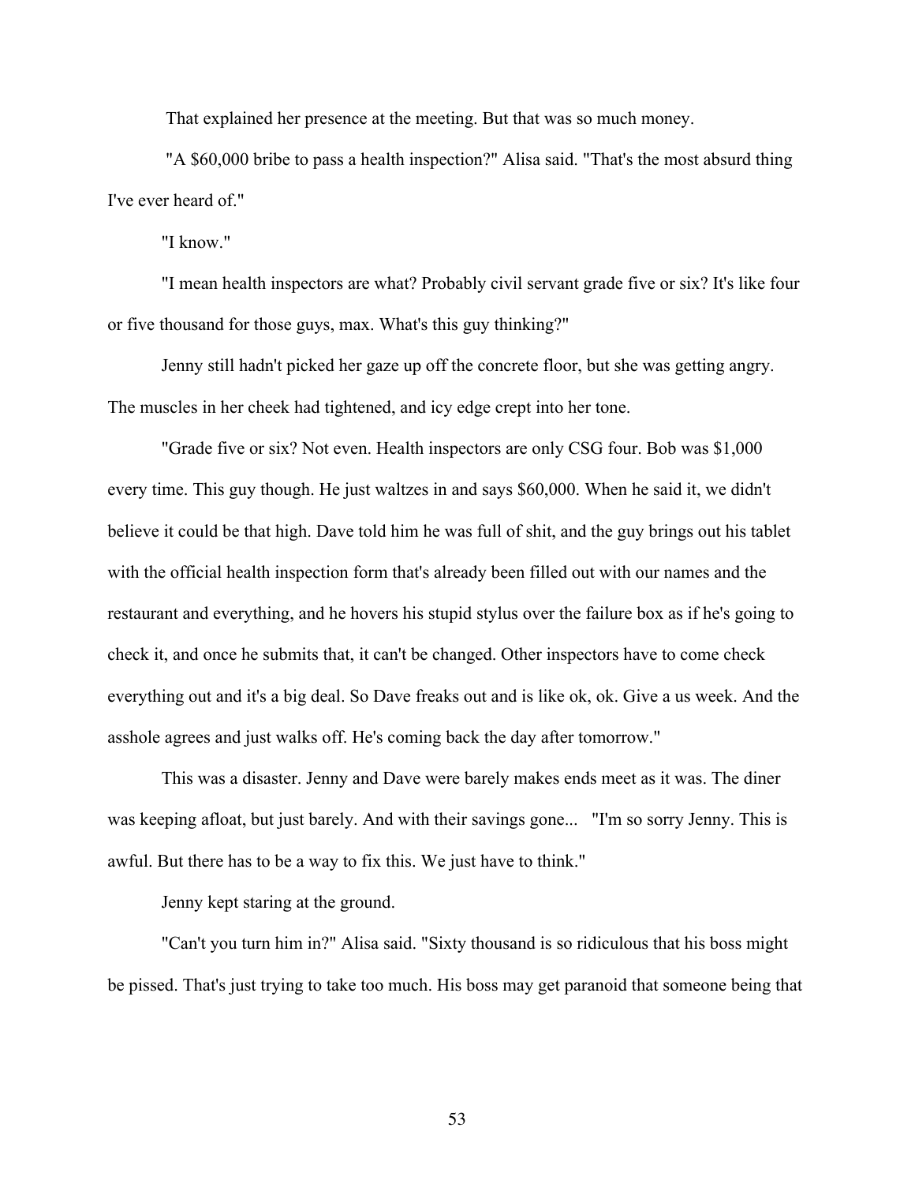That explained her presence at the meeting. But that was so much money.

"A $60,000 bribe to pass a health inspection?" Alisa said. "That's the most absurd thing I've ever heard of."

"I know."

"I mean health inspectors are what? Probably civil servant grade five or six? It's like four or five thousand for those guys, max. What's this guy thinking?"

Jenny still hadn't picked her gaze up off the concrete floor, but she was getting angry. The muscles in her cheek had tightened, and icy edge crept into her tone.

"Grade five or six? Not even. Health inspectors are only CSG four. Bob was $1,000 every time. This guy though. He just waltzes in and says $60,000. When he said it, we didn't believe it could be that high. Dave told him he was full of shit, and the guy brings out his tablet with the official health inspection form that's already been filled out with our names and the restaurant and everything, and he hovers his stupid stylus over the failure box as if he's going to check it, and once he submits that, it can't be changed. Other inspectors have to come check everything out and it's a big deal. So Dave freaks out and is like ok, ok. Give a us week. And the asshole agrees and just walks off. He's coming back the day after tomorrow."

This was a disaster. Jenny and Dave were barely makes ends meet as it was. The diner was keeping afloat, but just barely. And with their savings gone... "I'm so sorry Jenny. This is awful. But there has to be a way to fix this. We just have to think."

Jenny kept staring at the ground.

"Can't you turn him in?" Alisa said. "Sixty thousand is so ridiculous that his boss might be pissed. That's just trying to take too much. His boss may get paranoid that someone being that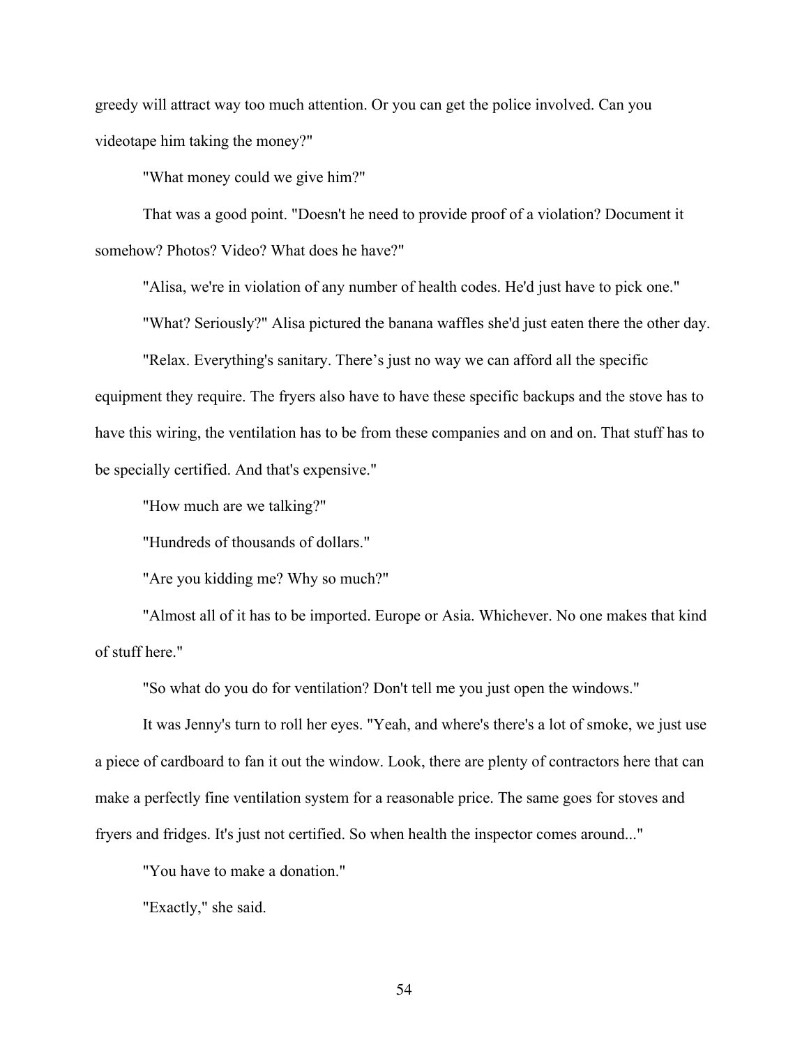greedy will attract way too much attention. Or you can get the police involved. Can you videotape him taking the money?"

"What money could we give him?"

That was a good point. "Doesn't he need to provide proof of a violation? Document it somehow? Photos? Video? What does he have?"

"Alisa, we're in violation of any number of health codes. He'd just have to pick one."

"What? Seriously?" Alisa pictured the banana waffles she'd just eaten there the other day.

"Relax. Everything's sanitary. There's just no way we can afford all the specific equipment they require. The fryers also have to have these specific backups and the stove has to have this wiring, the ventilation has to be from these companies and on and on. That stuff has to be specially certified. And that's expensive."

"How much are we talking?"

"Hundreds of thousands of dollars."

"Are you kidding me? Why so much?"

"Almost all of it has to be imported. Europe or Asia. Whichever. No one makes that kind of stuff here."

"So what do you do for ventilation? Don't tell me you just open the windows."

It was Jenny's turn to roll her eyes. "Yeah, and where's there's a lot of smoke, we just use a piece of cardboard to fan it out the window. Look, there are plenty of contractors here that can make a perfectly fine ventilation system for a reasonable price. The same goes for stoves and fryers and fridges. It's just not certified. So when health the inspector comes around..."

"You have to make a donation."

"Exactly," she said.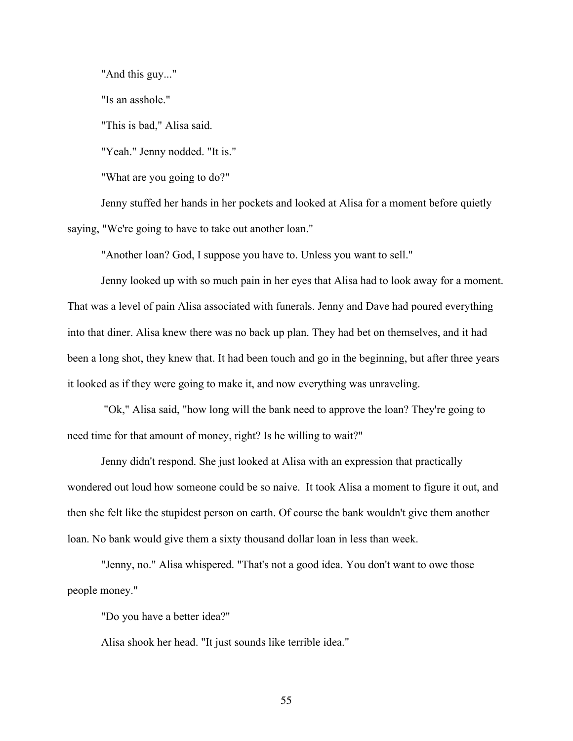"And this guy..."

"Is an asshole."

"This is bad," Alisa said.

"Yeah." Jenny nodded. "It is."

"What are you going to do?"

Jenny stuffed her hands in her pockets and looked at Alisa for a moment before quietly saying, "We're going to have to take out another loan."

"Another loan? God, I suppose you have to. Unless you want to sell."

Jenny looked up with so much pain in her eyes that Alisa had to look away for a moment. That was a level of pain Alisa associated with funerals. Jenny and Dave had poured everything into that diner. Alisa knew there was no back up plan. They had bet on themselves, and it had been a long shot, they knew that. It had been touch and go in the beginning, but after three years it looked as if they were going to make it, and now everything was unraveling.

"Ok," Alisa said, "how long will the bank need to approve the loan? They're going to need time for that amount of money, right? Is he willing to wait?"

Jenny didn't respond. She just looked at Alisa with an expression that practically wondered out loud how someone could be so naive. It took Alisa a moment to figure it out, and then she felt like the stupidest person on earth. Of course the bank wouldn't give them another loan. No bank would give them a sixty thousand dollar loan in less than week.

"Jenny, no." Alisa whispered. "That's not a good idea. You don't want to owe those people money."

"Do you have a better idea?"

Alisa shook her head. "It just sounds like terrible idea."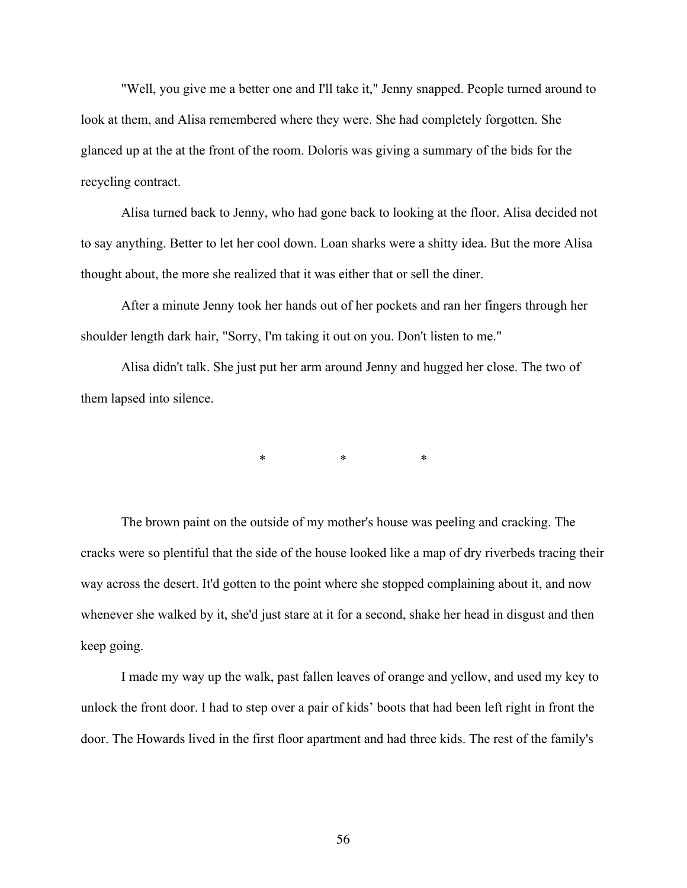"Well, you give me a better one and I'll take it," Jenny snapped. People turned around to look at them, and Alisa remembered where they were. She had completely forgotten. She glanced up at the at the front of the room. Doloris was giving a summary of the bids for the recycling contract.

Alisa turned back to Jenny, who had gone back to looking at the floor. Alisa decided not to say anything. Better to let her cool down. Loan sharks were a shitty idea. But the more Alisa thought about, the more she realized that it was either that or sell the diner.

After a minute Jenny took her hands out of her pockets and ran her fingers through her shoulder length dark hair, "Sorry, I'm taking it out on you. Don't listen to me."

Alisa didn't talk. She just put her arm around Jenny and hugged her close. The two of them lapsed into silence.

\*                    \*                    \*

The brown paint on the outside of my mother's house was peeling and cracking. The cracks were so plentiful that the side of the house looked like a map of dry riverbeds tracing their way across the desert. It'd gotten to the point where she stopped complaining about it, and now whenever she walked by it, she'd just stare at it for a second, shake her head in disgust and then keep going.

I made my way up the walk, past fallen leaves of orange and yellow, and used my key to unlock the front door. I had to step over a pair of kids' boots that had been left right in front the door. The Howards lived in the first floor apartment and had three kids. The rest of the family's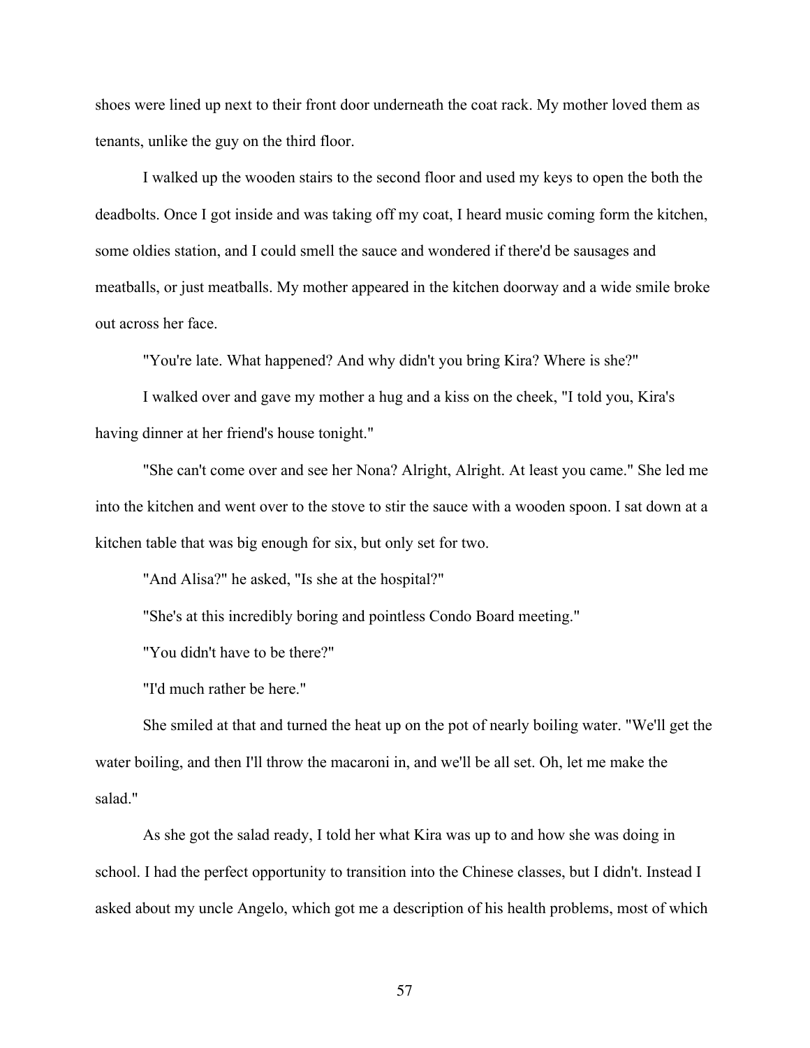shoes were lined up next to their front door underneath the coat rack. My mother loved them as tenants, unlike the guy on the third floor.

I walked up the wooden stairs to the second floor and used my keys to open the both the deadbolts. Once I got inside and was taking off my coat, I heard music coming form the kitchen, some oldies station, and I could smell the sauce and wondered if there'd be sausages and meatballs, or just meatballs. My mother appeared in the kitchen doorway and a wide smile broke out across her face.

"You're late. What happened? And why didn't you bring Kira? Where is she?"

I walked over and gave my mother a hug and a kiss on the cheek, "I told you, Kira's having dinner at her friend's house tonight."

"She can't come over and see her Nona? Alright, Alright. At least you came." She led me into the kitchen and went over to the stove to stir the sauce with a wooden spoon. I sat down at a kitchen table that was big enough for six, but only set for two.

"And Alisa?" he asked, "Is she at the hospital?"

"She's at this incredibly boring and pointless Condo Board meeting."

"You didn't have to be there?"

"I'd much rather be here."

She smiled at that and turned the heat up on the pot of nearly boiling water. "We'll get the water boiling, and then I'll throw the macaroni in, and we'll be all set. Oh, let me make the salad."

As she got the salad ready, I told her what Kira was up to and how she was doing in school. I had the perfect opportunity to transition into the Chinese classes, but I didn't. Instead I asked about my uncle Angelo, which got me a description of his health problems, most of which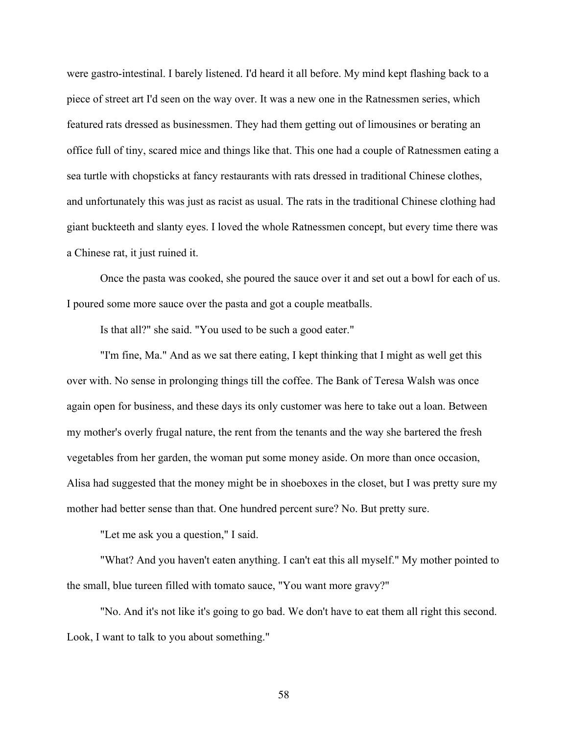were gastro-intestinal. I barely listened. I'd heard it all before. My mind kept flashing back to a piece of street art I'd seen on the way over. It was a new one in the Ratnessmen series, which featured rats dressed as businessmen. They had them getting out of limousines or berating an office full of tiny, scared mice and things like that. This one had a couple of Ratnessmen eating a sea turtle with chopsticks at fancy restaurants with rats dressed in traditional Chinese clothes, and unfortunately this was just as racist as usual. The rats in the traditional Chinese clothing had giant buckteeth and slanty eyes. I loved the whole Ratnessmen concept, but every time there was a Chinese rat, it just ruined it.

Once the pasta was cooked, she poured the sauce over it and set out a bowl for each of us. I poured some more sauce over the pasta and got a couple meatballs.

Is that all?" she said. "You used to be such a good eater."

"I'm fine, Ma." And as we sat there eating, I kept thinking that I might as well get this over with. No sense in prolonging things till the coffee. The Bank of Teresa Walsh was once again open for business, and these days its only customer was here to take out a loan. Between my mother's overly frugal nature, the rent from the tenants and the way she bartered the fresh vegetables from her garden, the woman put some money aside. On more than once occasion, Alisa had suggested that the money might be in shoeboxes in the closet, but I was pretty sure my mother had better sense than that. One hundred percent sure? No. But pretty sure.

"Let me ask you a question," I said.

"What? And you haven't eaten anything. I can't eat this all myself." My mother pointed to the small, blue tureen filled with tomato sauce, "You want more gravy?"

"No. And it's not like it's going to go bad. We don't have to eat them all right this second. Look, I want to talk to you about something."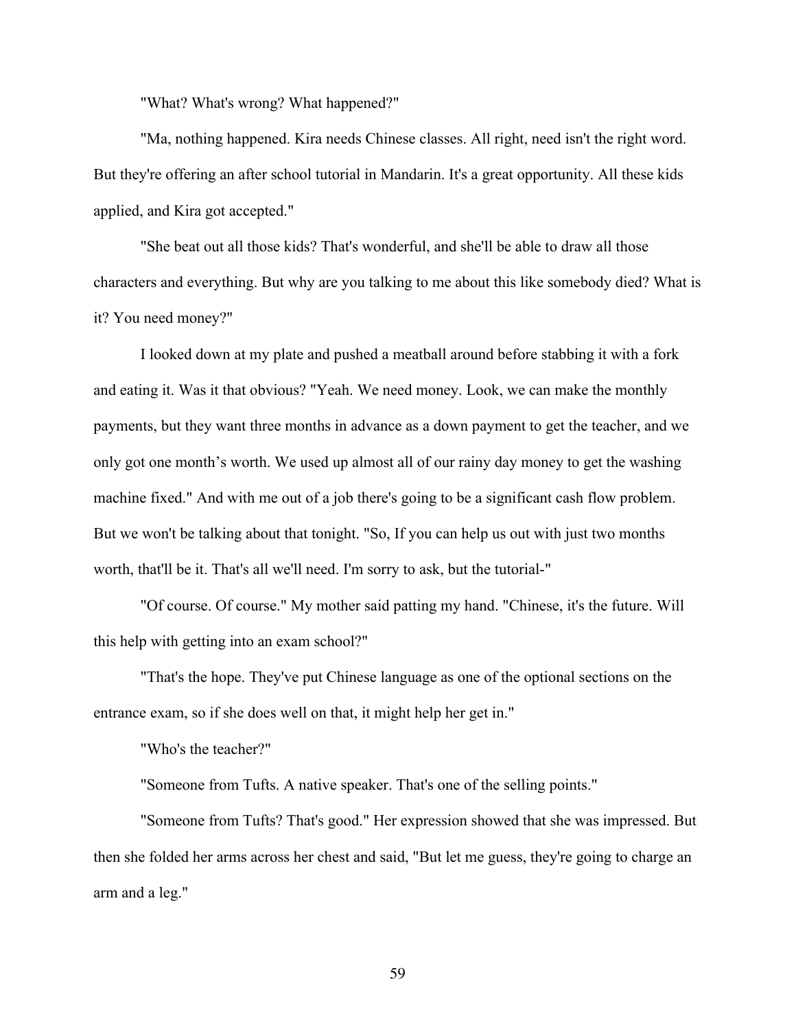"What? What's wrong? What happened?"

"Ma, nothing happened. Kira needs Chinese classes. All right, need isn't the right word. But they're offering an after school tutorial in Mandarin. It's a great opportunity. All these kids applied, and Kira got accepted."

"She beat out all those kids? That's wonderful, and she'll be able to draw all those characters and everything. But why are you talking to me about this like somebody died? What is it? You need money?"

I looked down at my plate and pushed a meatball around before stabbing it with a fork and eating it. Was it that obvious? "Yeah. We need money. Look, we can make the monthly payments, but they want three months in advance as a down payment to get the teacher, and we only got one month’s worth. We used up almost all of our rainy day money to get the washing machine fixed." And with me out of a job there's going to be a significant cash flow problem. But we won't be talking about that tonight. "So, If you can help us out with just two months worth, that'll be it. That's all we'll need. I'm sorry to ask, but the tutorial-"

"Of course. Of course." My mother said patting my hand. "Chinese, it's the future. Will this help with getting into an exam school?"

"That's the hope. They've put Chinese language as one of the optional sections on the entrance exam, so if she does well on that, it might help her get in."

"Who's the teacher?"

"Someone from Tufts. A native speaker. That's one of the selling points."

"Someone from Tufts? That's good." Her expression showed that she was impressed. But then she folded her arms across her chest and said, "But let me guess, they're going to charge an arm and a leg."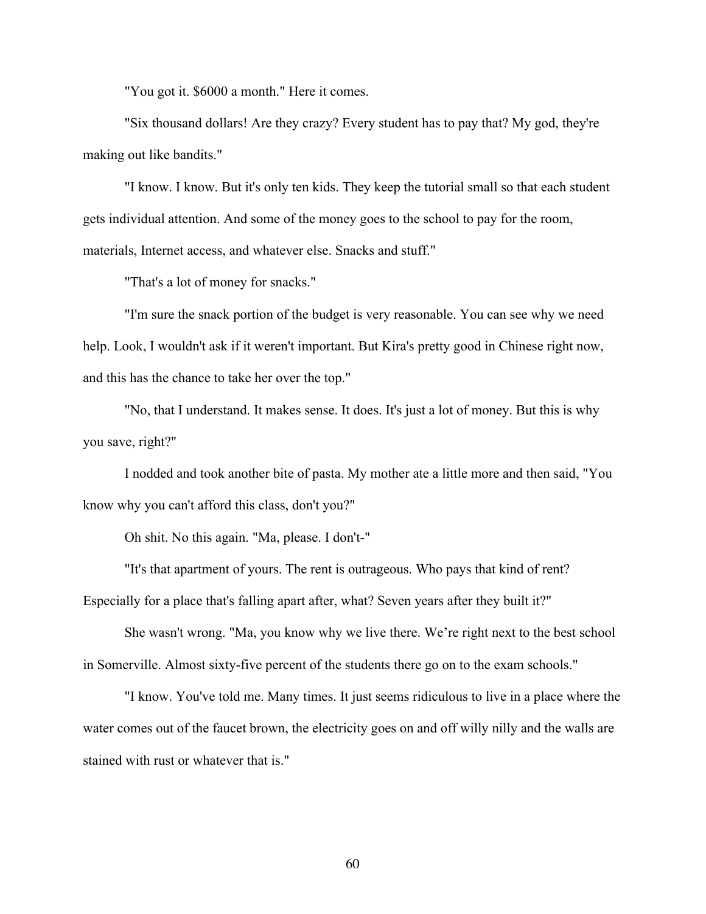"You got it. $6000 a month." Here it comes.

"Six thousand dollars! Are they crazy? Every student has to pay that? My god, they're making out like bandits."

"I know. I know. But it's only ten kids. They keep the tutorial small so that each student gets individual attention. And some of the money goes to the school to pay for the room, materials, Internet access, and whatever else. Snacks and stuff."

"That's a lot of money for snacks."

"I'm sure the snack portion of the budget is very reasonable. You can see why we need help. Look, I wouldn't ask if it weren't important. But Kira's pretty good in Chinese right now, and this has the chance to take her over the top."

"No, that I understand. It makes sense. It does. It's just a lot of money. But this is why you save, right?"

I nodded and took another bite of pasta. My mother ate a little more and then said, "You know why you can't afford this class, don't you?"

Oh shit. No this again. "Ma, please. I don't-"

"It's that apartment of yours. The rent is outrageous. Who pays that kind of rent? Especially for a place that's falling apart after, what? Seven years after they built it?"

She wasn't wrong. "Ma, you know why we live there. We're right next to the best school in Somerville. Almost sixty-five percent of the students there go on to the exam schools."

"I know. You've told me. Many times. It just seems ridiculous to live in a place where the water comes out of the faucet brown, the electricity goes on and off willy nilly and the walls are stained with rust or whatever that is."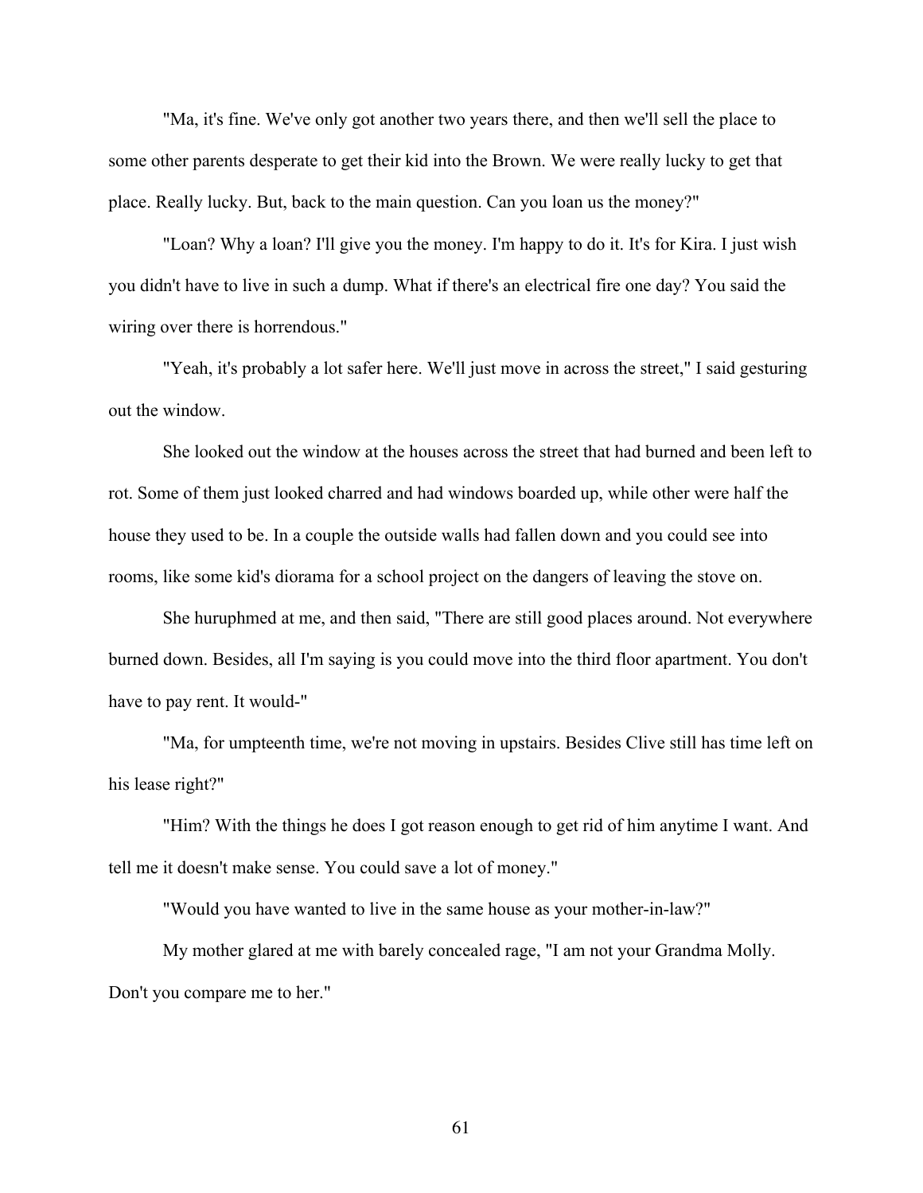"Ma, it's fine. We've only got another two years there, and then we'll sell the place to some other parents desperate to get their kid into the Brown. We were really lucky to get that place. Really lucky. But, back to the main question. Can you loan us the money?"

"Loan? Why a loan? I'll give you the money. I'm happy to do it. It's for Kira. I just wish you didn't have to live in such a dump. What if there's an electrical fire one day? You said the wiring over there is horrendous."

"Yeah, it's probably a lot safer here. We'll just move in across the street," I said gesturing out the window.

She looked out the window at the houses across the street that had burned and been left to rot. Some of them just looked charred and had windows boarded up, while other were half the house they used to be. In a couple the outside walls had fallen down and you could see into rooms, like some kid's diorama for a school project on the dangers of leaving the stove on.

She huruphmed at me, and then said, "There are still good places around. Not everywhere burned down. Besides, all I'm saying is you could move into the third floor apartment. You don't have to pay rent. It would-"

"Ma, for umpteenth time, we're not moving in upstairs. Besides Clive still has time left on his lease right?"

"Him? With the things he does I got reason enough to get rid of him anytime I want. And tell me it doesn't make sense. You could save a lot of money."

"Would you have wanted to live in the same house as your mother-in-law?"

My mother glared at me with barely concealed rage, "I am not your Grandma Molly. Don't you compare me to her."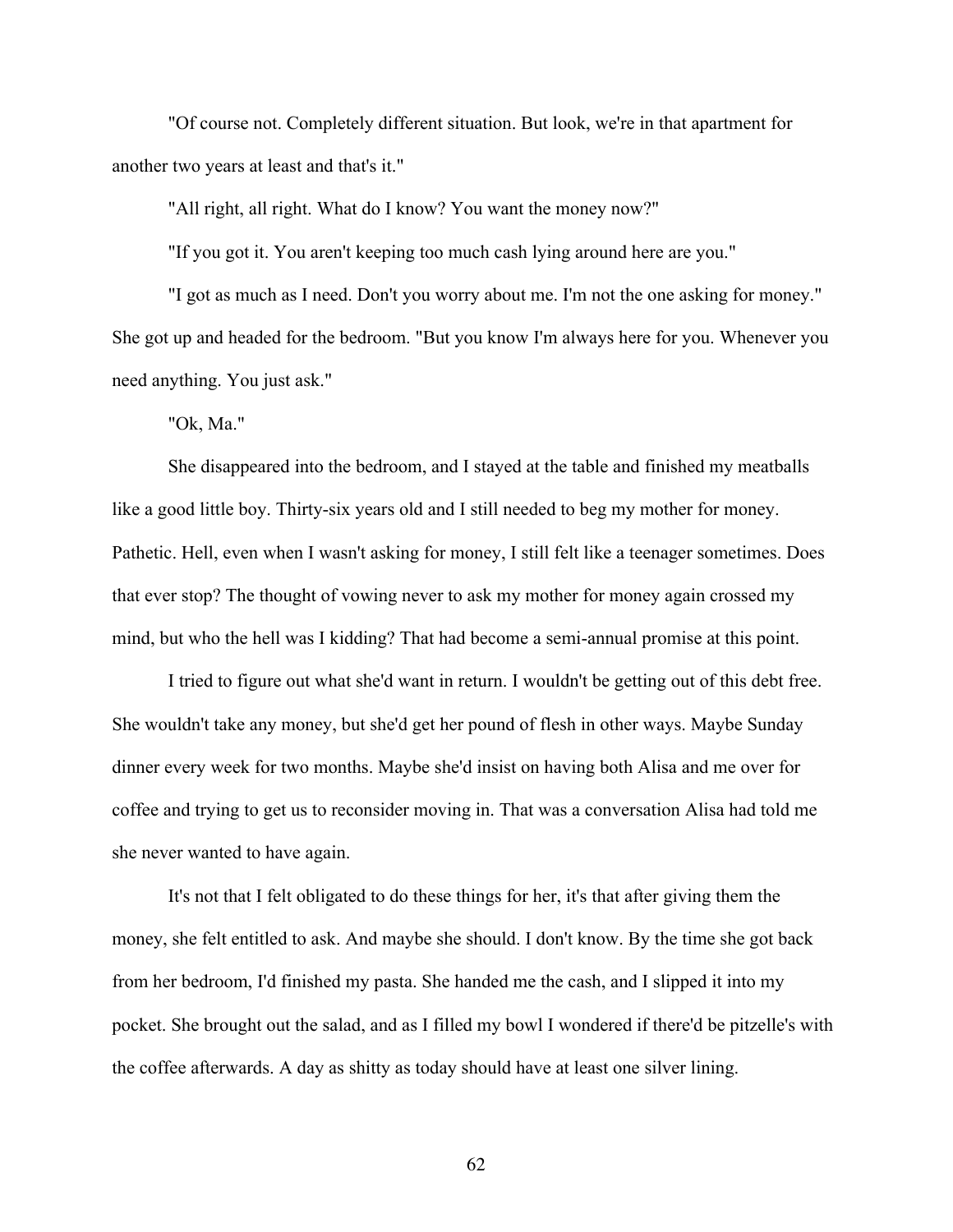"Of course not. Completely different situation. But look, we're in that apartment for another two years at least and that's it."

"All right, all right. What do I know? You want the money now?"

"If you got it. You aren't keeping too much cash lying around here are you."

"I got as much as I need. Don't you worry about me. I'm not the one asking for money." She got up and headed for the bedroom. "But you know I'm always here for you. Whenever you need anything. You just ask."

"Ok, Ma."

She disappeared into the bedroom, and I stayed at the table and finished my meatballs like a good little boy. Thirty-six years old and I still needed to beg my mother for money. Pathetic. Hell, even when I wasn't asking for money, I still felt like a teenager sometimes. Does that ever stop? The thought of vowing never to ask my mother for money again crossed my mind, but who the hell was I kidding? That had become a semi-annual promise at this point.

I tried to figure out what she'd want in return. I wouldn't be getting out of this debt free. She wouldn't take any money, but she'd get her pound of flesh in other ways. Maybe Sunday dinner every week for two months. Maybe she'd insist on having both Alisa and me over for coffee and trying to get us to reconsider moving in. That was a conversation Alisa had told me she never wanted to have again.

It's not that I felt obligated to do these things for her, it's that after giving them the money, she felt entitled to ask. And maybe she should. I don't know. By the time she got back from her bedroom, I'd finished my pasta. She handed me the cash, and I slipped it into my pocket. She brought out the salad, and as I filled my bowl I wondered if there'd be pitzelle's with the coffee afterwards. A day as shitty as today should have at least one silver lining.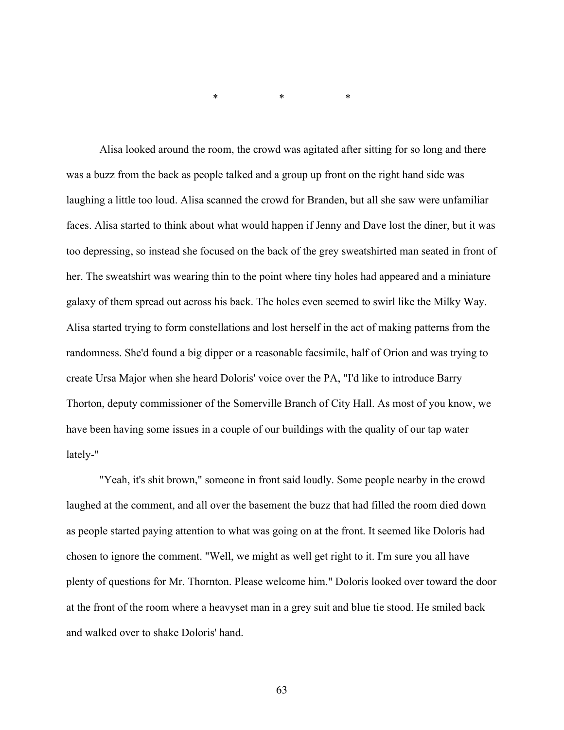\*                    \*                    \*

Alisa looked around the room, the crowd was agitated after sitting for so long and there was a buzz from the back as people talked and a group up front on the right hand side was laughing a little too loud. Alisa scanned the crowd for Branden, but all she saw were unfamiliar faces. Alisa started to think about what would happen if Jenny and Dave lost the diner, but it was too depressing, so instead she focused on the back of the grey sweatshirted man seated in front of her. The sweatshirt was wearing thin to the point where tiny holes had appeared and a miniature galaxy of them spread out across his back. The holes even seemed to swirl like the Milky Way. Alisa started trying to form constellations and lost herself in the act of making patterns from the randomness. She'd found a big dipper or a reasonable facsimile, half of Orion and was trying to create Ursa Major when she heard Doloris' voice over the PA, "I'd like to introduce Barry Thorton, deputy commissioner of the Somerville Branch of City Hall. As most of you know, we have been having some issues in a couple of our buildings with the quality of our tap water lately-"

"Yeah, it's shit brown," someone in front said loudly. Some people nearby in the crowd laughed at the comment, and all over the basement the buzz that had filled the room died down as people started paying attention to what was going on at the front. It seemed like Doloris had chosen to ignore the comment. "Well, we might as well get right to it. I'm sure you all have plenty of questions for Mr. Thornton. Please welcome him." Doloris looked over toward the door at the front of the room where a heavyset man in a grey suit and blue tie stood. He smiled back and walked over to shake Doloris' hand.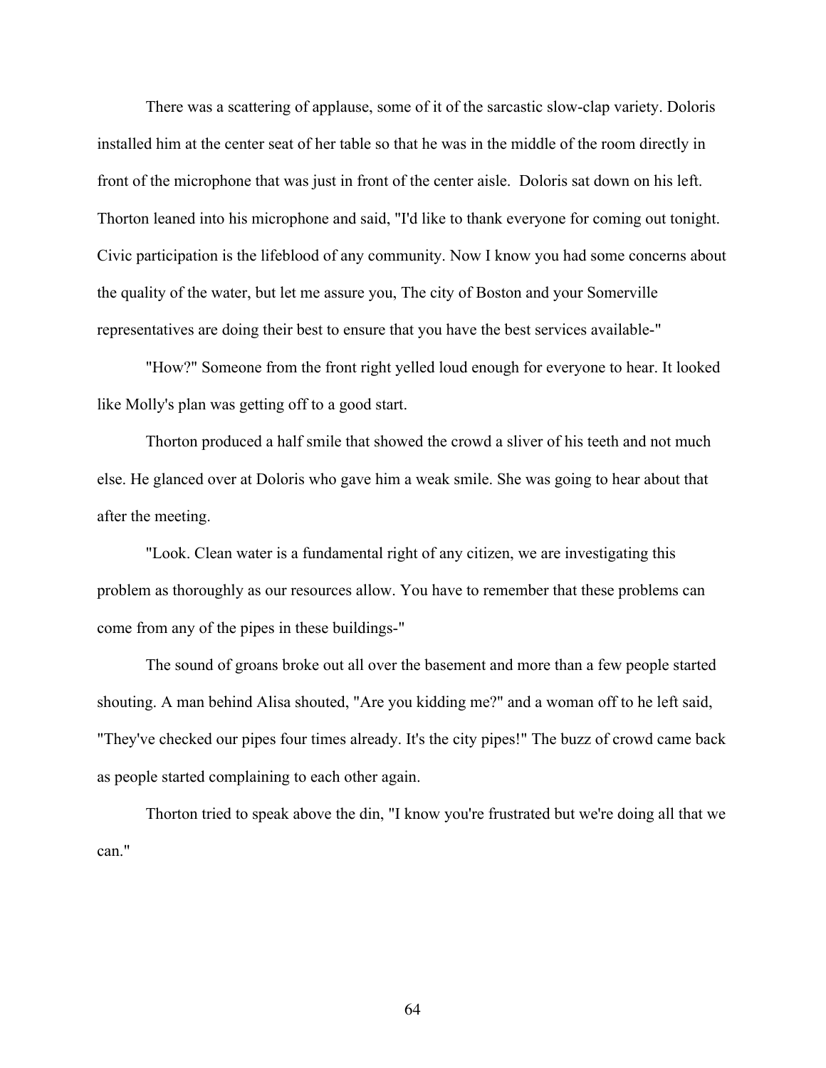There was a scattering of applause, some of it of the sarcastic slow-clap variety. Doloris installed him at the center seat of her table so that he was in the middle of the room directly in front of the microphone that was just in front of the center aisle.  Doloris sat down on his left. Thorton leaned into his microphone and said, "I'd like to thank everyone for coming out tonight. Civic participation is the lifeblood of any community. Now I know you had some concerns about the quality of the water, but let me assure you, The city of Boston and your Somerville representatives are doing their best to ensure that you have the best services available-"

"How?" Someone from the front right yelled loud enough for everyone to hear. It looked like Molly's plan was getting off to a good start.

Thorton produced a half smile that showed the crowd a sliver of his teeth and not much else. He glanced over at Doloris who gave him a weak smile. She was going to hear about that after the meeting.

"Look. Clean water is a fundamental right of any citizen, we are investigating this problem as thoroughly as our resources allow. You have to remember that these problems can come from any of the pipes in these buildings-"

The sound of groans broke out all over the basement and more than a few people started shouting. A man behind Alisa shouted, "Are you kidding me?" and a woman off to he left said, "They've checked our pipes four times already. It's the city pipes!" The buzz of crowd came back as people started complaining to each other again.

Thorton tried to speak above the din, "I know you're frustrated but we're doing all that we can."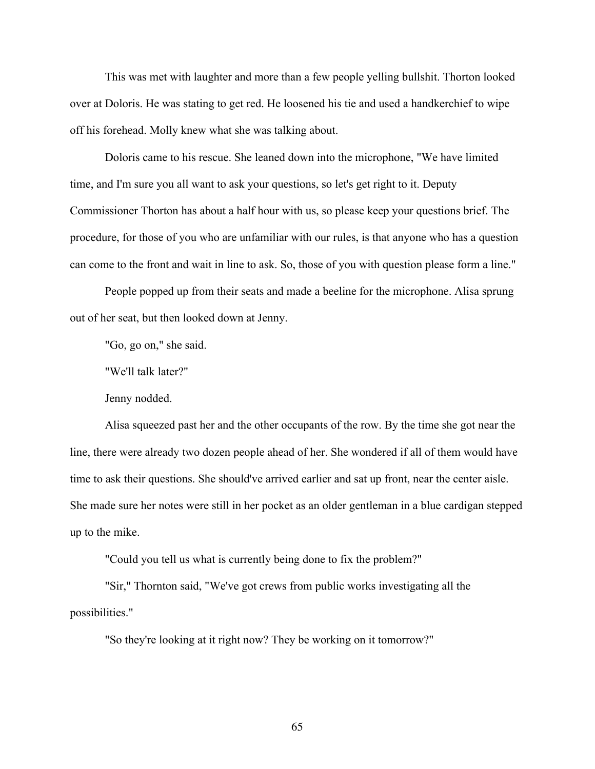This was met with laughter and more than a few people yelling bullshit. Thorton looked over at Doloris. He was stating to get red. He loosened his tie and used a handkerchief to wipe off his forehead. Molly knew what she was talking about.

Doloris came to his rescue. She leaned down into the microphone, "We have limited time, and I'm sure you all want to ask your questions, so let's get right to it. Deputy Commissioner Thorton has about a half hour with us, so please keep your questions brief. The procedure, for those of you who are unfamiliar with our rules, is that anyone who has a question can come to the front and wait in line to ask. So, those of you with question please form a line."

People popped up from their seats and made a beeline for the microphone. Alisa sprung out of her seat, but then looked down at Jenny.

"Go, go on," she said.

"We'll talk later?"

Jenny nodded.

Alisa squeezed past her and the other occupants of the row. By the time she got near the line, there were already two dozen people ahead of her. She wondered if all of them would have time to ask their questions. She should've arrived earlier and sat up front, near the center aisle. She made sure her notes were still in her pocket as an older gentleman in a blue cardigan stepped up to the mike.

"Could you tell us what is currently being done to fix the problem?"

"Sir," Thornton said, "We've got crews from public works investigating all the possibilities."

"So they're looking at it right now? They be working on it tomorrow?"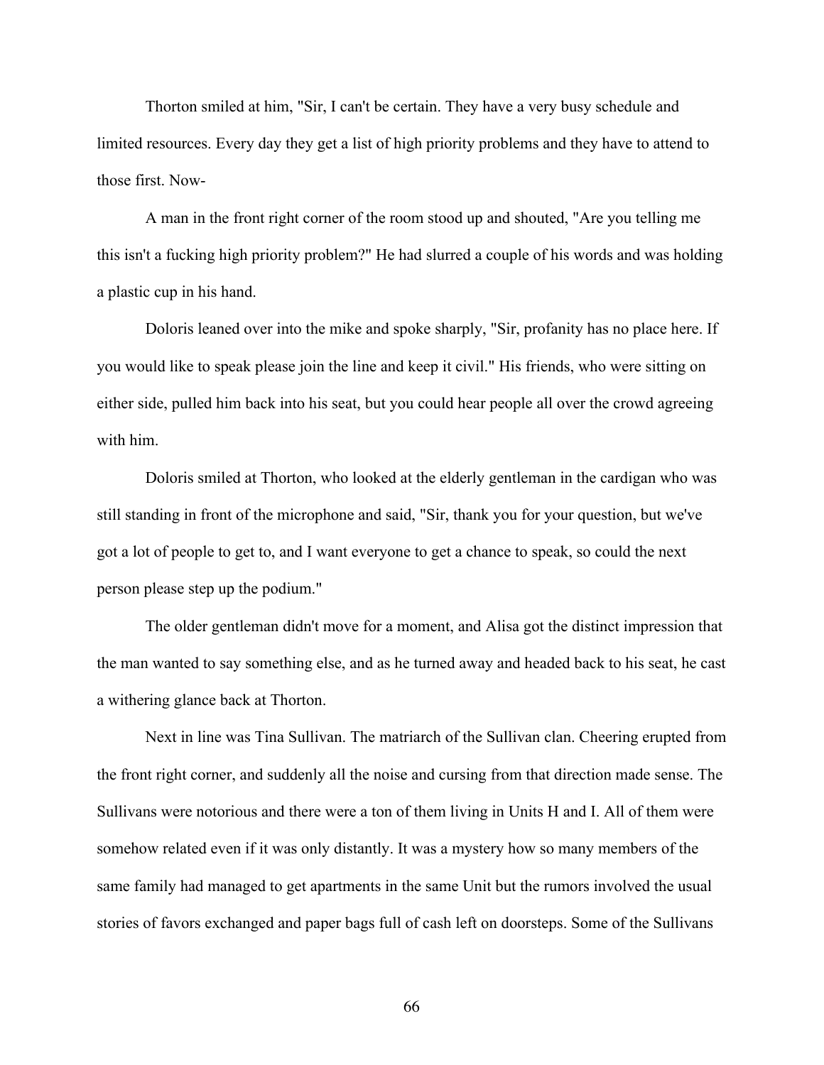Thorton smiled at him, "Sir, I can't be certain. They have a very busy schedule and limited resources. Every day they get a list of high priority problems and they have to attend to those first. Now-

A man in the front right corner of the room stood up and shouted, "Are you telling me this isn't a fucking high priority problem?" He had slurred a couple of his words and was holding a plastic cup in his hand.

Doloris leaned over into the mike and spoke sharply, "Sir, profanity has no place here. If you would like to speak please join the line and keep it civil." His friends, who were sitting on either side, pulled him back into his seat, but you could hear people all over the crowd agreeing with him.

Doloris smiled at Thorton, who looked at the elderly gentleman in the cardigan who was still standing in front of the microphone and said, "Sir, thank you for your question, but we've got a lot of people to get to, and I want everyone to get a chance to speak, so could the next person please step up the podium."

The older gentleman didn't move for a moment, and Alisa got the distinct impression that the man wanted to say something else, and as he turned away and headed back to his seat, he cast a withering glance back at Thorton.

Next in line was Tina Sullivan. The matriarch of the Sullivan clan. Cheering erupted from the front right corner, and suddenly all the noise and cursing from that direction made sense. The Sullivans were notorious and there were a ton of them living in Units H and I. All of them were somehow related even if it was only distantly. It was a mystery how so many members of the same family had managed to get apartments in the same Unit but the rumors involved the usual stories of favors exchanged and paper bags full of cash left on doorsteps. Some of the Sullivans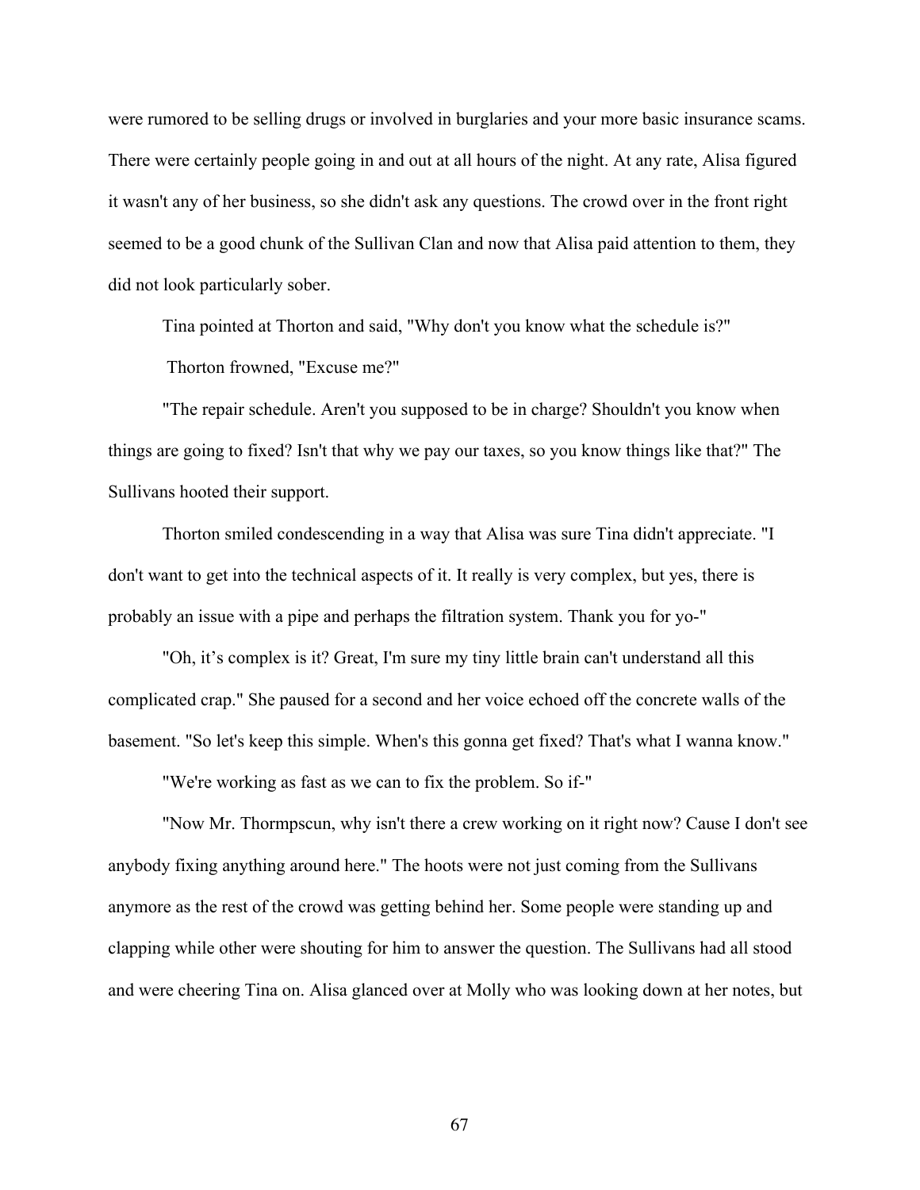were rumored to be selling drugs or involved in burglaries and your more basic insurance scams. There were certainly people going in and out at all hours of the night. At any rate, Alisa figured it wasn't any of her business, so she didn't ask any questions. The crowd over in the front right seemed to be a good chunk of the Sullivan Clan and now that Alisa paid attention to them, they did not look particularly sober.

Tina pointed at Thorton and said, "Why don't you know what the schedule is?"

Thorton frowned, "Excuse me?"

"The repair schedule. Aren't you supposed to be in charge? Shouldn't you know when things are going to fixed? Isn't that why we pay our taxes, so you know things like that?" The Sullivans hooted their support.

Thorton smiled condescending in a way that Alisa was sure Tina didn't appreciate. "I don't want to get into the technical aspects of it. It really is very complex, but yes, there is probably an issue with a pipe and perhaps the filtration system. Thank you for yo-"

"Oh, it's complex is it? Great, I'm sure my tiny little brain can't understand all this complicated crap." She paused for a second and her voice echoed off the concrete walls of the basement. "So let's keep this simple. When's this gonna get fixed? That's what I wanna know."

"We're working as fast as we can to fix the problem. So if-"

"Now Mr. Thormpscun, why isn't there a crew working on it right now? Cause I don't see anybody fixing anything around here." The hoots were not just coming from the Sullivans anymore as the rest of the crowd was getting behind her. Some people were standing up and clapping while other were shouting for him to answer the question. The Sullivans had all stood and were cheering Tina on. Alisa glanced over at Molly who was looking down at her notes, but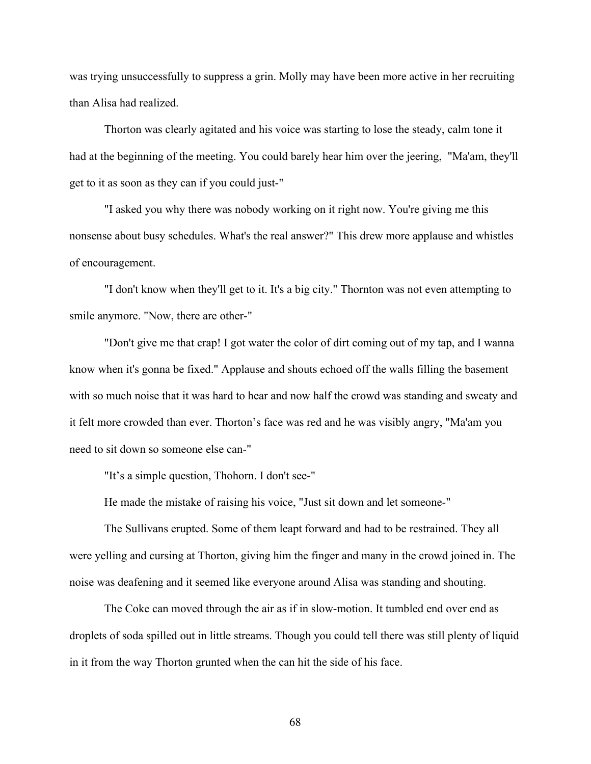was trying unsuccessfully to suppress a grin. Molly may have been more active in her recruiting than Alisa had realized.

Thorton was clearly agitated and his voice was starting to lose the steady, calm tone it had at the beginning of the meeting. You could barely hear him over the jeering, "Ma'am, they'll get to it as soon as they can if you could just-"

"I asked you why there was nobody working on it right now. You're giving me this nonsense about busy schedules. What's the real answer?" This drew more applause and whistles of encouragement.

"I don't know when they'll get to it. It's a big city." Thornton was not even attempting to smile anymore. "Now, there are other-"

"Don't give me that crap! I got water the color of dirt coming out of my tap, and I wanna know when it's gonna be fixed." Applause and shouts echoed off the walls filling the basement with so much noise that it was hard to hear and now half the crowd was standing and sweaty and it felt more crowded than ever. Thorton's face was red and he was visibly angry, "Ma'am you need to sit down so someone else can-"

"It's a simple question, Thohorn. I don't see-"

He made the mistake of raising his voice, "Just sit down and let someone-"

The Sullivans erupted. Some of them leapt forward and had to be restrained. They all were yelling and cursing at Thorton, giving him the finger and many in the crowd joined in. The noise was deafening and it seemed like everyone around Alisa was standing and shouting.

The Coke can moved through the air as if in slow-motion. It tumbled end over end as droplets of soda spilled out in little streams. Though you could tell there was still plenty of liquid in it from the way Thorton grunted when the can hit the side of his face.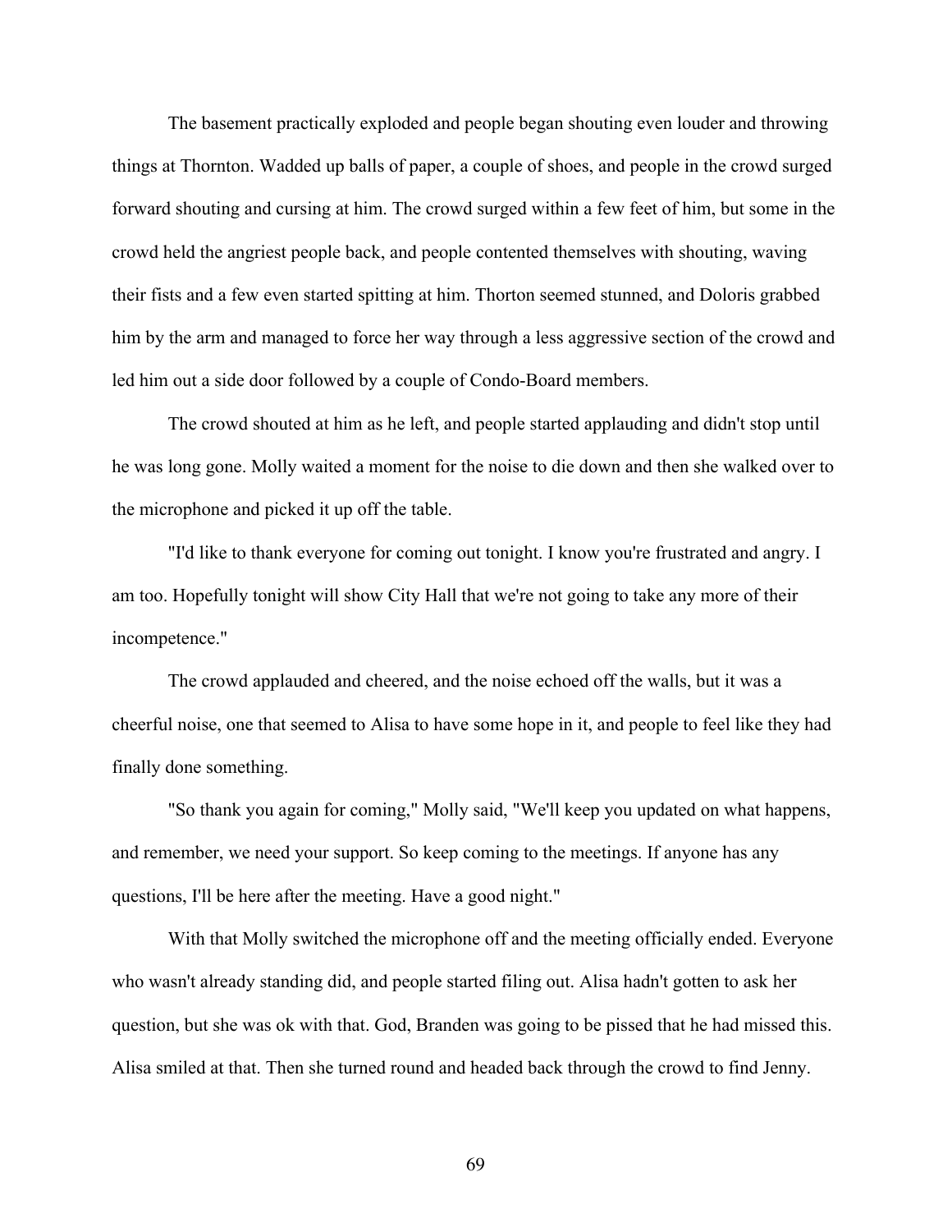The basement practically exploded and people began shouting even louder and throwing things at Thornton. Wadded up balls of paper, a couple of shoes, and people in the crowd surged forward shouting and cursing at him. The crowd surged within a few feet of him, but some in the crowd held the angriest people back, and people contented themselves with shouting, waving their fists and a few even started spitting at him. Thorton seemed stunned, and Doloris grabbed him by the arm and managed to force her way through a less aggressive section of the crowd and led him out a side door followed by a couple of Condo-Board members.

The crowd shouted at him as he left, and people started applauding and didn't stop until he was long gone. Molly waited a moment for the noise to die down and then she walked over to the microphone and picked it up off the table.

"I'd like to thank everyone for coming out tonight. I know you're frustrated and angry. I am too. Hopefully tonight will show City Hall that we're not going to take any more of their incompetence."

The crowd applauded and cheered, and the noise echoed off the walls, but it was a cheerful noise, one that seemed to Alisa to have some hope in it, and people to feel like they had finally done something.

"So thank you again for coming," Molly said, "We'll keep you updated on what happens, and remember, we need your support. So keep coming to the meetings. If anyone has any questions, I'll be here after the meeting. Have a good night."

With that Molly switched the microphone off and the meeting officially ended. Everyone who wasn't already standing did, and people started filing out. Alisa hadn't gotten to ask her question, but she was ok with that. God, Branden was going to be pissed that he had missed this. Alisa smiled at that. Then she turned round and headed back through the crowd to find Jenny.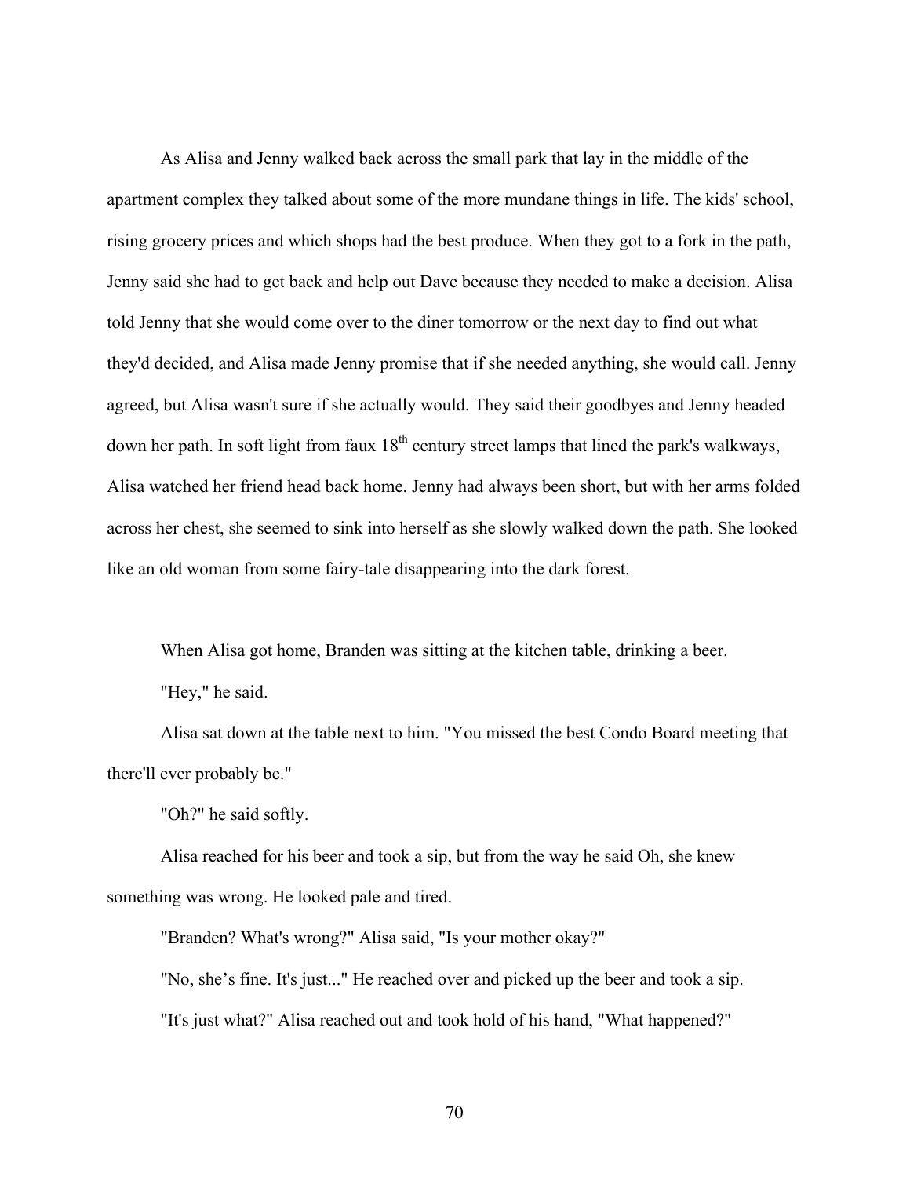As Alisa and Jenny walked back across the small park that lay in the middle of the apartment complex they talked about some of the more mundane things in life. The kids' school, rising grocery prices and which shops had the best produce. When they got to a fork in the path, Jenny said she had to get back and help out Dave because they needed to make a decision. Alisa told Jenny that she would come over to the diner tomorrow or the next day to find out what they'd decided, and Alisa made Jenny promise that if she needed anything, she would call. Jenny agreed, but Alisa wasn't sure if she actually would. They said their goodbyes and Jenny headed down her path. In soft light from faux 18th century street lamps that lined the park's walkways, Alisa watched her friend head back home. Jenny had always been short, but with her arms folded across her chest, she seemed to sink into herself as she slowly walked down the path. She looked like an old woman from some fairy-tale disappearing into the dark forest.

When Alisa got home, Branden was sitting at the kitchen table, drinking a beer.

"Hey," he said.

Alisa sat down at the table next to him. "You missed the best Condo Board meeting that there'll ever probably be."

"Oh?" he said softly.

Alisa reached for his beer and took a sip, but from the way he said Oh, she knew something was wrong. He looked pale and tired.

"Branden? What's wrong?" Alisa said, "Is your mother okay?"

"No, she's fine. It's just..." He reached over and picked up the beer and took a sip.

"It's just what?" Alisa reached out and took hold of his hand, "What happened?"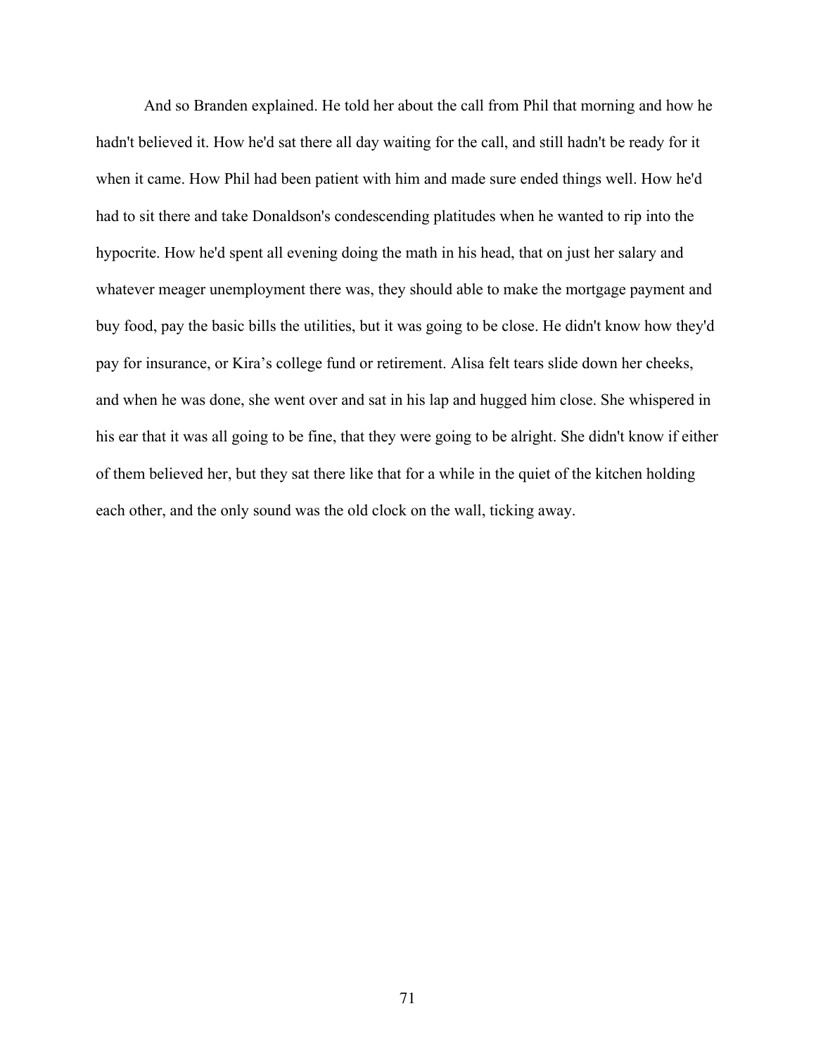And so Branden explained. He told her about the call from Phil that morning and how he hadn't believed it. How he'd sat there all day waiting for the call, and still hadn't be ready for it when it came. How Phil had been patient with him and made sure ended things well. How he'd had to sit there and take Donaldson's condescending platitudes when he wanted to rip into the hypocrite. How he'd spent all evening doing the math in his head, that on just her salary and whatever meager unemployment there was, they should able to make the mortgage payment and buy food, pay the basic bills the utilities, but it was going to be close. He didn't know how they'd pay for insurance, or Kira's college fund or retirement. Alisa felt tears slide down her cheeks, and when he was done, she went over and sat in his lap and hugged him close. She whispered in his ear that it was all going to be fine, that they were going to be alright. She didn't know if either of them believed her, but they sat there like that for a while in the quiet of the kitchen holding each other, and the only sound was the old clock on the wall, ticking away.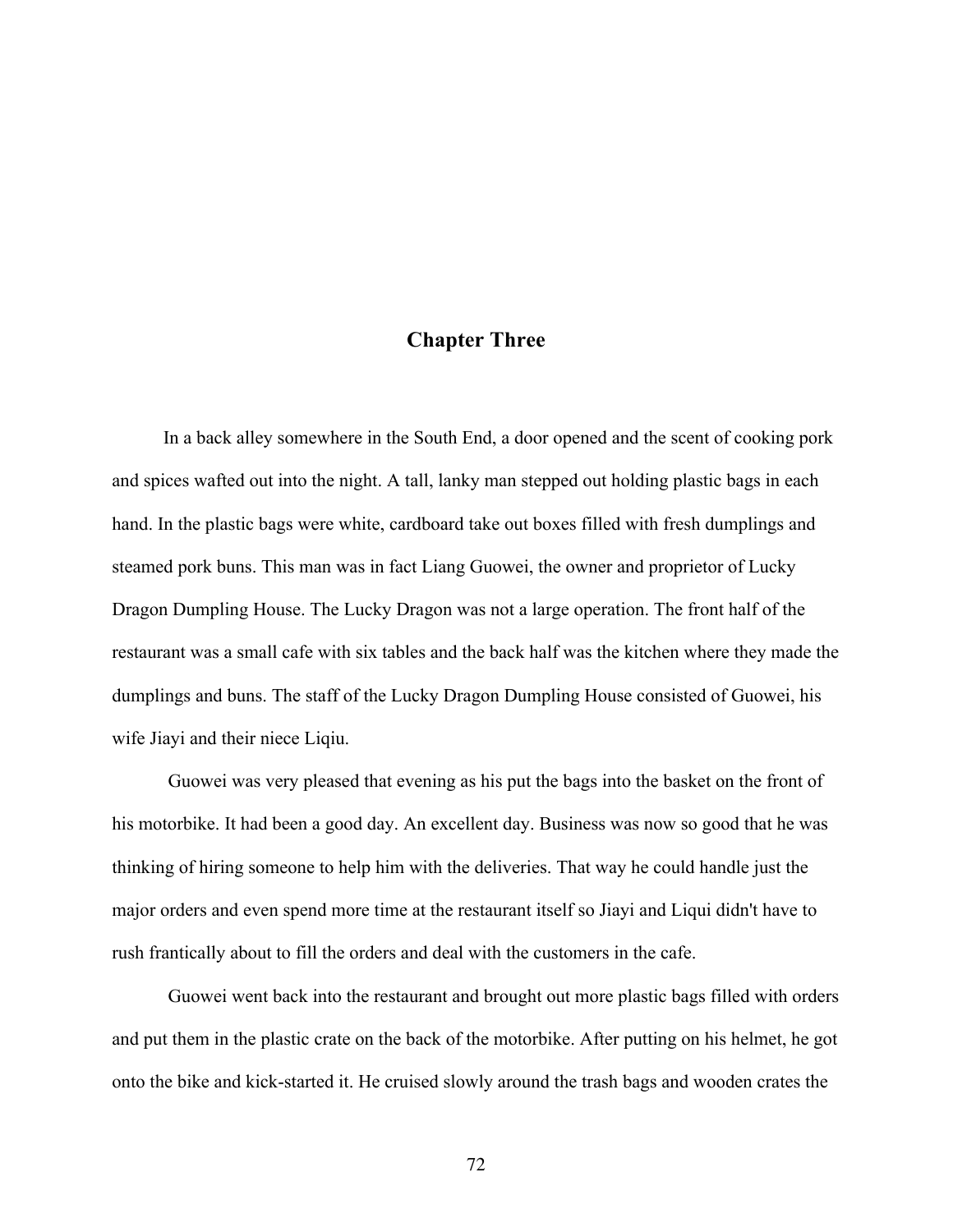## Chapter Three

In a back alley somewhere in the South End, a door opened and the scent of cooking pork and spices wafted out into the night. A tall, lanky man stepped out holding plastic bags in each hand. In the plastic bags were white, cardboard take out boxes filled with fresh dumplings and steamed pork buns. This man was in fact Liang Guowei, the owner and proprietor of Lucky Dragon Dumpling House. The Lucky Dragon was not a large operation. The front half of the restaurant was a small cafe with six tables and the back half was the kitchen where they made the dumplings and buns. The staff of the Lucky Dragon Dumpling House consisted of Guowei, his wife Jiayi and their niece Liqiu.

Guowei was very pleased that evening as his put the bags into the basket on the front of his motorbike. It had been a good day. An excellent day. Business was now so good that he was thinking of hiring someone to help him with the deliveries. That way he could handle just the major orders and even spend more time at the restaurant itself so Jiayi and Liqui didn't have to rush frantically about to fill the orders and deal with the customers in the cafe.

Guowei went back into the restaurant and brought out more plastic bags filled with orders and put them in the plastic crate on the back of the motorbike. After putting on his helmet, he got onto the bike and kick-started it. He cruised slowly around the trash bags and wooden crates the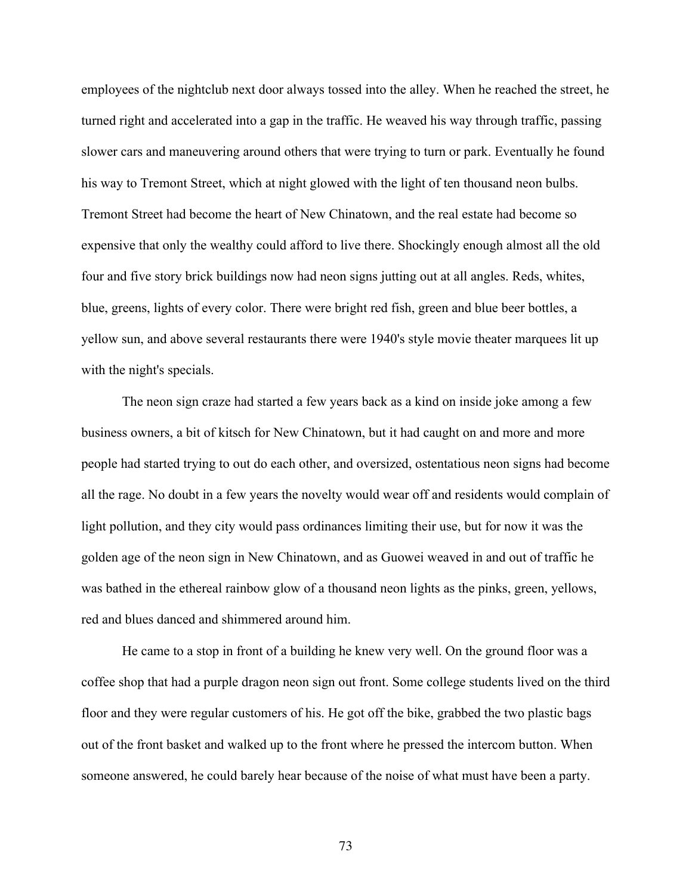employees of the nightclub next door always tossed into the alley. When he reached the street, he turned right and accelerated into a gap in the traffic. He weaved his way through traffic, passing slower cars and maneuvering around others that were trying to turn or park. Eventually he found his way to Tremont Street, which at night glowed with the light of ten thousand neon bulbs. Tremont Street had become the heart of New Chinatown, and the real estate had become so expensive that only the wealthy could afford to live there. Shockingly enough almost all the old four and five story brick buildings now had neon signs jutting out at all angles. Reds, whites, blue, greens, lights of every color. There were bright red fish, green and blue beer bottles, a yellow sun, and above several restaurants there were 1940's style movie theater marquees lit up with the night's specials.

The neon sign craze had started a few years back as a kind on inside joke among a few business owners, a bit of kitsch for New Chinatown, but it had caught on and more and more people had started trying to out do each other, and oversized, ostentatious neon signs had become all the rage. No doubt in a few years the novelty would wear off and residents would complain of light pollution, and they city would pass ordinances limiting their use, but for now it was the golden age of the neon sign in New Chinatown, and as Guowei weaved in and out of traffic he was bathed in the ethereal rainbow glow of a thousand neon lights as the pinks, green, yellows, red and blues danced and shimmered around him.

He came to a stop in front of a building he knew very well. On the ground floor was a coffee shop that had a purple dragon neon sign out front. Some college students lived on the third floor and they were regular customers of his. He got off the bike, grabbed the two plastic bags out of the front basket and walked up to the front where he pressed the intercom button. When someone answered, he could barely hear because of the noise of what must have been a party.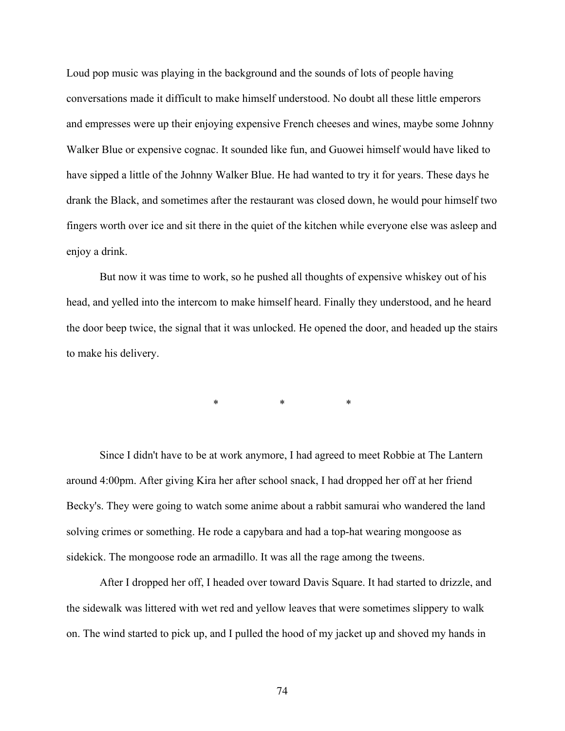Loud pop music was playing in the background and the sounds of lots of people having conversations made it difficult to make himself understood. No doubt all these little emperors and empresses were up their enjoying expensive French cheeses and wines, maybe some Johnny Walker Blue or expensive cognac. It sounded like fun, and Guowei himself would have liked to have sipped a little of the Johnny Walker Blue. He had wanted to try it for years. These days he drank the Black, and sometimes after the restaurant was closed down, he would pour himself two fingers worth over ice and sit there in the quiet of the kitchen while everyone else was asleep and enjoy a drink.

But now it was time to work, so he pushed all thoughts of expensive whiskey out of his head, and yelled into the intercom to make himself heard. Finally they understood, and he heard the door beep twice, the signal that it was unlocked. He opened the door, and headed up the stairs to make his delivery.

\* \* \*

Since I didn't have to be at work anymore, I had agreed to meet Robbie at The Lantern around 4:00pm. After giving Kira her after school snack, I had dropped her off at her friend Becky's. They were going to watch some anime about a rabbit samurai who wandered the land solving crimes or something. He rode a capybara and had a top-hat wearing mongoose as sidekick. The mongoose rode an armadillo. It was all the rage among the tweens.

After I dropped her off, I headed over toward Davis Square. It had started to drizzle, and the sidewalk was littered with wet red and yellow leaves that were sometimes slippery to walk on. The wind started to pick up, and I pulled the hood of my jacket up and shoved my hands in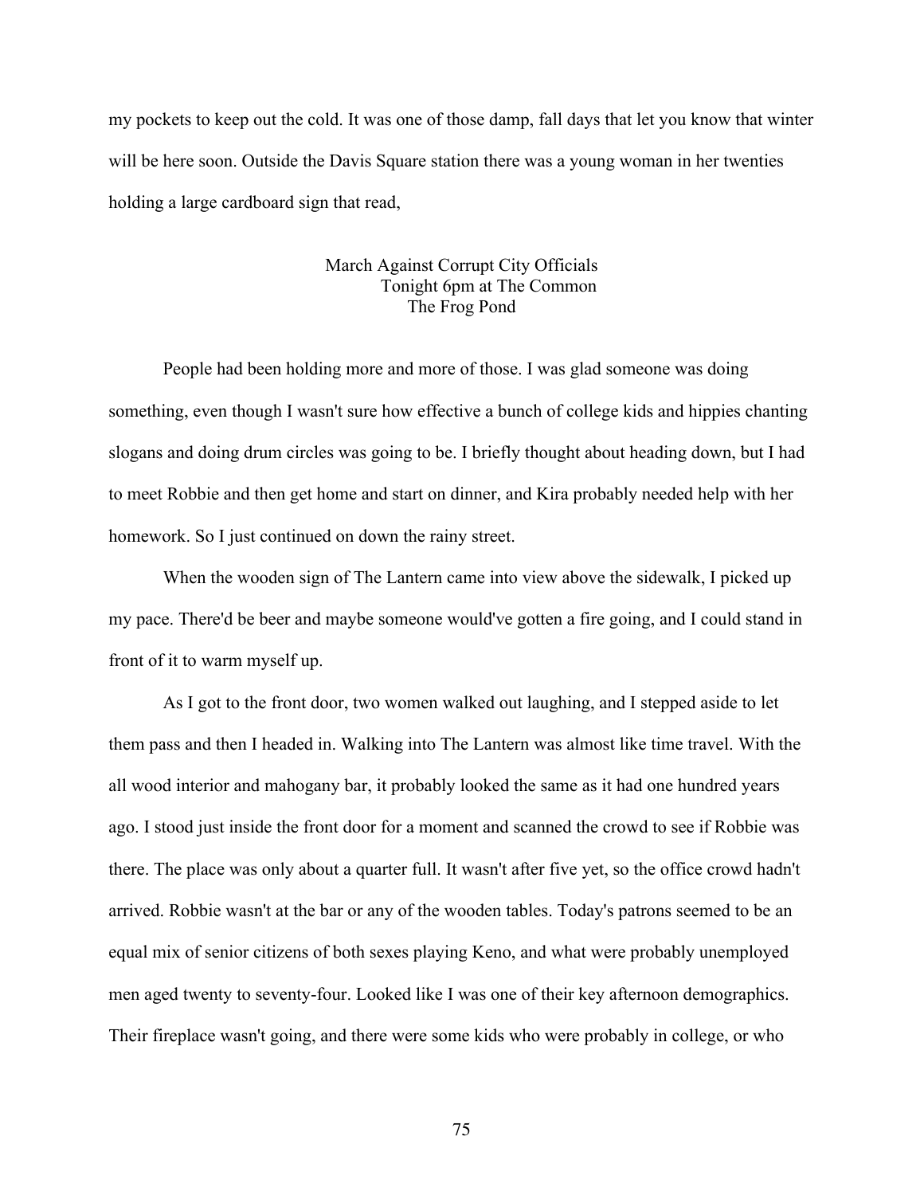my pockets to keep out the cold. It was one of those damp, fall days that let you know that winter will be here soon. Outside the Davis Square station there was a young woman in her twenties holding a large cardboard sign that read,

March Against Corrupt City Officials
Tonight 6pm at The Common
The Frog Pond

People had been holding more and more of those. I was glad someone was doing something, even though I wasn't sure how effective a bunch of college kids and hippies chanting slogans and doing drum circles was going to be. I briefly thought about heading down, but I had to meet Robbie and then get home and start on dinner, and Kira probably needed help with her homework. So I just continued on down the rainy street.

When the wooden sign of The Lantern came into view above the sidewalk, I picked up my pace. There'd be beer and maybe someone would've gotten a fire going, and I could stand in front of it to warm myself up.

As I got to the front door, two women walked out laughing, and I stepped aside to let them pass and then I headed in. Walking into The Lantern was almost like time travel. With the all wood interior and mahogany bar, it probably looked the same as it had one hundred years ago. I stood just inside the front door for a moment and scanned the crowd to see if Robbie was there. The place was only about a quarter full. It wasn't after five yet, so the office crowd hadn't arrived. Robbie wasn't at the bar or any of the wooden tables. Today's patrons seemed to be an equal mix of senior citizens of both sexes playing Keno, and what were probably unemployed men aged twenty to seventy-four. Looked like I was one of their key afternoon demographics. Their fireplace wasn't going, and there were some kids who were probably in college, or who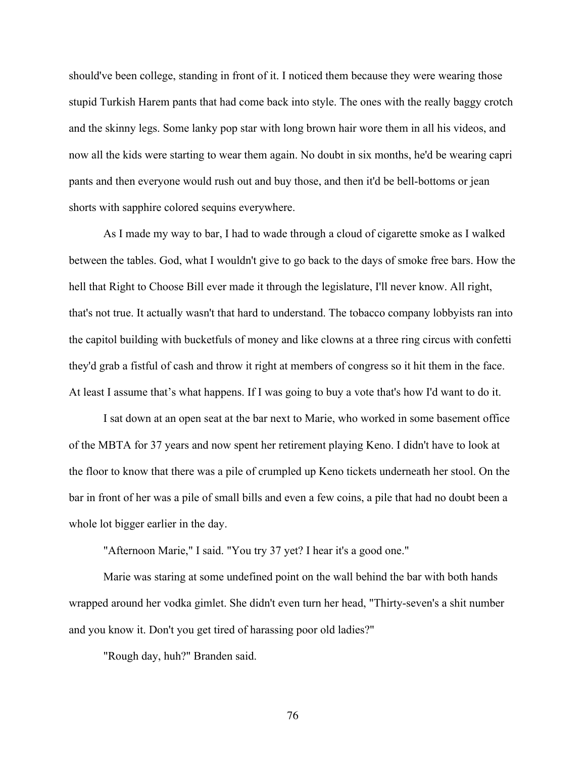should've been college, standing in front of it. I noticed them because they were wearing those stupid Turkish Harem pants that had come back into style. The ones with the really baggy crotch and the skinny legs. Some lanky pop star with long brown hair wore them in all his videos, and now all the kids were starting to wear them again. No doubt in six months, he'd be wearing capri pants and then everyone would rush out and buy those, and then it'd be bell-bottoms or jean shorts with sapphire colored sequins everywhere.

As I made my way to bar, I had to wade through a cloud of cigarette smoke as I walked between the tables. God, what I wouldn't give to go back to the days of smoke free bars. How the hell that Right to Choose Bill ever made it through the legislature, I'll never know. All right, that's not true. It actually wasn't that hard to understand. The tobacco company lobbyists ran into the capitol building with bucketfuls of money and like clowns at a three ring circus with confetti they'd grab a fistful of cash and throw it right at members of congress so it hit them in the face. At least I assume that's what happens. If I was going to buy a vote that's how I'd want to do it.

I sat down at an open seat at the bar next to Marie, who worked in some basement office of the MBTA for 37 years and now spent her retirement playing Keno. I didn't have to look at the floor to know that there was a pile of crumpled up Keno tickets underneath her stool. On the bar in front of her was a pile of small bills and even a few coins, a pile that had no doubt been a whole lot bigger earlier in the day.

"Afternoon Marie," I said. "You try 37 yet? I hear it's a good one."

Marie was staring at some undefined point on the wall behind the bar with both hands wrapped around her vodka gimlet. She didn't even turn her head, "Thirty-seven's a shit number and you know it. Don't you get tired of harassing poor old ladies?"

"Rough day, huh?" Branden said.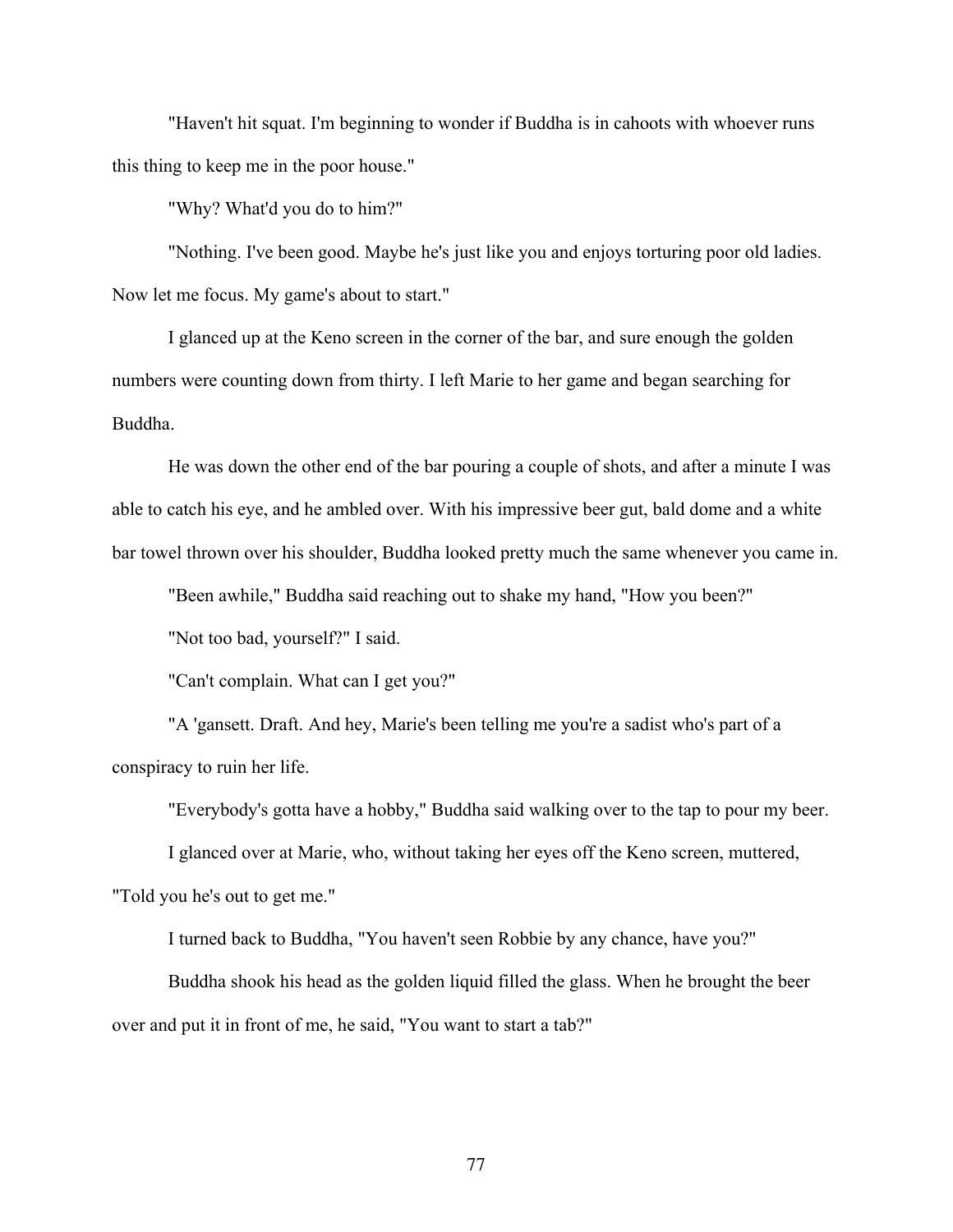"Haven't hit squat. I'm beginning to wonder if Buddha is in cahoots with whoever runs this thing to keep me in the poor house."

"Why? What'd you do to him?"

"Nothing. I've been good. Maybe he's just like you and enjoys torturing poor old ladies. Now let me focus. My game's about to start."

I glanced up at the Keno screen in the corner of the bar, and sure enough the golden numbers were counting down from thirty. I left Marie to her game and began searching for Buddha.

He was down the other end of the bar pouring a couple of shots, and after a minute I was able to catch his eye, and he ambled over. With his impressive beer gut, bald dome and a white bar towel thrown over his shoulder, Buddha looked pretty much the same whenever you came in.

"Been awhile," Buddha said reaching out to shake my hand, "How you been?"

"Not too bad, yourself?" I said.

"Can't complain. What can I get you?"

"A 'gansett. Draft. And hey, Marie's been telling me you're a sadist who's part of a conspiracy to ruin her life.

"Everybody's gotta have a hobby," Buddha said walking over to the tap to pour my beer.

I glanced over at Marie, who, without taking her eyes off the Keno screen, muttered, "Told you he's out to get me."

I turned back to Buddha, "You haven't seen Robbie by any chance, have you?"

Buddha shook his head as the golden liquid filled the glass. When he brought the beer over and put it in front of me, he said, "You want to start a tab?"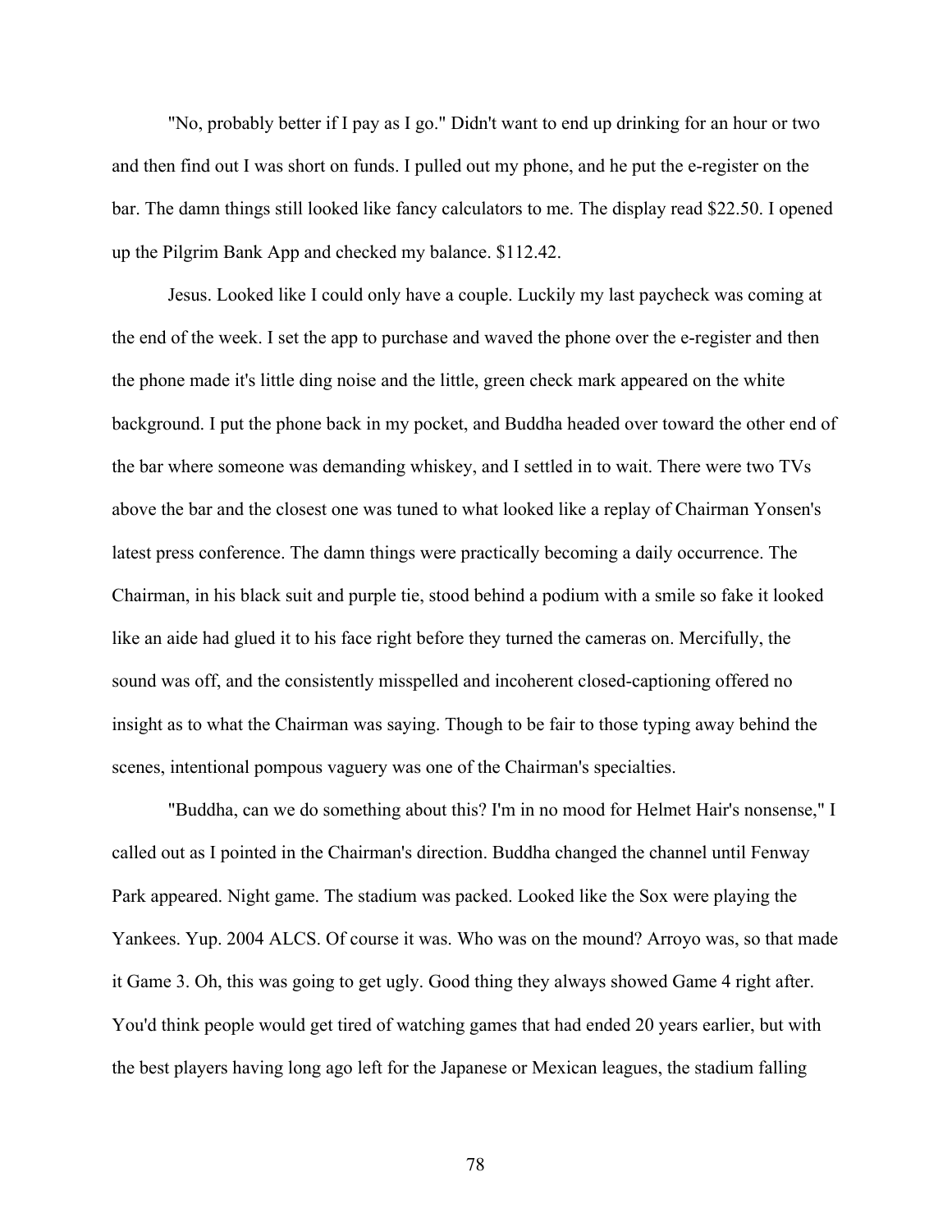"No, probably better if I pay as I go." Didn't want to end up drinking for an hour or two and then find out I was short on funds. I pulled out my phone, and he put the e-register on the bar. The damn things still looked like fancy calculators to me. The display read $22.50. I opened up the Pilgrim Bank App and checked my balance. $112.42.

Jesus. Looked like I could only have a couple. Luckily my last paycheck was coming at the end of the week. I set the app to purchase and waved the phone over the e-register and then the phone made it's little ding noise and the little, green check mark appeared on the white background. I put the phone back in my pocket, and Buddha headed over toward the other end of the bar where someone was demanding whiskey, and I settled in to wait. There were two TVs above the bar and the closest one was tuned to what looked like a replay of Chairman Yonsen's latest press conference. The damn things were practically becoming a daily occurrence. The Chairman, in his black suit and purple tie, stood behind a podium with a smile so fake it looked like an aide had glued it to his face right before they turned the cameras on. Mercifully, the sound was off, and the consistently misspelled and incoherent closed-captioning offered no insight as to what the Chairman was saying. Though to be fair to those typing away behind the scenes, intentional pompous vaguery was one of the Chairman's specialties.

"Buddha, can we do something about this? I'm in no mood for Helmet Hair's nonsense," I called out as I pointed in the Chairman's direction. Buddha changed the channel until Fenway Park appeared. Night game. The stadium was packed. Looked like the Sox were playing the Yankees. Yup. 2004 ALCS. Of course it was. Who was on the mound? Arroyo was, so that made it Game 3. Oh, this was going to get ugly. Good thing they always showed Game 4 right after. You'd think people would get tired of watching games that had ended 20 years earlier, but with the best players having long ago left for the Japanese or Mexican leagues, the stadium falling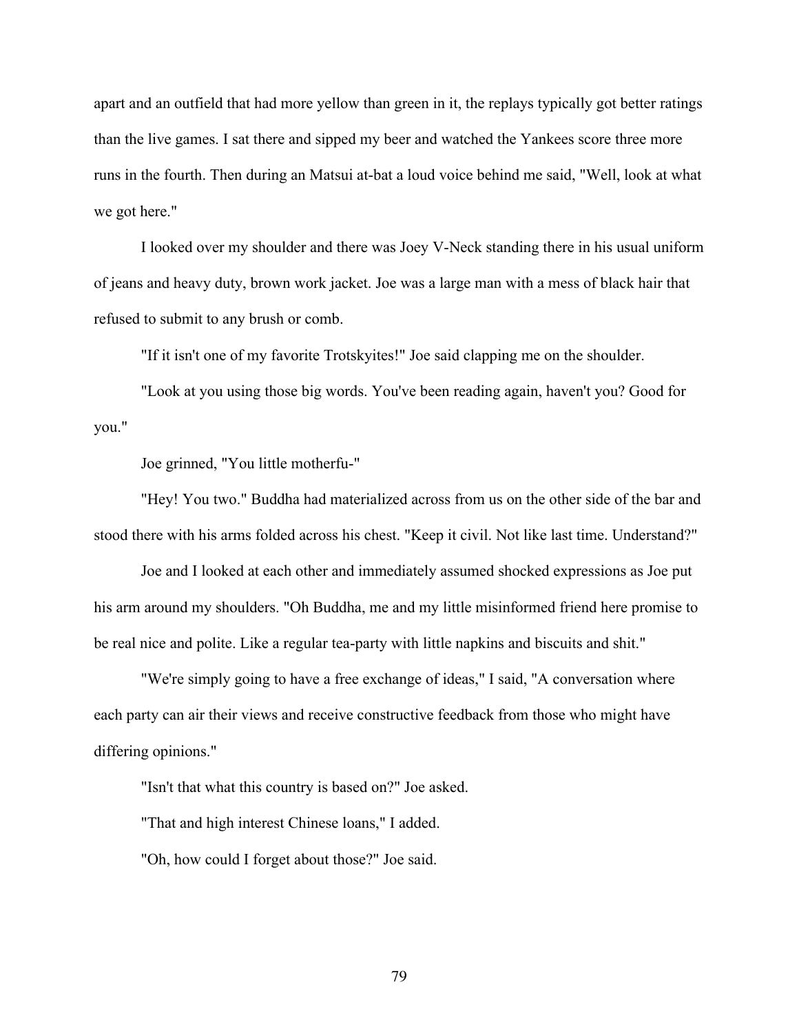apart and an outfield that had more yellow than green in it, the replays typically got better ratings than the live games. I sat there and sipped my beer and watched the Yankees score three more runs in the fourth. Then during an Matsui at-bat a loud voice behind me said, "Well, look at what we got here."

I looked over my shoulder and there was Joey V-Neck standing there in his usual uniform of jeans and heavy duty, brown work jacket. Joe was a large man with a mess of black hair that refused to submit to any brush or comb.

"If it isn't one of my favorite Trotskyites!" Joe said clapping me on the shoulder.

"Look at you using those big words. You've been reading again, haven't you? Good for you."

Joe grinned, "You little motherfu-"

"Hey! You two." Buddha had materialized across from us on the other side of the bar and stood there with his arms folded across his chest. "Keep it civil. Not like last time. Understand?"

Joe and I looked at each other and immediately assumed shocked expressions as Joe put his arm around my shoulders. "Oh Buddha, me and my little misinformed friend here promise to be real nice and polite. Like a regular tea-party with little napkins and biscuits and shit."

"We're simply going to have a free exchange of ideas," I said, "A conversation where each party can air their views and receive constructive feedback from those who might have differing opinions."

"Isn't that what this country is based on?" Joe asked.

"That and high interest Chinese loans," I added.

"Oh, how could I forget about those?" Joe said.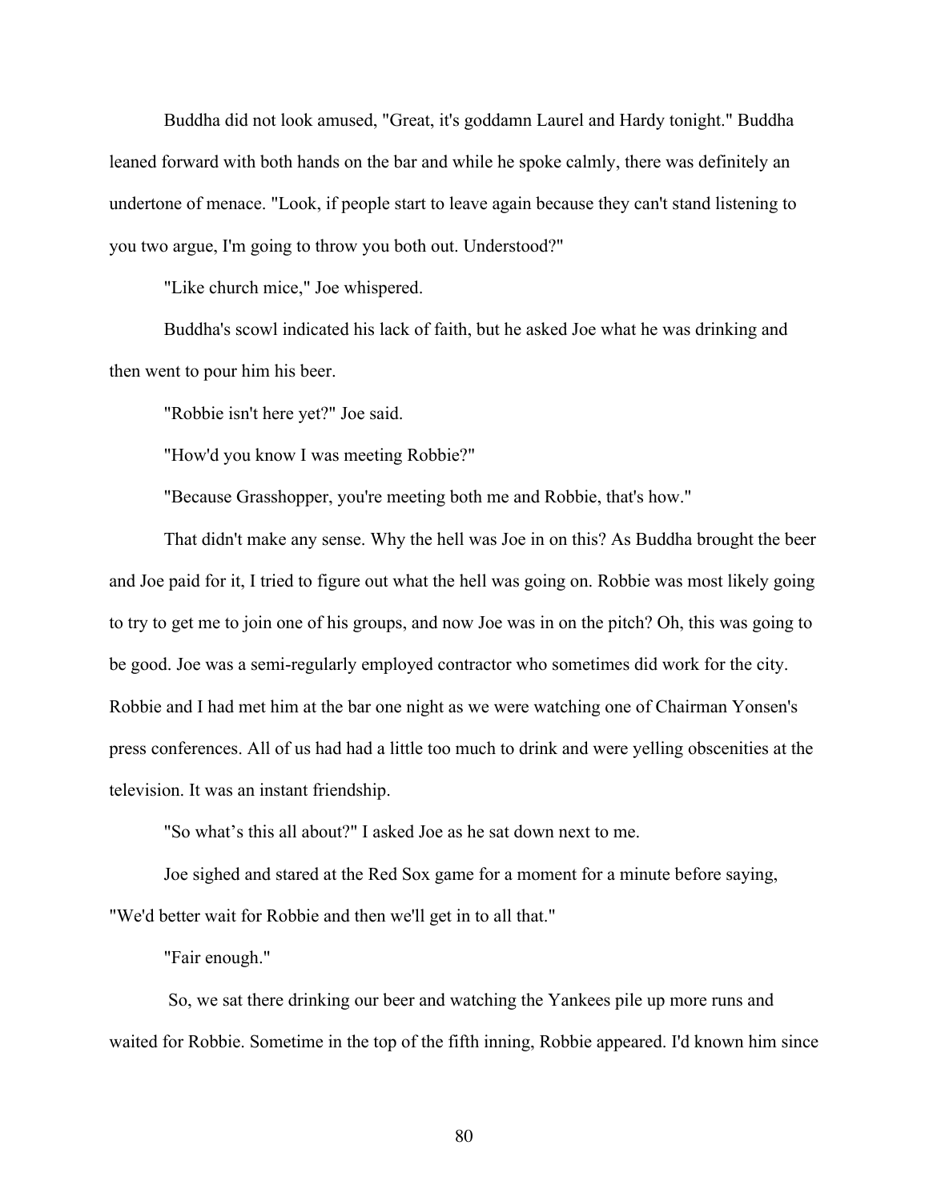Buddha did not look amused, "Great, it's goddamn Laurel and Hardy tonight." Buddha leaned forward with both hands on the bar and while he spoke calmly, there was definitely an undertone of menace. "Look, if people start to leave again because they can't stand listening to you two argue, I'm going to throw you both out. Understood?"

"Like church mice," Joe whispered.

Buddha's scowl indicated his lack of faith, but he asked Joe what he was drinking and then went to pour him his beer.

"Robbie isn't here yet?" Joe said.

"How'd you know I was meeting Robbie?"

"Because Grasshopper, you're meeting both me and Robbie, that's how."

That didn't make any sense. Why the hell was Joe in on this? As Buddha brought the beer and Joe paid for it, I tried to figure out what the hell was going on. Robbie was most likely going to try to get me to join one of his groups, and now Joe was in on the pitch? Oh, this was going to be good. Joe was a semi-regularly employed contractor who sometimes did work for the city. Robbie and I had met him at the bar one night as we were watching one of Chairman Yonsen's press conferences. All of us had had a little too much to drink and were yelling obscenities at the television. It was an instant friendship.

"So what's this all about?" I asked Joe as he sat down next to me.

Joe sighed and stared at the Red Sox game for a moment for a minute before saying, "We'd better wait for Robbie and then we'll get in to all that."

"Fair enough."

So, we sat there drinking our beer and watching the Yankees pile up more runs and waited for Robbie. Sometime in the top of the fifth inning, Robbie appeared. I'd known him since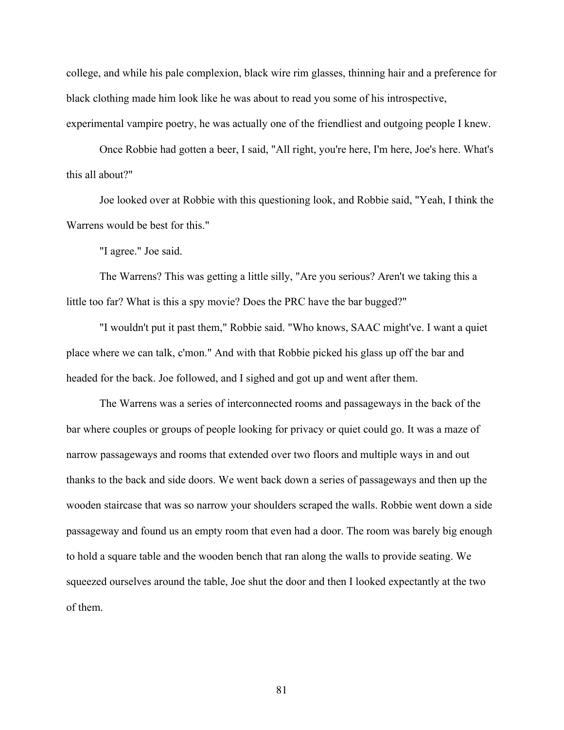college, and while his pale complexion, black wire rim glasses, thinning hair and a preference for black clothing made him look like he was about to read you some of his introspective, experimental vampire poetry, he was actually one of the friendliest and outgoing people I knew.

Once Robbie had gotten a beer, I said, "All right, you're here, I'm here, Joe's here. What's this all about?"

Joe looked over at Robbie with this questioning look, and Robbie said, "Yeah, I think the Warrens would be best for this."

"I agree." Joe said.

The Warrens? This was getting a little silly, "Are you serious? Aren't we taking this a little too far? What is this a spy movie? Does the PRC have the bar bugged?"

"I wouldn't put it past them," Robbie said. "Who knows, SAAC might've. I want a quiet place where we can talk, c'mon." And with that Robbie picked his glass up off the bar and headed for the back. Joe followed, and I sighed and got up and went after them.

The Warrens was a series of interconnected rooms and passageways in the back of the bar where couples or groups of people looking for privacy or quiet could go. It was a maze of narrow passageways and rooms that extended over two floors and multiple ways in and out thanks to the back and side doors. We went back down a series of passageways and then up the wooden staircase that was so narrow your shoulders scraped the walls. Robbie went down a side passageway and found us an empty room that even had a door. The room was barely big enough to hold a square table and the wooden bench that ran along the walls to provide seating. We squeezed ourselves around the table, Joe shut the door and then I looked expectantly at the two of them.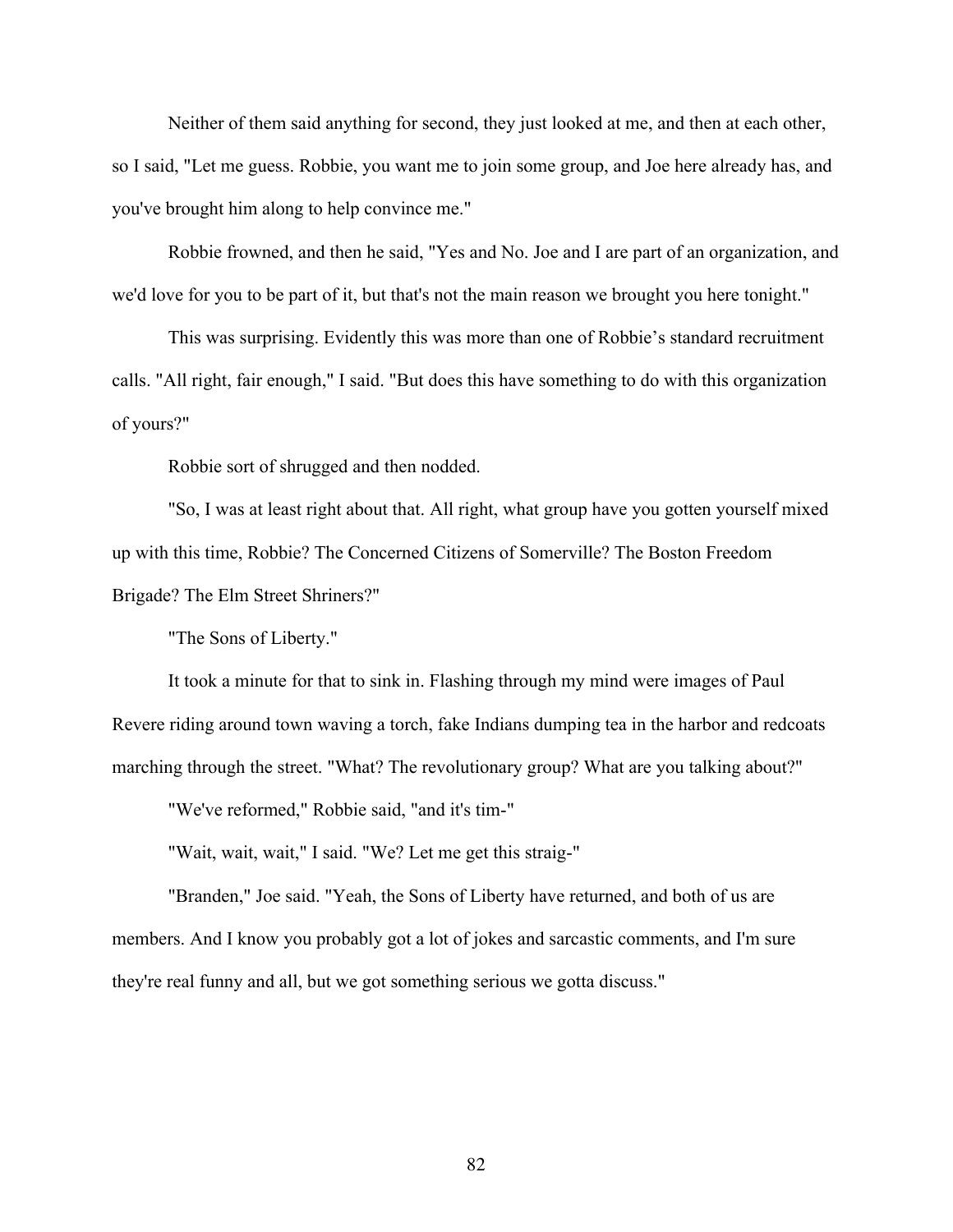Neither of them said anything for second, they just looked at me, and then at each other, so I said, "Let me guess. Robbie, you want me to join some group, and Joe here already has, and you've brought him along to help convince me."

Robbie frowned, and then he said, "Yes and No. Joe and I are part of an organization, and we'd love for you to be part of it, but that's not the main reason we brought you here tonight."

This was surprising. Evidently this was more than one of Robbie's standard recruitment calls. "All right, fair enough," I said. "But does this have something to do with this organization of yours?"

Robbie sort of shrugged and then nodded.

"So, I was at least right about that. All right, what group have you gotten yourself mixed up with this time, Robbie? The Concerned Citizens of Somerville? The Boston Freedom Brigade? The Elm Street Shriners?"

"The Sons of Liberty."

It took a minute for that to sink in. Flashing through my mind were images of Paul Revere riding around town waving a torch, fake Indians dumping tea in the harbor and redcoats marching through the street. "What? The revolutionary group? What are you talking about?"

"We've reformed," Robbie said, "and it's tim-"

"Wait, wait, wait," I said. "We? Let me get this straig-"

"Branden," Joe said. "Yeah, the Sons of Liberty have returned, and both of us are members. And I know you probably got a lot of jokes and sarcastic comments, and I'm sure they're real funny and all, but we got something serious we gotta discuss."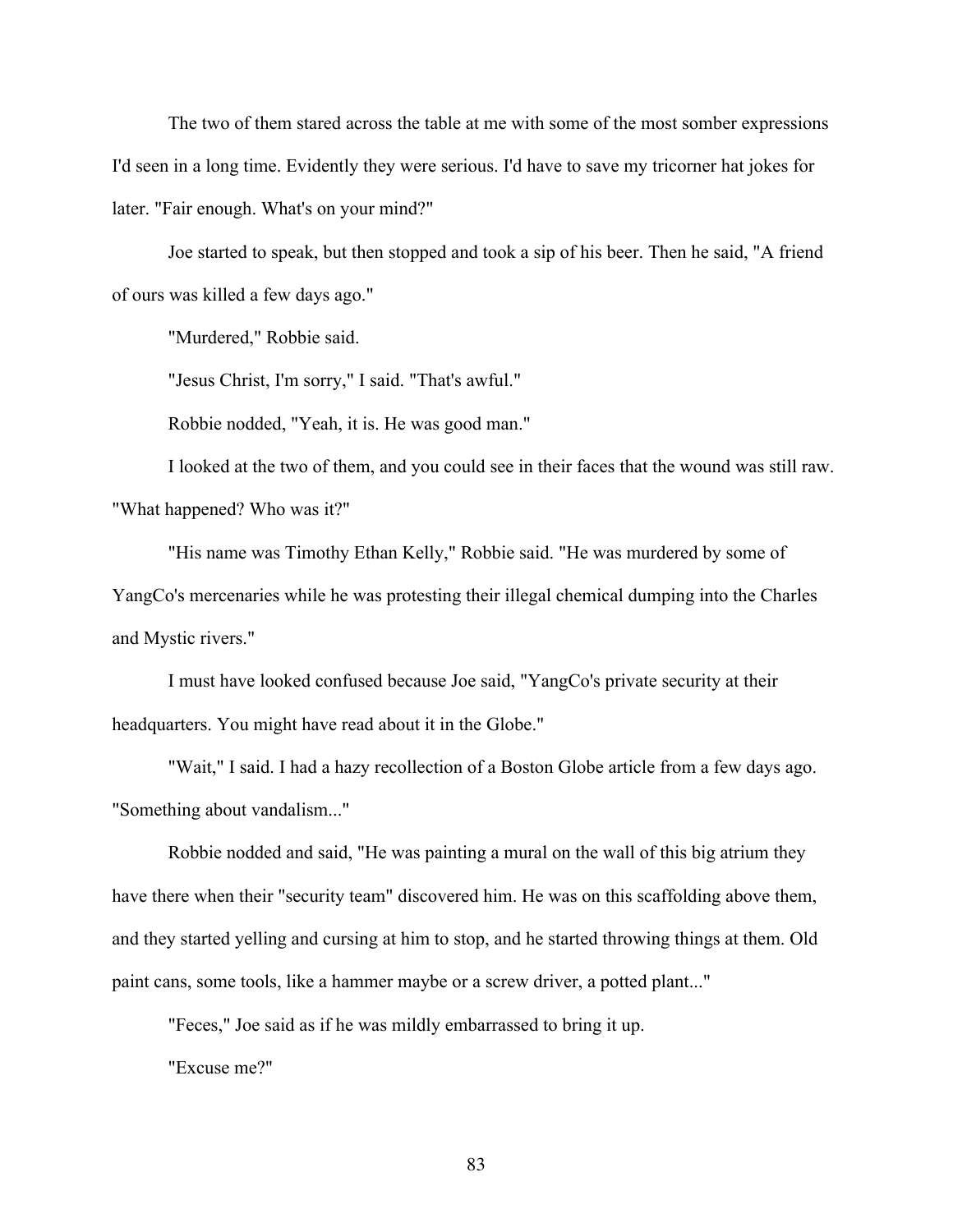The two of them stared across the table at me with some of the most somber expressions I'd seen in a long time. Evidently they were serious. I'd have to save my tricorner hat jokes for later. "Fair enough. What's on your mind?"

Joe started to speak, but then stopped and took a sip of his beer. Then he said, "A friend of ours was killed a few days ago."

"Murdered," Robbie said.

"Jesus Christ, I'm sorry," I said. "That's awful."

Robbie nodded, "Yeah, it is. He was good man."

I looked at the two of them, and you could see in their faces that the wound was still raw. "What happened? Who was it?"

"His name was Timothy Ethan Kelly," Robbie said. "He was murdered by some of YangCo's mercenaries while he was protesting their illegal chemical dumping into the Charles and Mystic rivers."

I must have looked confused because Joe said, "YangCo's private security at their headquarters. You might have read about it in the Globe."

"Wait," I said. I had a hazy recollection of a Boston Globe article from a few days ago. "Something about vandalism..."

Robbie nodded and said, "He was painting a mural on the wall of this big atrium they have there when their "security team" discovered him. He was on this scaffolding above them, and they started yelling and cursing at him to stop, and he started throwing things at them. Old paint cans, some tools, like a hammer maybe or a screw driver, a potted plant..."

"Feces," Joe said as if he was mildly embarrassed to bring it up.

"Excuse me?"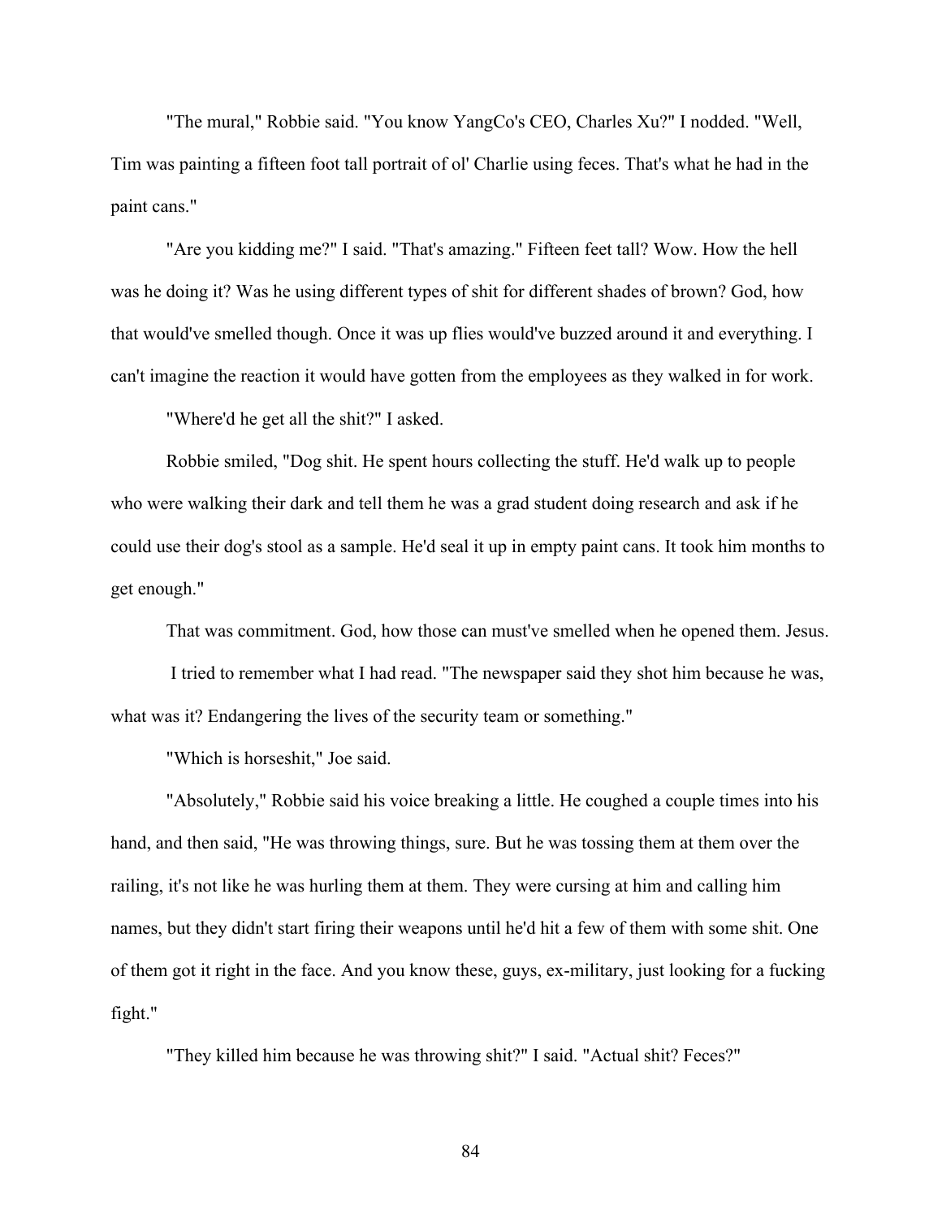"The mural," Robbie said. "You know YangCo's CEO, Charles Xu?" I nodded. "Well, Tim was painting a fifteen foot tall portrait of ol' Charlie using feces. That's what he had in the paint cans."

"Are you kidding me?" I said. "That's amazing." Fifteen feet tall? Wow. How the hell was he doing it? Was he using different types of shit for different shades of brown? God, how that would've smelled though. Once it was up flies would've buzzed around it and everything. I can't imagine the reaction it would have gotten from the employees as they walked in for work.

"Where'd he get all the shit?" I asked.

Robbie smiled, "Dog shit. He spent hours collecting the stuff. He'd walk up to people who were walking their dark and tell them he was a grad student doing research and ask if he could use their dog's stool as a sample. He'd seal it up in empty paint cans. It took him months to get enough."

That was commitment. God, how those can must've smelled when he opened them. Jesus.

I tried to remember what I had read. "The newspaper said they shot him because he was, what was it? Endangering the lives of the security team or something."

"Which is horseshit," Joe said.

"Absolutely," Robbie said his voice breaking a little. He coughed a couple times into his hand, and then said, "He was throwing things, sure. But he was tossing them at them over the railing, it's not like he was hurling them at them. They were cursing at him and calling him names, but they didn't start firing their weapons until he'd hit a few of them with some shit. One of them got it right in the face. And you know these, guys, ex-military, just looking for a fucking fight."

"They killed him because he was throwing shit?" I said. "Actual shit? Feces?"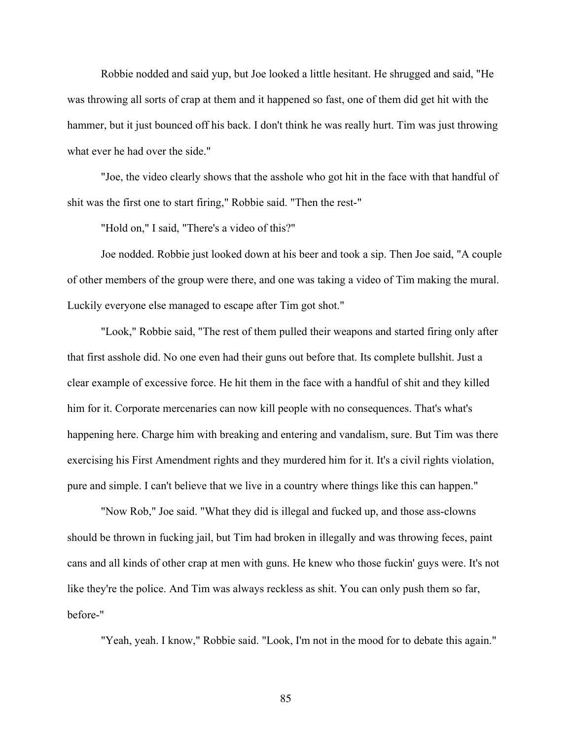Robbie nodded and said yup, but Joe looked a little hesitant. He shrugged and said, "He was throwing all sorts of crap at them and it happened so fast, one of them did get hit with the hammer, but it just bounced off his back. I don't think he was really hurt. Tim was just throwing what ever he had over the side."

"Joe, the video clearly shows that the asshole who got hit in the face with that handful of shit was the first one to start firing," Robbie said. "Then the rest-"

"Hold on," I said, "There's a video of this?"

Joe nodded. Robbie just looked down at his beer and took a sip. Then Joe said, "A couple of other members of the group were there, and one was taking a video of Tim making the mural. Luckily everyone else managed to escape after Tim got shot."

"Look," Robbie said, "The rest of them pulled their weapons and started firing only after that first asshole did. No one even had their guns out before that. Its complete bullshit. Just a clear example of excessive force. He hit them in the face with a handful of shit and they killed him for it. Corporate mercenaries can now kill people with no consequences. That's what's happening here. Charge him with breaking and entering and vandalism, sure. But Tim was there exercising his First Amendment rights and they murdered him for it. It's a civil rights violation, pure and simple. I can't believe that we live in a country where things like this can happen."

"Now Rob," Joe said. "What they did is illegal and fucked up, and those ass-clowns should be thrown in fucking jail, but Tim had broken in illegally and was throwing feces, paint cans and all kinds of other crap at men with guns. He knew who those fuckin' guys were. It's not like they're the police. And Tim was always reckless as shit. You can only push them so far, before-"

"Yeah, yeah. I know," Robbie said. "Look, I'm not in the mood for to debate this again."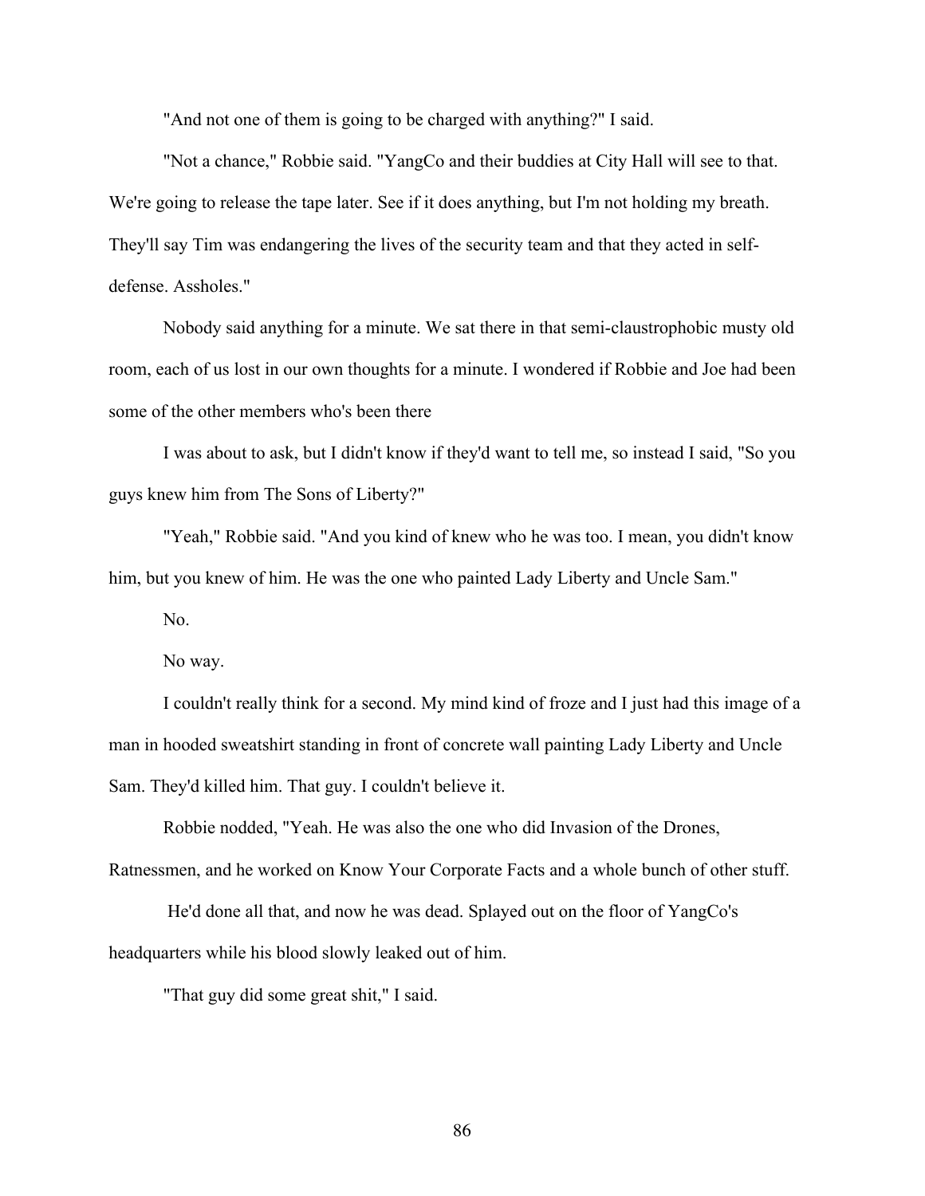"And not one of them is going to be charged with anything?" I said.

"Not a chance," Robbie said. "YangCo and their buddies at City Hall will see to that. We're going to release the tape later. See if it does anything, but I'm not holding my breath. They'll say Tim was endangering the lives of the security team and that they acted in self-defense. Assholes."

Nobody said anything for a minute. We sat there in that semi-claustrophobic musty old room, each of us lost in our own thoughts for a minute. I wondered if Robbie and Joe had been some of the other members who's been there

I was about to ask, but I didn't know if they'd want to tell me, so instead I said, "So you guys knew him from The Sons of Liberty?"

"Yeah," Robbie said. "And you kind of knew who he was too. I mean, you didn't know him, but you knew of him. He was the one who painted Lady Liberty and Uncle Sam."

No.

No way.

I couldn't really think for a second. My mind kind of froze and I just had this image of a man in hooded sweatshirt standing in front of concrete wall painting Lady Liberty and Uncle Sam. They'd killed him. That guy. I couldn't believe it.

Robbie nodded, "Yeah. He was also the one who did Invasion of the Drones, Ratnessmen, and he worked on Know Your Corporate Facts and a whole bunch of other stuff.

He'd done all that, and now he was dead. Splayed out on the floor of YangCo's headquarters while his blood slowly leaked out of him.

"That guy did some great shit," I said.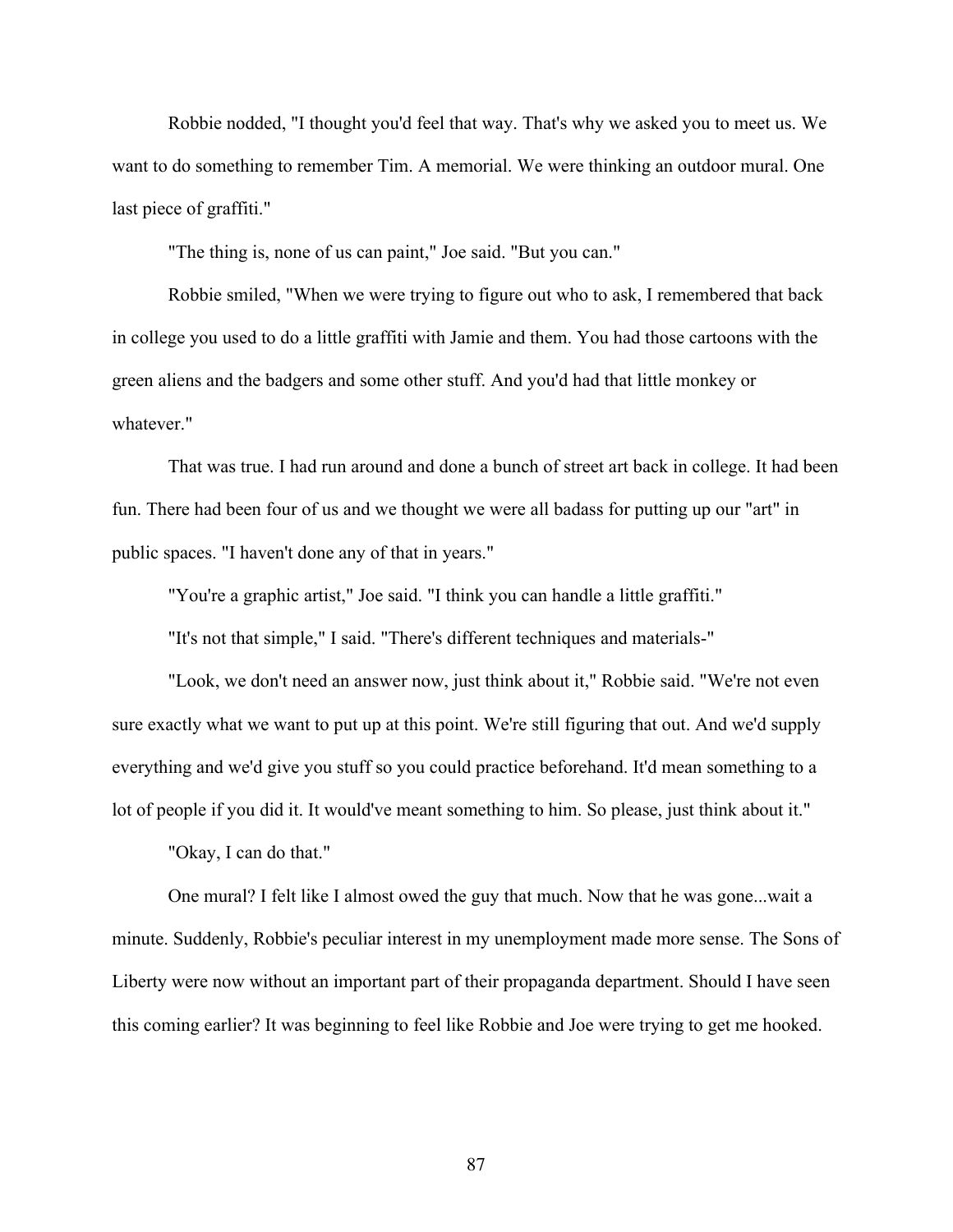Robbie nodded, "I thought you'd feel that way. That's why we asked you to meet us. We want to do something to remember Tim. A memorial. We were thinking an outdoor mural. One last piece of graffiti."

"The thing is, none of us can paint," Joe said. "But you can."

Robbie smiled, "When we were trying to figure out who to ask, I remembered that back in college you used to do a little graffiti with Jamie and them. You had those cartoons with the green aliens and the badgers and some other stuff. And you'd had that little monkey or whatever."

That was true. I had run around and done a bunch of street art back in college. It had been fun. There had been four of us and we thought we were all badass for putting up our "art" in public spaces. "I haven't done any of that in years."

"You're a graphic artist," Joe said. "I think you can handle a little graffiti."

"It's not that simple," I said. "There's different techniques and materials-"

"Look, we don't need an answer now, just think about it," Robbie said. "We're not even sure exactly what we want to put up at this point. We're still figuring that out. And we'd supply everything and we'd give you stuff so you could practice beforehand. It'd mean something to a lot of people if you did it. It would've meant something to him. So please, just think about it."

"Okay, I can do that."

One mural? I felt like I almost owed the guy that much. Now that he was gone...wait a minute. Suddenly, Robbie's peculiar interest in my unemployment made more sense. The Sons of Liberty were now without an important part of their propaganda department. Should I have seen this coming earlier? It was beginning to feel like Robbie and Joe were trying to get me hooked.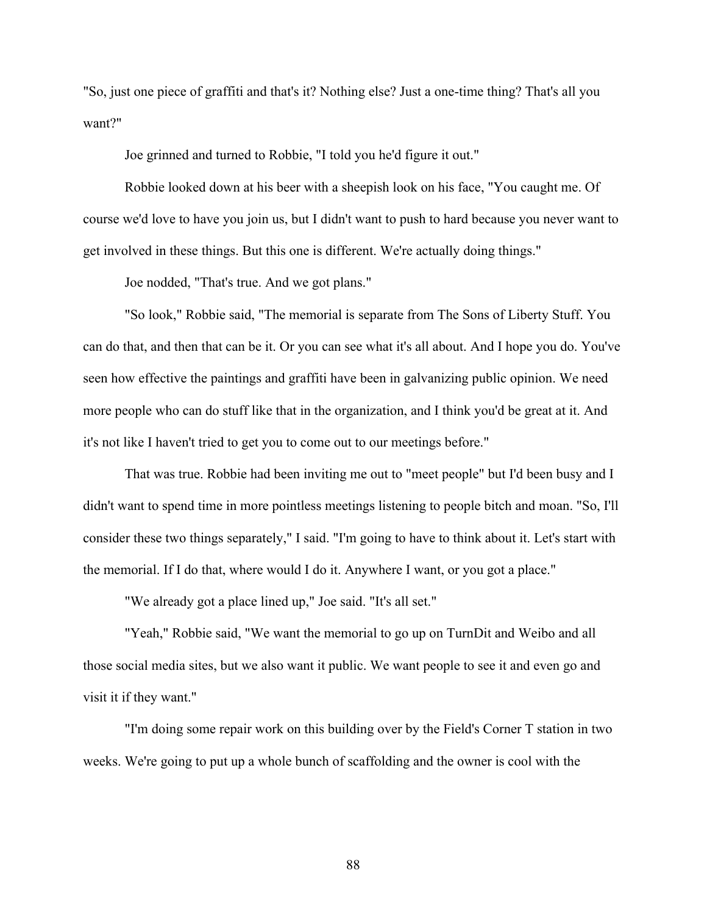"So, just one piece of graffiti and that's it? Nothing else? Just a one-time thing? That's all you want?"

Joe grinned and turned to Robbie, "I told you he'd figure it out."

Robbie looked down at his beer with a sheepish look on his face, "You caught me. Of course we'd love to have you join us, but I didn't want to push to hard because you never want to get involved in these things. But this one is different. We're actually doing things."

Joe nodded, "That's true. And we got plans."

"So look," Robbie said, "The memorial is separate from The Sons of Liberty Stuff. You can do that, and then that can be it. Or you can see what it's all about. And I hope you do. You've seen how effective the paintings and graffiti have been in galvanizing public opinion. We need more people who can do stuff like that in the organization, and I think you'd be great at it. And it's not like I haven't tried to get you to come out to our meetings before."

That was true. Robbie had been inviting me out to "meet people" but I'd been busy and I didn't want to spend time in more pointless meetings listening to people bitch and moan. "So, I'll consider these two things separately," I said. "I'm going to have to think about it. Let's start with the memorial. If I do that, where would I do it. Anywhere I want, or you got a place."

"We already got a place lined up," Joe said. "It's all set."

"Yeah," Robbie said, "We want the memorial to go up on TurnDit and Weibo and all those social media sites, but we also want it public. We want people to see it and even go and visit it if they want."

"I'm doing some repair work on this building over by the Field's Corner T station in two weeks. We're going to put up a whole bunch of scaffolding and the owner is cool with the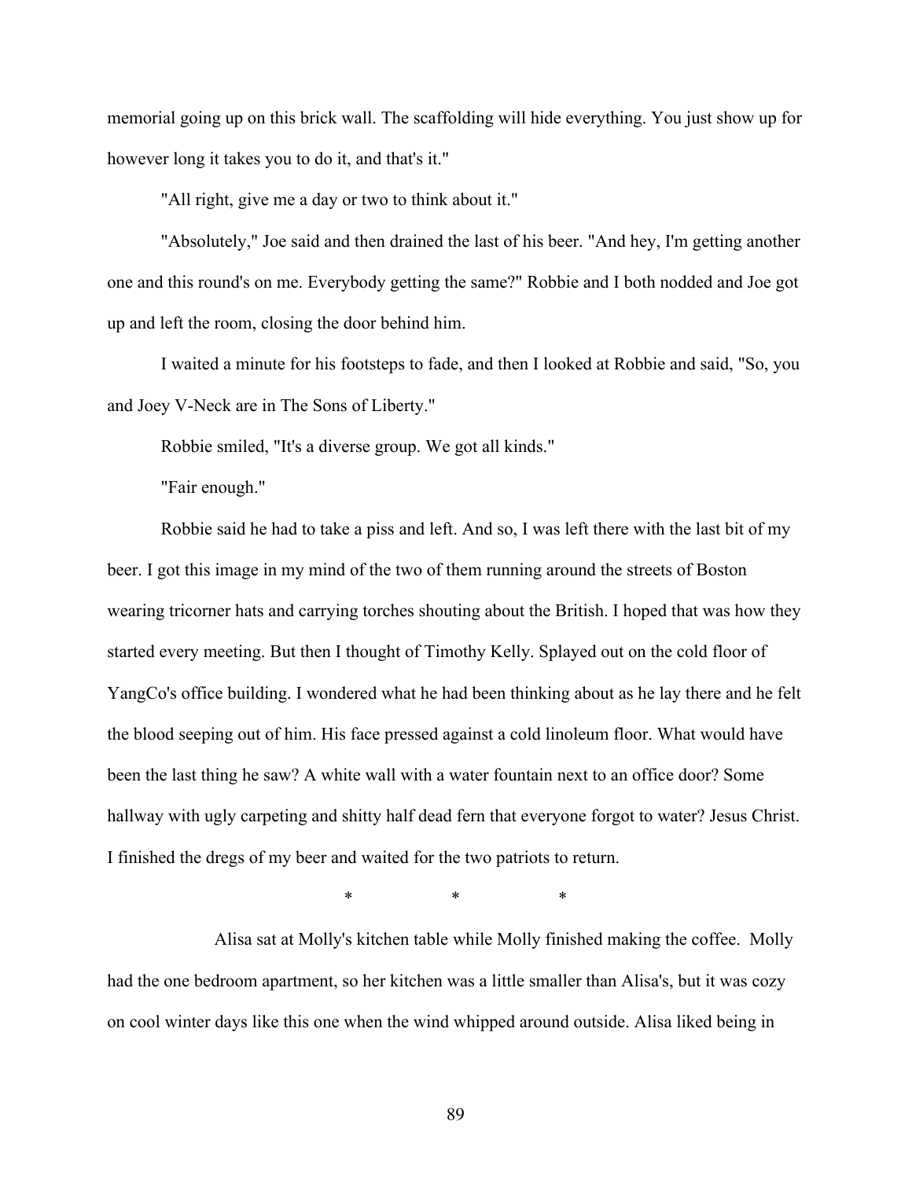memorial going up on this brick wall. The scaffolding will hide everything. You just show up for however long it takes you to do it, and that's it."

"All right, give me a day or two to think about it."

"Absolutely," Joe said and then drained the last of his beer. "And hey, I'm getting another one and this round's on me. Everybody getting the same?" Robbie and I both nodded and Joe got up and left the room, closing the door behind him.

I waited a minute for his footsteps to fade, and then I looked at Robbie and said, "So, you and Joey V-Neck are in The Sons of Liberty."

Robbie smiled, "It's a diverse group. We got all kinds."

"Fair enough."

Robbie said he had to take a piss and left. And so, I was left there with the last bit of my beer. I got this image in my mind of the two of them running around the streets of Boston wearing tricorner hats and carrying torches shouting about the British. I hoped that was how they started every meeting. But then I thought of Timothy Kelly. Splayed out on the cold floor of YangCo's office building. I wondered what he had been thinking about as he lay there and he felt the blood seeping out of him. His face pressed against a cold linoleum floor. What would have been the last thing he saw? A white wall with a water fountain next to an office door? Some hallway with ugly carpeting and shitty half dead fern that everyone forgot to water? Jesus Christ. I finished the dregs of my beer and waited for the two patriots to return.

\* \* \*

Alisa sat at Molly's kitchen table while Molly finished making the coffee. Molly had the one bedroom apartment, so her kitchen was a little smaller than Alisa's, but it was cozy on cool winter days like this one when the wind whipped around outside. Alisa liked being in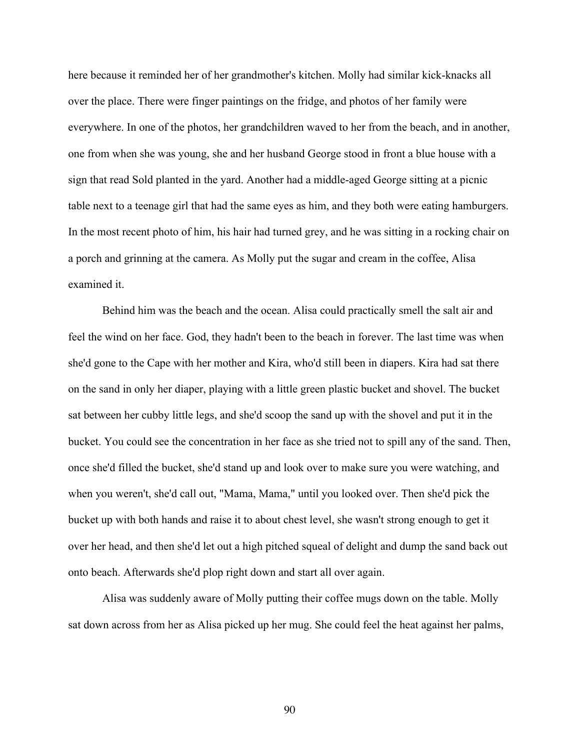here because it reminded her of her grandmother's kitchen. Molly had similar kick-knacks all over the place. There were finger paintings on the fridge, and photos of her family were everywhere. In one of the photos, her grandchildren waved to her from the beach, and in another, one from when she was young, she and her husband George stood in front a blue house with a sign that read Sold planted in the yard. Another had a middle-aged George sitting at a picnic table next to a teenage girl that had the same eyes as him, and they both were eating hamburgers. In the most recent photo of him, his hair had turned grey, and he was sitting in a rocking chair on a porch and grinning at the camera. As Molly put the sugar and cream in the coffee, Alisa examined it.

Behind him was the beach and the ocean. Alisa could practically smell the salt air and feel the wind on her face. God, they hadn't been to the beach in forever. The last time was when she'd gone to the Cape with her mother and Kira, who'd still been in diapers. Kira had sat there on the sand in only her diaper, playing with a little green plastic bucket and shovel. The bucket sat between her cubby little legs, and she'd scoop the sand up with the shovel and put it in the bucket. You could see the concentration in her face as she tried not to spill any of the sand. Then, once she'd filled the bucket, she'd stand up and look over to make sure you were watching, and when you weren't, she'd call out, "Mama, Mama," until you looked over. Then she'd pick the bucket up with both hands and raise it to about chest level, she wasn't strong enough to get it over her head, and then she'd let out a high pitched squeal of delight and dump the sand back out onto beach. Afterwards she'd plop right down and start all over again.

Alisa was suddenly aware of Molly putting their coffee mugs down on the table. Molly sat down across from her as Alisa picked up her mug. She could feel the heat against her palms,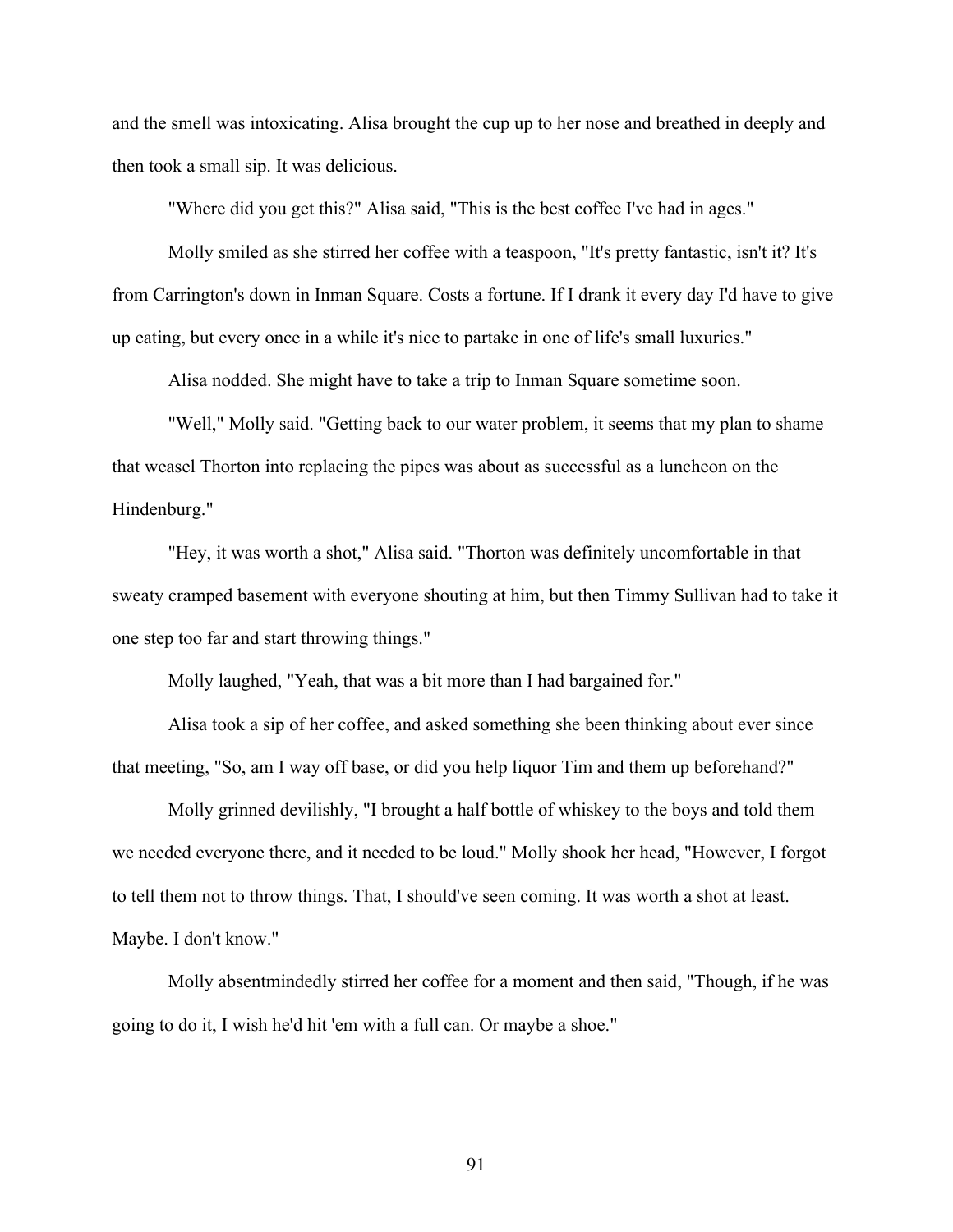and the smell was intoxicating. Alisa brought the cup up to her nose and breathed in deeply and then took a small sip. It was delicious.

"Where did you get this?" Alisa said, "This is the best coffee I've had in ages."

Molly smiled as she stirred her coffee with a teaspoon, "It's pretty fantastic, isn't it? It's from Carrington's down in Inman Square. Costs a fortune. If I drank it every day I'd have to give up eating, but every once in a while it's nice to partake in one of life's small luxuries."

Alisa nodded. She might have to take a trip to Inman Square sometime soon.

"Well," Molly said. "Getting back to our water problem, it seems that my plan to shame that weasel Thorton into replacing the pipes was about as successful as a luncheon on the Hindenburg."

"Hey, it was worth a shot," Alisa said. "Thorton was definitely uncomfortable in that sweaty cramped basement with everyone shouting at him, but then Timmy Sullivan had to take it one step too far and start throwing things."

Molly laughed, "Yeah, that was a bit more than I had bargained for."

Alisa took a sip of her coffee, and asked something she been thinking about ever since that meeting, "So, am I way off base, or did you help liquor Tim and them up beforehand?"

Molly grinned devilishly, "I brought a half bottle of whiskey to the boys and told them we needed everyone there, and it needed to be loud." Molly shook her head, "However, I forgot to tell them not to throw things. That, I should've seen coming. It was worth a shot at least. Maybe. I don't know."

Molly absentmindedly stirred her coffee for a moment and then said, "Though, if he was going to do it, I wish he'd hit 'em with a full can. Or maybe a shoe."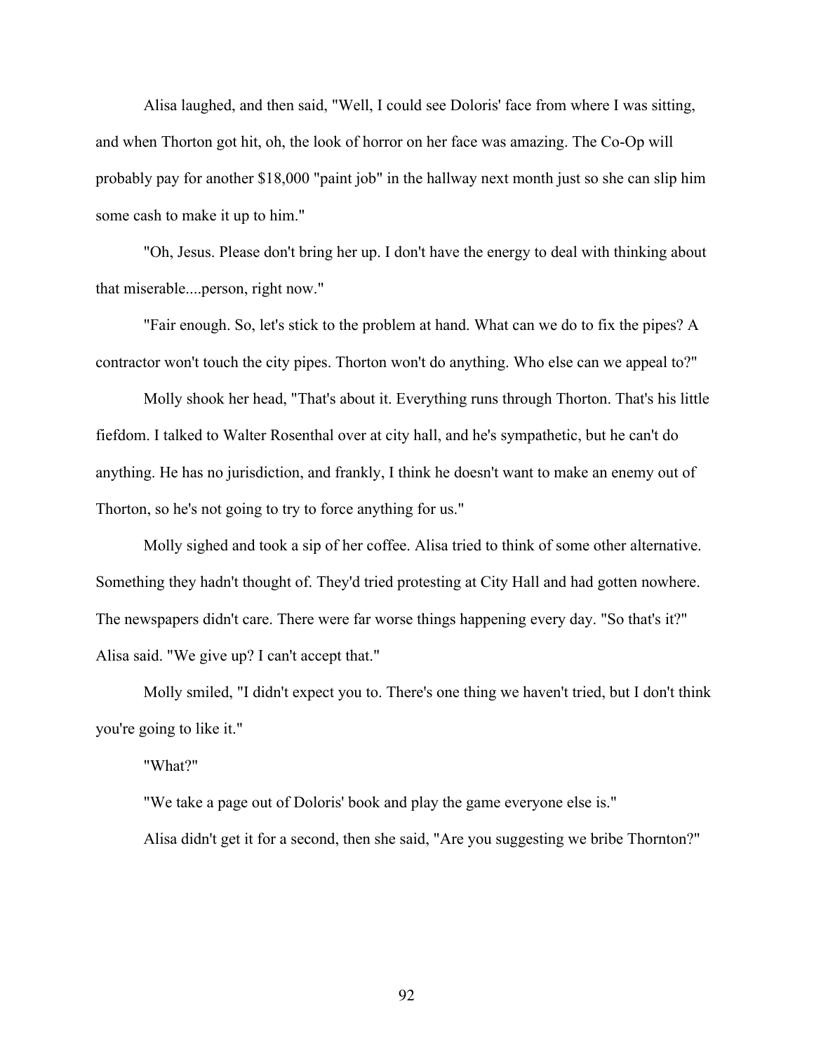Alisa laughed, and then said, "Well, I could see Doloris' face from where I was sitting, and when Thorton got hit, oh, the look of horror on her face was amazing. The Co-Op will probably pay for another $18,000 "paint job" in the hallway next month just so she can slip him some cash to make it up to him."

"Oh, Jesus. Please don't bring her up. I don't have the energy to deal with thinking about that miserable....person, right now."

"Fair enough. So, let's stick to the problem at hand. What can we do to fix the pipes? A contractor won't touch the city pipes. Thorton won't do anything. Who else can we appeal to?"

Molly shook her head, "That's about it. Everything runs through Thorton. That's his little fiefdom. I talked to Walter Rosenthal over at city hall, and he's sympathetic, but he can't do anything. He has no jurisdiction, and frankly, I think he doesn't want to make an enemy out of Thorton, so he's not going to try to force anything for us."

Molly sighed and took a sip of her coffee. Alisa tried to think of some other alternative. Something they hadn't thought of. They'd tried protesting at City Hall and had gotten nowhere. The newspapers didn't care. There were far worse things happening every day. "So that's it?" Alisa said. "We give up? I can't accept that."

Molly smiled, "I didn't expect you to. There's one thing we haven't tried, but I don't think you're going to like it."

"What?"

"We take a page out of Doloris' book and play the game everyone else is."

Alisa didn't get it for a second, then she said, "Are you suggesting we bribe Thornton?"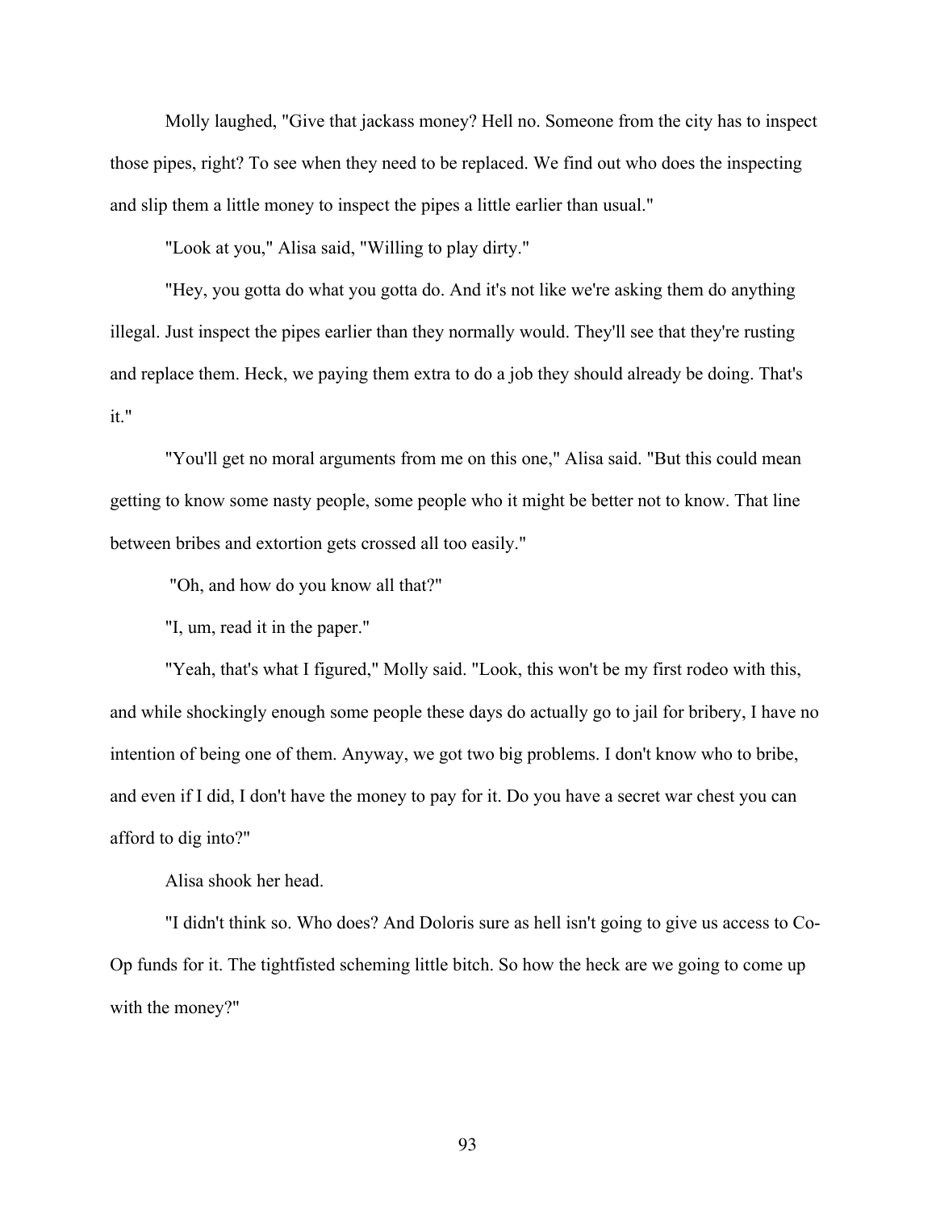Molly laughed, "Give that jackass money? Hell no. Someone from the city has to inspect those pipes, right? To see when they need to be replaced. We find out who does the inspecting and slip them a little money to inspect the pipes a little earlier than usual."

"Look at you," Alisa said, "Willing to play dirty."

"Hey, you gotta do what you gotta do. And it's not like we're asking them do anything illegal. Just inspect the pipes earlier than they normally would. They'll see that they're rusting and replace them. Heck, we paying them extra to do a job they should already be doing. That's it."

"You'll get no moral arguments from me on this one," Alisa said. "But this could mean getting to know some nasty people, some people who it might be better not to know. That line between bribes and extortion gets crossed all too easily."

"Oh, and how do you know all that?"

"I, um, read it in the paper."

"Yeah, that's what I figured," Molly said. "Look, this won't be my first rodeo with this, and while shockingly enough some people these days do actually go to jail for bribery, I have no intention of being one of them. Anyway, we got two big problems. I don't know who to bribe, and even if I did, I don't have the money to pay for it. Do you have a secret war chest you can afford to dig into?"

Alisa shook her head.

"I didn't think so. Who does? And Doloris sure as hell isn't going to give us access to Co-Op funds for it. The tightfisted scheming little bitch. So how the heck are we going to come up with the money?"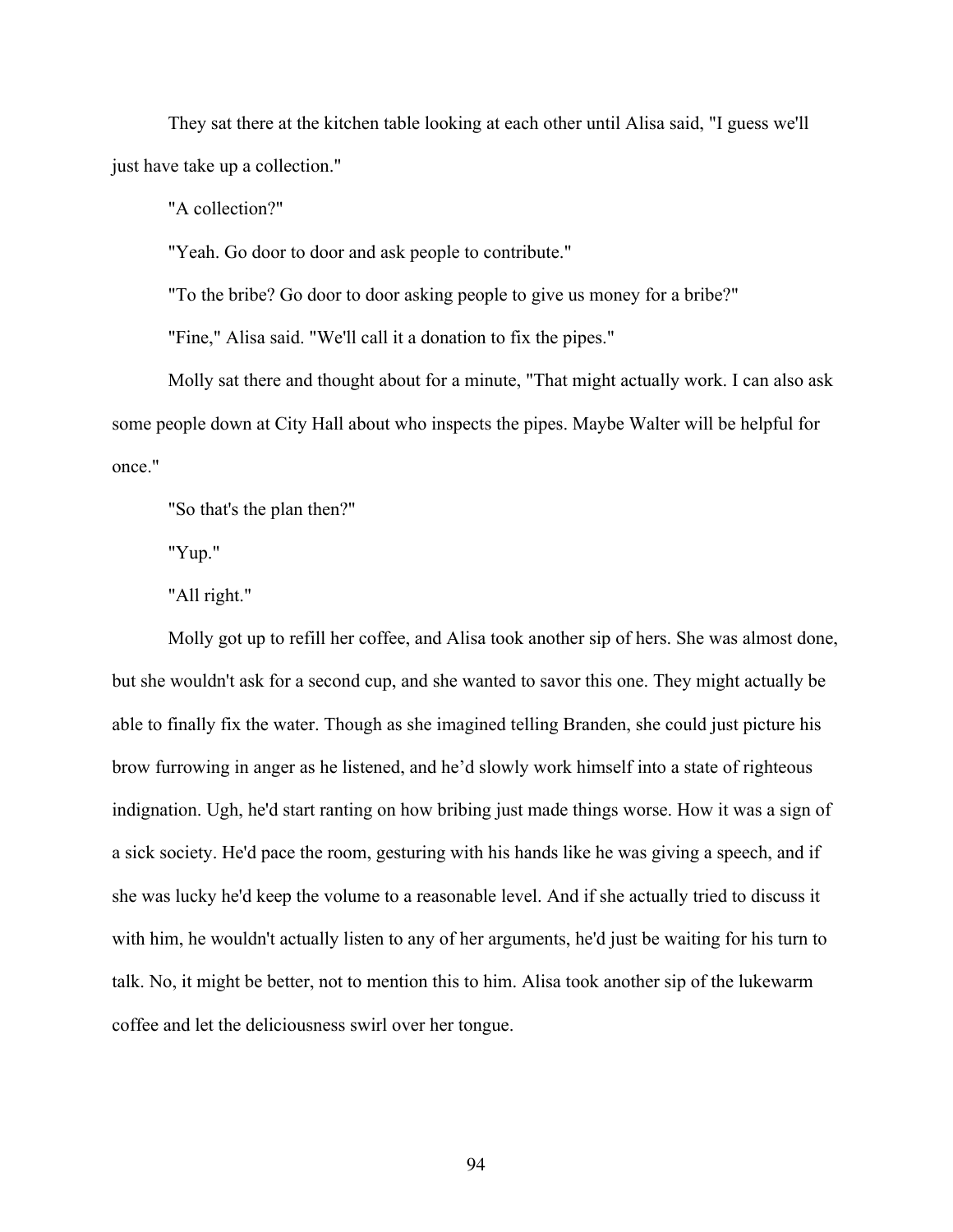They sat there at the kitchen table looking at each other until Alisa said, "I guess we'll just have take up a collection."

"A collection?"

"Yeah. Go door to door and ask people to contribute."

"To the bribe? Go door to door asking people to give us money for a bribe?"

"Fine," Alisa said. "We'll call it a donation to fix the pipes."

Molly sat there and thought about for a minute, "That might actually work. I can also ask some people down at City Hall about who inspects the pipes. Maybe Walter will be helpful for once."

"So that's the plan then?"

"Yup."

"All right."

Molly got up to refill her coffee, and Alisa took another sip of hers. She was almost done, but she wouldn't ask for a second cup, and she wanted to savor this one. They might actually be able to finally fix the water. Though as she imagined telling Branden, she could just picture his brow furrowing in anger as he listened, and he'd slowly work himself into a state of righteous indignation. Ugh, he'd start ranting on how bribing just made things worse. How it was a sign of a sick society. He'd pace the room, gesturing with his hands like he was giving a speech, and if she was lucky he'd keep the volume to a reasonable level. And if she actually tried to discuss it with him, he wouldn't actually listen to any of her arguments, he'd just be waiting for his turn to talk. No, it might be better, not to mention this to him. Alisa took another sip of the lukewarm coffee and let the deliciousness swirl over her tongue.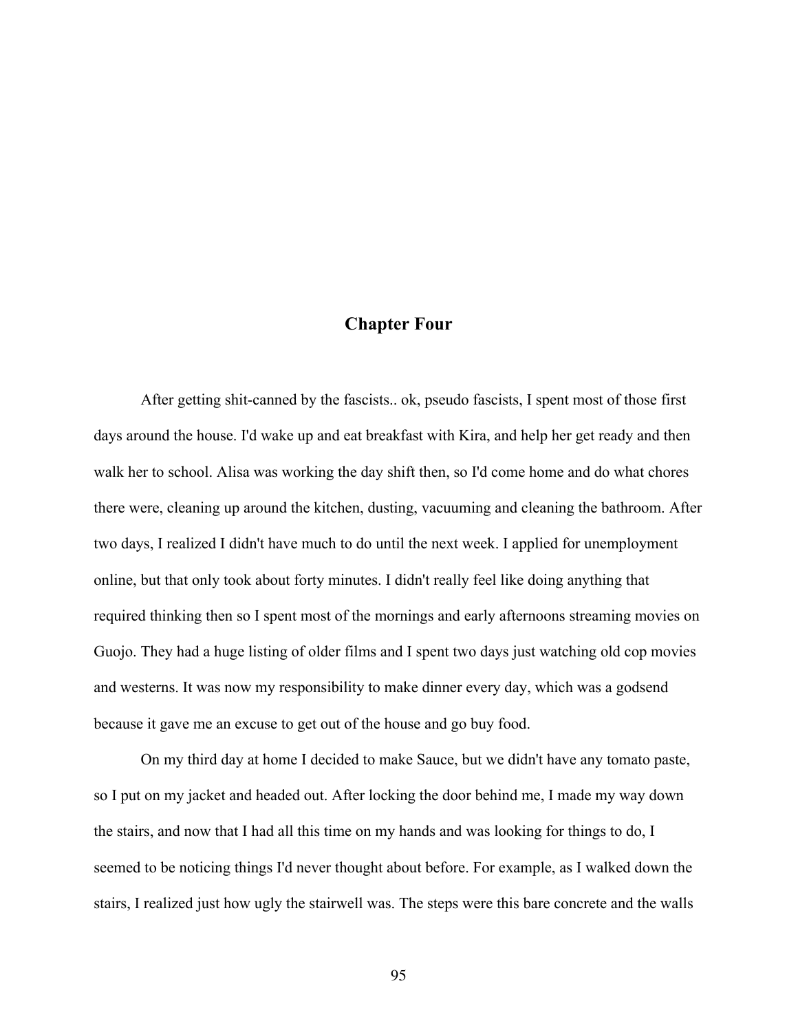# Chapter Four

After getting shit-canned by the fascists.. ok, pseudo fascists, I spent most of those first days around the house. I'd wake up and eat breakfast with Kira, and help her get ready and then walk her to school. Alisa was working the day shift then, so I'd come home and do what chores there were, cleaning up around the kitchen, dusting, vacuuming and cleaning the bathroom. After two days, I realized I didn't have much to do until the next week. I applied for unemployment online, but that only took about forty minutes. I didn't really feel like doing anything that required thinking then so I spent most of the mornings and early afternoons streaming movies on Guojo. They had a huge listing of older films and I spent two days just watching old cop movies and westerns. It was now my responsibility to make dinner every day, which was a godsend because it gave me an excuse to get out of the house and go buy food.

On my third day at home I decided to make Sauce, but we didn't have any tomato paste, so I put on my jacket and headed out. After locking the door behind me, I made my way down the stairs, and now that I had all this time on my hands and was looking for things to do, I seemed to be noticing things I'd never thought about before. For example, as I walked down the stairs, I realized just how ugly the stairwell was. The steps were this bare concrete and the walls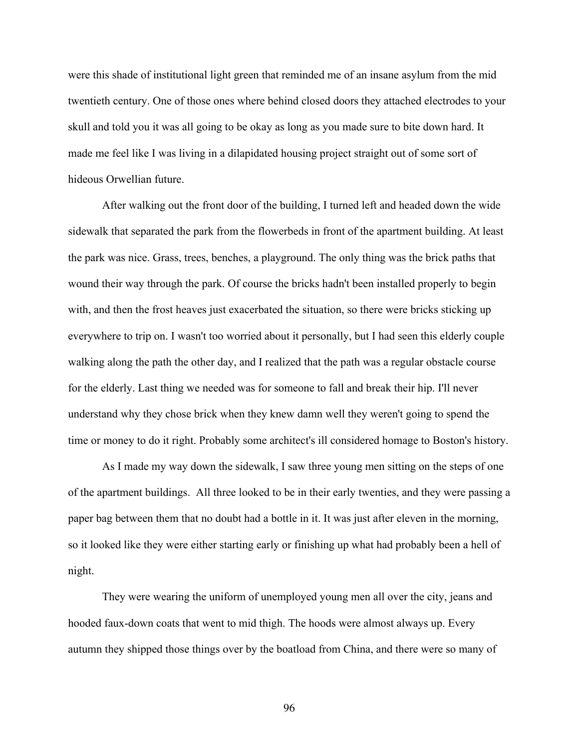were this shade of institutional light green that reminded me of an insane asylum from the mid twentieth century. One of those ones where behind closed doors they attached electrodes to your skull and told you it was all going to be okay as long as you made sure to bite down hard. It made me feel like I was living in a dilapidated housing project straight out of some sort of hideous Orwellian future.

After walking out the front door of the building, I turned left and headed down the wide sidewalk that separated the park from the flowerbeds in front of the apartment building. At least the park was nice. Grass, trees, benches, a playground. The only thing was the brick paths that wound their way through the park. Of course the bricks hadn't been installed properly to begin with, and then the frost heaves just exacerbated the situation, so there were bricks sticking up everywhere to trip on. I wasn't too worried about it personally, but I had seen this elderly couple walking along the path the other day, and I realized that the path was a regular obstacle course for the elderly. Last thing we needed was for someone to fall and break their hip. I'll never understand why they chose brick when they knew damn well they weren't going to spend the time or money to do it right. Probably some architect's ill considered homage to Boston's history.

As I made my way down the sidewalk, I saw three young men sitting on the steps of one of the apartment buildings. All three looked to be in their early twenties, and they were passing a paper bag between them that no doubt had a bottle in it. It was just after eleven in the morning, so it looked like they were either starting early or finishing up what had probably been a hell of night.

They were wearing the uniform of unemployed young men all over the city, jeans and hooded faux-down coats that went to mid thigh. The hoods were almost always up. Every autumn they shipped those things over by the boatload from China, and there were so many of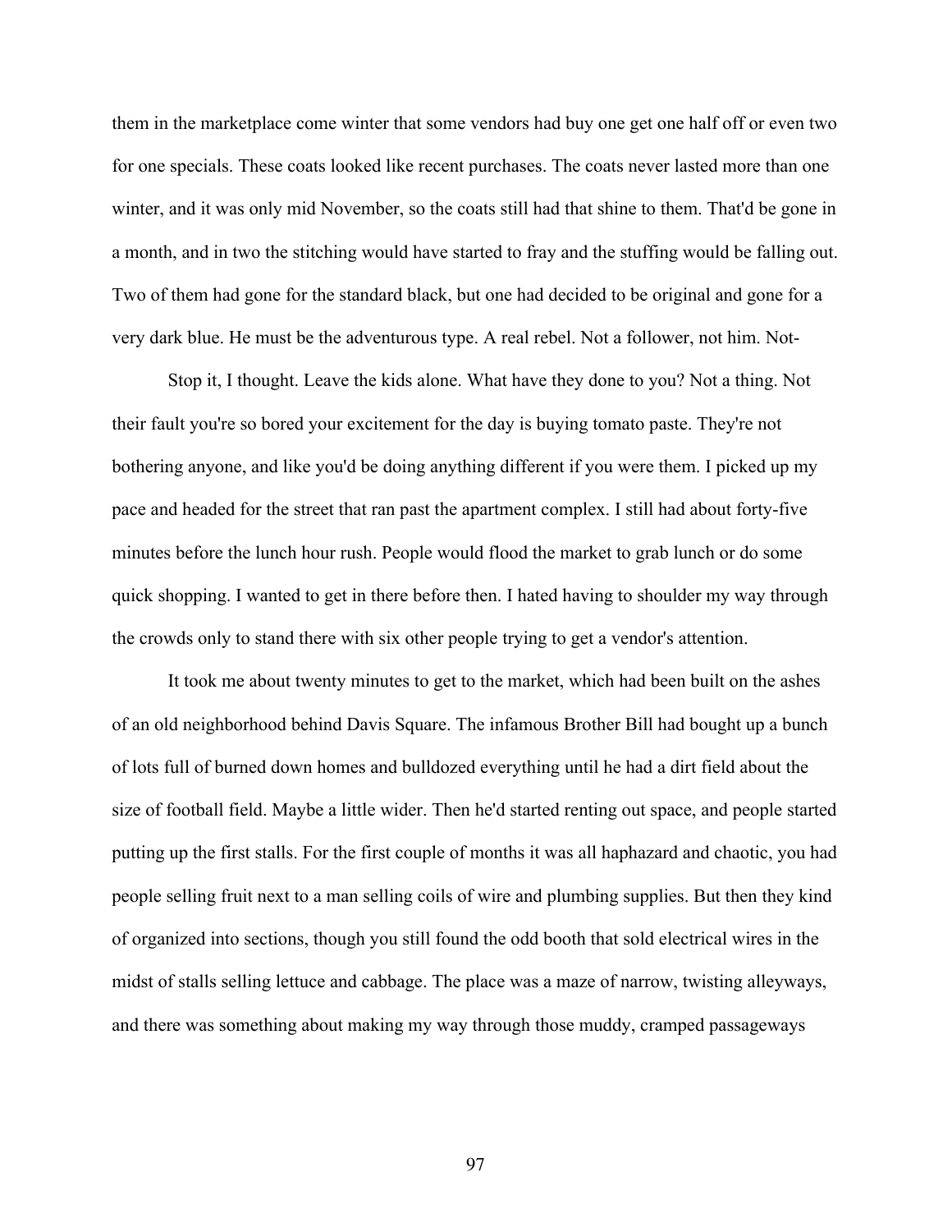them in the marketplace come winter that some vendors had buy one get one half off or even two for one specials. These coats looked like recent purchases. The coats never lasted more than one winter, and it was only mid November, so the coats still had that shine to them. That'd be gone in a month, and in two the stitching would have started to fray and the stuffing would be falling out. Two of them had gone for the standard black, but one had decided to be original and gone for a very dark blue. He must be the adventurous type. A real rebel. Not a follower, not him. Not-

Stop it, I thought. Leave the kids alone. What have they done to you? Not a thing. Not their fault you're so bored your excitement for the day is buying tomato paste. They're not bothering anyone, and like you'd be doing anything different if you were them. I picked up my pace and headed for the street that ran past the apartment complex. I still had about forty-five minutes before the lunch hour rush. People would flood the market to grab lunch or do some quick shopping. I wanted to get in there before then. I hated having to shoulder my way through the crowds only to stand there with six other people trying to get a vendor's attention.

It took me about twenty minutes to get to the market, which had been built on the ashes of an old neighborhood behind Davis Square. The infamous Brother Bill had bought up a bunch of lots full of burned down homes and bulldozed everything until he had a dirt field about the size of football field. Maybe a little wider. Then he'd started renting out space, and people started putting up the first stalls. For the first couple of months it was all haphazard and chaotic, you had people selling fruit next to a man selling coils of wire and plumbing supplies. But then they kind of organized into sections, though you still found the odd booth that sold electrical wires in the midst of stalls selling lettuce and cabbage. The place was a maze of narrow, twisting alleyways, and there was something about making my way through those muddy, cramped passageways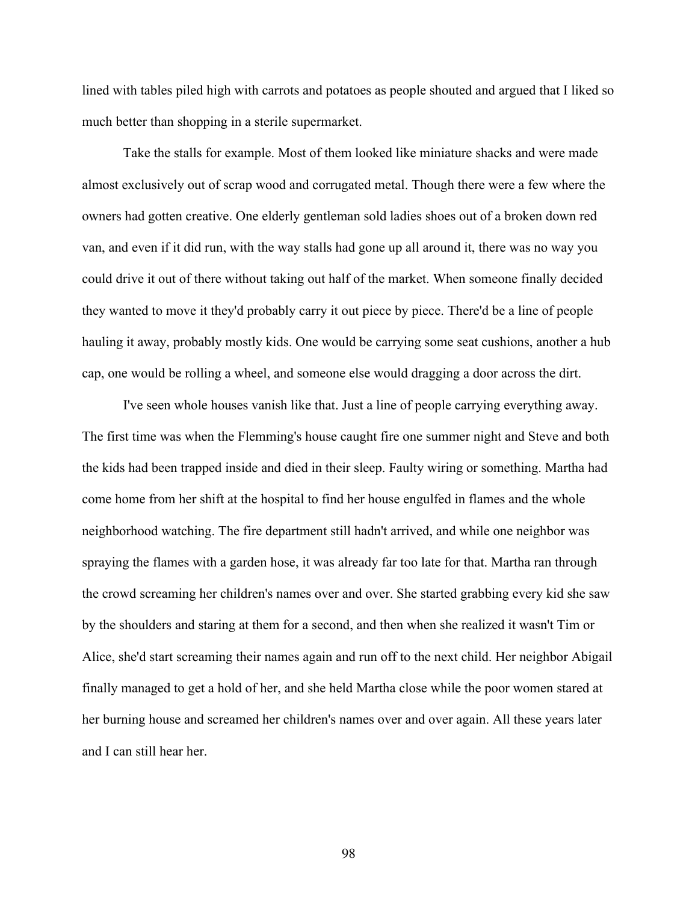lined with tables piled high with carrots and potatoes as people shouted and argued that I liked so much better than shopping in a sterile supermarket.

Take the stalls for example. Most of them looked like miniature shacks and were made almost exclusively out of scrap wood and corrugated metal. Though there were a few where the owners had gotten creative. One elderly gentleman sold ladies shoes out of a broken down red van, and even if it did run, with the way stalls had gone up all around it, there was no way you could drive it out of there without taking out half of the market. When someone finally decided they wanted to move it they'd probably carry it out piece by piece. There'd be a line of people hauling it away, probably mostly kids. One would be carrying some seat cushions, another a hub cap, one would be rolling a wheel, and someone else would dragging a door across the dirt.

I've seen whole houses vanish like that. Just a line of people carrying everything away. The first time was when the Flemming's house caught fire one summer night and Steve and both the kids had been trapped inside and died in their sleep. Faulty wiring or something. Martha had come home from her shift at the hospital to find her house engulfed in flames and the whole neighborhood watching. The fire department still hadn't arrived, and while one neighbor was spraying the flames with a garden hose, it was already far too late for that. Martha ran through the crowd screaming her children's names over and over. She started grabbing every kid she saw by the shoulders and staring at them for a second, and then when she realized it wasn't Tim or Alice, she'd start screaming their names again and run off to the next child. Her neighbor Abigail finally managed to get a hold of her, and she held Martha close while the poor women stared at her burning house and screamed her children's names over and over again. All these years later and I can still hear her.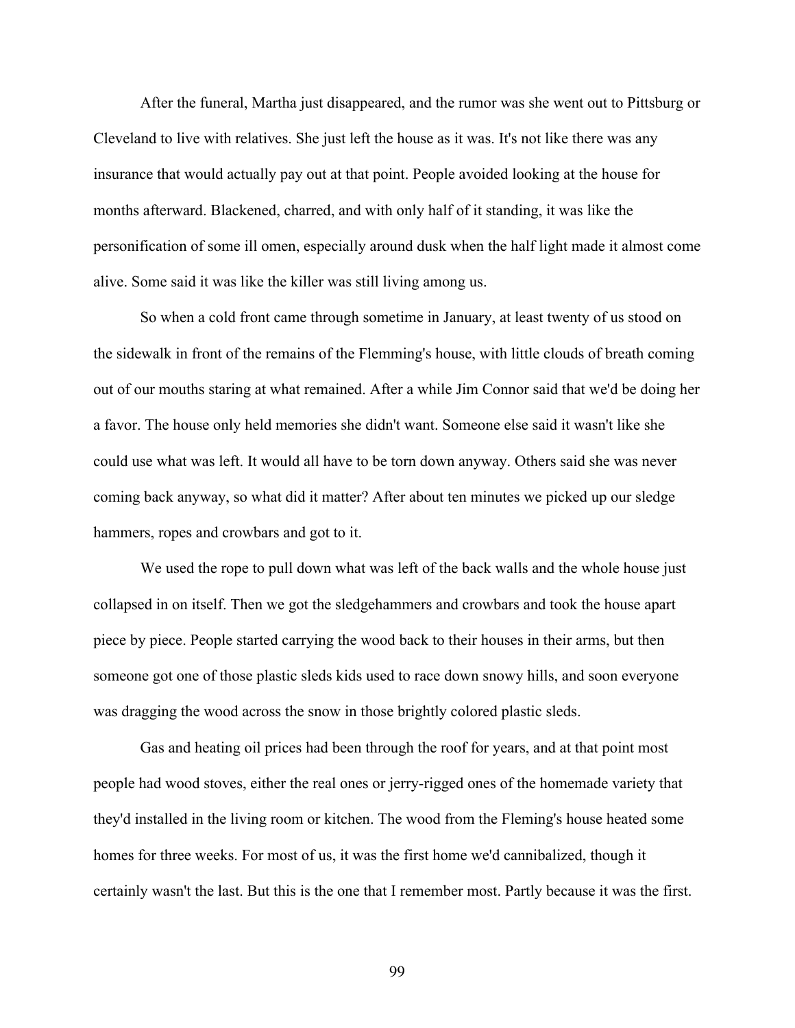After the funeral, Martha just disappeared, and the rumor was she went out to Pittsburg or Cleveland to live with relatives. She just left the house as it was. It's not like there was any insurance that would actually pay out at that point. People avoided looking at the house for months afterward. Blackened, charred, and with only half of it standing, it was like the personification of some ill omen, especially around dusk when the half light made it almost come alive. Some said it was like the killer was still living among us.

So when a cold front came through sometime in January, at least twenty of us stood on the sidewalk in front of the remains of the Flemming's house, with little clouds of breath coming out of our mouths staring at what remained. After a while Jim Connor said that we'd be doing her a favor. The house only held memories she didn't want. Someone else said it wasn't like she could use what was left. It would all have to be torn down anyway. Others said she was never coming back anyway, so what did it matter? After about ten minutes we picked up our sledge hammers, ropes and crowbars and got to it.

We used the rope to pull down what was left of the back walls and the whole house just collapsed in on itself. Then we got the sledgehammers and crowbars and took the house apart piece by piece. People started carrying the wood back to their houses in their arms, but then someone got one of those plastic sleds kids used to race down snowy hills, and soon everyone was dragging the wood across the snow in those brightly colored plastic sleds.

Gas and heating oil prices had been through the roof for years, and at that point most people had wood stoves, either the real ones or jerry-rigged ones of the homemade variety that they'd installed in the living room or kitchen. The wood from the Fleming's house heated some homes for three weeks. For most of us, it was the first home we'd cannibalized, though it certainly wasn't the last. But this is the one that I remember most. Partly because it was the first.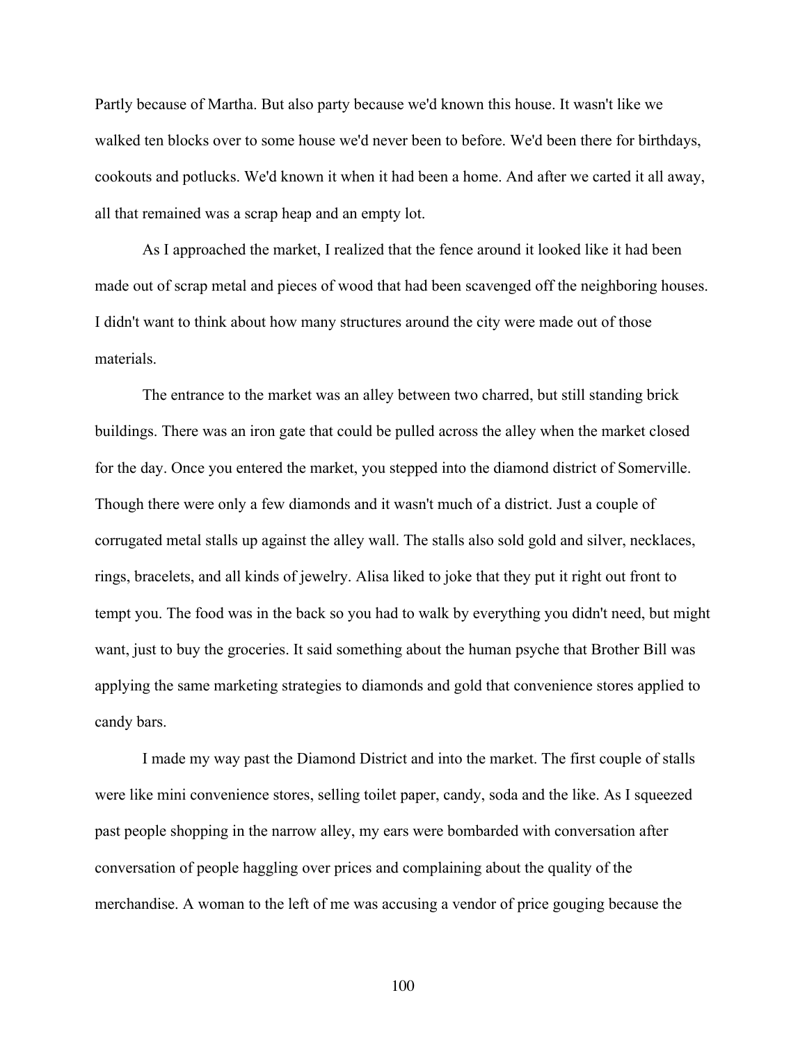Partly because of Martha. But also party because we'd known this house. It wasn't like we walked ten blocks over to some house we'd never been to before. We'd been there for birthdays, cookouts and potlucks. We'd known it when it had been a home. And after we carted it all away, all that remained was a scrap heap and an empty lot.

As I approached the market, I realized that the fence around it looked like it had been made out of scrap metal and pieces of wood that had been scavenged off the neighboring houses. I didn't want to think about how many structures around the city were made out of those materials.

The entrance to the market was an alley between two charred, but still standing brick buildings. There was an iron gate that could be pulled across the alley when the market closed for the day. Once you entered the market, you stepped into the diamond district of Somerville. Though there were only a few diamonds and it wasn't much of a district. Just a couple of corrugated metal stalls up against the alley wall. The stalls also sold gold and silver, necklaces, rings, bracelets, and all kinds of jewelry. Alisa liked to joke that they put it right out front to tempt you. The food was in the back so you had to walk by everything you didn't need, but might want, just to buy the groceries. It said something about the human psyche that Brother Bill was applying the same marketing strategies to diamonds and gold that convenience stores applied to candy bars.

I made my way past the Diamond District and into the market. The first couple of stalls were like mini convenience stores, selling toilet paper, candy, soda and the like. As I squeezed past people shopping in the narrow alley, my ears were bombarded with conversation after conversation of people haggling over prices and complaining about the quality of the merchandise. A woman to the left of me was accusing a vendor of price gouging because the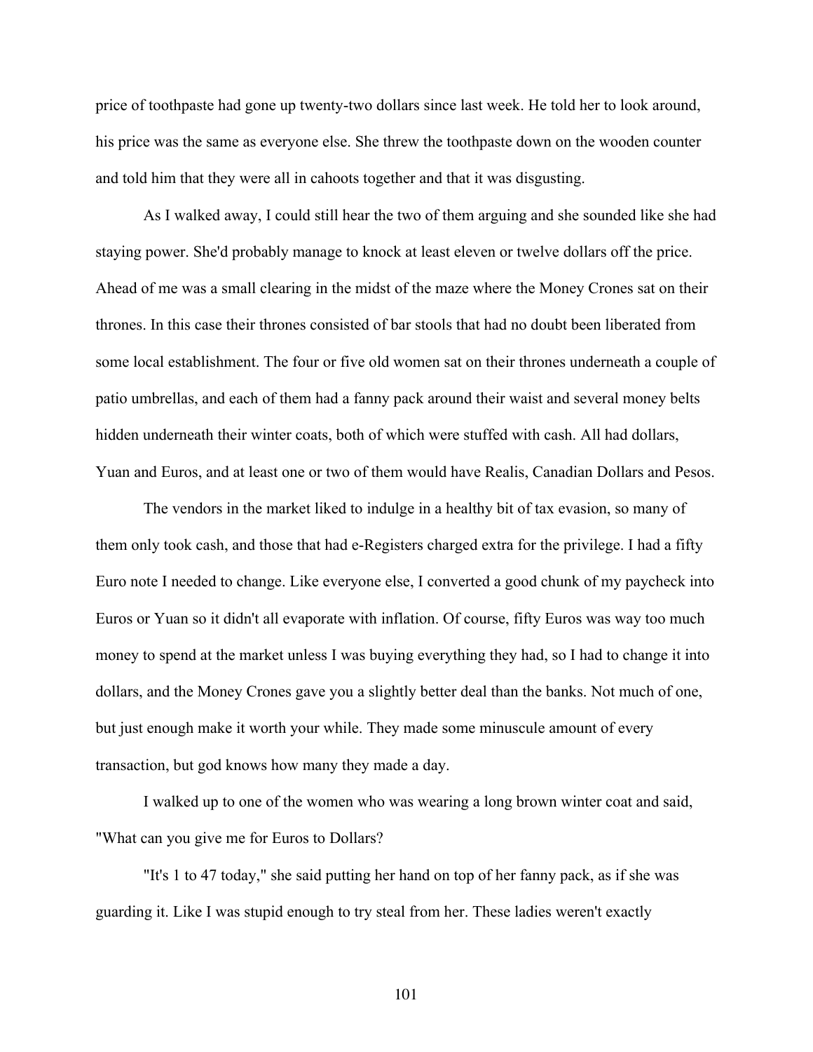price of toothpaste had gone up twenty-two dollars since last week. He told her to look around, his price was the same as everyone else. She threw the toothpaste down on the wooden counter and told him that they were all in cahoots together and that it was disgusting.

As I walked away, I could still hear the two of them arguing and she sounded like she had staying power. She'd probably manage to knock at least eleven or twelve dollars off the price. Ahead of me was a small clearing in the midst of the maze where the Money Crones sat on their thrones. In this case their thrones consisted of bar stools that had no doubt been liberated from some local establishment. The four or five old women sat on their thrones underneath a couple of patio umbrellas, and each of them had a fanny pack around their waist and several money belts hidden underneath their winter coats, both of which were stuffed with cash. All had dollars, Yuan and Euros, and at least one or two of them would have Realis, Canadian Dollars and Pesos.

The vendors in the market liked to indulge in a healthy bit of tax evasion, so many of them only took cash, and those that had e-Registers charged extra for the privilege. I had a fifty Euro note I needed to change. Like everyone else, I converted a good chunk of my paycheck into Euros or Yuan so it didn't all evaporate with inflation. Of course, fifty Euros was way too much money to spend at the market unless I was buying everything they had, so I had to change it into dollars, and the Money Crones gave you a slightly better deal than the banks. Not much of one, but just enough make it worth your while. They made some minuscule amount of every transaction, but god knows how many they made a day.

I walked up to one of the women who was wearing a long brown winter coat and said, "What can you give me for Euros to Dollars?

"It's 1 to 47 today," she said putting her hand on top of her fanny pack, as if she was guarding it. Like I was stupid enough to try steal from her. These ladies weren't exactly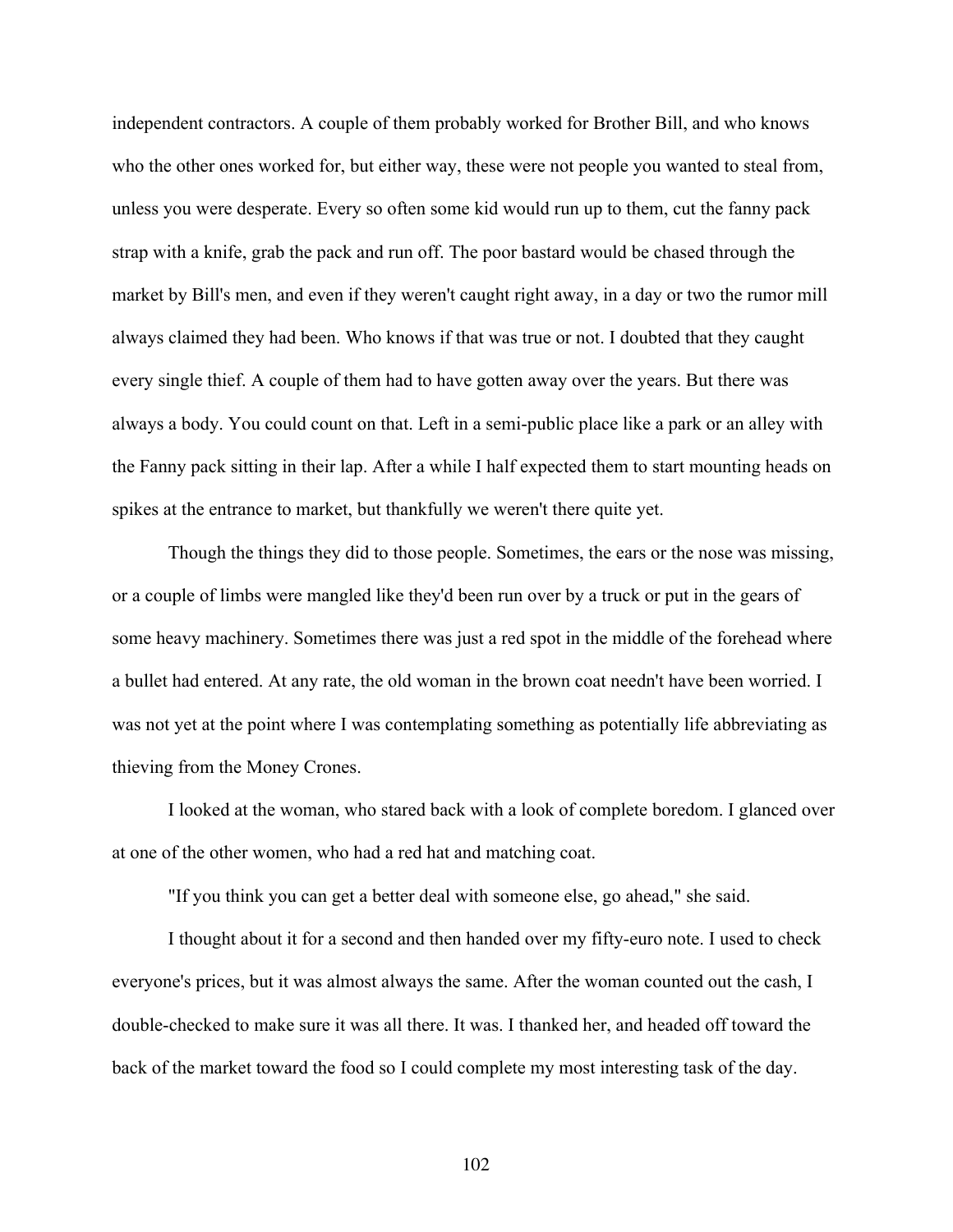independent contractors. A couple of them probably worked for Brother Bill, and who knows who the other ones worked for, but either way, these were not people you wanted to steal from, unless you were desperate. Every so often some kid would run up to them, cut the fanny pack strap with a knife, grab the pack and run off. The poor bastard would be chased through the market by Bill's men, and even if they weren't caught right away, in a day or two the rumor mill always claimed they had been. Who knows if that was true or not. I doubted that they caught every single thief. A couple of them had to have gotten away over the years. But there was always a body. You could count on that. Left in a semi-public place like a park or an alley with the Fanny pack sitting in their lap. After a while I half expected them to start mounting heads on spikes at the entrance to market, but thankfully we weren't there quite yet.

Though the things they did to those people. Sometimes, the ears or the nose was missing, or a couple of limbs were mangled like they'd been run over by a truck or put in the gears of some heavy machinery. Sometimes there was just a red spot in the middle of the forehead where a bullet had entered. At any rate, the old woman in the brown coat needn't have been worried. I was not yet at the point where I was contemplating something as potentially life abbreviating as thieving from the Money Crones.

I looked at the woman, who stared back with a look of complete boredom. I glanced over at one of the other women, who had a red hat and matching coat.

"If you think you can get a better deal with someone else, go ahead," she said.

I thought about it for a second and then handed over my fifty-euro note. I used to check everyone's prices, but it was almost always the same. After the woman counted out the cash, I double-checked to make sure it was all there. It was. I thanked her, and headed off toward the back of the market toward the food so I could complete my most interesting task of the day.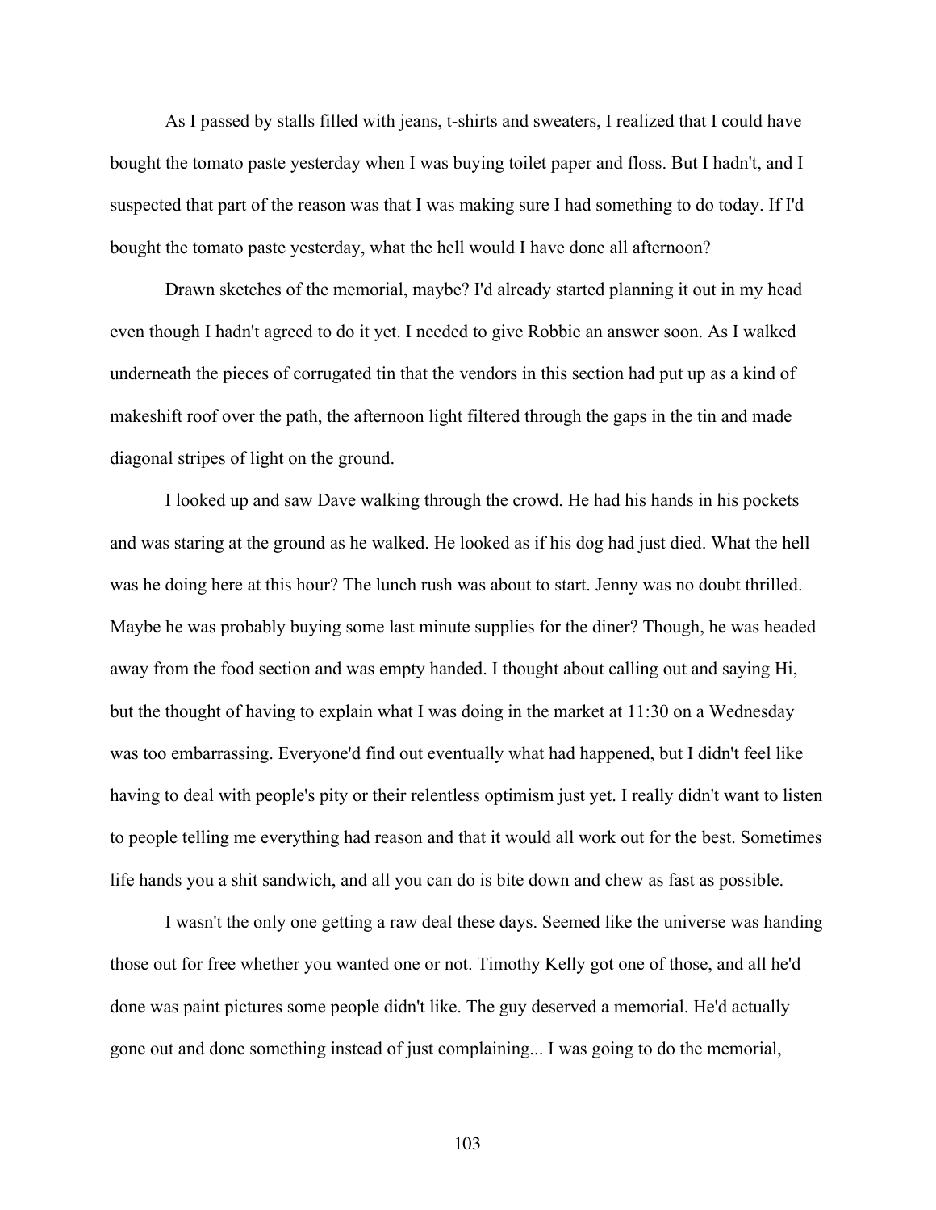As I passed by stalls filled with jeans, t-shirts and sweaters, I realized that I could have bought the tomato paste yesterday when I was buying toilet paper and floss. But I hadn't, and I suspected that part of the reason was that I was making sure I had something to do today. If I'd bought the tomato paste yesterday, what the hell would I have done all afternoon?

Drawn sketches of the memorial, maybe? I'd already started planning it out in my head even though I hadn't agreed to do it yet. I needed to give Robbie an answer soon. As I walked underneath the pieces of corrugated tin that the vendors in this section had put up as a kind of makeshift roof over the path, the afternoon light filtered through the gaps in the tin and made diagonal stripes of light on the ground.

I looked up and saw Dave walking through the crowd. He had his hands in his pockets and was staring at the ground as he walked. He looked as if his dog had just died. What the hell was he doing here at this hour? The lunch rush was about to start. Jenny was no doubt thrilled. Maybe he was probably buying some last minute supplies for the diner? Though, he was headed away from the food section and was empty handed. I thought about calling out and saying Hi, but the thought of having to explain what I was doing in the market at 11:30 on a Wednesday was too embarrassing. Everyone'd find out eventually what had happened, but I didn't feel like having to deal with people's pity or their relentless optimism just yet. I really didn't want to listen to people telling me everything had reason and that it would all work out for the best. Sometimes life hands you a shit sandwich, and all you can do is bite down and chew as fast as possible.

I wasn't the only one getting a raw deal these days. Seemed like the universe was handing those out for free whether you wanted one or not. Timothy Kelly got one of those, and all he'd done was paint pictures some people didn't like. The guy deserved a memorial. He'd actually gone out and done something instead of just complaining... I was going to do the memorial,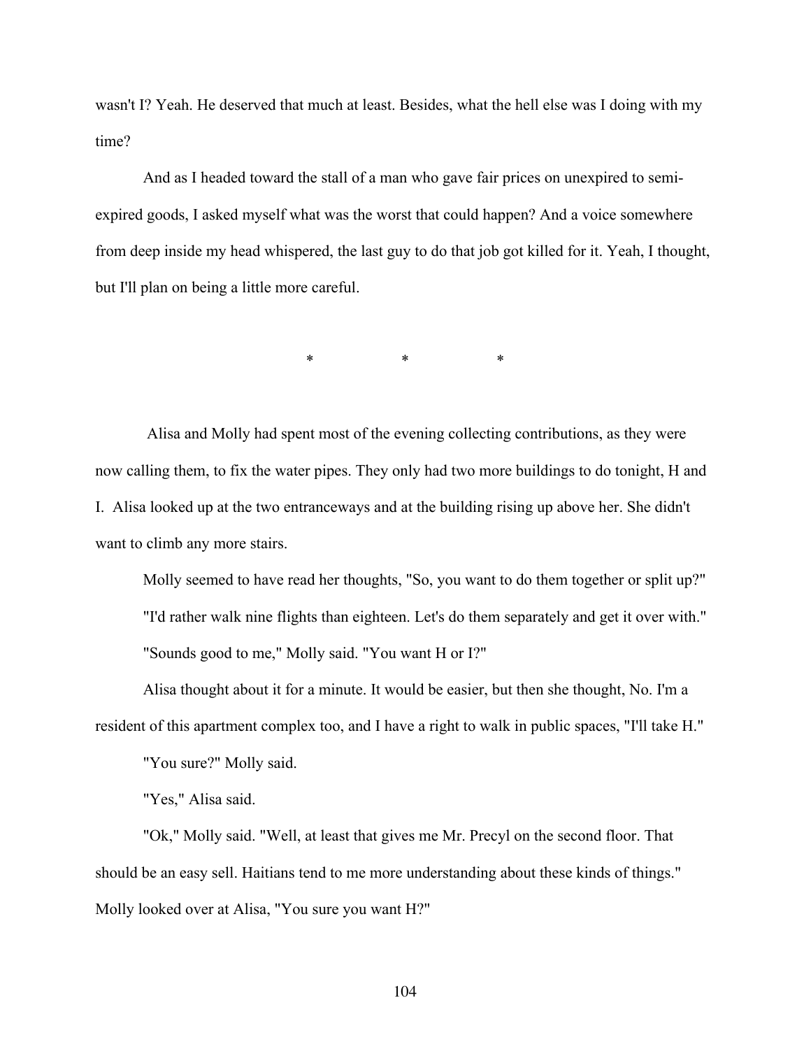wasn't I? Yeah. He deserved that much at least. Besides, what the hell else was I doing with my time?

And as I headed toward the stall of a man who gave fair prices on unexpired to semi-expired goods, I asked myself what was the worst that could happen? And a voice somewhere from deep inside my head whispered, the last guy to do that job got killed for it. Yeah, I thought, but I'll plan on being a little more careful.

\* \* \*

Alisa and Molly had spent most of the evening collecting contributions, as they were now calling them, to fix the water pipes. They only had two more buildings to do tonight, H and I. Alisa looked up at the two entranceways and at the building rising up above her. She didn't want to climb any more stairs.

Molly seemed to have read her thoughts, "So, you want to do them together or split up?"

"I'd rather walk nine flights than eighteen. Let's do them separately and get it over with."

"Sounds good to me," Molly said. "You want H or I?"

Alisa thought about it for a minute. It would be easier, but then she thought, No. I'm a resident of this apartment complex too, and I have a right to walk in public spaces, "I'll take H."

"You sure?" Molly said.

"Yes," Alisa said.

"Ok," Molly said. "Well, at least that gives me Mr. Precyl on the second floor. That should be an easy sell. Haitians tend to me more understanding about these kinds of things." Molly looked over at Alisa, "You sure you want H?"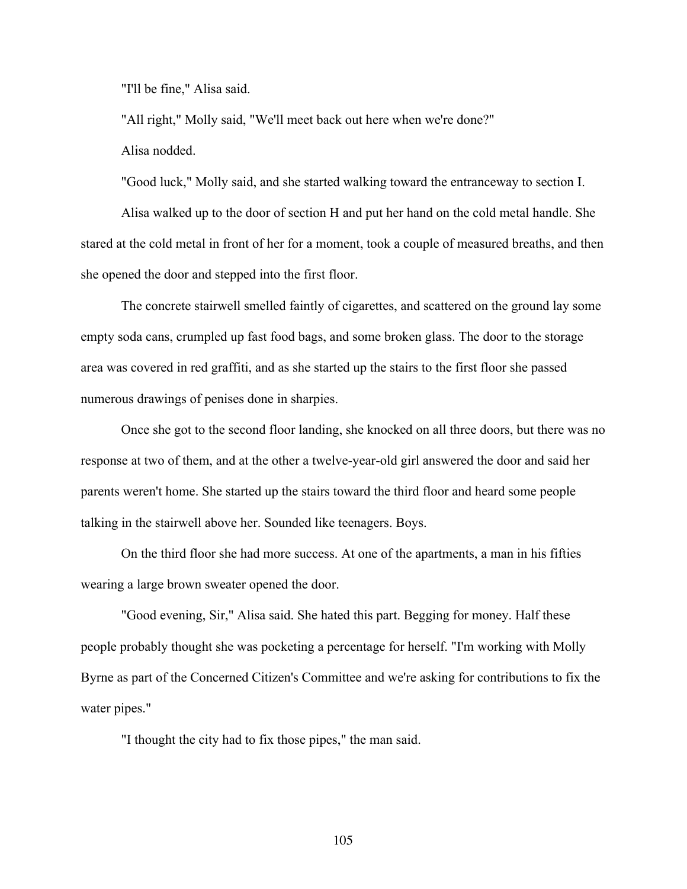"I'll be fine," Alisa said.

"All right," Molly said, "We'll meet back out here when we're done?"

Alisa nodded.

"Good luck," Molly said, and she started walking toward the entranceway to section I.

Alisa walked up to the door of section H and put her hand on the cold metal handle. She stared at the cold metal in front of her for a moment, took a couple of measured breaths, and then she opened the door and stepped into the first floor.

The concrete stairwell smelled faintly of cigarettes, and scattered on the ground lay some empty soda cans, crumpled up fast food bags, and some broken glass. The door to the storage area was covered in red graffiti, and as she started up the stairs to the first floor she passed numerous drawings of penises done in sharpies.

Once she got to the second floor landing, she knocked on all three doors, but there was no response at two of them, and at the other a twelve-year-old girl answered the door and said her parents weren't home. She started up the stairs toward the third floor and heard some people talking in the stairwell above her. Sounded like teenagers. Boys.

On the third floor she had more success. At one of the apartments, a man in his fifties wearing a large brown sweater opened the door.

"Good evening, Sir," Alisa said. She hated this part. Begging for money. Half these people probably thought she was pocketing a percentage for herself. "I'm working with Molly Byrne as part of the Concerned Citizen's Committee and we're asking for contributions to fix the water pipes."

"I thought the city had to fix those pipes," the man said.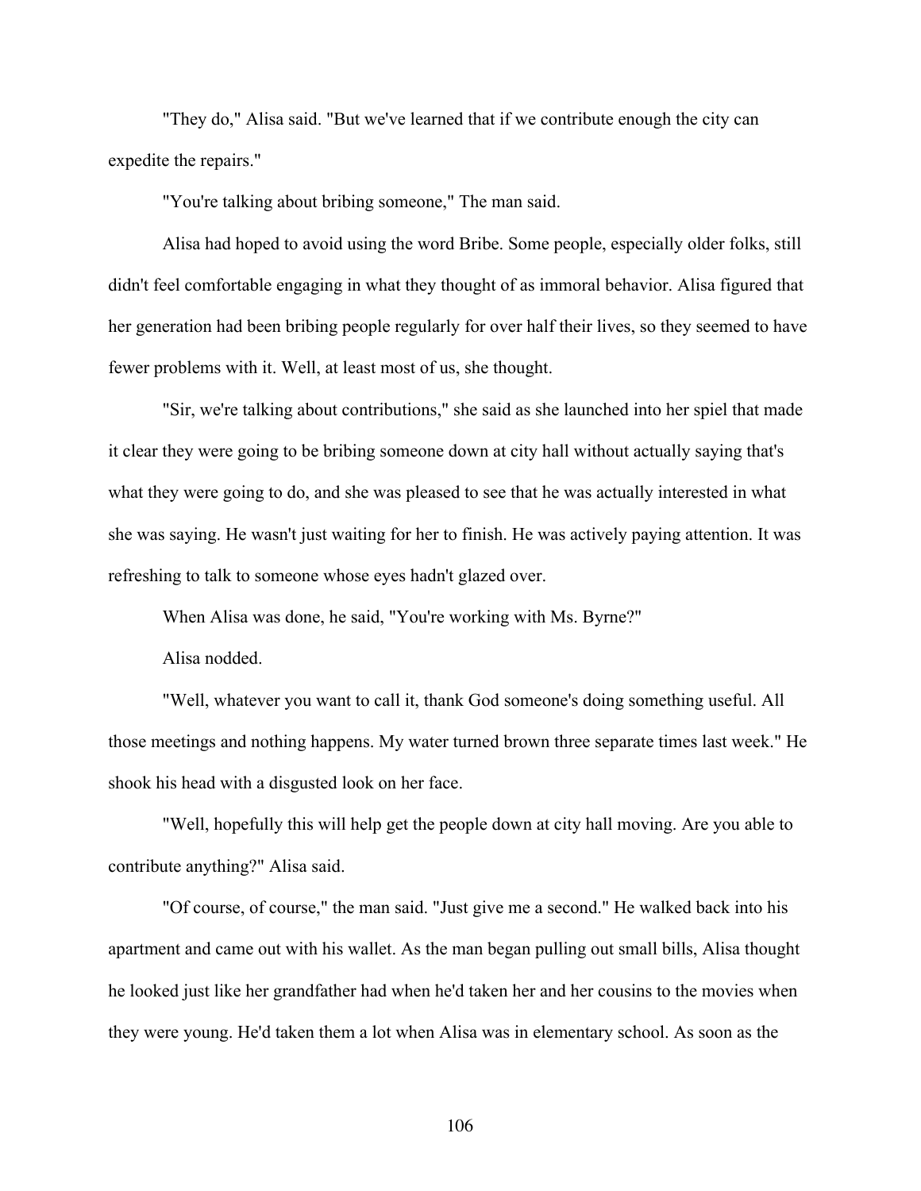"They do," Alisa said. "But we've learned that if we contribute enough the city can expedite the repairs."

"You're talking about bribing someone," The man said.

Alisa had hoped to avoid using the word Bribe. Some people, especially older folks, still didn't feel comfortable engaging in what they thought of as immoral behavior. Alisa figured that her generation had been bribing people regularly for over half their lives, so they seemed to have fewer problems with it. Well, at least most of us, she thought.

"Sir, we're talking about contributions," she said as she launched into her spiel that made it clear they were going to be bribing someone down at city hall without actually saying that's what they were going to do, and she was pleased to see that he was actually interested in what she was saying. He wasn't just waiting for her to finish. He was actively paying attention. It was refreshing to talk to someone whose eyes hadn't glazed over.

When Alisa was done, he said, "You're working with Ms. Byrne?"

Alisa nodded.

"Well, whatever you want to call it, thank God someone's doing something useful. All those meetings and nothing happens. My water turned brown three separate times last week." He shook his head with a disgusted look on her face.

"Well, hopefully this will help get the people down at city hall moving. Are you able to contribute anything?" Alisa said.

"Of course, of course," the man said. "Just give me a second." He walked back into his apartment and came out with his wallet. As the man began pulling out small bills, Alisa thought he looked just like her grandfather had when he'd taken her and her cousins to the movies when they were young. He'd taken them a lot when Alisa was in elementary school. As soon as the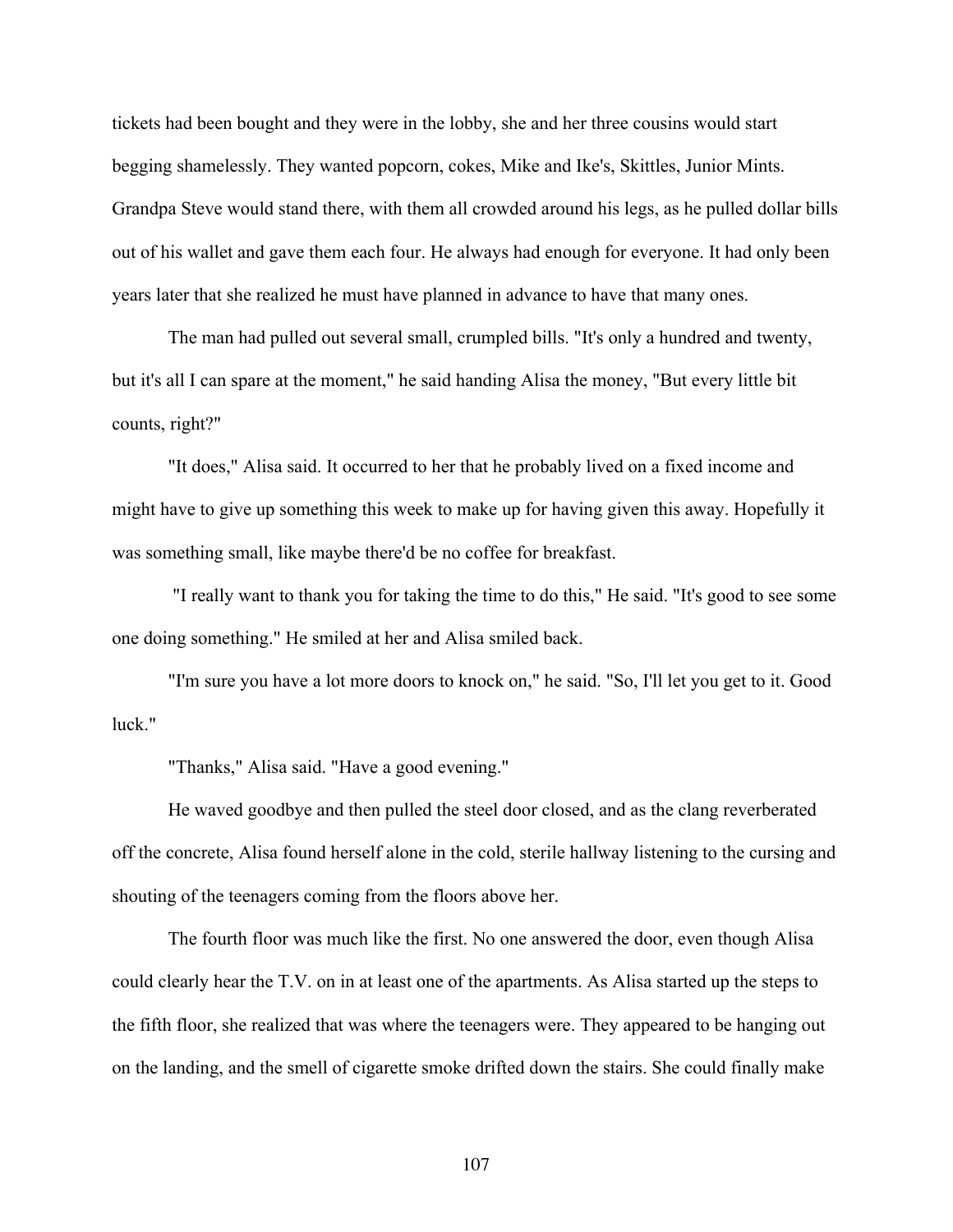tickets had been bought and they were in the lobby, she and her three cousins would start begging shamelessly. They wanted popcorn, cokes, Mike and Ike's, Skittles, Junior Mints. Grandpa Steve would stand there, with them all crowded around his legs, as he pulled dollar bills out of his wallet and gave them each four. He always had enough for everyone. It had only been years later that she realized he must have planned in advance to have that many ones.

The man had pulled out several small, crumpled bills. "It's only a hundred and twenty, but it's all I can spare at the moment," he said handing Alisa the money, "But every little bit counts, right?"

"It does," Alisa said. It occurred to her that he probably lived on a fixed income and might have to give up something this week to make up for having given this away. Hopefully it was something small, like maybe there'd be no coffee for breakfast.

"I really want to thank you for taking the time to do this," He said. "It's good to see some one doing something." He smiled at her and Alisa smiled back.

"I'm sure you have a lot more doors to knock on," he said. "So, I'll let you get to it. Good luck."

"Thanks," Alisa said. "Have a good evening."

He waved goodbye and then pulled the steel door closed, and as the clang reverberated off the concrete, Alisa found herself alone in the cold, sterile hallway listening to the cursing and shouting of the teenagers coming from the floors above her.

The fourth floor was much like the first. No one answered the door, even though Alisa could clearly hear the T.V. on in at least one of the apartments. As Alisa started up the steps to the fifth floor, she realized that was where the teenagers were. They appeared to be hanging out on the landing, and the smell of cigarette smoke drifted down the stairs. She could finally make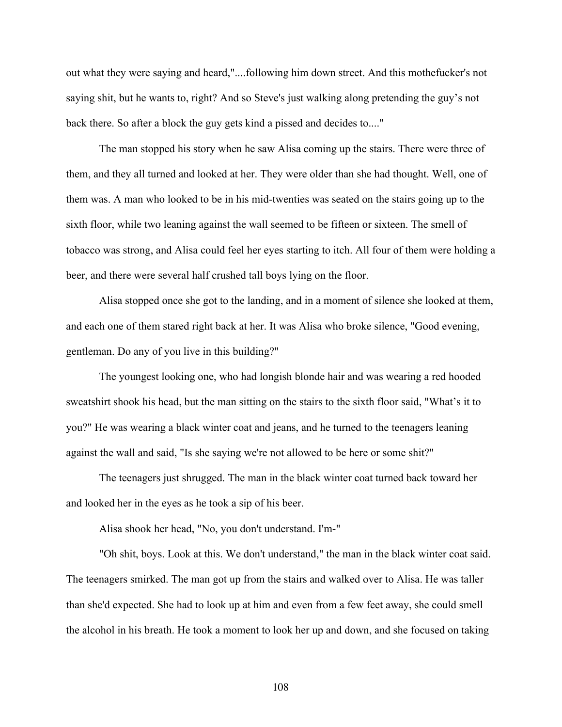out what they were saying and heard,"....following him down street. And this mothefucker's not saying shit, but he wants to, right? And so Steve's just walking along pretending the guy's not back there. So after a block the guy gets kind a pissed and decides to...."

The man stopped his story when he saw Alisa coming up the stairs. There were three of them, and they all turned and looked at her. They were older than she had thought. Well, one of them was. A man who looked to be in his mid-twenties was seated on the stairs going up to the sixth floor, while two leaning against the wall seemed to be fifteen or sixteen. The smell of tobacco was strong, and Alisa could feel her eyes starting to itch. All four of them were holding a beer, and there were several half crushed tall boys lying on the floor.

Alisa stopped once she got to the landing, and in a moment of silence she looked at them, and each one of them stared right back at her. It was Alisa who broke silence, "Good evening, gentleman. Do any of you live in this building?"

The youngest looking one, who had longish blonde hair and was wearing a red hooded sweatshirt shook his head, but the man sitting on the stairs to the sixth floor said, "What's it to you?" He was wearing a black winter coat and jeans, and he turned to the teenagers leaning against the wall and said, "Is she saying we're not allowed to be here or some shit?"

The teenagers just shrugged. The man in the black winter coat turned back toward her and looked her in the eyes as he took a sip of his beer.

Alisa shook her head, "No, you don't understand. I'm-"

"Oh shit, boys. Look at this. We don't understand," the man in the black winter coat said. The teenagers smirked. The man got up from the stairs and walked over to Alisa. He was taller than she'd expected. She had to look up at him and even from a few feet away, she could smell the alcohol in his breath. He took a moment to look her up and down, and she focused on taking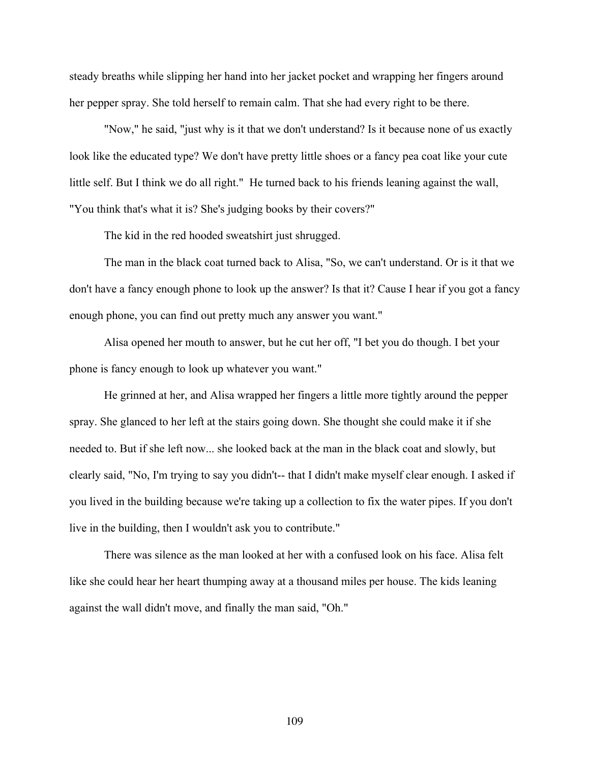steady breaths while slipping her hand into her jacket pocket and wrapping her fingers around her pepper spray. She told herself to remain calm. That she had every right to be there.

"Now," he said, "just why is it that we don't understand? Is it because none of us exactly look like the educated type? We don't have pretty little shoes or a fancy pea coat like your cute little self. But I think we do all right." He turned back to his friends leaning against the wall, "You think that's what it is? She's judging books by their covers?"

The kid in the red hooded sweatshirt just shrugged.

The man in the black coat turned back to Alisa, "So, we can't understand. Or is it that we don't have a fancy enough phone to look up the answer? Is that it? Cause I hear if you got a fancy enough phone, you can find out pretty much any answer you want."

Alisa opened her mouth to answer, but he cut her off, "I bet you do though. I bet your phone is fancy enough to look up whatever you want."

He grinned at her, and Alisa wrapped her fingers a little more tightly around the pepper spray. She glanced to her left at the stairs going down. She thought she could make it if she needed to. But if she left now... she looked back at the man in the black coat and slowly, but clearly said, "No, I'm trying to say you didn't-- that I didn't make myself clear enough. I asked if you lived in the building because we're taking up a collection to fix the water pipes. If you don't live in the building, then I wouldn't ask you to contribute."

There was silence as the man looked at her with a confused look on his face. Alisa felt like she could hear her heart thumping away at a thousand miles per house. The kids leaning against the wall didn't move, and finally the man said, "Oh."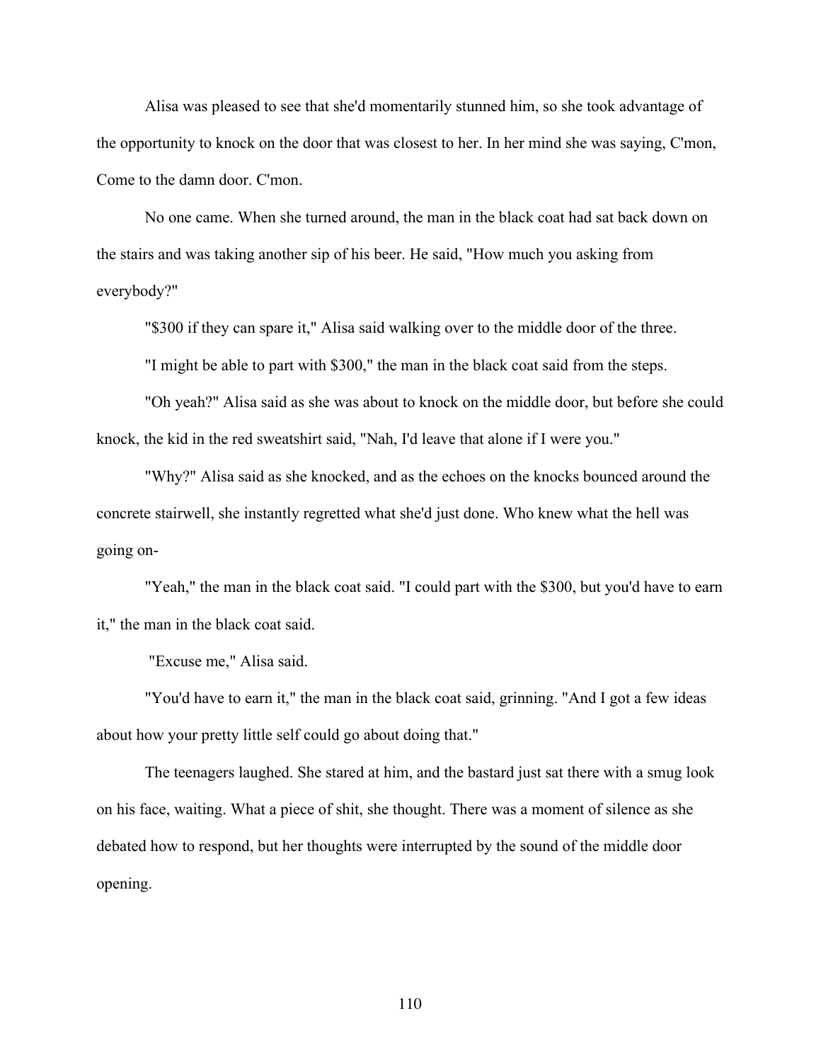Alisa was pleased to see that she'd momentarily stunned him, so she took advantage of the opportunity to knock on the door that was closest to her. In her mind she was saying, C'mon, Come to the damn door. C'mon.

No one came. When she turned around, the man in the black coat had sat back down on the stairs and was taking another sip of his beer. He said, "How much you asking from everybody?"

"$300 if they can spare it," Alisa said walking over to the middle door of the three.

"I might be able to part with $300," the man in the black coat said from the steps.

"Oh yeah?" Alisa said as she was about to knock on the middle door, but before she could knock, the kid in the red sweatshirt said, "Nah, I'd leave that alone if I were you."

"Why?" Alisa said as she knocked, and as the echoes on the knocks bounced around the concrete stairwell, she instantly regretted what she'd just done. Who knew what the hell was going on-

"Yeah," the man in the black coat said. "I could part with the $300, but you'd have to earn it," the man in the black coat said.

"Excuse me," Alisa said.

"You'd have to earn it," the man in the black coat said, grinning. "And I got a few ideas about how your pretty little self could go about doing that."

The teenagers laughed. She stared at him, and the bastard just sat there with a smug look on his face, waiting. What a piece of shit, she thought. There was a moment of silence as she debated how to respond, but her thoughts were interrupted by the sound of the middle door opening.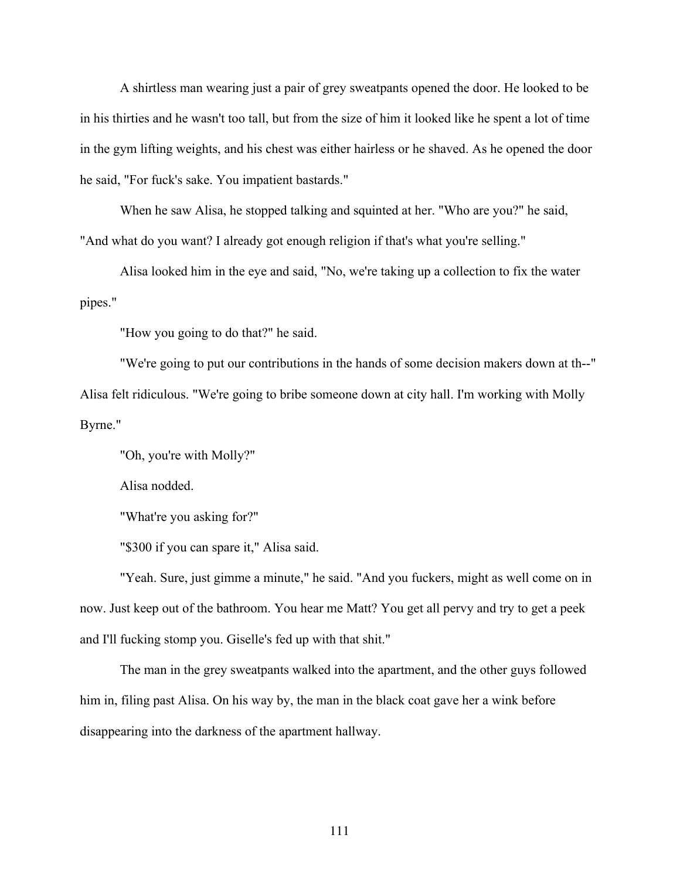A shirtless man wearing just a pair of grey sweatpants opened the door. He looked to be in his thirties and he wasn't too tall, but from the size of him it looked like he spent a lot of time in the gym lifting weights, and his chest was either hairless or he shaved. As he opened the door he said, "For fuck's sake. You impatient bastards."

When he saw Alisa, he stopped talking and squinted at her. "Who are you?" he said, "And what do you want? I already got enough religion if that's what you're selling."

Alisa looked him in the eye and said, "No, we're taking up a collection to fix the water pipes."

"How you going to do that?" he said.

"We're going to put our contributions in the hands of some decision makers down at th--" Alisa felt ridiculous. "We're going to bribe someone down at city hall. I'm working with Molly Byrne."

"Oh, you're with Molly?"

Alisa nodded.

"What're you asking for?"

"$300 if you can spare it," Alisa said.

"Yeah. Sure, just gimme a minute," he said. "And you fuckers, might as well come on in now. Just keep out of the bathroom. You hear me Matt? You get all pervy and try to get a peek and I'll fucking stomp you. Giselle's fed up with that shit."

The man in the grey sweatpants walked into the apartment, and the other guys followed him in, filing past Alisa. On his way by, the man in the black coat gave her a wink before disappearing into the darkness of the apartment hallway.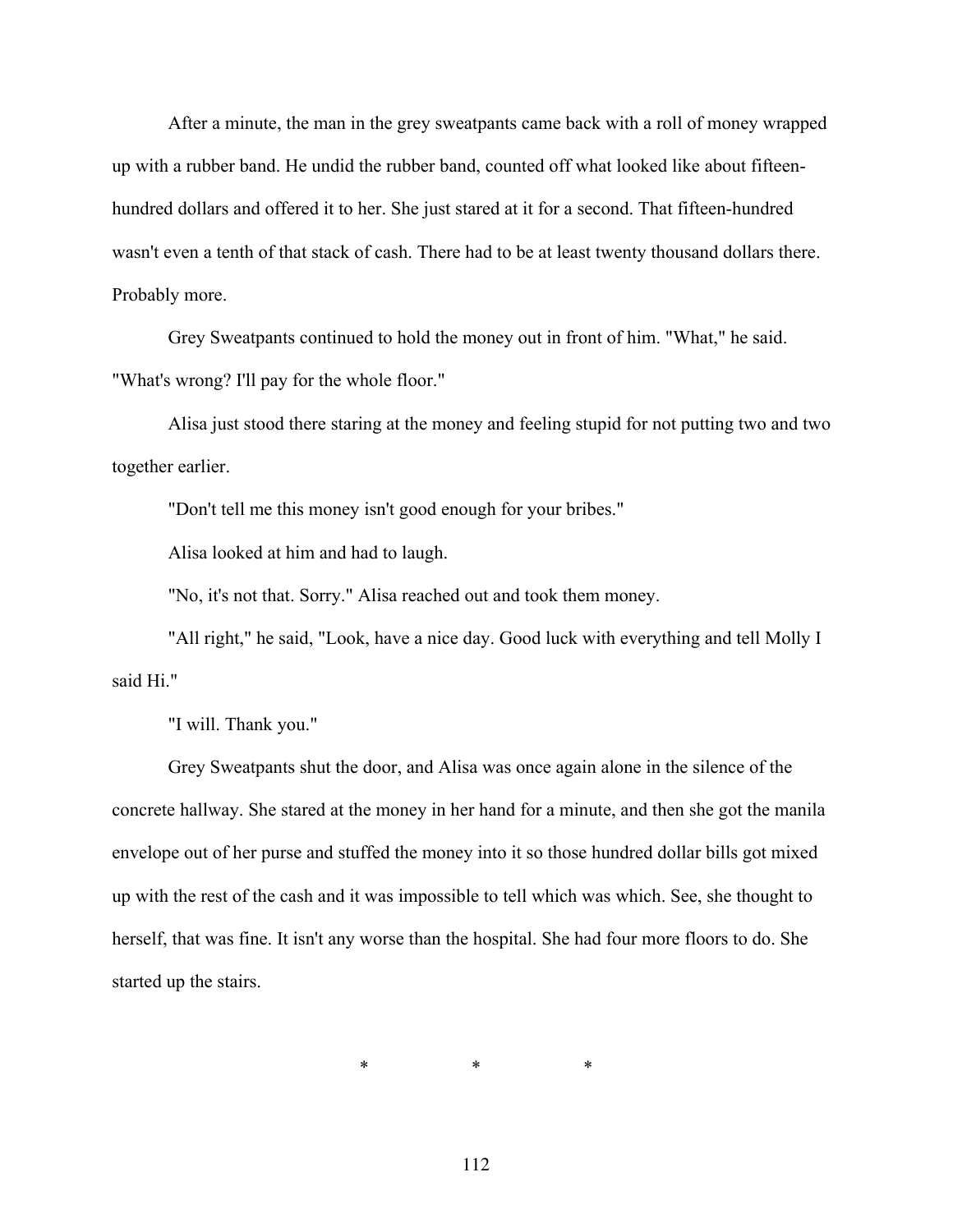After a minute, the man in the grey sweatpants came back with a roll of money wrapped up with a rubber band. He undid the rubber band, counted off what looked like about fifteen-hundred dollars and offered it to her. She just stared at it for a second. That fifteen-hundred wasn't even a tenth of that stack of cash. There had to be at least twenty thousand dollars there. Probably more.

Grey Sweatpants continued to hold the money out in front of him. "What," he said. "What's wrong? I'll pay for the whole floor."

Alisa just stood there staring at the money and feeling stupid for not putting two and two together earlier.

"Don't tell me this money isn't good enough for your bribes."

Alisa looked at him and had to laugh.

"No, it's not that. Sorry." Alisa reached out and took them money.

"All right," he said, "Look, have a nice day. Good luck with everything and tell Molly I said Hi."

"I will. Thank you."

Grey Sweatpants shut the door, and Alisa was once again alone in the silence of the concrete hallway. She stared at the money in her hand for a minute, and then she got the manila envelope out of her purse and stuffed the money into it so those hundred dollar bills got mixed up with the rest of the cash and it was impossible to tell which was which. See, she thought to herself, that was fine. It isn't any worse than the hospital. She had four more floors to do. She started up the stairs.

\* \* \*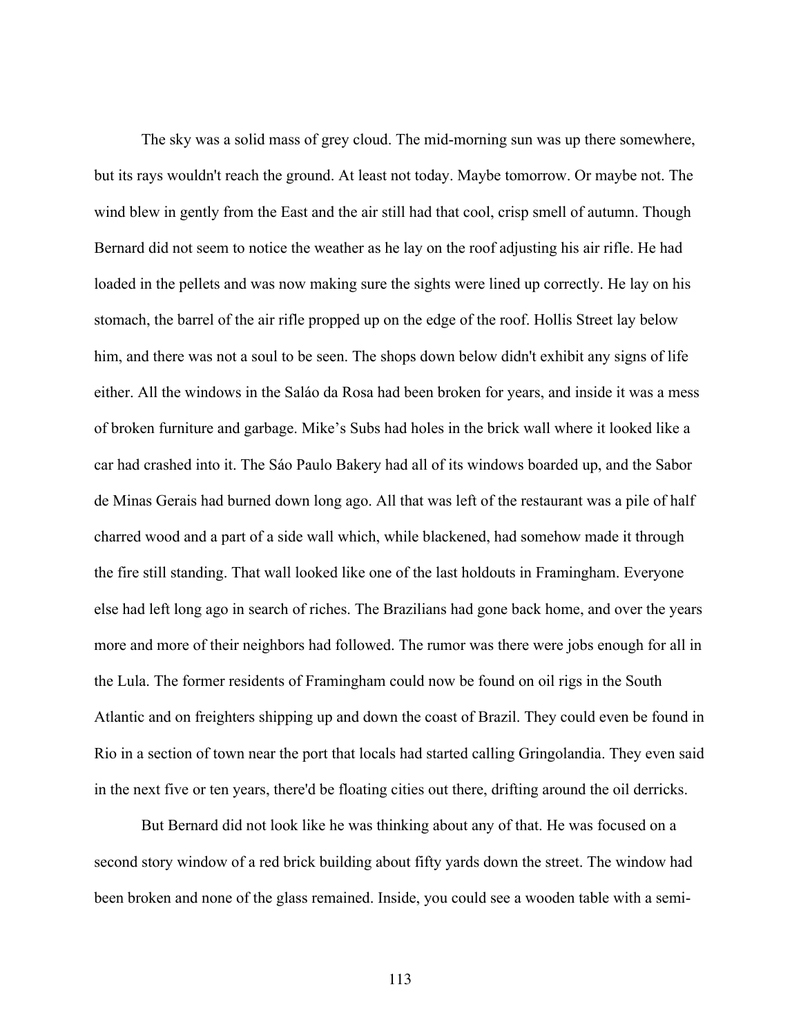The sky was a solid mass of grey cloud. The mid-morning sun was up there somewhere, but its rays wouldn't reach the ground. At least not today. Maybe tomorrow. Or maybe not. The wind blew in gently from the East and the air still had that cool, crisp smell of autumn. Though Bernard did not seem to notice the weather as he lay on the roof adjusting his air rifle. He had loaded in the pellets and was now making sure the sights were lined up correctly. He lay on his stomach, the barrel of the air rifle propped up on the edge of the roof. Hollis Street lay below him, and there was not a soul to be seen. The shops down below didn't exhibit any signs of life either. All the windows in the Saláo da Rosa had been broken for years, and inside it was a mess of broken furniture and garbage. Mike's Subs had holes in the brick wall where it looked like a car had crashed into it. The Sáo Paulo Bakery had all of its windows boarded up, and the Sabor de Minas Gerais had burned down long ago. All that was left of the restaurant was a pile of half charred wood and a part of a side wall which, while blackened, had somehow made it through the fire still standing. That wall looked like one of the last holdouts in Framingham. Everyone else had left long ago in search of riches. The Brazilians had gone back home, and over the years more and more of their neighbors had followed. The rumor was there were jobs enough for all in the Lula. The former residents of Framingham could now be found on oil rigs in the South Atlantic and on freighters shipping up and down the coast of Brazil. They could even be found in Rio in a section of town near the port that locals had started calling Gringolandia. They even said in the next five or ten years, there'd be floating cities out there, drifting around the oil derricks.

But Bernard did not look like he was thinking about any of that. He was focused on a second story window of a red brick building about fifty yards down the street. The window had been broken and none of the glass remained. Inside, you could see a wooden table with a semi-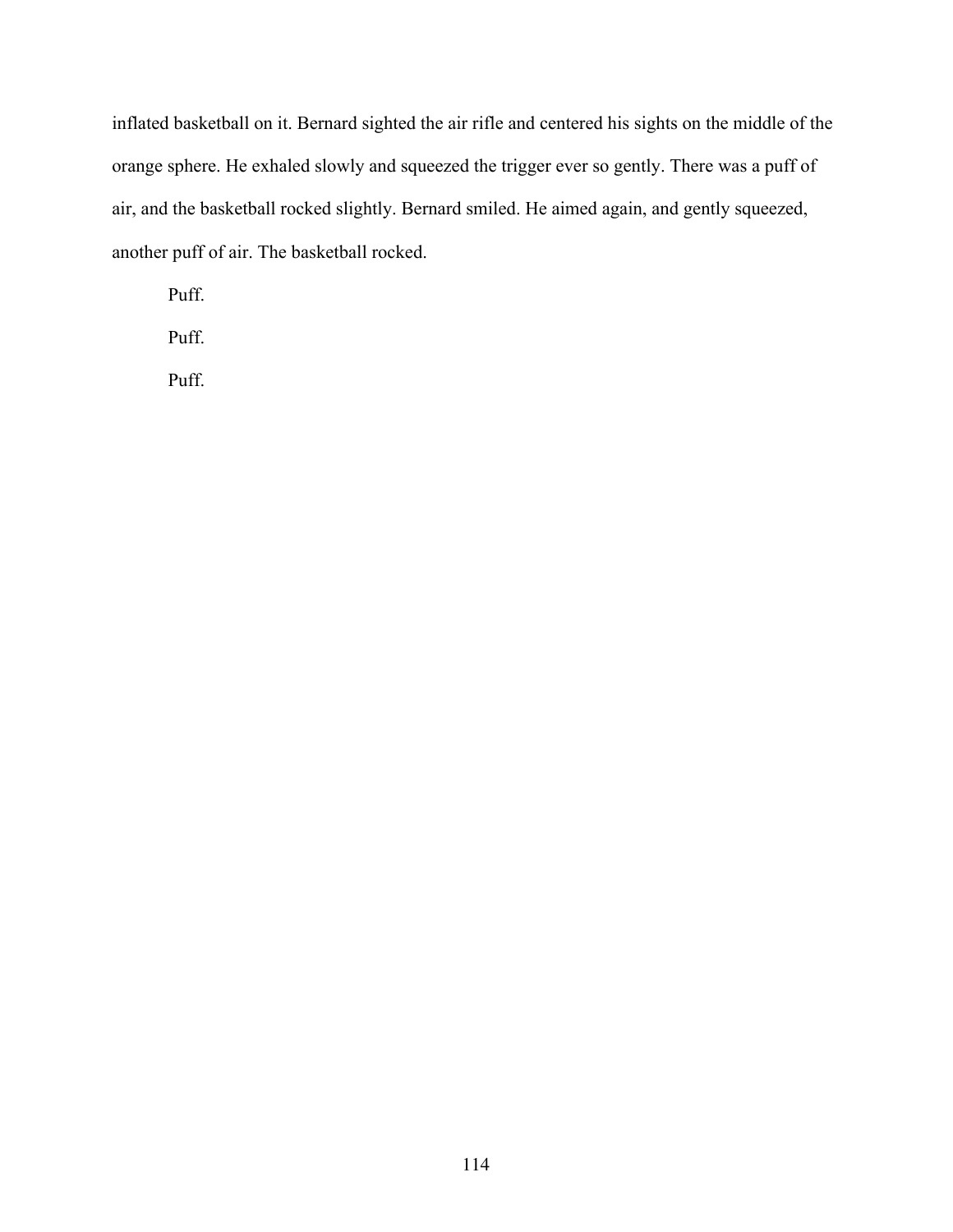inflated basketball on it. Bernard sighted the air rifle and centered his sights on the middle of the orange sphere. He exhaled slowly and squeezed the trigger ever so gently. There was a puff of air, and the basketball rocked slightly. Bernard smiled. He aimed again, and gently squeezed, another puff of air. The basketball rocked.

Puff.

Puff.

Puff.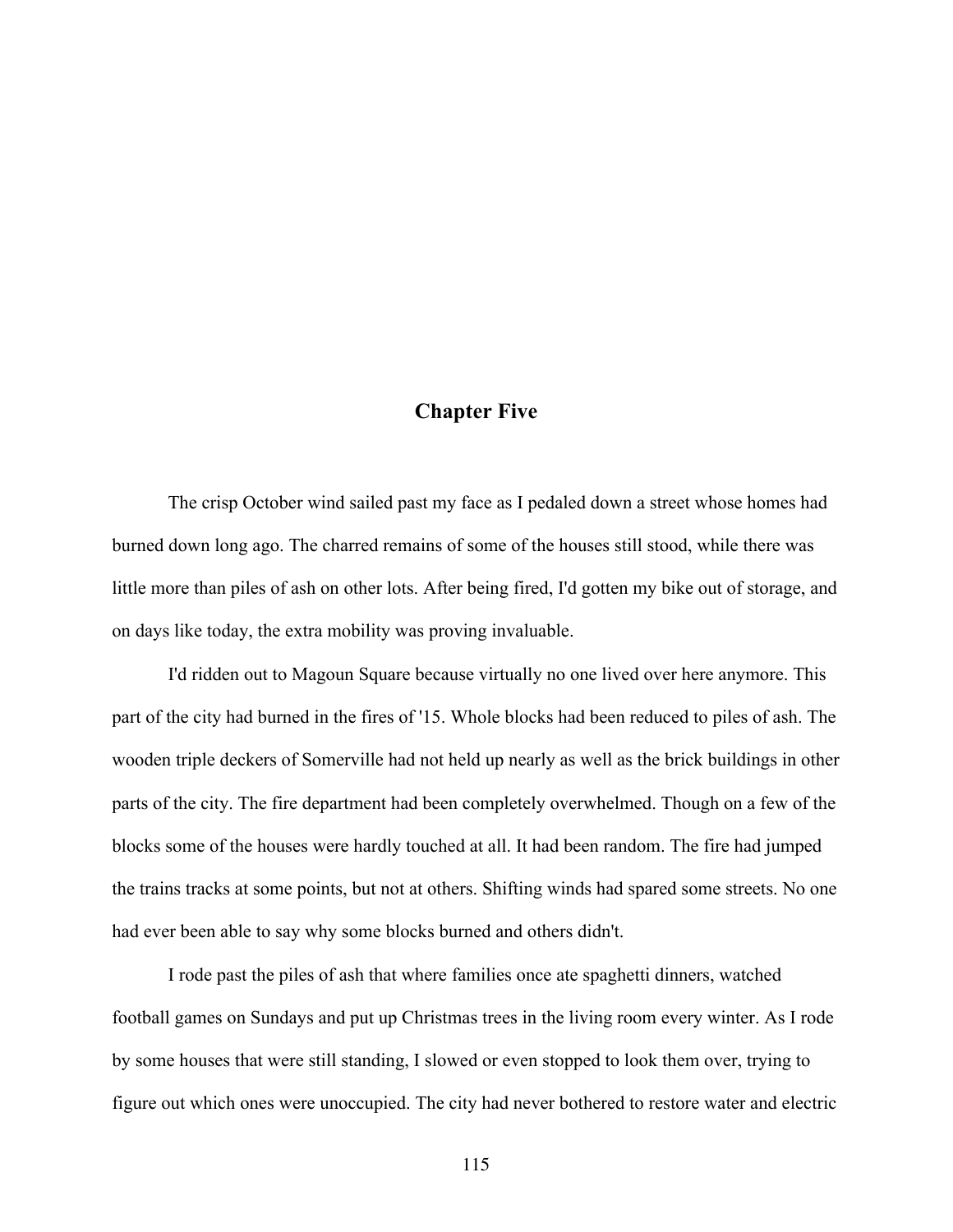## Chapter Five

The crisp October wind sailed past my face as I pedaled down a street whose homes had burned down long ago. The charred remains of some of the houses still stood, while there was little more than piles of ash on other lots. After being fired, I'd gotten my bike out of storage, and on days like today, the extra mobility was proving invaluable.

I'd ridden out to Magoun Square because virtually no one lived over here anymore. This part of the city had burned in the fires of '15. Whole blocks had been reduced to piles of ash. The wooden triple deckers of Somerville had not held up nearly as well as the brick buildings in other parts of the city. The fire department had been completely overwhelmed. Though on a few of the blocks some of the houses were hardly touched at all. It had been random. The fire had jumped the trains tracks at some points, but not at others. Shifting winds had spared some streets. No one had ever been able to say why some blocks burned and others didn't.

I rode past the piles of ash that where families once ate spaghetti dinners, watched football games on Sundays and put up Christmas trees in the living room every winter. As I rode by some houses that were still standing, I slowed or even stopped to look them over, trying to figure out which ones were unoccupied. The city had never bothered to restore water and electric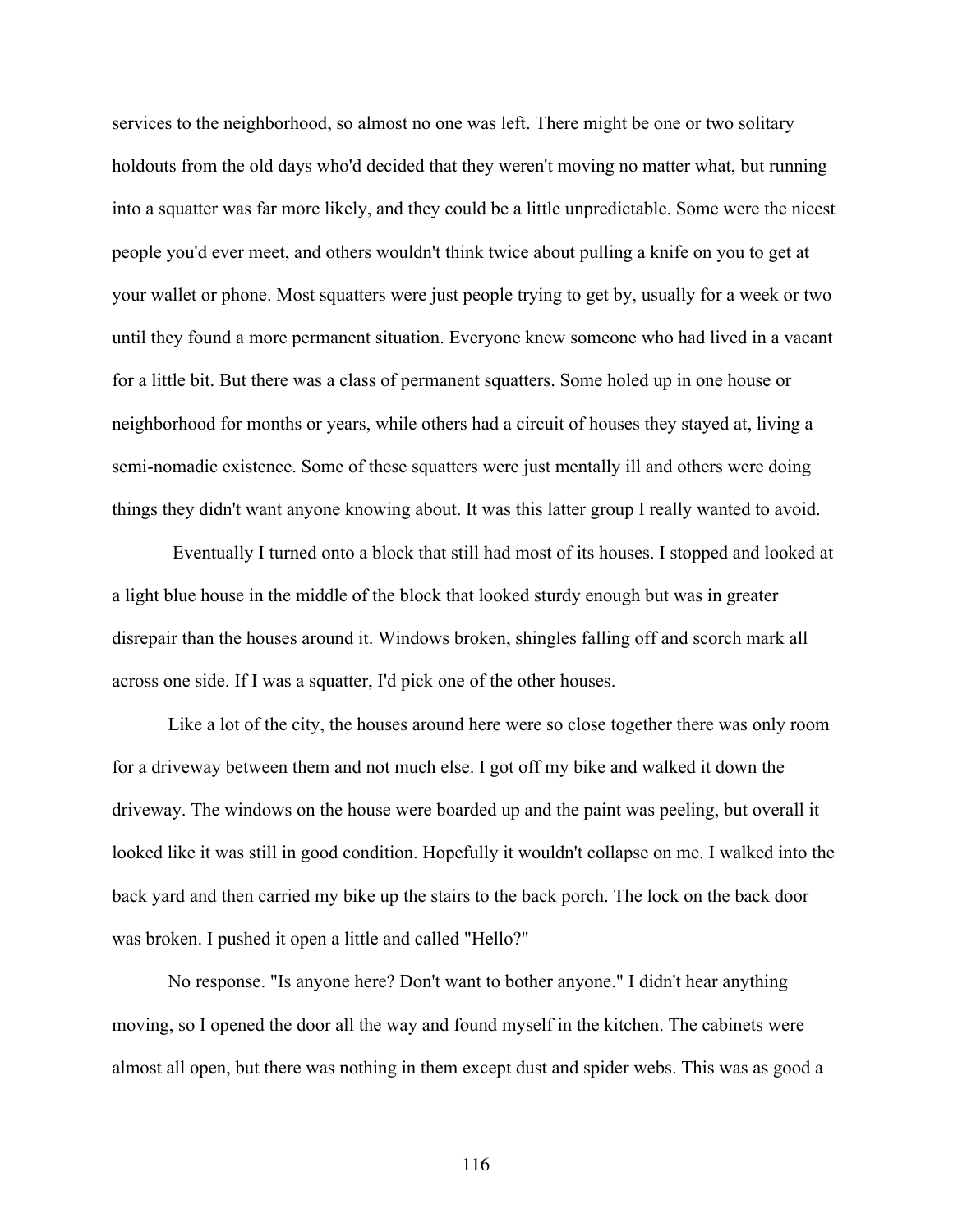services to the neighborhood, so almost no one was left. There might be one or two solitary holdouts from the old days who'd decided that they weren't moving no matter what, but running into a squatter was far more likely, and they could be a little unpredictable. Some were the nicest people you'd ever meet, and others wouldn't think twice about pulling a knife on you to get at your wallet or phone. Most squatters were just people trying to get by, usually for a week or two until they found a more permanent situation. Everyone knew someone who had lived in a vacant for a little bit. But there was a class of permanent squatters. Some holed up in one house or neighborhood for months or years, while others had a circuit of houses they stayed at, living a semi-nomadic existence. Some of these squatters were just mentally ill and others were doing things they didn't want anyone knowing about. It was this latter group I really wanted to avoid.

Eventually I turned onto a block that still had most of its houses. I stopped and looked at a light blue house in the middle of the block that looked sturdy enough but was in greater disrepair than the houses around it. Windows broken, shingles falling off and scorch mark all across one side. If I was a squatter, I'd pick one of the other houses.

Like a lot of the city, the houses around here were so close together there was only room for a driveway between them and not much else. I got off my bike and walked it down the driveway. The windows on the house were boarded up and the paint was peeling, but overall it looked like it was still in good condition. Hopefully it wouldn't collapse on me. I walked into the back yard and then carried my bike up the stairs to the back porch. The lock on the back door was broken. I pushed it open a little and called "Hello?"

No response. "Is anyone here? Don't want to bother anyone." I didn't hear anything moving, so I opened the door all the way and found myself in the kitchen. The cabinets were almost all open, but there was nothing in them except dust and spider webs. This was as good a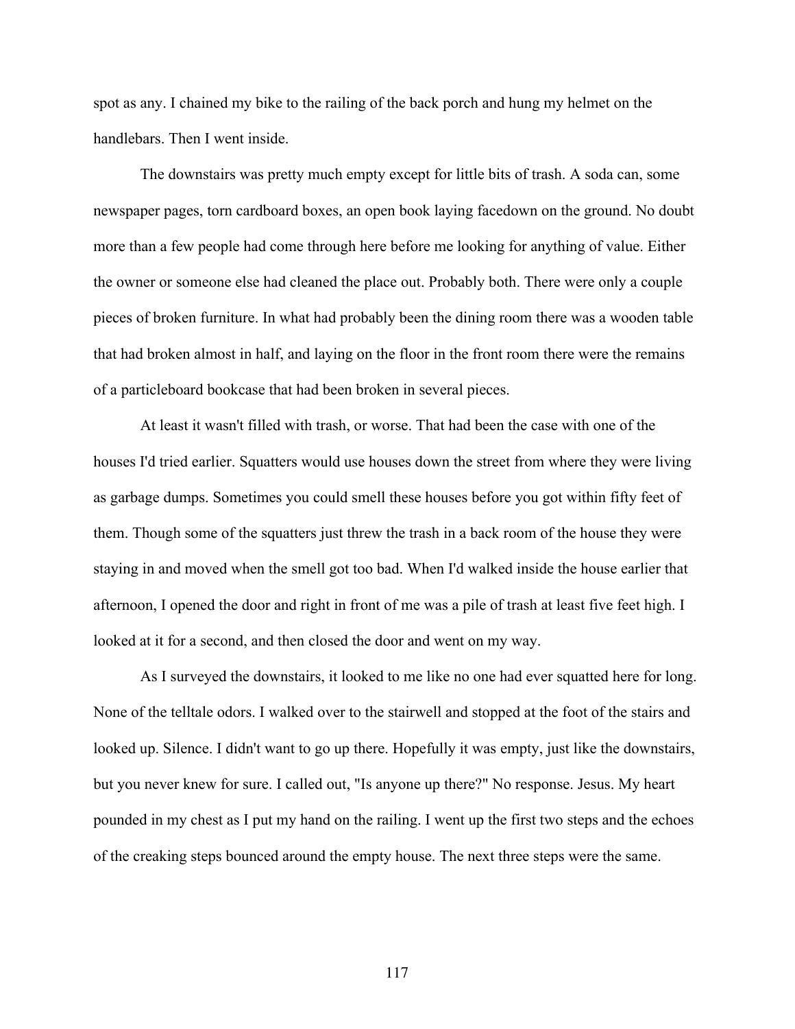spot as any. I chained my bike to the railing of the back porch and hung my helmet on the handlebars. Then I went inside.

The downstairs was pretty much empty except for little bits of trash. A soda can, some newspaper pages, torn cardboard boxes, an open book laying facedown on the ground. No doubt more than a few people had come through here before me looking for anything of value. Either the owner or someone else had cleaned the place out. Probably both. There were only a couple pieces of broken furniture. In what had probably been the dining room there was a wooden table that had broken almost in half, and laying on the floor in the front room there were the remains of a particleboard bookcase that had been broken in several pieces.

At least it wasn't filled with trash, or worse. That had been the case with one of the houses I'd tried earlier. Squatters would use houses down the street from where they were living as garbage dumps. Sometimes you could smell these houses before you got within fifty feet of them. Though some of the squatters just threw the trash in a back room of the house they were staying in and moved when the smell got too bad. When I'd walked inside the house earlier that afternoon, I opened the door and right in front of me was a pile of trash at least five feet high. I looked at it for a second, and then closed the door and went on my way.

As I surveyed the downstairs, it looked to me like no one had ever squatted here for long. None of the telltale odors. I walked over to the stairwell and stopped at the foot of the stairs and looked up. Silence. I didn't want to go up there. Hopefully it was empty, just like the downstairs, but you never knew for sure. I called out, "Is anyone up there?" No response. Jesus. My heart pounded in my chest as I put my hand on the railing. I went up the first two steps and the echoes of the creaking steps bounced around the empty house. The next three steps were the same.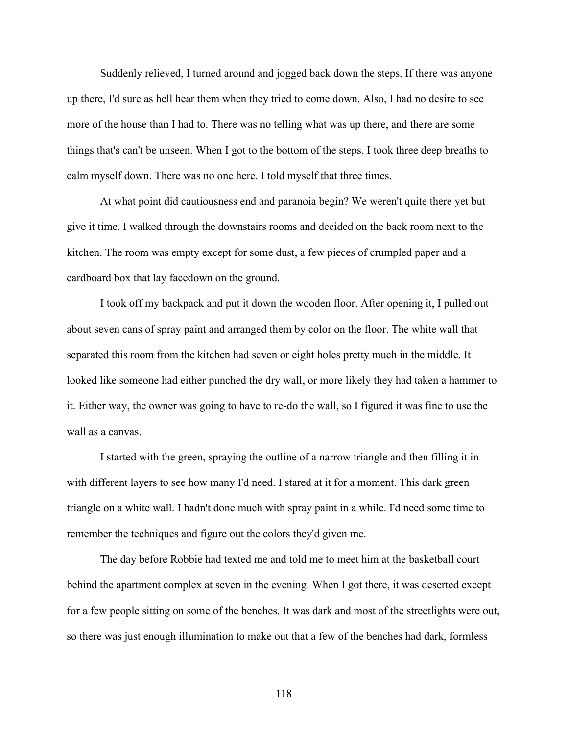Suddenly relieved, I turned around and jogged back down the steps. If there was anyone up there, I'd sure as hell hear them when they tried to come down. Also, I had no desire to see more of the house than I had to. There was no telling what was up there, and there are some things that's can't be unseen. When I got to the bottom of the steps, I took three deep breaths to calm myself down. There was no one here. I told myself that three times.

At what point did cautiousness end and paranoia begin? We weren't quite there yet but give it time. I walked through the downstairs rooms and decided on the back room next to the kitchen. The room was empty except for some dust, a few pieces of crumpled paper and a cardboard box that lay facedown on the ground.

I took off my backpack and put it down the wooden floor. After opening it, I pulled out about seven cans of spray paint and arranged them by color on the floor. The white wall that separated this room from the kitchen had seven or eight holes pretty much in the middle. It looked like someone had either punched the dry wall, or more likely they had taken a hammer to it. Either way, the owner was going to have to re-do the wall, so I figured it was fine to use the wall as a canvas.

I started with the green, spraying the outline of a narrow triangle and then filling it in with different layers to see how many I'd need. I stared at it for a moment. This dark green triangle on a white wall. I hadn't done much with spray paint in a while. I'd need some time to remember the techniques and figure out the colors they'd given me.

The day before Robbie had texted me and told me to meet him at the basketball court behind the apartment complex at seven in the evening. When I got there, it was deserted except for a few people sitting on some of the benches. It was dark and most of the streetlights were out, so there was just enough illumination to make out that a few of the benches had dark, formless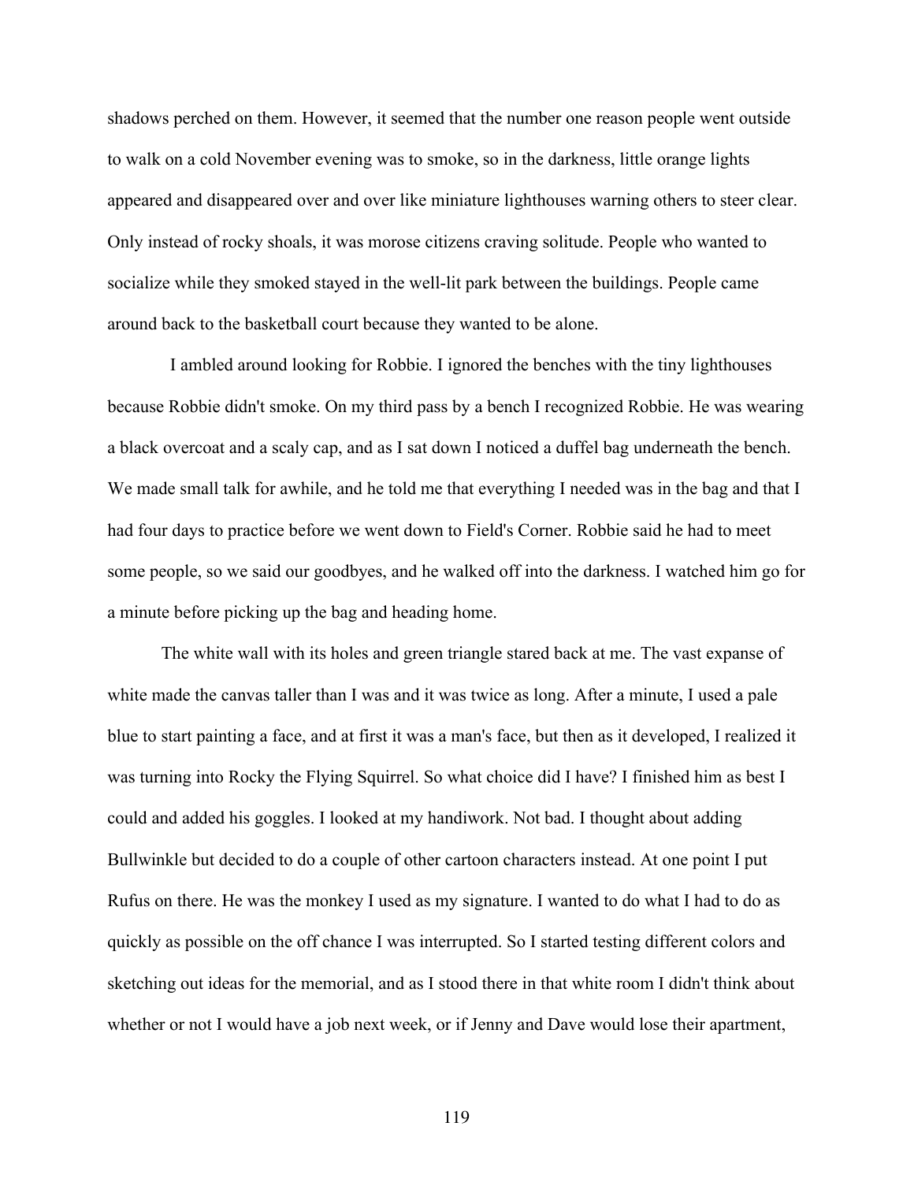shadows perched on them. However, it seemed that the number one reason people went outside to walk on a cold November evening was to smoke, so in the darkness, little orange lights appeared and disappeared over and over like miniature lighthouses warning others to steer clear. Only instead of rocky shoals, it was morose citizens craving solitude. People who wanted to socialize while they smoked stayed in the well-lit park between the buildings. People came around back to the basketball court because they wanted to be alone.

I ambled around looking for Robbie. I ignored the benches with the tiny lighthouses because Robbie didn't smoke. On my third pass by a bench I recognized Robbie. He was wearing a black overcoat and a scaly cap, and as I sat down I noticed a duffel bag underneath the bench. We made small talk for awhile, and he told me that everything I needed was in the bag and that I had four days to practice before we went down to Field's Corner. Robbie said he had to meet some people, so we said our goodbyes, and he walked off into the darkness. I watched him go for a minute before picking up the bag and heading home.

The white wall with its holes and green triangle stared back at me. The vast expanse of white made the canvas taller than I was and it was twice as long. After a minute, I used a pale blue to start painting a face, and at first it was a man's face, but then as it developed, I realized it was turning into Rocky the Flying Squirrel. So what choice did I have? I finished him as best I could and added his goggles. I looked at my handiwork. Not bad. I thought about adding Bullwinkle but decided to do a couple of other cartoon characters instead. At one point I put Rufus on there. He was the monkey I used as my signature. I wanted to do what I had to do as quickly as possible on the off chance I was interrupted. So I started testing different colors and sketching out ideas for the memorial, and as I stood there in that white room I didn't think about whether or not I would have a job next week, or if Jenny and Dave would lose their apartment,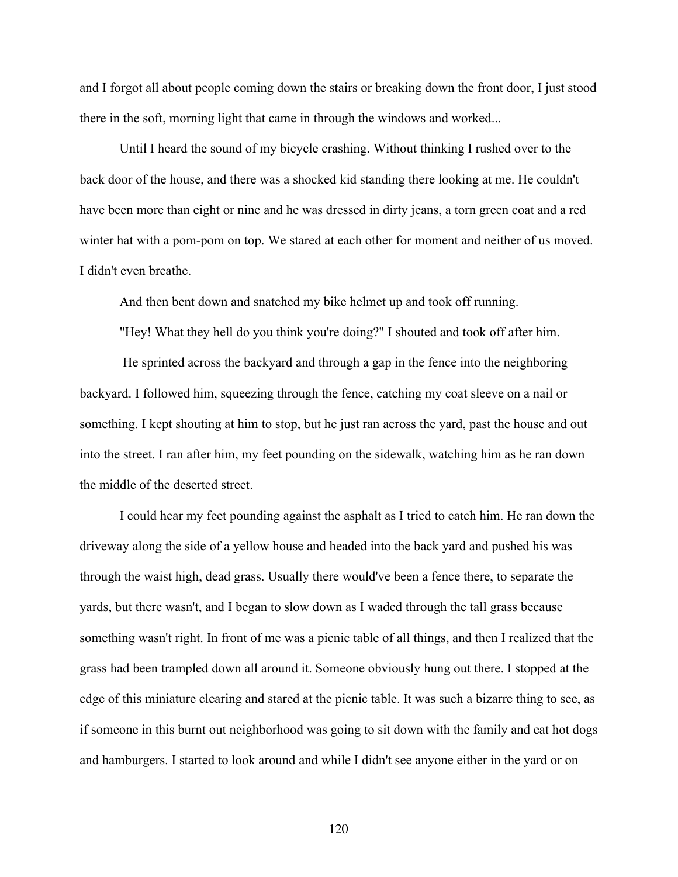and I forgot all about people coming down the stairs or breaking down the front door, I just stood there in the soft, morning light that came in through the windows and worked...

Until I heard the sound of my bicycle crashing. Without thinking I rushed over to the back door of the house, and there was a shocked kid standing there looking at me. He couldn't have been more than eight or nine and he was dressed in dirty jeans, a torn green coat and a red winter hat with a pom-pom on top. We stared at each other for moment and neither of us moved. I didn't even breathe.

And then bent down and snatched my bike helmet up and took off running.

"Hey! What they hell do you think you're doing?" I shouted and took off after him.

He sprinted across the backyard and through a gap in the fence into the neighboring backyard. I followed him, squeezing through the fence, catching my coat sleeve on a nail or something. I kept shouting at him to stop, but he just ran across the yard, past the house and out into the street. I ran after him, my feet pounding on the sidewalk, watching him as he ran down the middle of the deserted street.

I could hear my feet pounding against the asphalt as I tried to catch him. He ran down the driveway along the side of a yellow house and headed into the back yard and pushed his was through the waist high, dead grass. Usually there would've been a fence there, to separate the yards, but there wasn't, and I began to slow down as I waded through the tall grass because something wasn't right. In front of me was a picnic table of all things, and then I realized that the grass had been trampled down all around it. Someone obviously hung out there. I stopped at the edge of this miniature clearing and stared at the picnic table. It was such a bizarre thing to see, as if someone in this burnt out neighborhood was going to sit down with the family and eat hot dogs and hamburgers. I started to look around and while I didn't see anyone either in the yard or on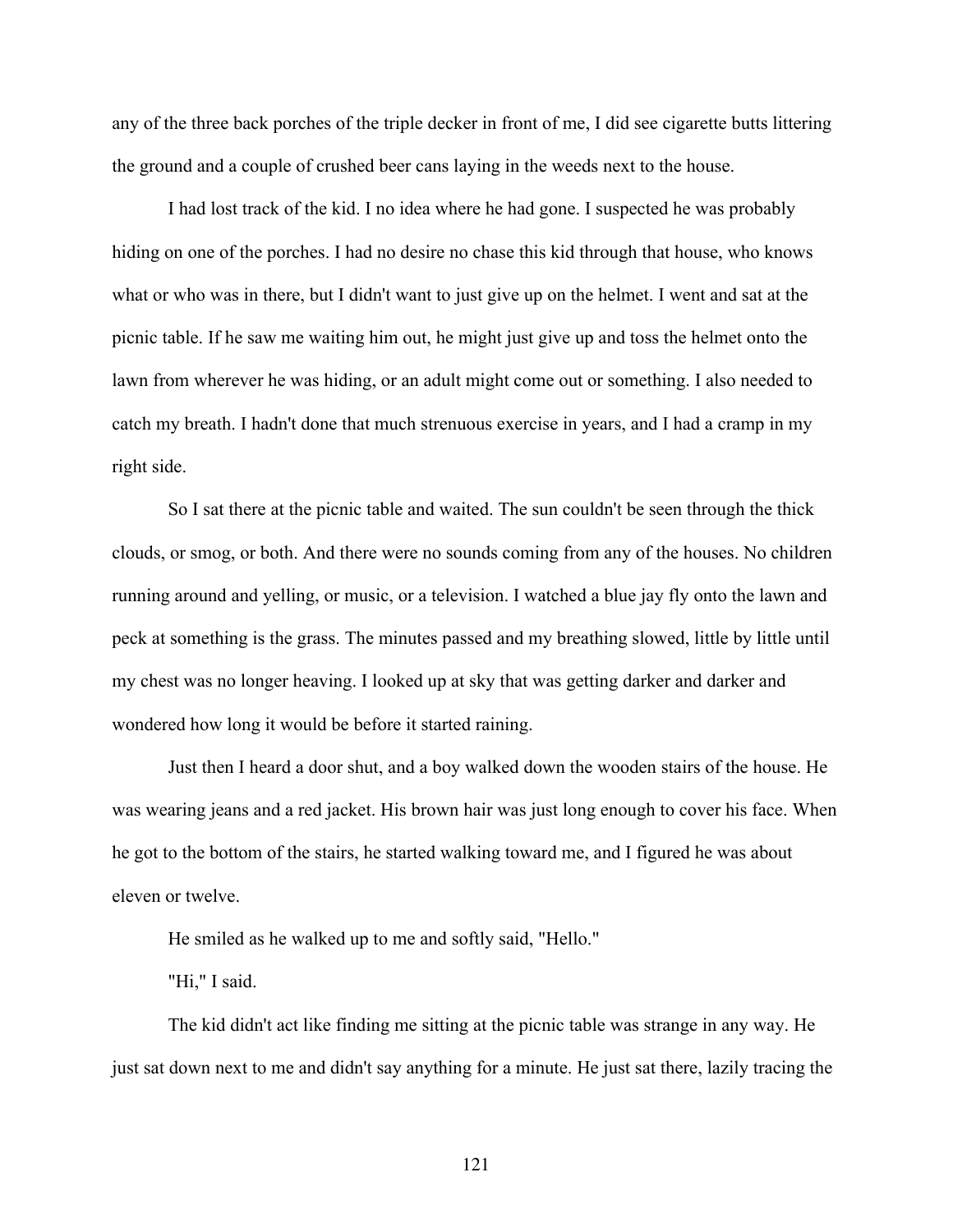any of the three back porches of the triple decker in front of me, I did see cigarette butts littering the ground and a couple of crushed beer cans laying in the weeds next to the house.

I had lost track of the kid. I no idea where he had gone. I suspected he was probably hiding on one of the porches. I had no desire no chase this kid through that house, who knows what or who was in there, but I didn't want to just give up on the helmet. I went and sat at the picnic table. If he saw me waiting him out, he might just give up and toss the helmet onto the lawn from wherever he was hiding, or an adult might come out or something. I also needed to catch my breath. I hadn't done that much strenuous exercise in years, and I had a cramp in my right side.

So I sat there at the picnic table and waited. The sun couldn't be seen through the thick clouds, or smog, or both. And there were no sounds coming from any of the houses. No children running around and yelling, or music, or a television. I watched a blue jay fly onto the lawn and peck at something is the grass. The minutes passed and my breathing slowed, little by little until my chest was no longer heaving. I looked up at sky that was getting darker and darker and wondered how long it would be before it started raining.

Just then I heard a door shut, and a boy walked down the wooden stairs of the house. He was wearing jeans and a red jacket. His brown hair was just long enough to cover his face. When he got to the bottom of the stairs, he started walking toward me, and I figured he was about eleven or twelve.

He smiled as he walked up to me and softly said, "Hello."

"Hi," I said.

The kid didn't act like finding me sitting at the picnic table was strange in any way. He just sat down next to me and didn't say anything for a minute. He just sat there, lazily tracing the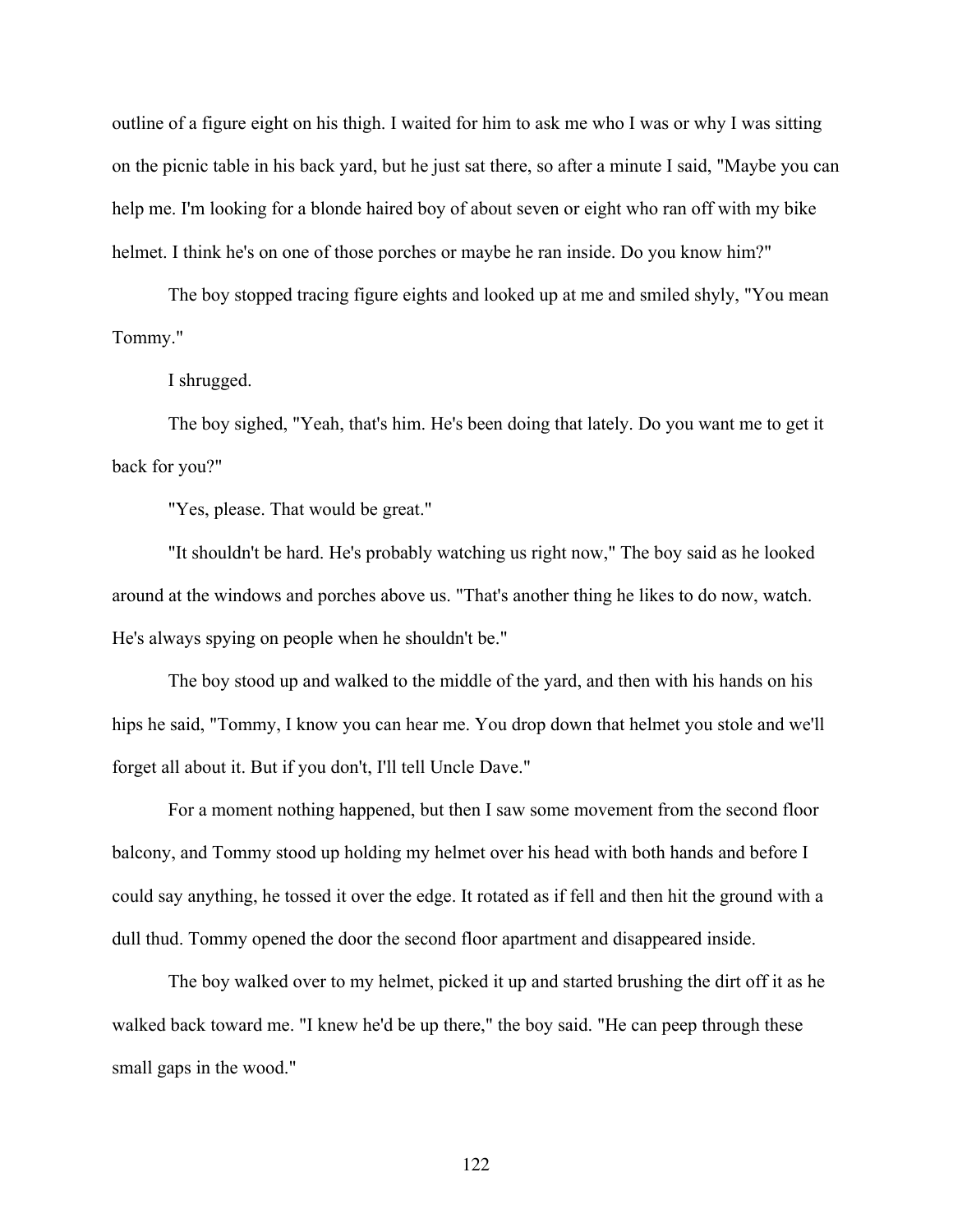outline of a figure eight on his thigh. I waited for him to ask me who I was or why I was sitting on the picnic table in his back yard, but he just sat there, so after a minute I said, "Maybe you can help me. I'm looking for a blonde haired boy of about seven or eight who ran off with my bike helmet. I think he's on one of those porches or maybe he ran inside. Do you know him?"

The boy stopped tracing figure eights and looked up at me and smiled shyly, "You mean Tommy."

I shrugged.

The boy sighed, "Yeah, that's him. He's been doing that lately. Do you want me to get it back for you?"

"Yes, please. That would be great."

"It shouldn't be hard. He's probably watching us right now," The boy said as he looked around at the windows and porches above us. "That's another thing he likes to do now, watch. He's always spying on people when he shouldn't be."

The boy stood up and walked to the middle of the yard, and then with his hands on his hips he said, "Tommy, I know you can hear me. You drop down that helmet you stole and we'll forget all about it. But if you don't, I'll tell Uncle Dave."

For a moment nothing happened, but then I saw some movement from the second floor balcony, and Tommy stood up holding my helmet over his head with both hands and before I could say anything, he tossed it over the edge. It rotated as if fell and then hit the ground with a dull thud. Tommy opened the door the second floor apartment and disappeared inside.

The boy walked over to my helmet, picked it up and started brushing the dirt off it as he walked back toward me. "I knew he'd be up there," the boy said. "He can peep through these small gaps in the wood."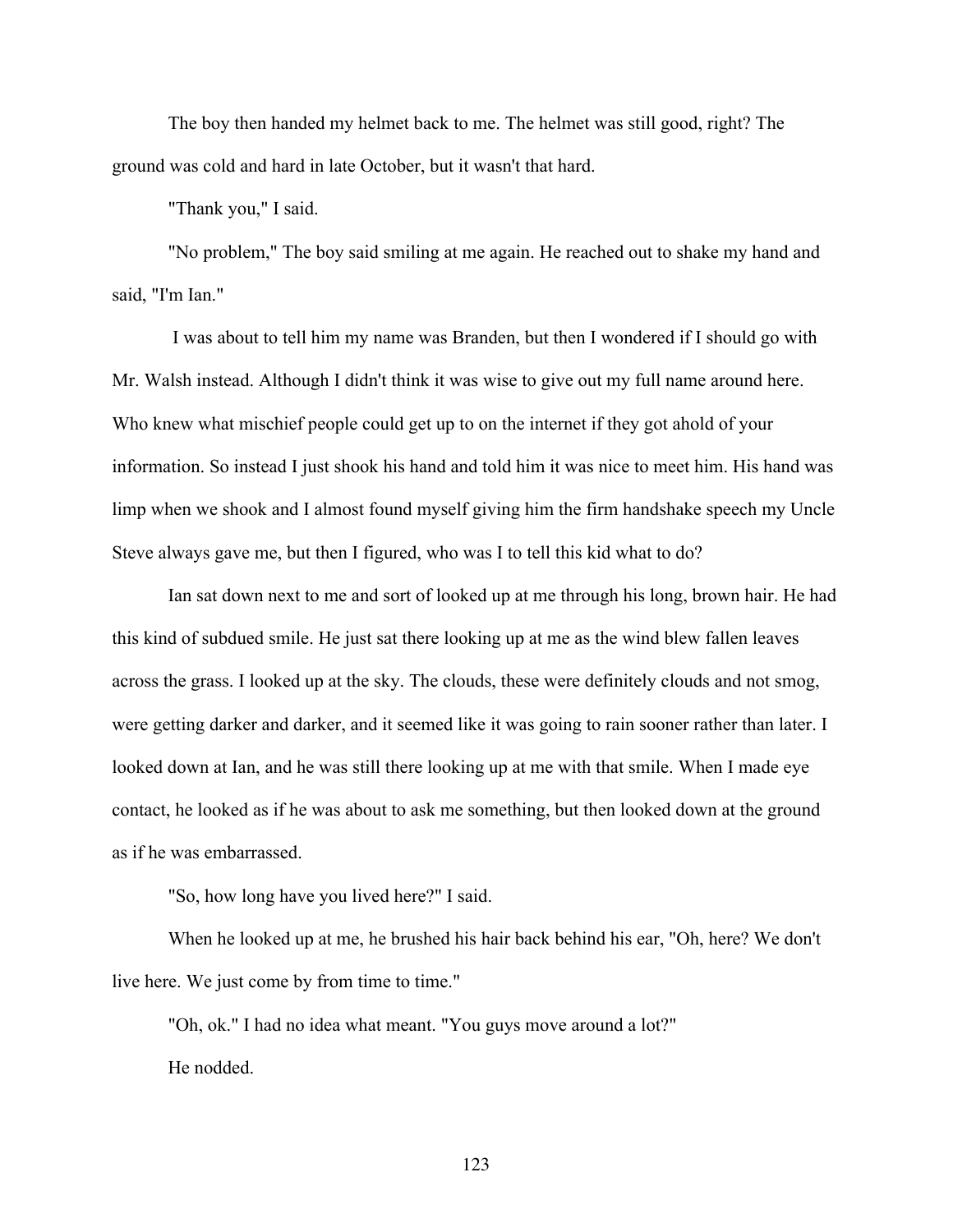The boy then handed my helmet back to me. The helmet was still good, right? The ground was cold and hard in late October, but it wasn't that hard.

"Thank you," I said.

"No problem," The boy said smiling at me again. He reached out to shake my hand and said, "I'm Ian."

I was about to tell him my name was Branden, but then I wondered if I should go with Mr. Walsh instead. Although I didn't think it was wise to give out my full name around here. Who knew what mischief people could get up to on the internet if they got ahold of your information. So instead I just shook his hand and told him it was nice to meet him. His hand was limp when we shook and I almost found myself giving him the firm handshake speech my Uncle Steve always gave me, but then I figured, who was I to tell this kid what to do?

Ian sat down next to me and sort of looked up at me through his long, brown hair. He had this kind of subdued smile. He just sat there looking up at me as the wind blew fallen leaves across the grass. I looked up at the sky. The clouds, these were definitely clouds and not smog, were getting darker and darker, and it seemed like it was going to rain sooner rather than later. I looked down at Ian, and he was still there looking up at me with that smile. When I made eye contact, he looked as if he was about to ask me something, but then looked down at the ground as if he was embarrassed.

"So, how long have you lived here?" I said.

When he looked up at me, he brushed his hair back behind his ear, "Oh, here? We don't live here. We just come by from time to time."

"Oh, ok." I had no idea what meant. "You guys move around a lot?"

He nodded.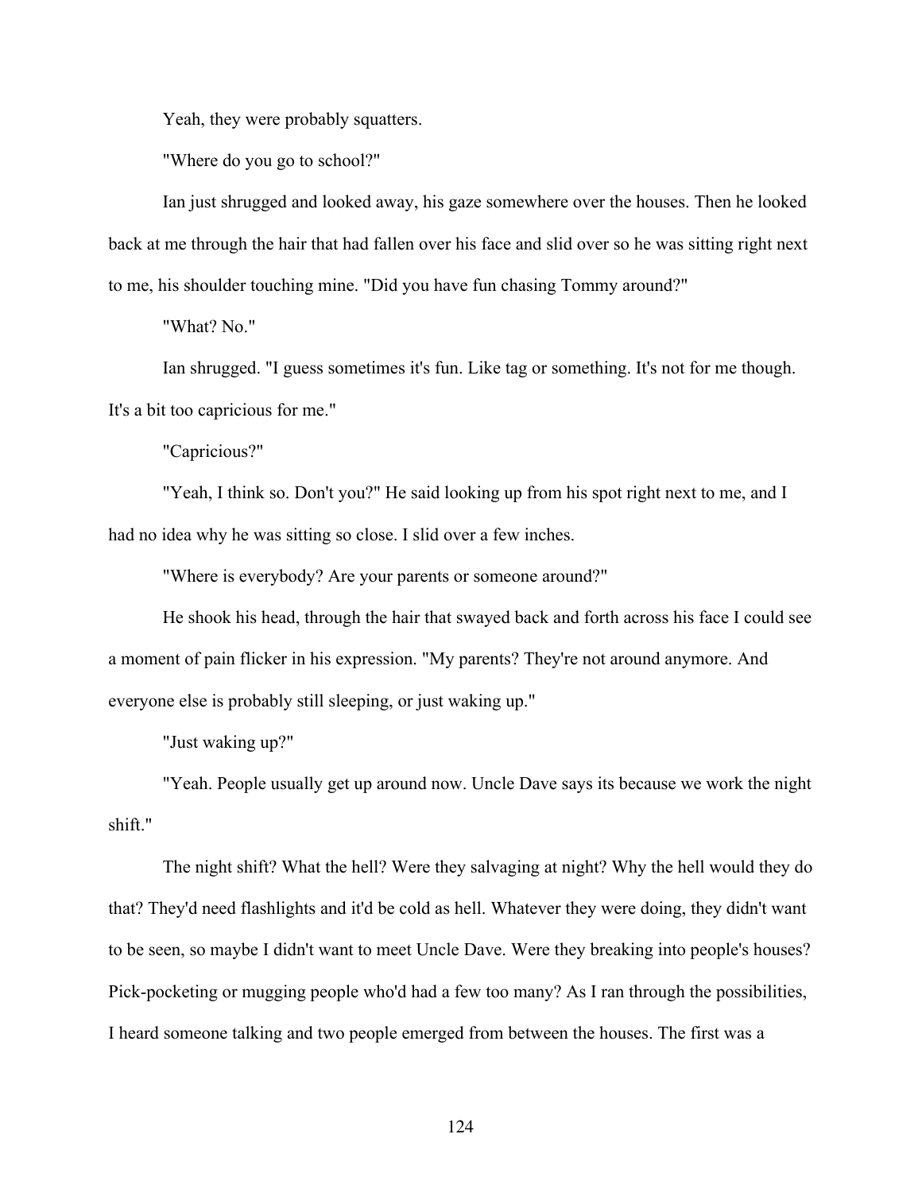Yeah, they were probably squatters.

"Where do you go to school?"

Ian just shrugged and looked away, his gaze somewhere over the houses. Then he looked back at me through the hair that had fallen over his face and slid over so he was sitting right next to me, his shoulder touching mine. "Did you have fun chasing Tommy around?"

"What? No."

Ian shrugged. "I guess sometimes it's fun. Like tag or something. It's not for me though. It's a bit too capricious for me."

"Capricious?"

"Yeah, I think so. Don't you?" He said looking up from his spot right next to me, and I had no idea why he was sitting so close. I slid over a few inches.

"Where is everybody? Are your parents or someone around?"

He shook his head, through the hair that swayed back and forth across his face I could see a moment of pain flicker in his expression. "My parents? They're not around anymore. And everyone else is probably still sleeping, or just waking up."

"Just waking up?"

"Yeah. People usually get up around now. Uncle Dave says its because we work the night shift."

The night shift? What the hell? Were they salvaging at night? Why the hell would they do that? They'd need flashlights and it'd be cold as hell. Whatever they were doing, they didn't want to be seen, so maybe I didn't want to meet Uncle Dave. Were they breaking into people's houses? Pick-pocketing or mugging people who'd had a few too many? As I ran through the possibilities, I heard someone talking and two people emerged from between the houses. The first was a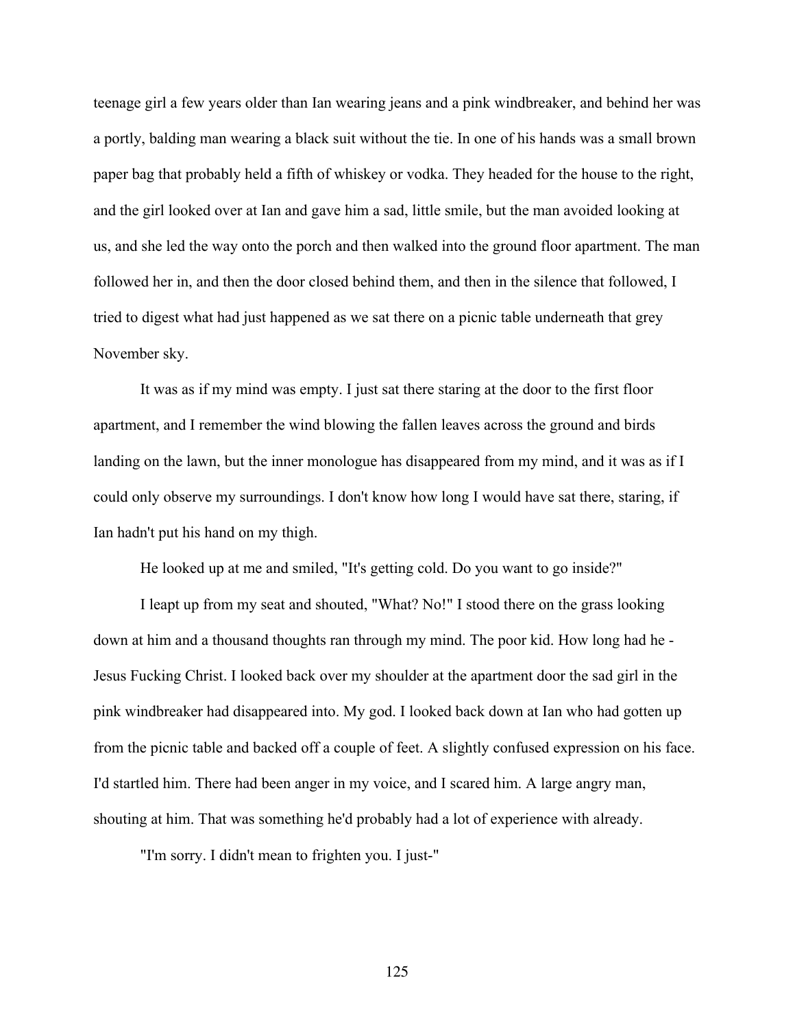teenage girl a few years older than Ian wearing jeans and a pink windbreaker, and behind her was a portly, balding man wearing a black suit without the tie. In one of his hands was a small brown paper bag that probably held a fifth of whiskey or vodka. They headed for the house to the right, and the girl looked over at Ian and gave him a sad, little smile, but the man avoided looking at us, and she led the way onto the porch and then walked into the ground floor apartment. The man followed her in, and then the door closed behind them, and then in the silence that followed, I tried to digest what had just happened as we sat there on a picnic table underneath that grey November sky.

It was as if my mind was empty. I just sat there staring at the door to the first floor apartment, and I remember the wind blowing the fallen leaves across the ground and birds landing on the lawn, but the inner monologue has disappeared from my mind, and it was as if I could only observe my surroundings. I don't know how long I would have sat there, staring, if Ian hadn't put his hand on my thigh.

He looked up at me and smiled, "It's getting cold. Do you want to go inside?"

I leapt up from my seat and shouted, "What? No!" I stood there on the grass looking down at him and a thousand thoughts ran through my mind. The poor kid. How long had he - Jesus Fucking Christ. I looked back over my shoulder at the apartment door the sad girl in the pink windbreaker had disappeared into. My god. I looked back down at Ian who had gotten up from the picnic table and backed off a couple of feet. A slightly confused expression on his face. I'd startled him. There had been anger in my voice, and I scared him. A large angry man, shouting at him. That was something he'd probably had a lot of experience with already.

"I'm sorry. I didn't mean to frighten you. I just-"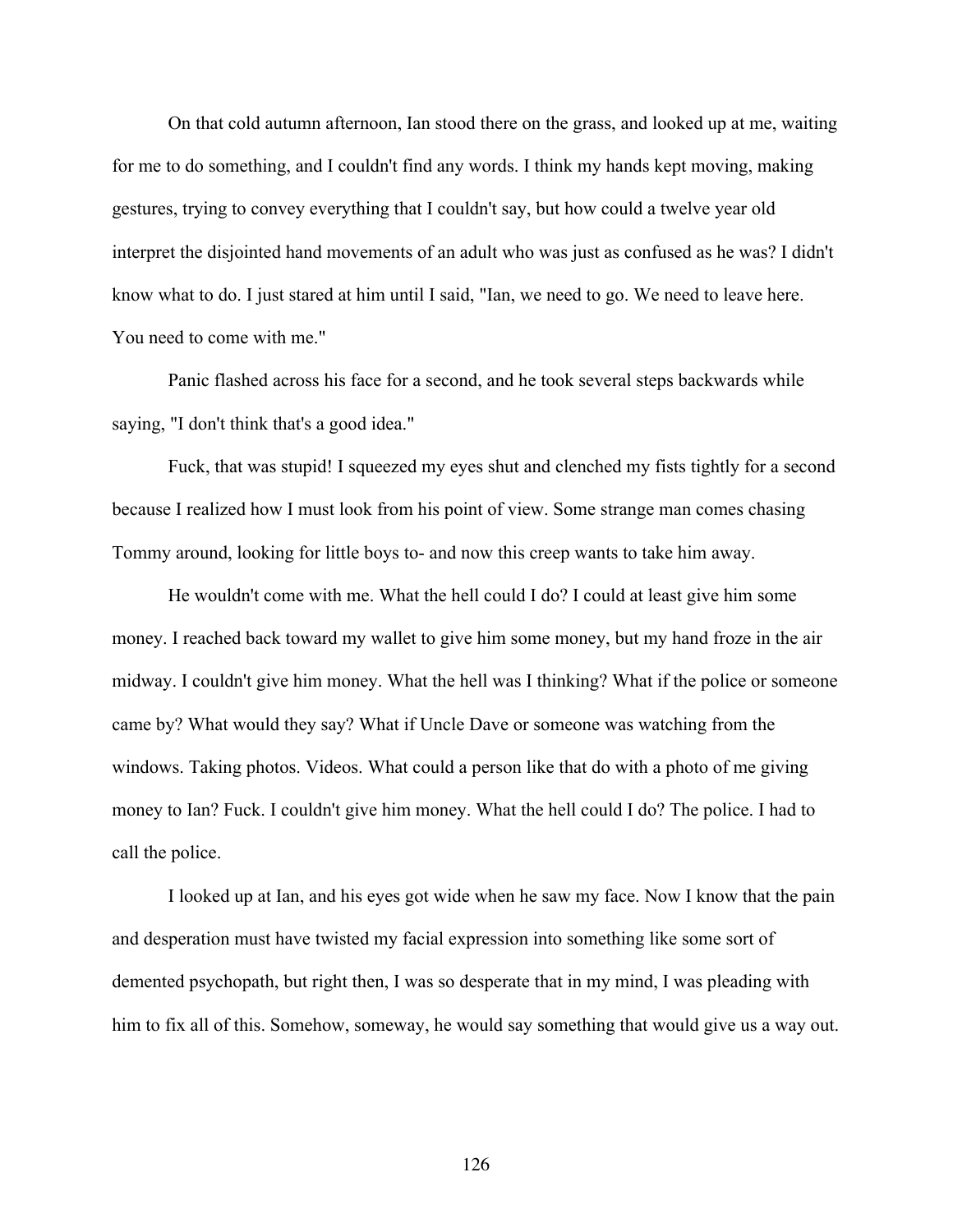On that cold autumn afternoon, Ian stood there on the grass, and looked up at me, waiting for me to do something, and I couldn't find any words. I think my hands kept moving, making gestures, trying to convey everything that I couldn't say, but how could a twelve year old interpret the disjointed hand movements of an adult who was just as confused as he was? I didn't know what to do. I just stared at him until I said, "Ian, we need to go. We need to leave here. You need to come with me."

Panic flashed across his face for a second, and he took several steps backwards while saying, "I don't think that's a good idea."

Fuck, that was stupid! I squeezed my eyes shut and clenched my fists tightly for a second because I realized how I must look from his point of view. Some strange man comes chasing Tommy around, looking for little boys to- and now this creep wants to take him away.

He wouldn't come with me. What the hell could I do? I could at least give him some money. I reached back toward my wallet to give him some money, but my hand froze in the air midway. I couldn't give him money. What the hell was I thinking? What if the police or someone came by? What would they say? What if Uncle Dave or someone was watching from the windows. Taking photos. Videos. What could a person like that do with a photo of me giving money to Ian? Fuck. I couldn't give him money. What the hell could I do? The police. I had to call the police.

I looked up at Ian, and his eyes got wide when he saw my face. Now I know that the pain and desperation must have twisted my facial expression into something like some sort of demented psychopath, but right then, I was so desperate that in my mind, I was pleading with him to fix all of this. Somehow, someway, he would say something that would give us a way out.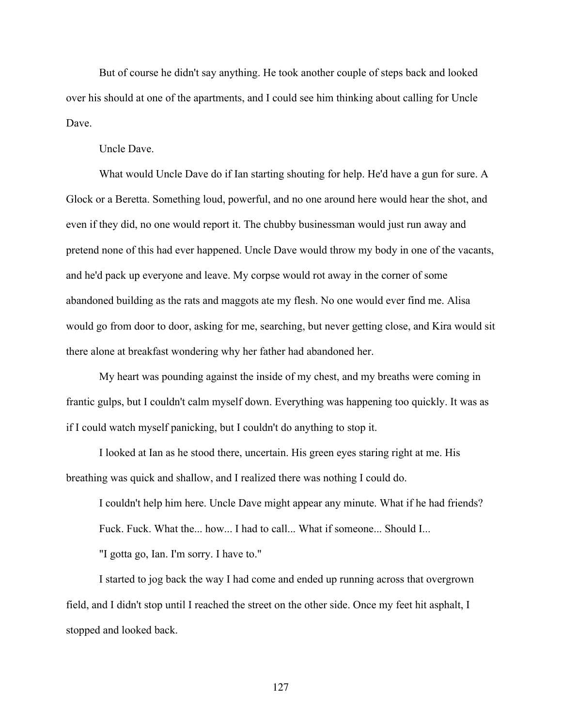But of course he didn't say anything. He took another couple of steps back and looked over his should at one of the apartments, and I could see him thinking about calling for Uncle Dave.

Uncle Dave.

What would Uncle Dave do if Ian starting shouting for help. He'd have a gun for sure. A Glock or a Beretta. Something loud, powerful, and no one around here would hear the shot, and even if they did, no one would report it. The chubby businessman would just run away and pretend none of this had ever happened. Uncle Dave would throw my body in one of the vacants, and he'd pack up everyone and leave. My corpse would rot away in the corner of some abandoned building as the rats and maggots ate my flesh. No one would ever find me. Alisa would go from door to door, asking for me, searching, but never getting close, and Kira would sit there alone at breakfast wondering why her father had abandoned her.

My heart was pounding against the inside of my chest, and my breaths were coming in frantic gulps, but I couldn't calm myself down. Everything was happening too quickly. It was as if I could watch myself panicking, but I couldn't do anything to stop it.

I looked at Ian as he stood there, uncertain. His green eyes staring right at me. His breathing was quick and shallow, and I realized there was nothing I could do.

I couldn't help him here. Uncle Dave might appear any minute. What if he had friends?

Fuck. Fuck. What the... how... I had to call... What if someone... Should I...

"I gotta go, Ian. I'm sorry. I have to."

I started to jog back the way I had come and ended up running across that overgrown field, and I didn't stop until I reached the street on the other side. Once my feet hit asphalt, I stopped and looked back.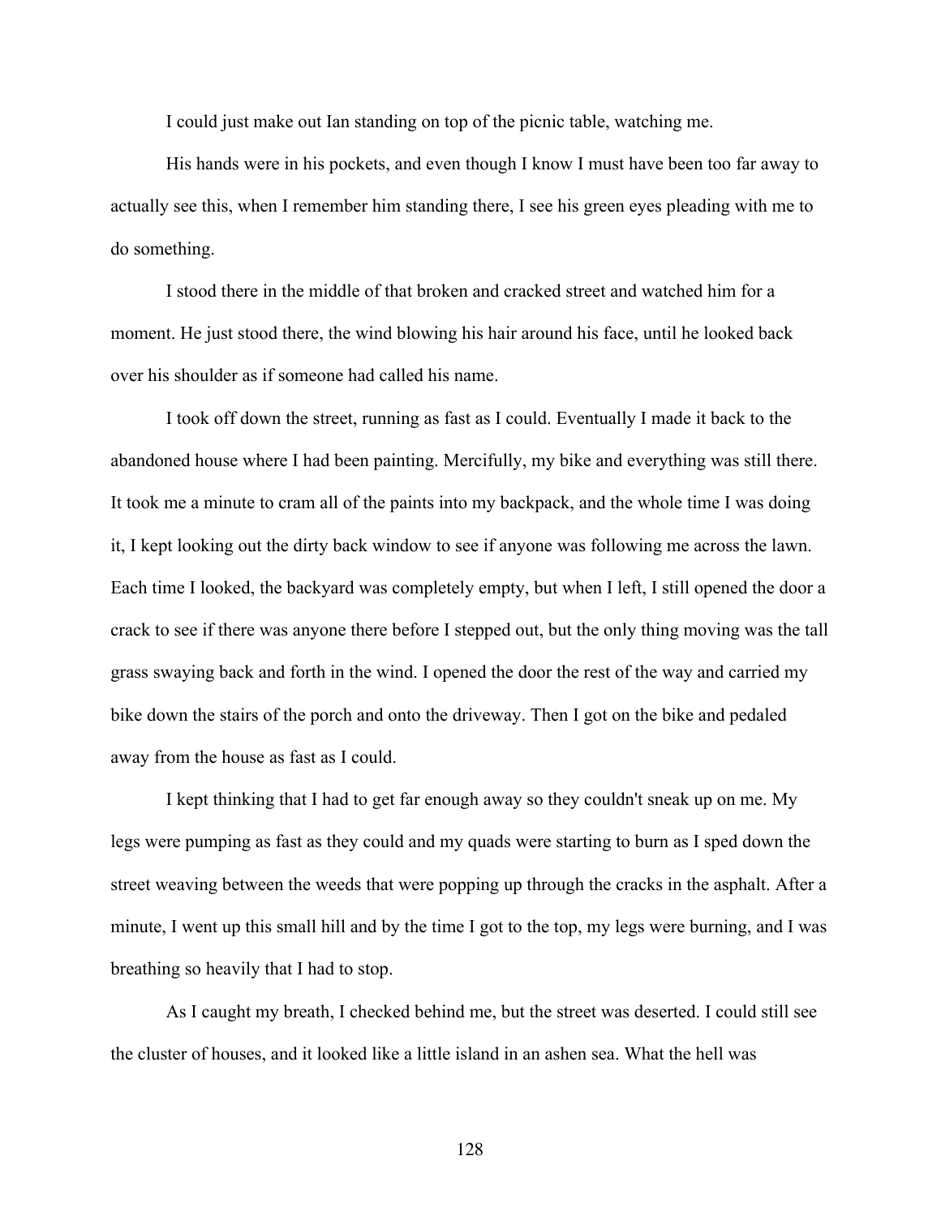I could just make out Ian standing on top of the picnic table, watching me.

His hands were in his pockets, and even though I know I must have been too far away to actually see this, when I remember him standing there, I see his green eyes pleading with me to do something.

I stood there in the middle of that broken and cracked street and watched him for a moment. He just stood there, the wind blowing his hair around his face, until he looked back over his shoulder as if someone had called his name.

I took off down the street, running as fast as I could. Eventually I made it back to the abandoned house where I had been painting. Mercifully, my bike and everything was still there. It took me a minute to cram all of the paints into my backpack, and the whole time I was doing it, I kept looking out the dirty back window to see if anyone was following me across the lawn. Each time I looked, the backyard was completely empty, but when I left, I still opened the door a crack to see if there was anyone there before I stepped out, but the only thing moving was the tall grass swaying back and forth in the wind. I opened the door the rest of the way and carried my bike down the stairs of the porch and onto the driveway. Then I got on the bike and pedaled away from the house as fast as I could.

I kept thinking that I had to get far enough away so they couldn't sneak up on me. My legs were pumping as fast as they could and my quads were starting to burn as I sped down the street weaving between the weeds that were popping up through the cracks in the asphalt. After a minute, I went up this small hill and by the time I got to the top, my legs were burning, and I was breathing so heavily that I had to stop.

As I caught my breath, I checked behind me, but the street was deserted. I could still see the cluster of houses, and it looked like a little island in an ashen sea. What the hell was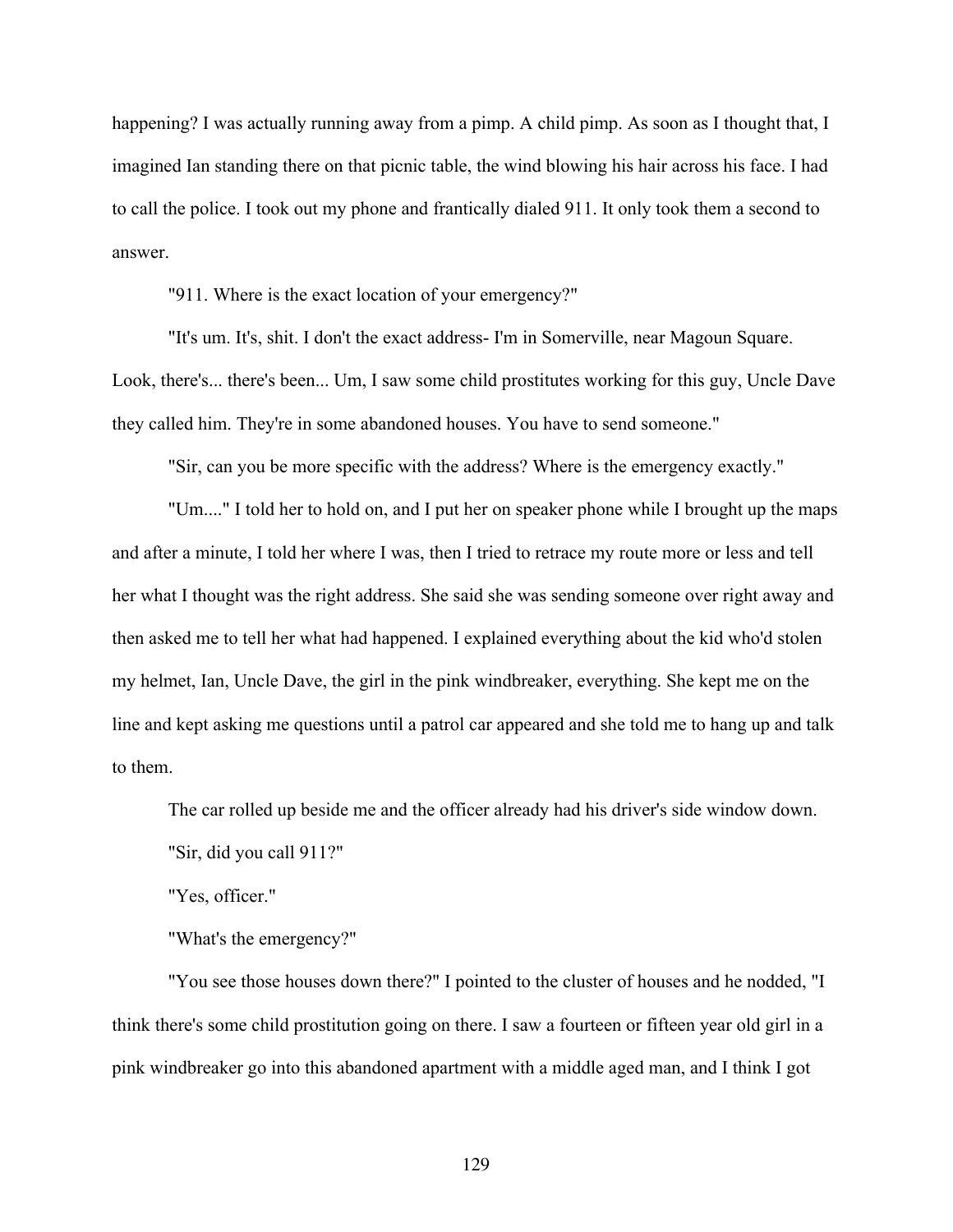happening? I was actually running away from a pimp. A child pimp. As soon as I thought that, I imagined Ian standing there on that picnic table, the wind blowing his hair across his face. I had to call the police. I took out my phone and frantically dialed 911. It only took them a second to answer.

"911. Where is the exact location of your emergency?"

"It's um. It's, shit. I don't the exact address- I'm in Somerville, near Magoun Square. Look, there's... there's been... Um, I saw some child prostitutes working for this guy, Uncle Dave they called him. They're in some abandoned houses. You have to send someone."

"Sir, can you be more specific with the address? Where is the emergency exactly."

"Um...." I told her to hold on, and I put her on speaker phone while I brought up the maps and after a minute, I told her where I was, then I tried to retrace my route more or less and tell her what I thought was the right address. She said she was sending someone over right away and then asked me to tell her what had happened. I explained everything about the kid who'd stolen my helmet, Ian, Uncle Dave, the girl in the pink windbreaker, everything. She kept me on the line and kept asking me questions until a patrol car appeared and she told me to hang up and talk to them.

The car rolled up beside me and the officer already had his driver's side window down.

"Sir, did you call 911?"

"Yes, officer."

"What's the emergency?"

"You see those houses down there?" I pointed to the cluster of houses and he nodded, "I think there's some child prostitution going on there. I saw a fourteen or fifteen year old girl in a pink windbreaker go into this abandoned apartment with a middle aged man, and I think I got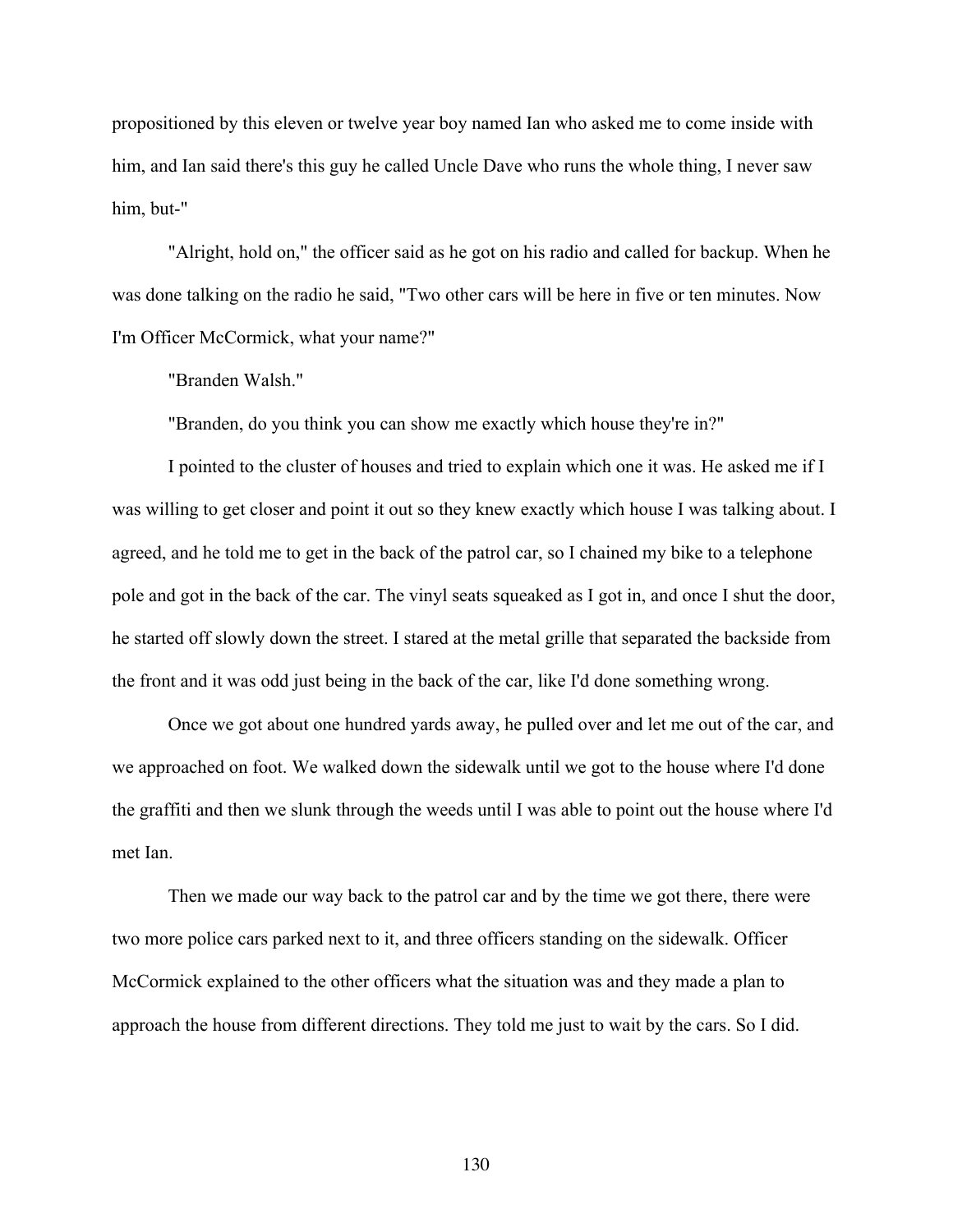propositioned by this eleven or twelve year boy named Ian who asked me to come inside with him, and Ian said there's this guy he called Uncle Dave who runs the whole thing, I never saw him, but-"

"Alright, hold on," the officer said as he got on his radio and called for backup. When he was done talking on the radio he said, "Two other cars will be here in five or ten minutes. Now I'm Officer McCormick, what your name?"

"Branden Walsh."

"Branden, do you think you can show me exactly which house they're in?"

I pointed to the cluster of houses and tried to explain which one it was. He asked me if I was willing to get closer and point it out so they knew exactly which house I was talking about. I agreed, and he told me to get in the back of the patrol car, so I chained my bike to a telephone pole and got in the back of the car. The vinyl seats squeaked as I got in, and once I shut the door, he started off slowly down the street. I stared at the metal grille that separated the backside from the front and it was odd just being in the back of the car, like I'd done something wrong.

Once we got about one hundred yards away, he pulled over and let me out of the car, and we approached on foot. We walked down the sidewalk until we got to the house where I'd done the graffiti and then we slunk through the weeds until I was able to point out the house where I'd met Ian.

Then we made our way back to the patrol car and by the time we got there, there were two more police cars parked next to it, and three officers standing on the sidewalk. Officer McCormick explained to the other officers what the situation was and they made a plan to approach the house from different directions. They told me just to wait by the cars. So I did.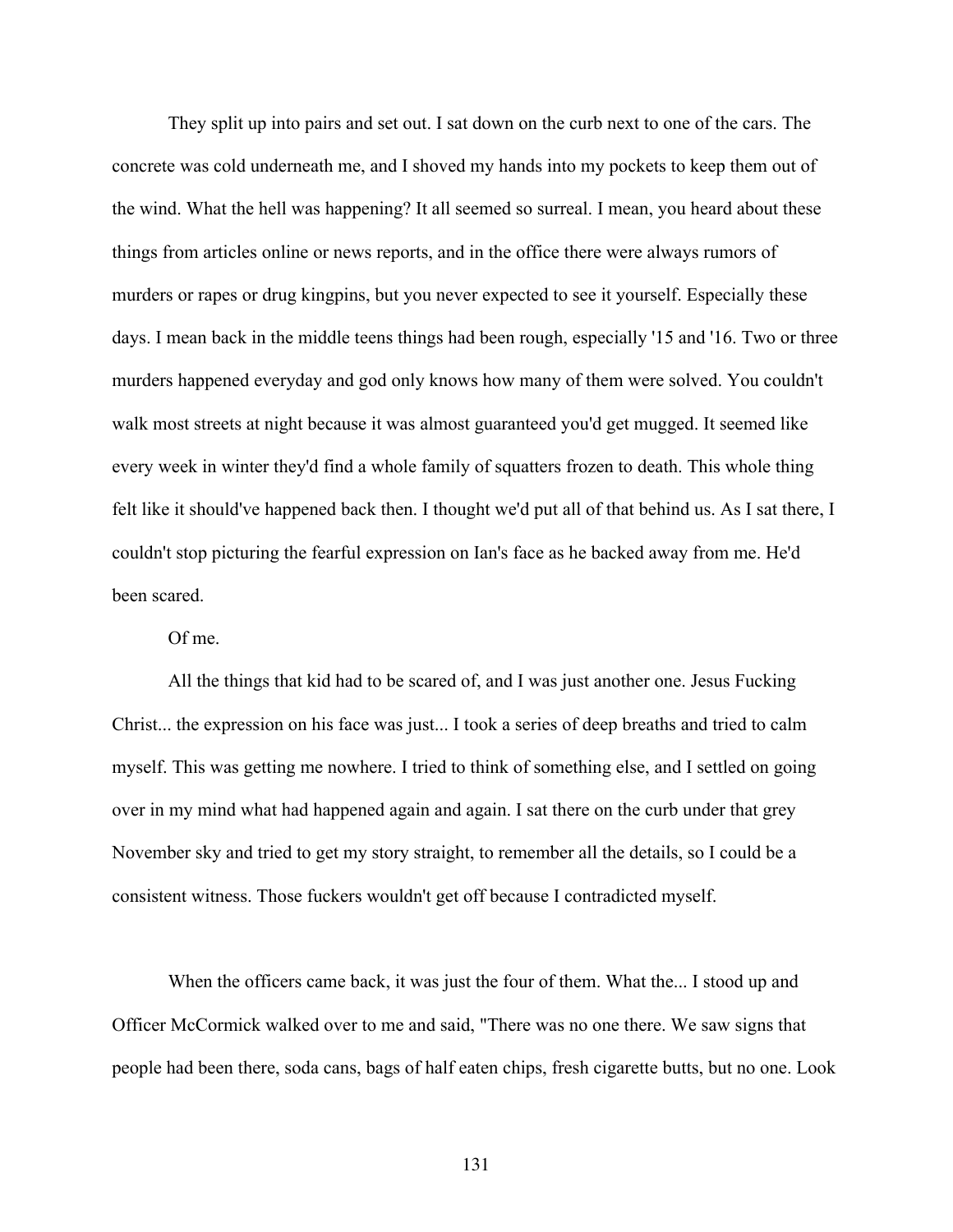They split up into pairs and set out. I sat down on the curb next to one of the cars. The concrete was cold underneath me, and I shoved my hands into my pockets to keep them out of the wind. What the hell was happening? It all seemed so surreal. I mean, you heard about these things from articles online or news reports, and in the office there were always rumors of murders or rapes or drug kingpins, but you never expected to see it yourself. Especially these days. I mean back in the middle teens things had been rough, especially '15 and '16. Two or three murders happened everyday and god only knows how many of them were solved. You couldn't walk most streets at night because it was almost guaranteed you'd get mugged. It seemed like every week in winter they'd find a whole family of squatters frozen to death. This whole thing felt like it should've happened back then. I thought we'd put all of that behind us. As I sat there, I couldn't stop picturing the fearful expression on Ian's face as he backed away from me. He'd been scared.

Of me.

All the things that kid had to be scared of, and I was just another one. Jesus Fucking Christ... the expression on his face was just... I took a series of deep breaths and tried to calm myself. This was getting me nowhere. I tried to think of something else, and I settled on going over in my mind what had happened again and again. I sat there on the curb under that grey November sky and tried to get my story straight, to remember all the details, so I could be a consistent witness. Those fuckers wouldn't get off because I contradicted myself.

When the officers came back, it was just the four of them. What the... I stood up and Officer McCormick walked over to me and said, "There was no one there. We saw signs that people had been there, soda cans, bags of half eaten chips, fresh cigarette butts, but no one. Look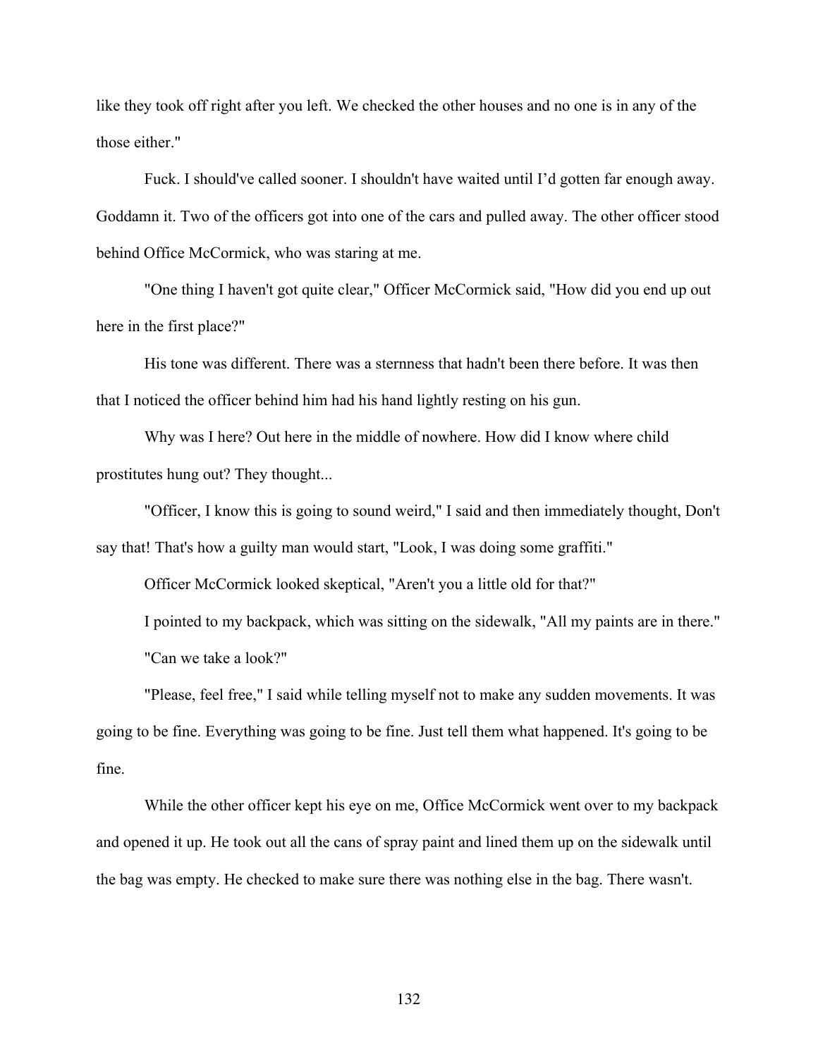like they took off right after you left. We checked the other houses and no one is in any of the those either."

Fuck. I should've called sooner. I shouldn't have waited until I'd gotten far enough away. Goddamn it. Two of the officers got into one of the cars and pulled away. The other officer stood behind Office McCormick, who was staring at me.

"One thing I haven't got quite clear," Officer McCormick said, "How did you end up out here in the first place?"

His tone was different. There was a sternness that hadn't been there before. It was then that I noticed the officer behind him had his hand lightly resting on his gun.

Why was I here? Out here in the middle of nowhere. How did I know where child prostitutes hung out? They thought...

"Officer, I know this is going to sound weird," I said and then immediately thought, Don't say that! That's how a guilty man would start, "Look, I was doing some graffiti."

Officer McCormick looked skeptical, "Aren't you a little old for that?"

I pointed to my backpack, which was sitting on the sidewalk, "All my paints are in there."

"Can we take a look?"

"Please, feel free," I said while telling myself not to make any sudden movements. It was going to be fine. Everything was going to be fine. Just tell them what happened. It's going to be fine.

While the other officer kept his eye on me, Office McCormick went over to my backpack and opened it up. He took out all the cans of spray paint and lined them up on the sidewalk until the bag was empty. He checked to make sure there was nothing else in the bag. There wasn't.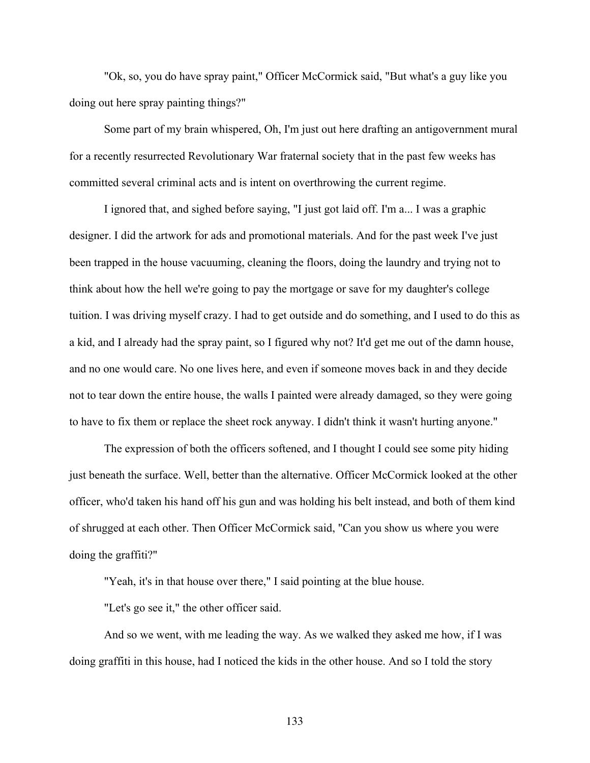"Ok, so, you do have spray paint," Officer McCormick said, "But what's a guy like you doing out here spray painting things?"

Some part of my brain whispered, Oh, I'm just out here drafting an antigovernment mural for a recently resurrected Revolutionary War fraternal society that in the past few weeks has committed several criminal acts and is intent on overthrowing the current regime.

I ignored that, and sighed before saying, "I just got laid off. I'm a... I was a graphic designer. I did the artwork for ads and promotional materials. And for the past week I've just been trapped in the house vacuuming, cleaning the floors, doing the laundry and trying not to think about how the hell we're going to pay the mortgage or save for my daughter's college tuition. I was driving myself crazy. I had to get outside and do something, and I used to do this as a kid, and I already had the spray paint, so I figured why not? It'd get me out of the damn house, and no one would care. No one lives here, and even if someone moves back in and they decide not to tear down the entire house, the walls I painted were already damaged, so they were going to have to fix them or replace the sheet rock anyway. I didn't think it wasn't hurting anyone."

The expression of both the officers softened, and I thought I could see some pity hiding just beneath the surface. Well, better than the alternative. Officer McCormick looked at the other officer, who'd taken his hand off his gun and was holding his belt instead, and both of them kind of shrugged at each other. Then Officer McCormick said, "Can you show us where you were doing the graffiti?"

"Yeah, it's in that house over there," I said pointing at the blue house.

"Let's go see it," the other officer said.

And so we went, with me leading the way. As we walked they asked me how, if I was doing graffiti in this house, had I noticed the kids in the other house. And so I told the story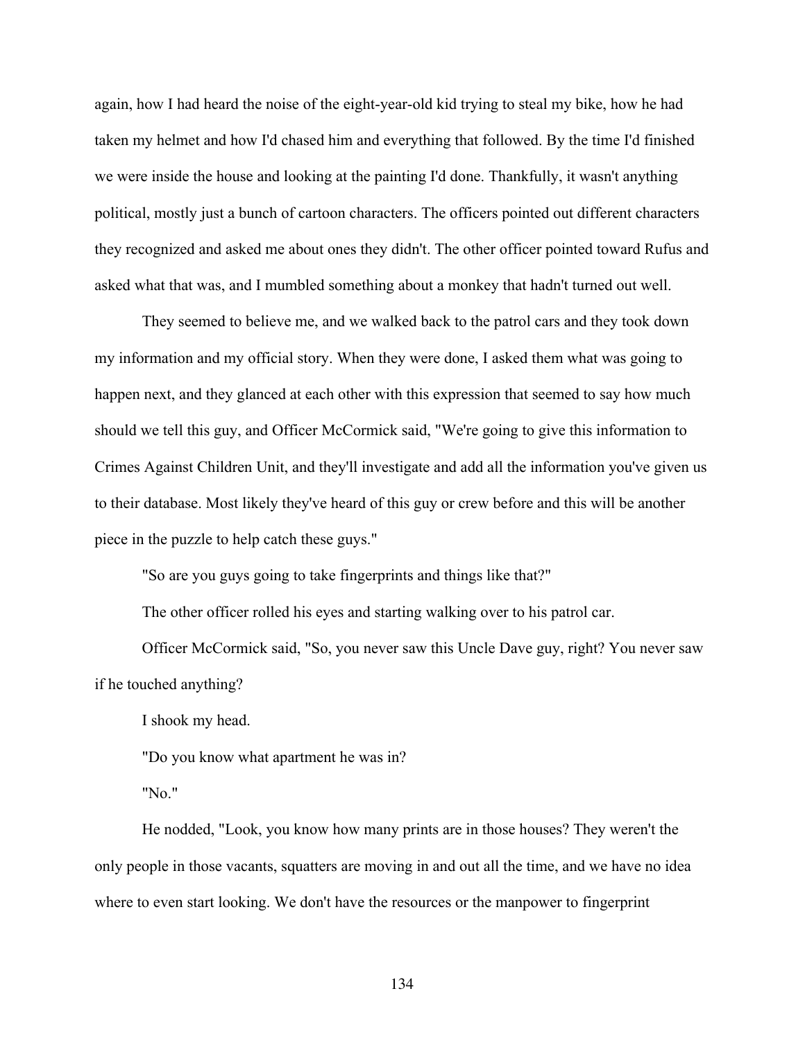again, how I had heard the noise of the eight-year-old kid trying to steal my bike, how he had taken my helmet and how I'd chased him and everything that followed. By the time I'd finished we were inside the house and looking at the painting I'd done. Thankfully, it wasn't anything political, mostly just a bunch of cartoon characters. The officers pointed out different characters they recognized and asked me about ones they didn't. The other officer pointed toward Rufus and asked what that was, and I mumbled something about a monkey that hadn't turned out well.

They seemed to believe me, and we walked back to the patrol cars and they took down my information and my official story. When they were done, I asked them what was going to happen next, and they glanced at each other with this expression that seemed to say how much should we tell this guy, and Officer McCormick said, "We're going to give this information to Crimes Against Children Unit, and they'll investigate and add all the information you've given us to their database. Most likely they've heard of this guy or crew before and this will be another piece in the puzzle to help catch these guys."

"So are you guys going to take fingerprints and things like that?"

The other officer rolled his eyes and starting walking over to his patrol car.

Officer McCormick said, "So, you never saw this Uncle Dave guy, right? You never saw if he touched anything?

I shook my head.

"Do you know what apartment he was in?

"No."

He nodded, "Look, you know how many prints are in those houses? They weren't the only people in those vacants, squatters are moving in and out all the time, and we have no idea where to even start looking. We don't have the resources or the manpower to fingerprint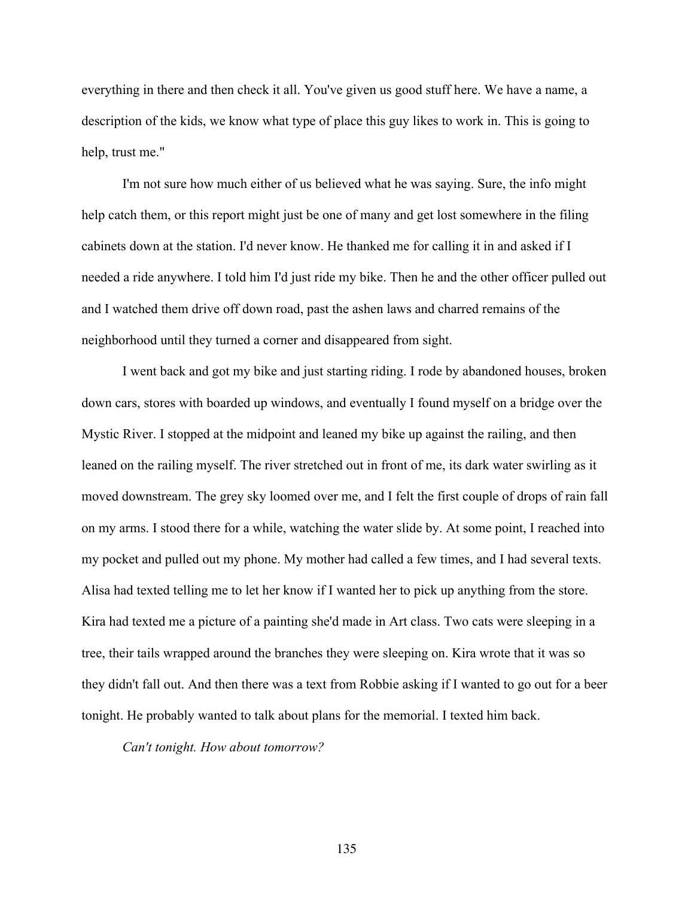everything in there and then check it all. You've given us good stuff here. We have a name, a description of the kids, we know what type of place this guy likes to work in. This is going to help, trust me."

I'm not sure how much either of us believed what he was saying. Sure, the info might help catch them, or this report might just be one of many and get lost somewhere in the filing cabinets down at the station. I'd never know. He thanked me for calling it in and asked if I needed a ride anywhere. I told him I'd just ride my bike. Then he and the other officer pulled out and I watched them drive off down road, past the ashen laws and charred remains of the neighborhood until they turned a corner and disappeared from sight.

I went back and got my bike and just starting riding. I rode by abandoned houses, broken down cars, stores with boarded up windows, and eventually I found myself on a bridge over the Mystic River. I stopped at the midpoint and leaned my bike up against the railing, and then leaned on the railing myself. The river stretched out in front of me, its dark water swirling as it moved downstream. The grey sky loomed over me, and I felt the first couple of drops of rain fall on my arms. I stood there for a while, watching the water slide by. At some point, I reached into my pocket and pulled out my phone. My mother had called a few times, and I had several texts. Alisa had texted telling me to let her know if I wanted her to pick up anything from the store. Kira had texted me a picture of a painting she'd made in Art class. Two cats were sleeping in a tree, their tails wrapped around the branches they were sleeping on. Kira wrote that it was so they didn't fall out. And then there was a text from Robbie asking if I wanted to go out for a beer tonight. He probably wanted to talk about plans for the memorial. I texted him back.

*Can't tonight. How about tomorrow?*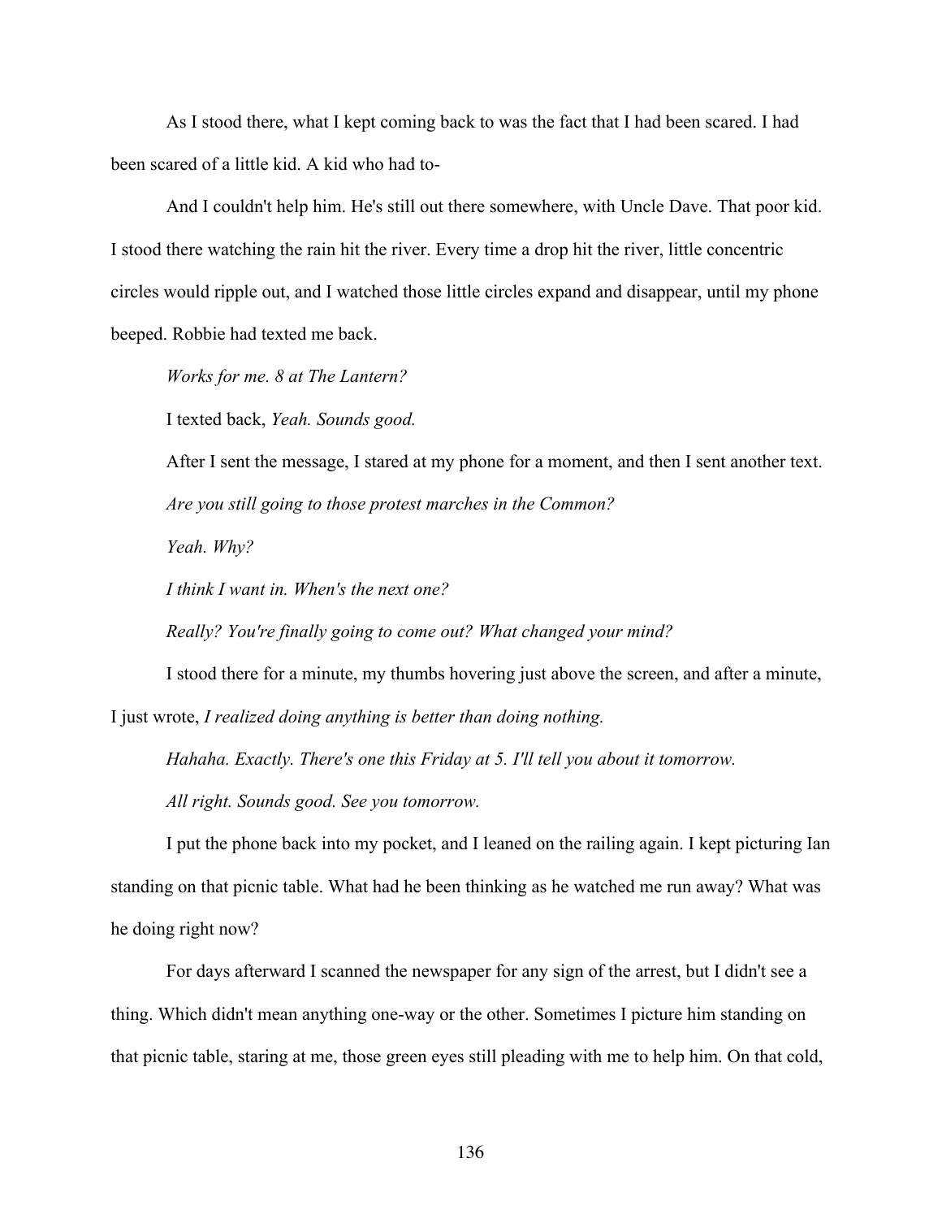As I stood there, what I kept coming back to was the fact that I had been scared. I had been scared of a little kid. A kid who had to-

And I couldn't help him. He's still out there somewhere, with Uncle Dave. That poor kid. I stood there watching the rain hit the river. Every time a drop hit the river, little concentric circles would ripple out, and I watched those little circles expand and disappear, until my phone beeped. Robbie had texted me back.

*Works for me. 8 at The Lantern?*

I texted back, *Yeah. Sounds good.*

After I sent the message, I stared at my phone for a moment, and then I sent another text.

*Are you still going to those protest marches in the Common?*

*Yeah. Why?*

*I think I want in. When's the next one?*

*Really? You're finally going to come out? What changed your mind?*

I stood there for a minute, my thumbs hovering just above the screen, and after a minute, I just wrote, *I realized doing anything is better than doing nothing.*

*Hahaha. Exactly. There's one this Friday at 5. I'll tell you about it tomorrow.*

*All right. Sounds good. See you tomorrow.*

I put the phone back into my pocket, and I leaned on the railing again. I kept picturing Ian standing on that picnic table. What had he been thinking as he watched me run away? What was he doing right now?

For days afterward I scanned the newspaper for any sign of the arrest, but I didn't see a thing. Which didn't mean anything one-way or the other. Sometimes I picture him standing on that picnic table, staring at me, those green eyes still pleading with me to help him. On that cold,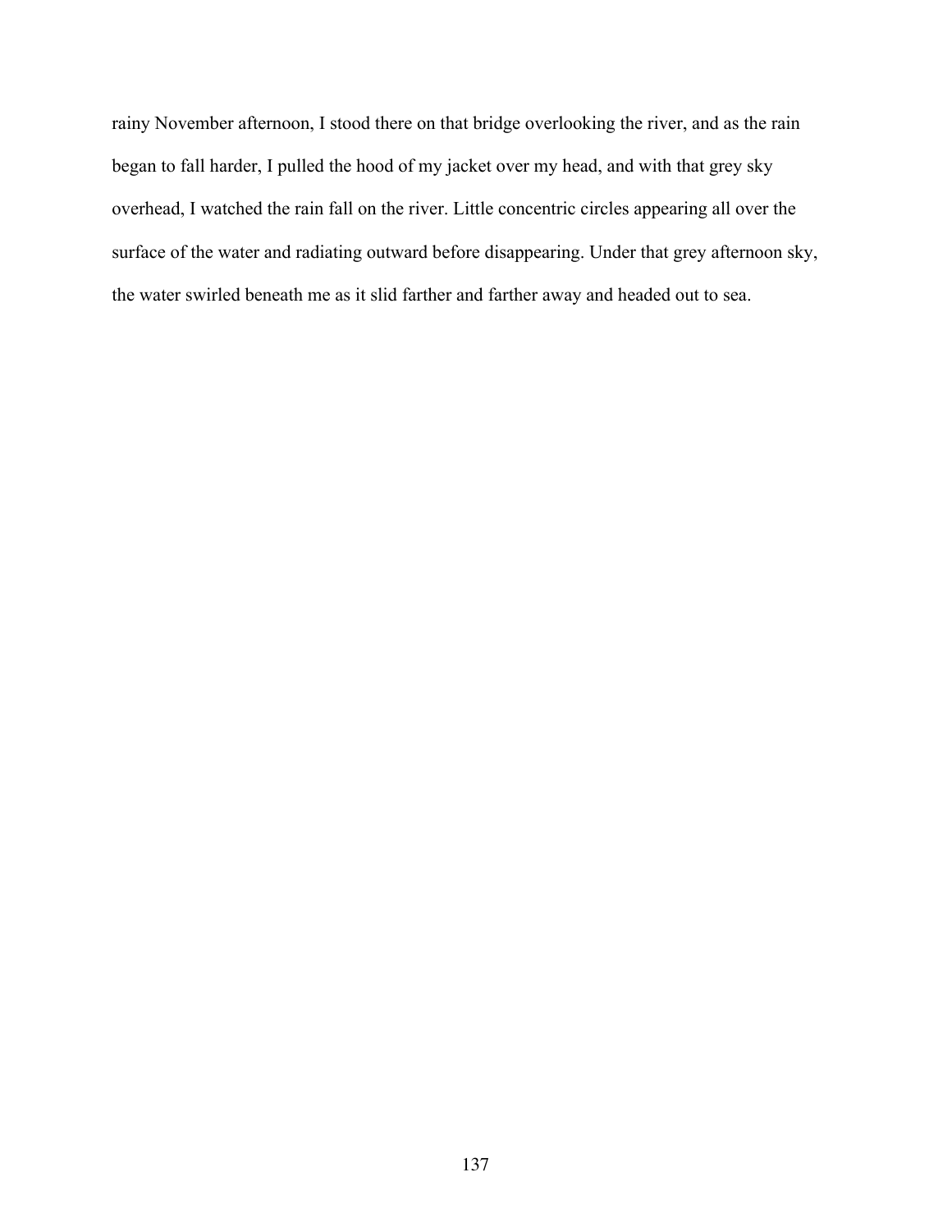rainy November afternoon, I stood there on that bridge overlooking the river, and as the rain began to fall harder, I pulled the hood of my jacket over my head, and with that grey sky overhead, I watched the rain fall on the river. Little concentric circles appearing all over the surface of the water and radiating outward before disappearing. Under that grey afternoon sky, the water swirled beneath me as it slid farther and farther away and headed out to sea.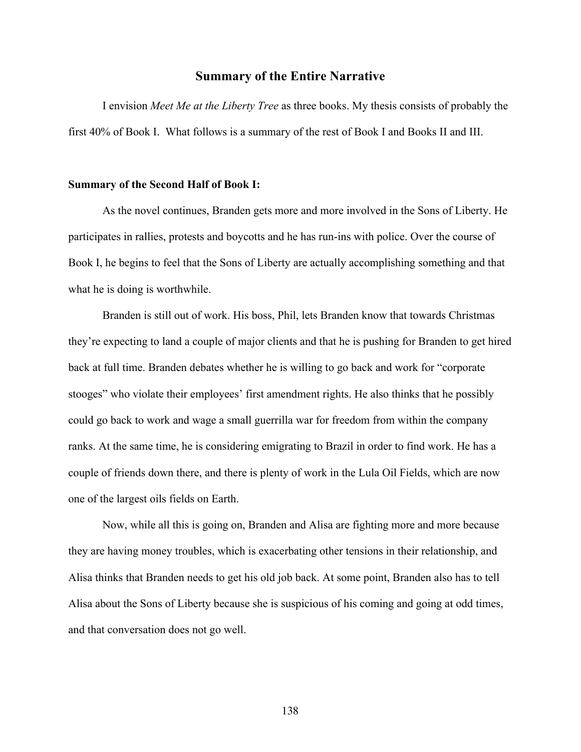## Summary of the Entire Narrative

I envision *Meet Me at the Liberty Tree* as three books. My thesis consists of probably the first 40% of Book I. What follows is a summary of the rest of Book I and Books II and III.

### Summary of the Second Half of Book I:

As the novel continues, Branden gets more and more involved in the Sons of Liberty. He participates in rallies, protests and boycotts and he has run-ins with police. Over the course of Book I, he begins to feel that the Sons of Liberty are actually accomplishing something and that what he is doing is worthwhile.

Branden is still out of work. His boss, Phil, lets Branden know that towards Christmas they're expecting to land a couple of major clients and that he is pushing for Branden to get hired back at full time. Branden debates whether he is willing to go back and work for "corporate stooges" who violate their employees' first amendment rights. He also thinks that he possibly could go back to work and wage a small guerrilla war for freedom from within the company ranks. At the same time, he is considering emigrating to Brazil in order to find work. He has a couple of friends down there, and there is plenty of work in the Lula Oil Fields, which are now one of the largest oils fields on Earth.

Now, while all this is going on, Branden and Alisa are fighting more and more because they are having money troubles, which is exacerbating other tensions in their relationship, and Alisa thinks that Branden needs to get his old job back. At some point, Branden also has to tell Alisa about the Sons of Liberty because she is suspicious of his coming and going at odd times, and that conversation does not go well.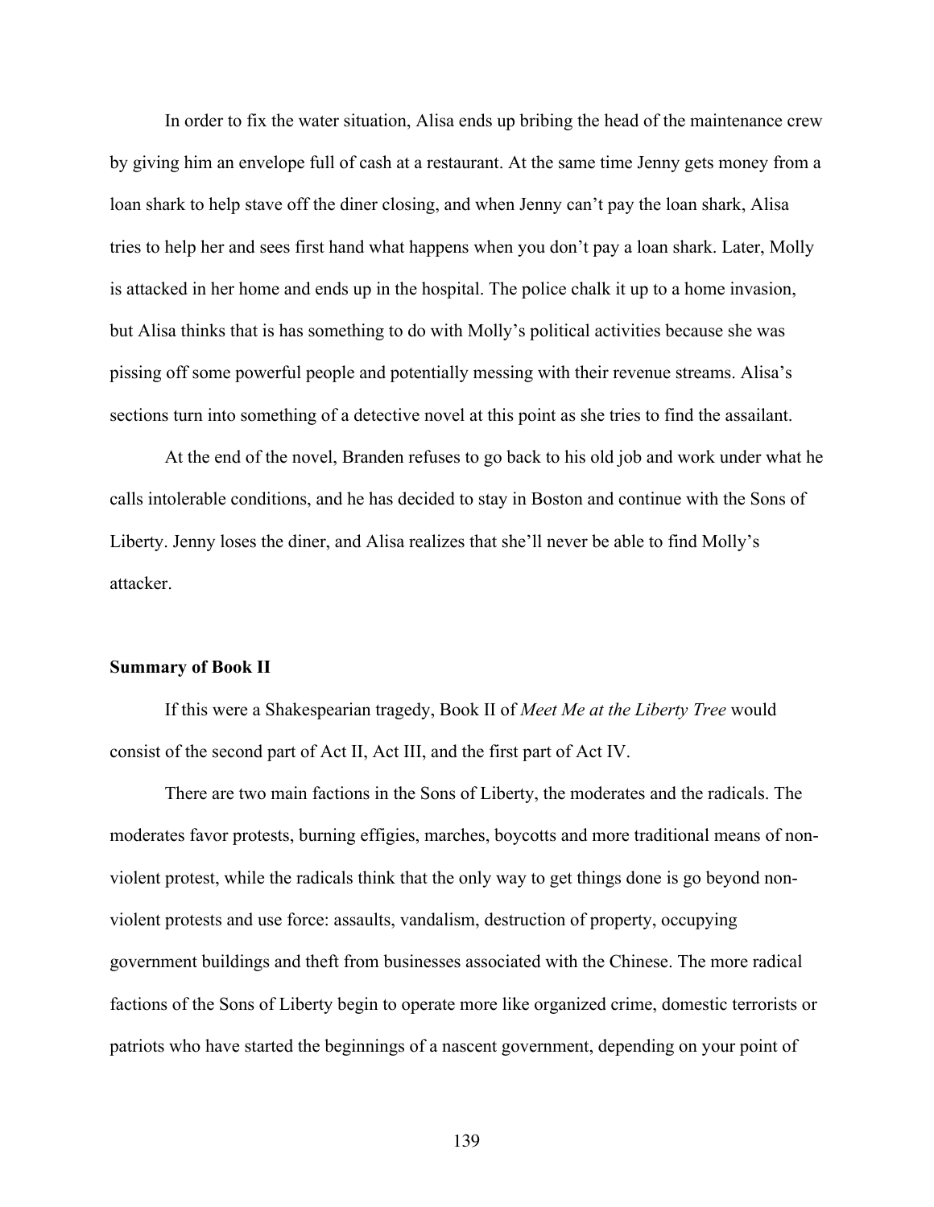In order to fix the water situation, Alisa ends up bribing the head of the maintenance crew by giving him an envelope full of cash at a restaurant. At the same time Jenny gets money from a loan shark to help stave off the diner closing, and when Jenny can't pay the loan shark, Alisa tries to help her and sees first hand what happens when you don't pay a loan shark. Later, Molly is attacked in her home and ends up in the hospital. The police chalk it up to a home invasion, but Alisa thinks that is has something to do with Molly's political activities because she was pissing off some powerful people and potentially messing with their revenue streams. Alisa's sections turn into something of a detective novel at this point as she tries to find the assailant.

At the end of the novel, Branden refuses to go back to his old job and work under what he calls intolerable conditions, and he has decided to stay in Boston and continue with the Sons of Liberty. Jenny loses the diner, and Alisa realizes that she'll never be able to find Molly's attacker.

**Summary of Book II**

If this were a Shakespearian tragedy, Book II of *Meet Me at the Liberty Tree* would consist of the second part of Act II, Act III, and the first part of Act IV.

There are two main factions in the Sons of Liberty, the moderates and the radicals. The moderates favor protests, burning effigies, marches, boycotts and more traditional means of non-violent protest, while the radicals think that the only way to get things done is go beyond non-violent protests and use force: assaults, vandalism, destruction of property, occupying government buildings and theft from businesses associated with the Chinese. The more radical factions of the Sons of Liberty begin to operate more like organized crime, domestic terrorists or patriots who have started the beginnings of a nascent government, depending on your point of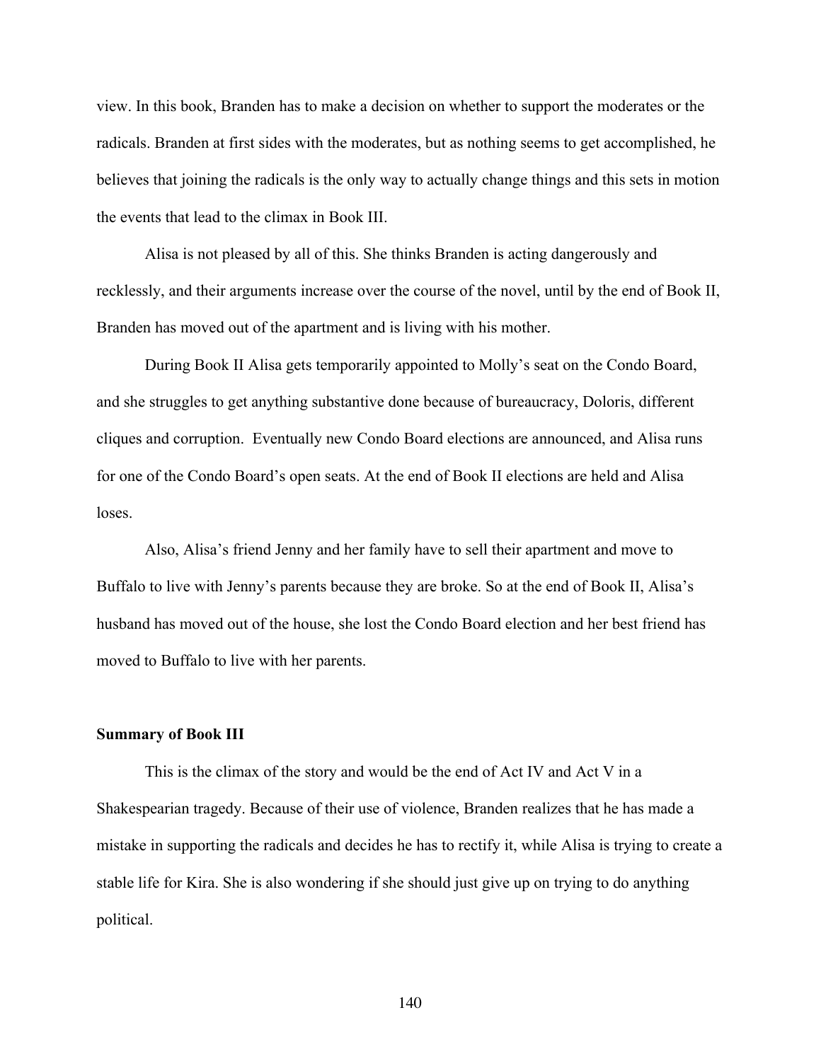view. In this book, Branden has to make a decision on whether to support the moderates or the radicals. Branden at first sides with the moderates, but as nothing seems to get accomplished, he believes that joining the radicals is the only way to actually change things and this sets in motion the events that lead to the climax in Book III.

Alisa is not pleased by all of this. She thinks Branden is acting dangerously and recklessly, and their arguments increase over the course of the novel, until by the end of Book II, Branden has moved out of the apartment and is living with his mother.

During Book II Alisa gets temporarily appointed to Molly's seat on the Condo Board, and she struggles to get anything substantive done because of bureaucracy, Doloris, different cliques and corruption. Eventually new Condo Board elections are announced, and Alisa runs for one of the Condo Board's open seats. At the end of Book II elections are held and Alisa loses.

Also, Alisa's friend Jenny and her family have to sell their apartment and move to Buffalo to live with Jenny's parents because they are broke. So at the end of Book II, Alisa's husband has moved out of the house, she lost the Condo Board election and her best friend has moved to Buffalo to live with her parents.

**Summary of Book III**

This is the climax of the story and would be the end of Act IV and Act V in a Shakespearian tragedy. Because of their use of violence, Branden realizes that he has made a mistake in supporting the radicals and decides he has to rectify it, while Alisa is trying to create a stable life for Kira. She is also wondering if she should just give up on trying to do anything political.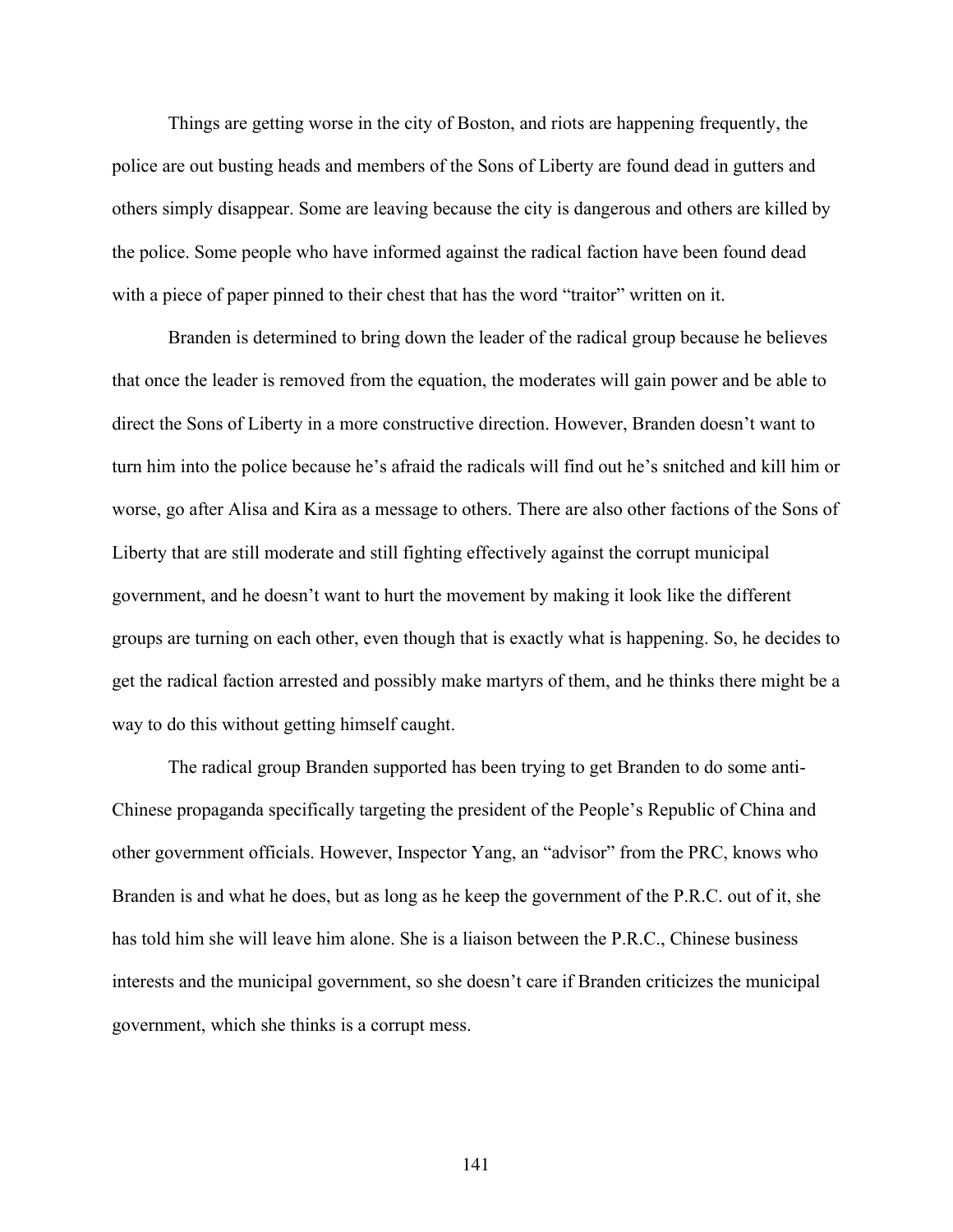Things are getting worse in the city of Boston, and riots are happening frequently, the police are out busting heads and members of the Sons of Liberty are found dead in gutters and others simply disappear. Some are leaving because the city is dangerous and others are killed by the police. Some people who have informed against the radical faction have been found dead with a piece of paper pinned to their chest that has the word "traitor" written on it.

Branden is determined to bring down the leader of the radical group because he believes that once the leader is removed from the equation, the moderates will gain power and be able to direct the Sons of Liberty in a more constructive direction. However, Branden doesn't want to turn him into the police because he's afraid the radicals will find out he's snitched and kill him or worse, go after Alisa and Kira as a message to others. There are also other factions of the Sons of Liberty that are still moderate and still fighting effectively against the corrupt municipal government, and he doesn't want to hurt the movement by making it look like the different groups are turning on each other, even though that is exactly what is happening. So, he decides to get the radical faction arrested and possibly make martyrs of them, and he thinks there might be a way to do this without getting himself caught.

The radical group Branden supported has been trying to get Branden to do some anti-Chinese propaganda specifically targeting the president of the People's Republic of China and other government officials. However, Inspector Yang, an "advisor" from the PRC, knows who Branden is and what he does, but as long as he keep the government of the P.R.C. out of it, she has told him she will leave him alone. She is a liaison between the P.R.C., Chinese business interests and the municipal government, so she doesn't care if Branden criticizes the municipal government, which she thinks is a corrupt mess.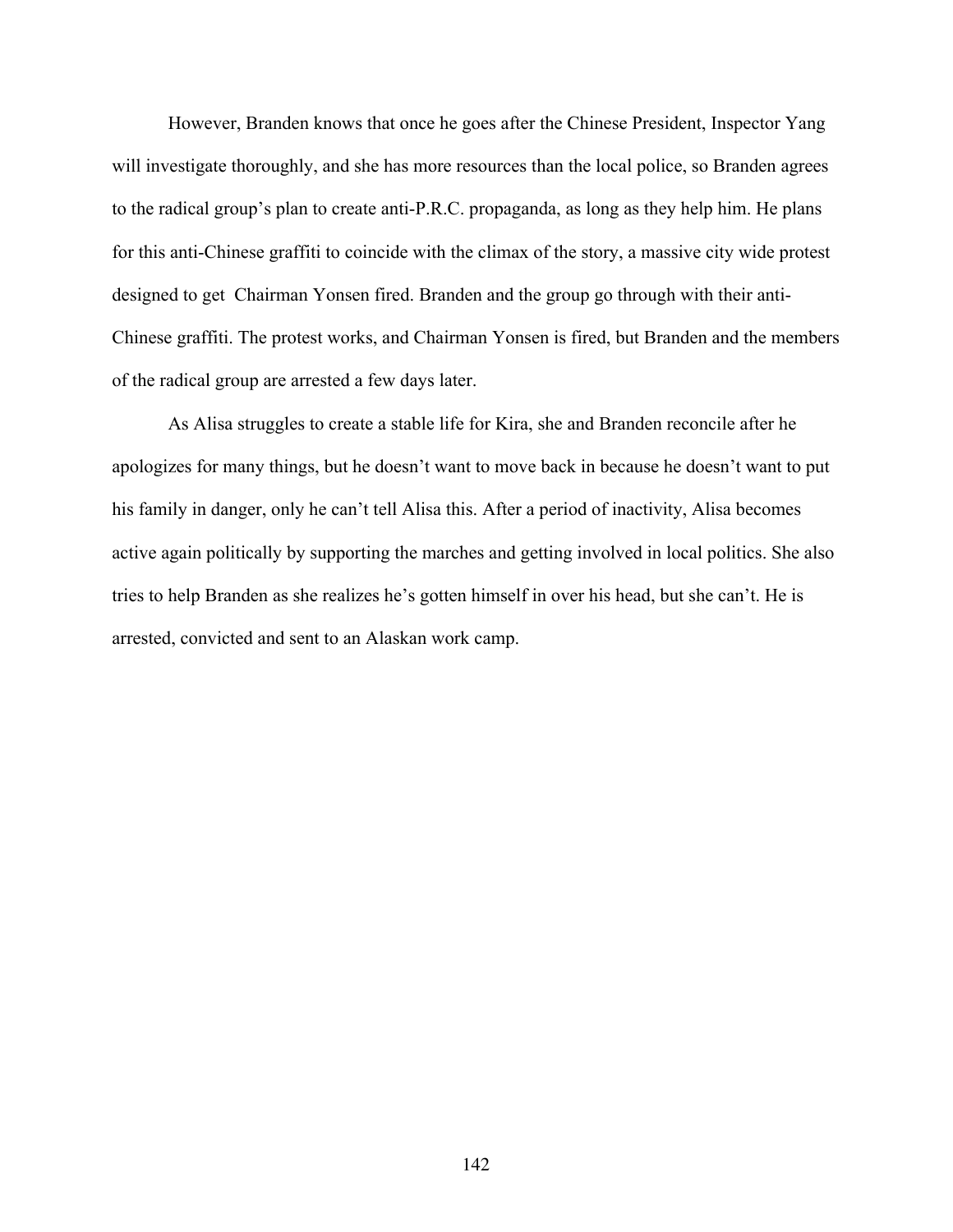However, Branden knows that once he goes after the Chinese President, Inspector Yang will investigate thoroughly, and she has more resources than the local police, so Branden agrees to the radical group's plan to create anti-P.R.C. propaganda, as long as they help him. He plans for this anti-Chinese graffiti to coincide with the climax of the story, a massive city wide protest designed to get Chairman Yonsen fired. Branden and the group go through with their anti-Chinese graffiti. The protest works, and Chairman Yonsen is fired, but Branden and the members of the radical group are arrested a few days later.

As Alisa struggles to create a stable life for Kira, she and Branden reconcile after he apologizes for many things, but he doesn't want to move back in because he doesn't want to put his family in danger, only he can't tell Alisa this. After a period of inactivity, Alisa becomes active again politically by supporting the marches and getting involved in local politics. She also tries to help Branden as she realizes he's gotten himself in over his head, but she can't. He is arrested, convicted and sent to an Alaskan work camp.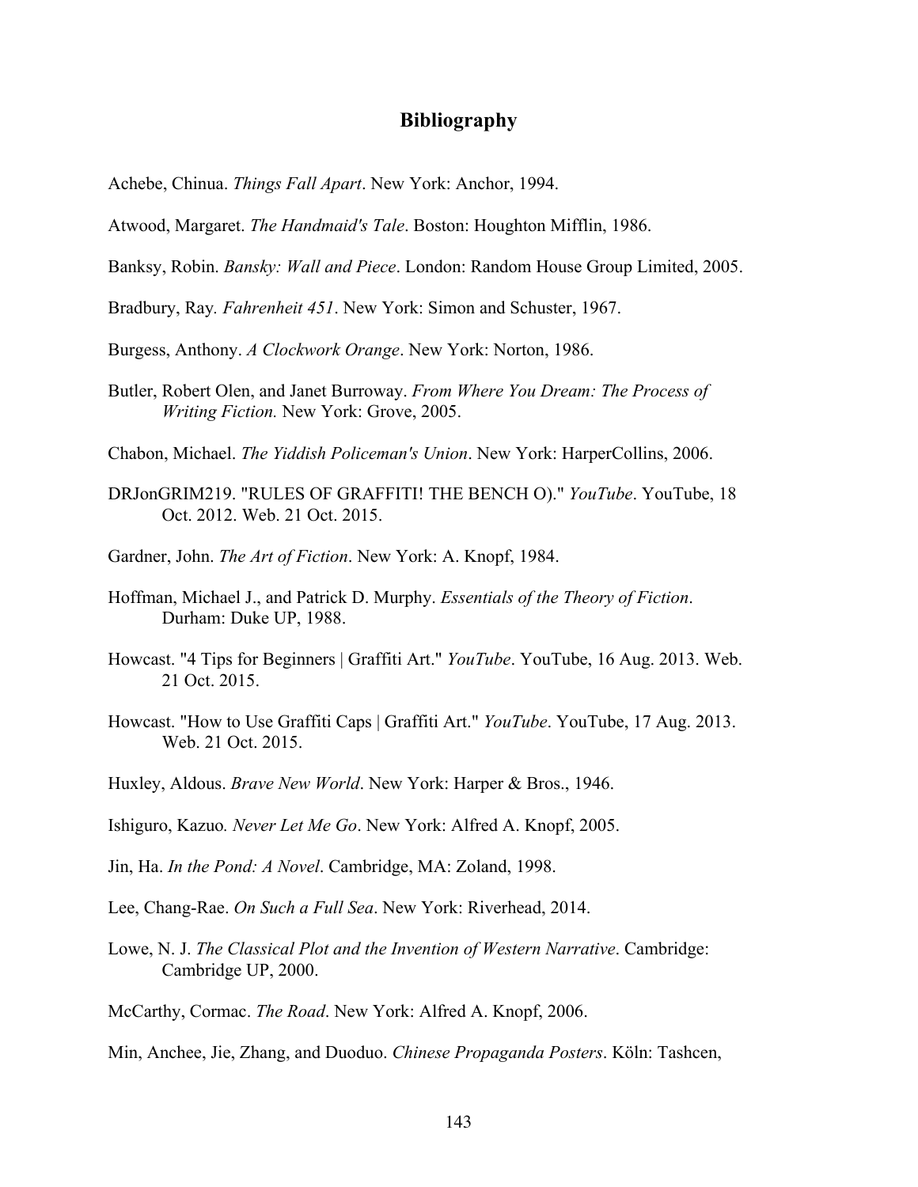## Bibliography

Achebe, Chinua. *Things Fall Apart*. New York: Anchor, 1994.

Atwood, Margaret. *The Handmaid's Tale*. Boston: Houghton Mifflin, 1986.

Banksy, Robin. *Bansky: Wall and Piece*. London: Random House Group Limited, 2005.

Bradbury, Ray. *Fahrenheit 451*. New York: Simon and Schuster, 1967.

Burgess, Anthony. *A Clockwork Orange*. New York: Norton, 1986.

Butler, Robert Olen, and Janet Burroway. *From Where You Dream: The Process of Writing Fiction.* New York: Grove, 2005.

Chabon, Michael. *The Yiddish Policeman's Union*. New York: HarperCollins, 2006.

DRJonGRIM219. "RULES OF GRAFFITI! THE BENCH O)." *YouTube*. YouTube, 18 Oct. 2012. Web. 21 Oct. 2015.

Gardner, John. *The Art of Fiction*. New York: A. Knopf, 1984.

Hoffman, Michael J., and Patrick D. Murphy. *Essentials of the Theory of Fiction*. Durham: Duke UP, 1988.

Howcast. "4 Tips for Beginners | Graffiti Art." *YouTube*. YouTube, 16 Aug. 2013. Web. 21 Oct. 2015.

Howcast. "How to Use Graffiti Caps | Graffiti Art." *YouTube*. YouTube, 17 Aug. 2013. Web. 21 Oct. 2015.

Huxley, Aldous. *Brave New World*. New York: Harper & Bros., 1946.

Ishiguro, Kazuo. *Never Let Me Go*. New York: Alfred A. Knopf, 2005.

Jin, Ha. *In the Pond: A Novel*. Cambridge, MA: Zoland, 1998.

Lee, Chang-Rae. *On Such a Full Sea*. New York: Riverhead, 2014.

Lowe, N. J. *The Classical Plot and the Invention of Western Narrative*. Cambridge: Cambridge UP, 2000.

McCarthy, Cormac. *The Road*. New York: Alfred A. Knopf, 2006.

Min, Anchee, Jie, Zhang, and Duoduo. *Chinese Propaganda Posters*. Köln: Tashcen,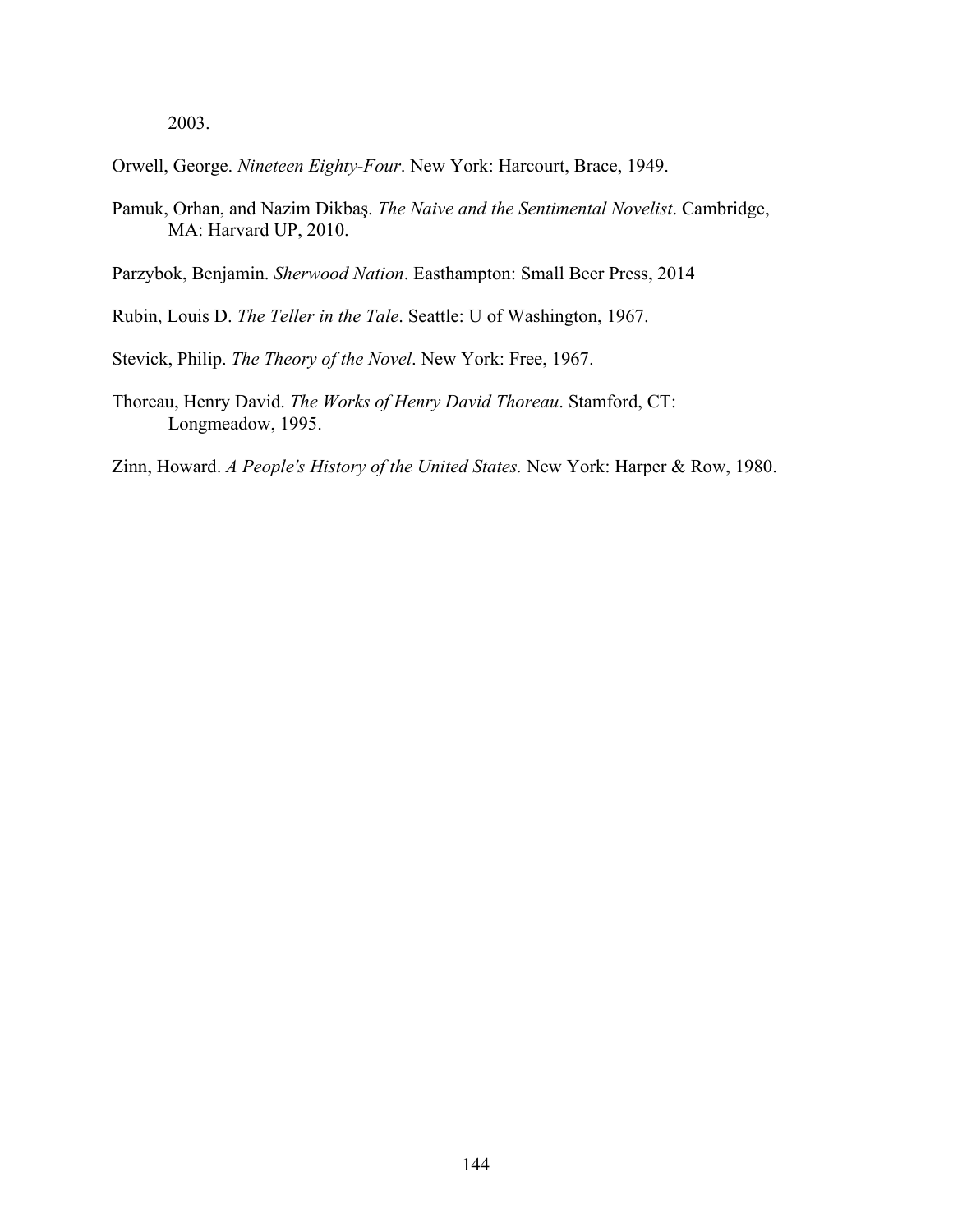2003.

Orwell, George. *Nineteen Eighty-Four*. New York: Harcourt, Brace, 1949.

Pamuk, Orhan, and Nazim Dikbaş. *The Naive and the Sentimental Novelist*. Cambridge, MA: Harvard UP, 2010.

Parzybok, Benjamin. *Sherwood Nation*. Easthampton: Small Beer Press, 2014

Rubin, Louis D. *The Teller in the Tale*. Seattle: U of Washington, 1967.

Stevick, Philip. *The Theory of the Novel*. New York: Free, 1967.

Thoreau, Henry David. *The Works of Henry David Thoreau*. Stamford, CT: Longmeadow, 1995.

Zinn, Howard. *A People's History of the United States.* New York: Harper & Row, 1980.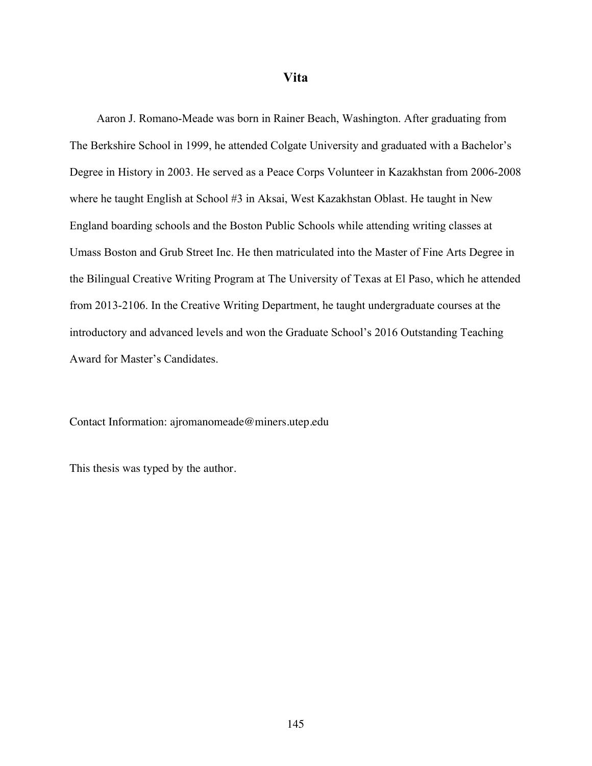# Vita

Aaron J. Romano-Meade was born in Rainer Beach, Washington. After graduating from The Berkshire School in 1999, he attended Colgate University and graduated with a Bachelor's Degree in History in 2003. He served as a Peace Corps Volunteer in Kazakhstan from 2006-2008 where he taught English at School #3 in Aksai, West Kazakhstan Oblast. He taught in New England boarding schools and the Boston Public Schools while attending writing classes at Umass Boston and Grub Street Inc. He then matriculated into the Master of Fine Arts Degree in the Bilingual Creative Writing Program at The University of Texas at El Paso, which he attended from 2013-2106. In the Creative Writing Department, he taught undergraduate courses at the introductory and advanced levels and won the Graduate School's 2016 Outstanding Teaching Award for Master's Candidates.

Contact Information: ajromanomeade@miners.utep.edu

This thesis was typed by the author.